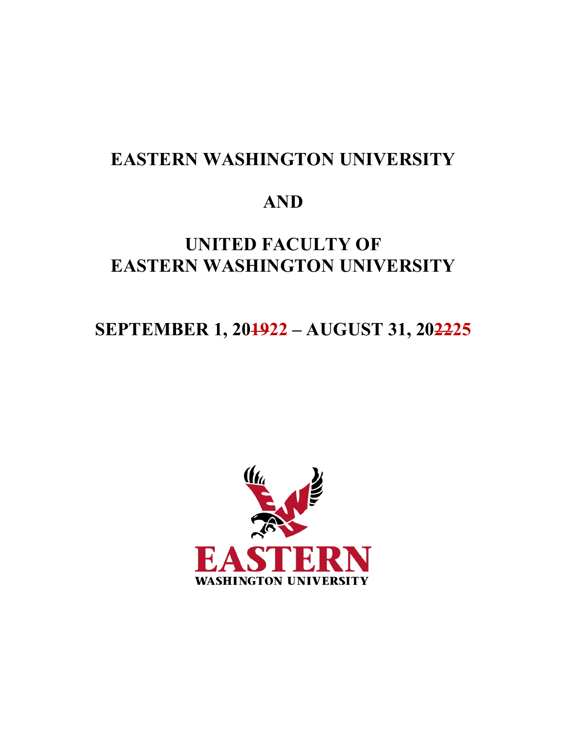# EASTERN WASHINGTON UNIVERSITY

# AND

# UNITED FACULTY OF EASTERN WASHINGTON UNIVERSITY

## SEPTEMBER 1, 20~~19~~22 – AUGUST 31, 20~~22~~25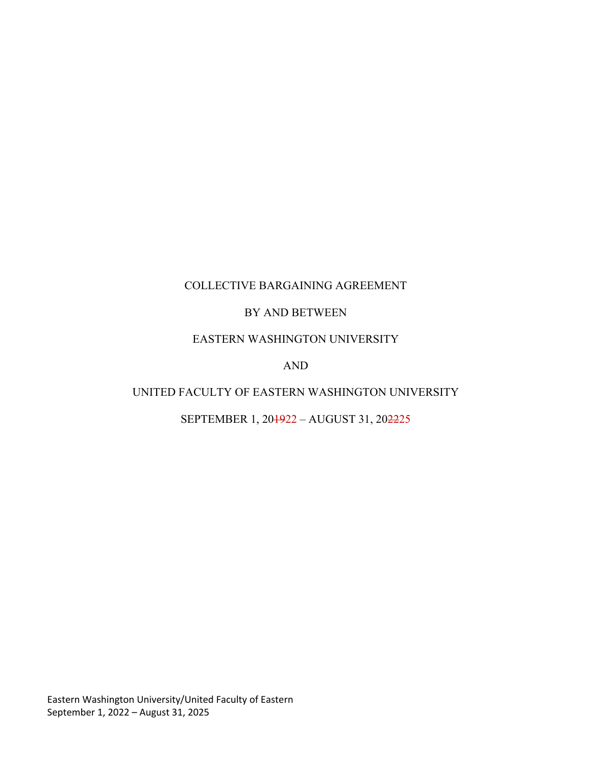COLLECTIVE BARGAINING AGREEMENT

BY AND BETWEEN

EASTERN WASHINGTON UNIVERSITY

AND

UNITED FACULTY OF EASTERN WASHINGTON UNIVERSITY

SEPTEMBER 1, 20~~19~~22 – AUGUST 31, 20~~22~~25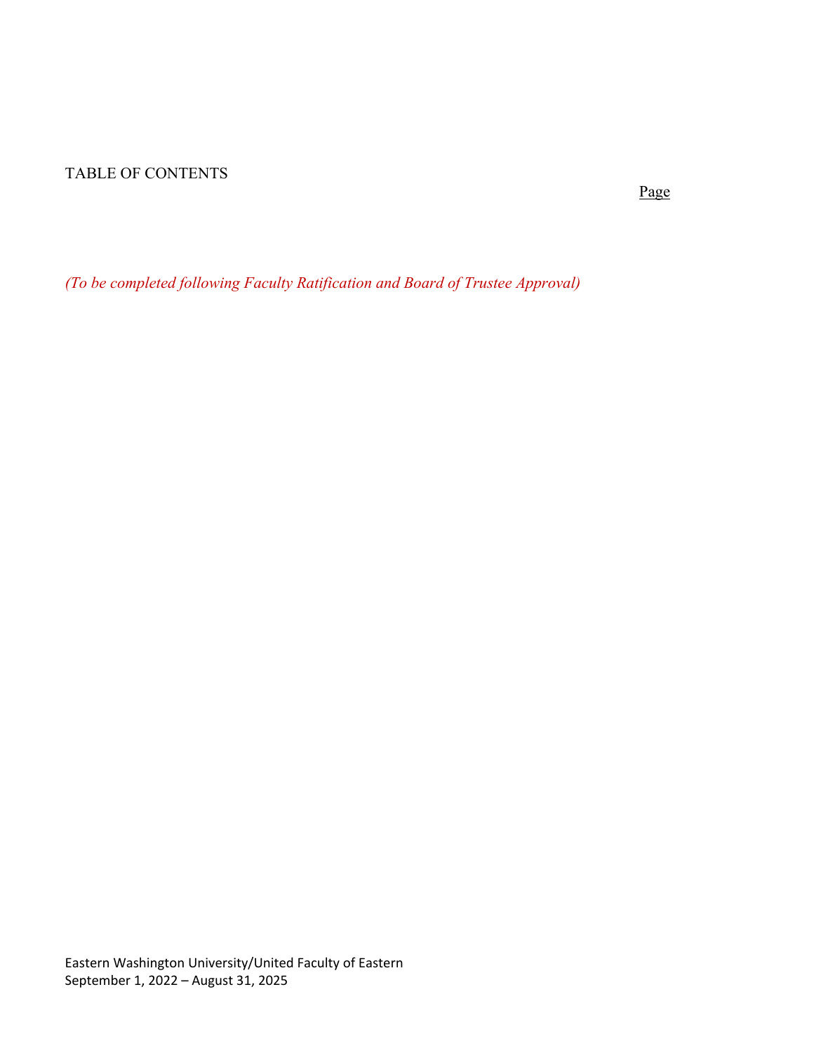# TABLE OF CONTENTS

Page

*(To be completed following Faculty Ratification and Board of Trustee Approval)*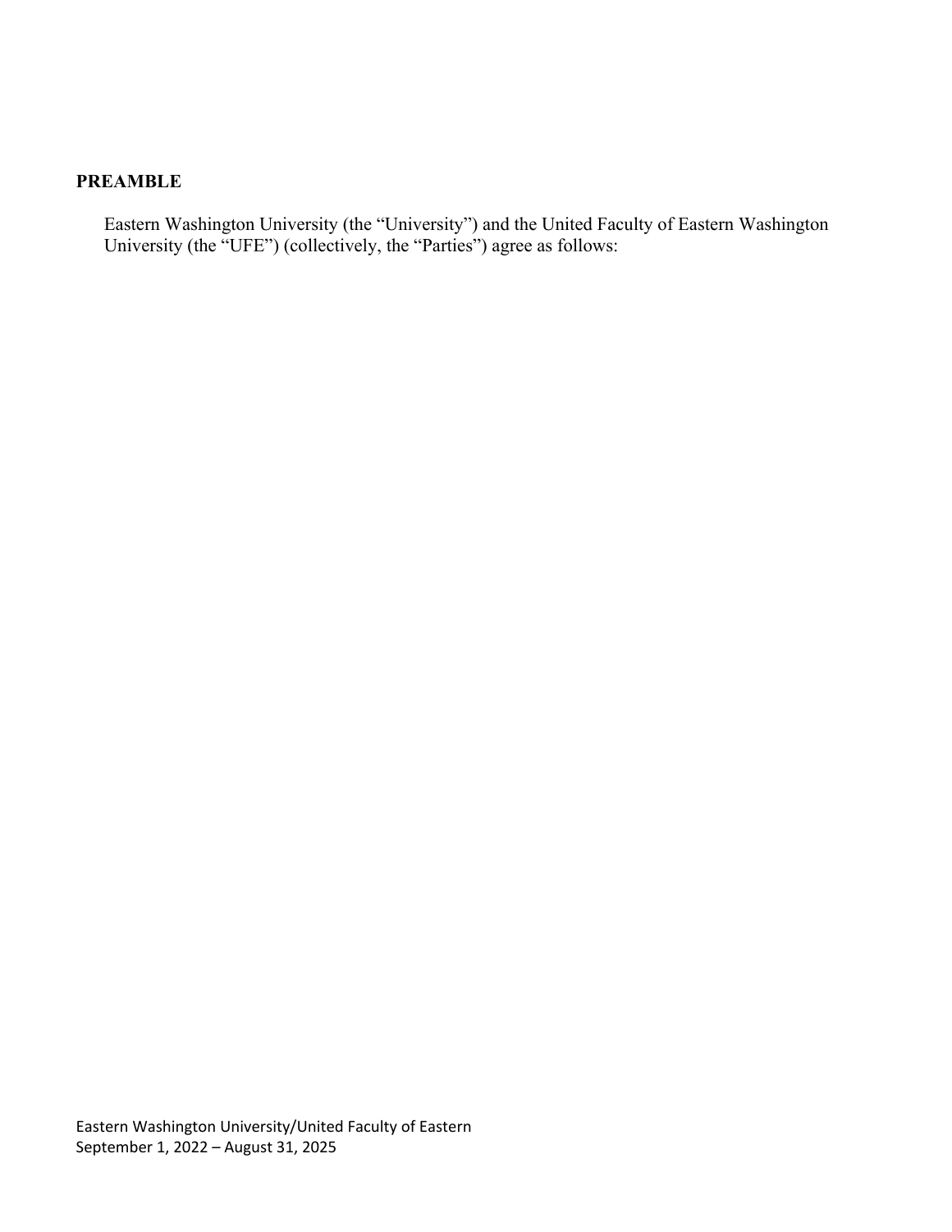## PREAMBLE

Eastern Washington University (the "University") and the United Faculty of Eastern Washington University (the "UFE") (collectively, the "Parties") agree as follows: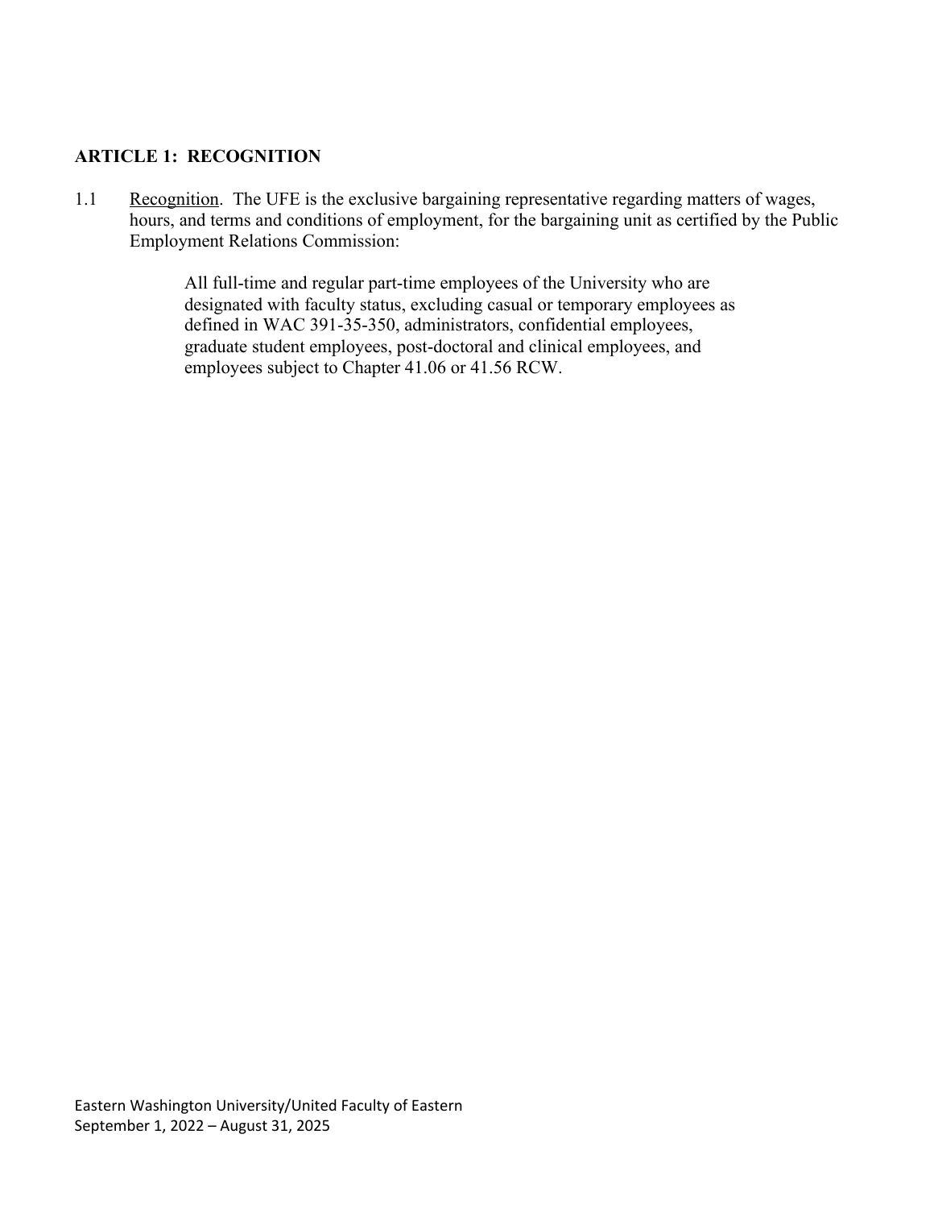## ARTICLE 1: RECOGNITION

1.1 Recognition. The UFE is the exclusive bargaining representative regarding matters of wages, hours, and terms and conditions of employment, for the bargaining unit as certified by the Public Employment Relations Commission:

> All full-time and regular part-time employees of the University who are designated with faculty status, excluding casual or temporary employees as defined in WAC 391-35-350, administrators, confidential employees, graduate student employees, post-doctoral and clinical employees, and employees subject to Chapter 41.06 or 41.56 RCW.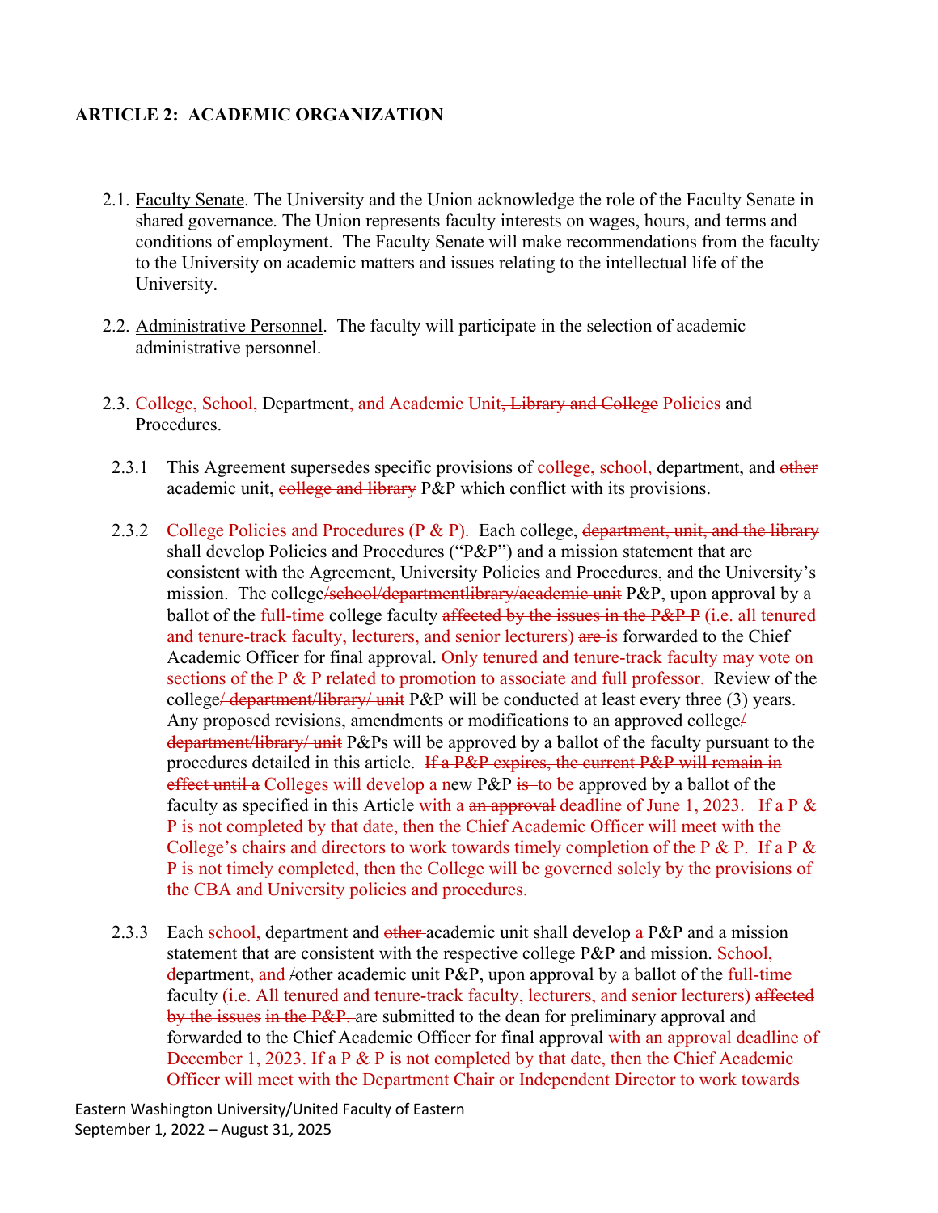**ARTICLE 2: ACADEMIC ORGANIZATION**

2.1. Faculty Senate. The University and the Union acknowledge the role of the Faculty Senate in shared governance. The Union represents faculty interests on wages, hours, and terms and conditions of employment. The Faculty Senate will make recommendations from the faculty to the University on academic matters and issues relating to the intellectual life of the University.

2.2. Administrative Personnel. The faculty will participate in the selection of academic administrative personnel.

2.3. College, School, Department, and Academic Unit~~, Library and College~~ Policies and Procedures.

2.3.1 This Agreement supersedes specific provisions of college, school, department, and ~~other~~ academic unit, ~~college and library~~ P&P which conflict with its provisions.

2.3.2 College Policies and Procedures (P & P). Each college, ~~department, unit, and the library~~ shall develop Policies and Procedures ("P&P") and a mission statement that are consistent with the Agreement, University Policies and Procedures, and the University's mission. The college~~/school/departmentlibrary/academic unit~~ P&P, upon approval by a ballot of the full-time college faculty ~~affected by the issues in the P&P P~~ (i.e. all tenured and tenure-track faculty, lecturers, and senior lecturers) ~~are~~ is forwarded to the Chief Academic Officer for final approval. Only tenured and tenure-track faculty may vote on sections of the P & P related to promotion to associate and full professor. Review of the college~~/ department/library/ unit~~ P&P will be conducted at least every three (3) years. Any proposed revisions, amendments or modifications to an approved college~~/ department/library/ unit~~ P&Ps will be approved by a ballot of the faculty pursuant to the procedures detailed in this article. ~~If a P&P expires, the current P&P will remain in effect until a~~ Colleges will develop a new P&P ~~is~~ to be approved by a ballot of the faculty as specified in this Article with a ~~an approval~~ deadline of June 1, 2023. If a P & P is not completed by that date, then the Chief Academic Officer will meet with the College's chairs and directors to work towards timely completion of the P & P. If a P & P is not timely completed, then the College will be governed solely by the provisions of the CBA and University policies and procedures.

2.3.3 Each school, department and ~~other~~ academic unit shall develop a P&P and a mission statement that are consistent with the respective college P&P and mission. School, department, and ~~/~~other academic unit P&P, upon approval by a ballot of the full-time faculty (i.e. All tenured and tenure-track faculty, lecturers, and senior lecturers) ~~affected by the issues in the P&P.~~ are submitted to the dean for preliminary approval and forwarded to the Chief Academic Officer for final approval with an approval deadline of December 1, 2023. If a P & P is not completed by that date, then the Chief Academic Officer will meet with the Department Chair or Independent Director to work towards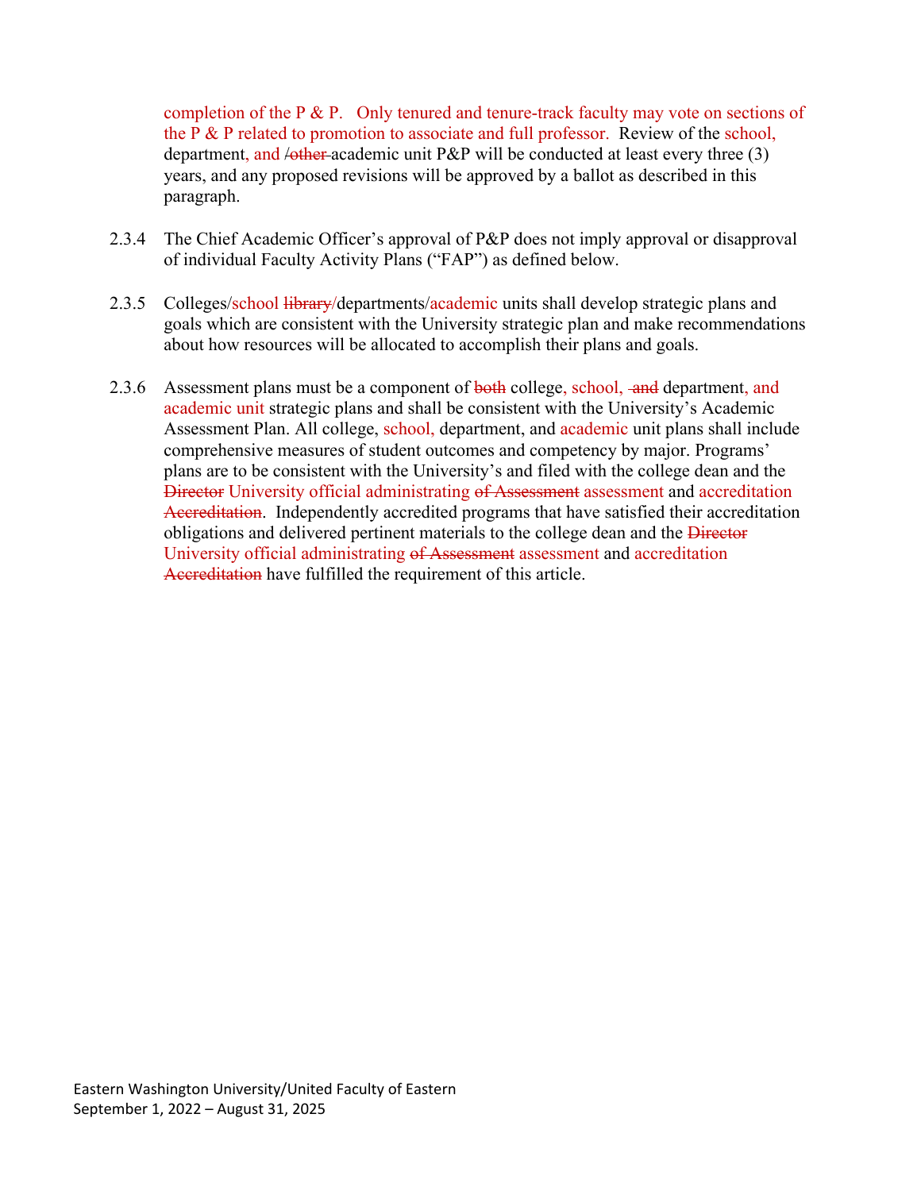completion of the P & P. Only tenured and tenure-track faculty may vote on sections of the P & P related to promotion to associate and full professor. Review of the school, department, and ~~/other~~ academic unit P&P will be conducted at least every three (3) years, and any proposed revisions will be approved by a ballot as described in this paragraph.

2.3.4 The Chief Academic Officer's approval of P&P does not imply approval or disapproval of individual Faculty Activity Plans ("FAP") as defined below.

2.3.5 Colleges/school ~~library~~/departments/academic units shall develop strategic plans and goals which are consistent with the University strategic plan and make recommendations about how resources will be allocated to accomplish their plans and goals.

2.3.6 Assessment plans must be a component of ~~both~~ college, school, ~~and~~ department, and academic unit strategic plans and shall be consistent with the University's Academic Assessment Plan. All college, school, department, and academic unit plans shall include comprehensive measures of student outcomes and competency by major. Programs' plans are to be consistent with the University's and filed with the college dean and the ~~Director~~ University official administrating ~~of Assessment~~ assessment and accreditation ~~Accreditation~~. Independently accredited programs that have satisfied their accreditation obligations and delivered pertinent materials to the college dean and the ~~Director~~ University official administrating ~~of Assessment~~ assessment and accreditation ~~Accreditation~~ have fulfilled the requirement of this article.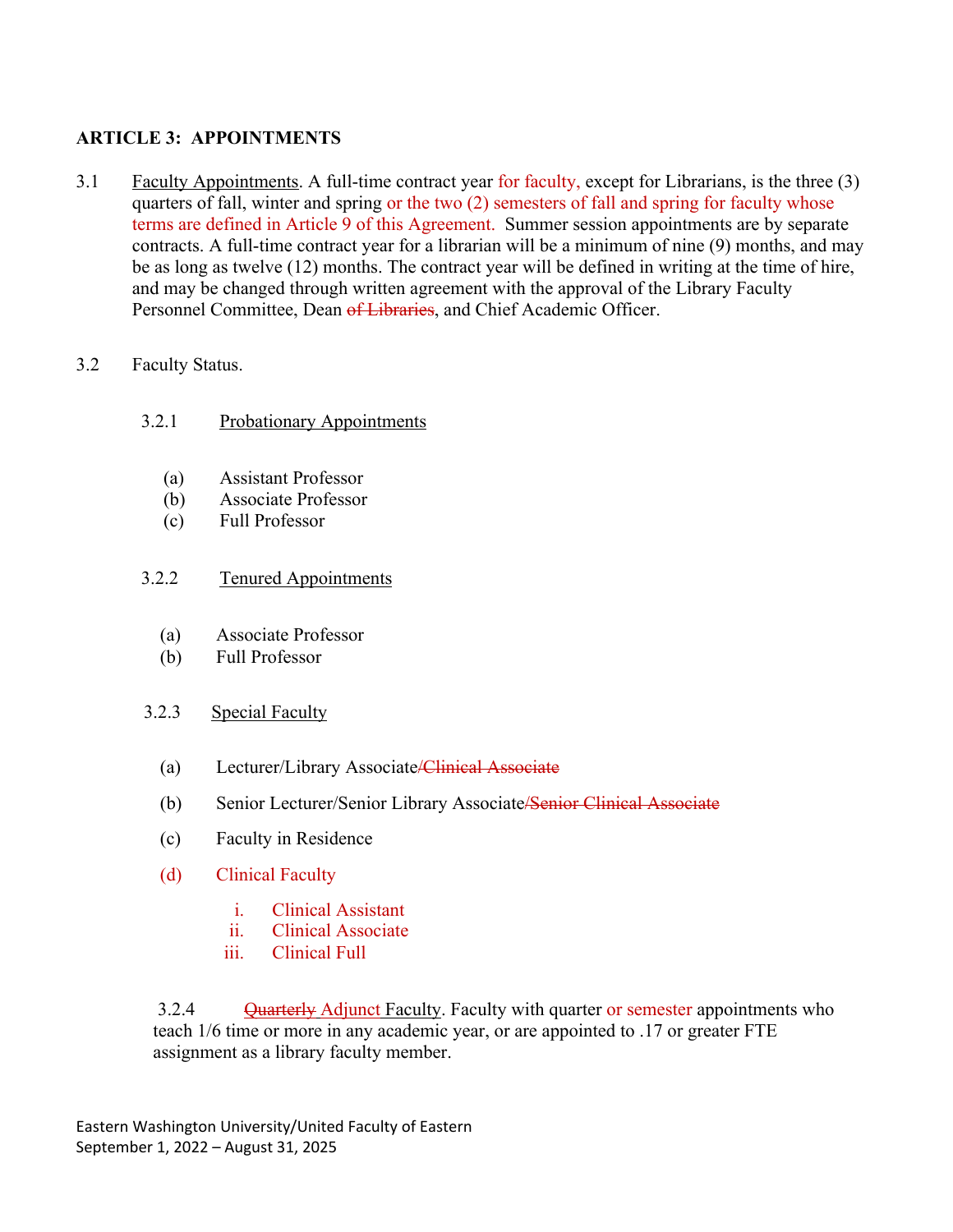**ARTICLE 3: APPOINTMENTS**

3.1 Faculty Appointments. A full-time contract year for faculty, except for Librarians, is the three (3) quarters of fall, winter and spring or the two (2) semesters of fall and spring for faculty whose terms are defined in Article 9 of this Agreement. Summer session appointments are by separate contracts. A full-time contract year for a librarian will be a minimum of nine (9) months, and may be as long as twelve (12) months. The contract year will be defined in writing at the time of hire, and may be changed through written agreement with the approval of the Library Faculty Personnel Committee, Dean ~~of Libraries~~, and Chief Academic Officer.

3.2 Faculty Status.

3.2.1 Probationary Appointments

(a) Assistant Professor
(b) Associate Professor
(c) Full Professor

3.2.2 Tenured Appointments

(a) Associate Professor
(b) Full Professor

3.2.3 Special Faculty

(a) Lecturer/Library Associate~~/Clinical Associate~~

(b) Senior Lecturer/Senior Library Associate~~/Senior Clinical Associate~~

(c) Faculty in Residence

(d) Clinical Faculty

i. Clinical Assistant
ii. Clinical Associate
iii. Clinical Full

3.2.4 ~~Quarterly~~ Adjunct Faculty. Faculty with quarter or semester appointments who teach 1/6 time or more in any academic year, or are appointed to .17 or greater FTE assignment as a library faculty member.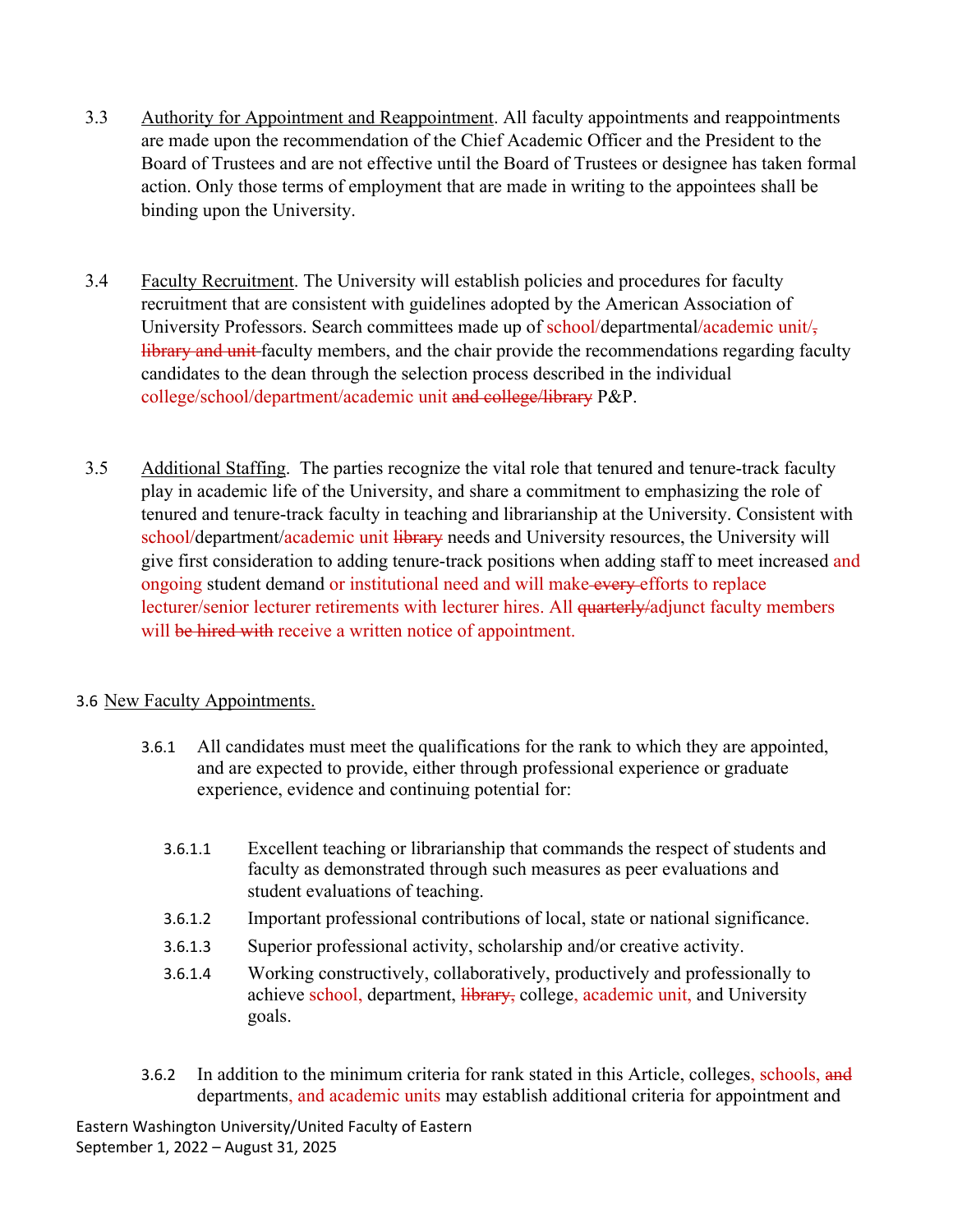3.3 Authority for Appointment and Reappointment. All faculty appointments and reappointments are made upon the recommendation of the Chief Academic Officer and the President to the Board of Trustees and are not effective until the Board of Trustees or designee has taken formal action. Only those terms of employment that are made in writing to the appointees shall be binding upon the University.

3.4 Faculty Recruitment. The University will establish policies and procedures for faculty recruitment that are consistent with guidelines adopted by the American Association of University Professors. Search committees made up of school/departmental/academic unit/~~, library and unit~~ faculty members, and the chair provide the recommendations regarding faculty candidates to the dean through the selection process described in the individual college/school/department/academic unit ~~and college/library~~ P&P.

3.5 Additional Staffing. The parties recognize the vital role that tenured and tenure-track faculty play in academic life of the University, and share a commitment to emphasizing the role of tenured and tenure-track faculty in teaching and librarianship at the University. Consistent with school/department/academic unit ~~library~~ needs and University resources, the University will give first consideration to adding tenure-track positions when adding staff to meet increased and ongoing student demand or institutional need and will make ~~every~~ efforts to replace lecturer/senior lecturer retirements with lecturer hires. All ~~quarterly/~~adjunct faculty members will ~~be hired with~~ receive a written notice of appointment.

3.6 New Faculty Appointments.

3.6.1 All candidates must meet the qualifications for the rank to which they are appointed, and are expected to provide, either through professional experience or graduate experience, evidence and continuing potential for:

3.6.1.1 Excellent teaching or librarianship that commands the respect of students and faculty as demonstrated through such measures as peer evaluations and student evaluations of teaching.

3.6.1.2 Important professional contributions of local, state or national significance.

3.6.1.3 Superior professional activity, scholarship and/or creative activity.

3.6.1.4 Working constructively, collaboratively, productively and professionally to achieve school, department, ~~library,~~ college, academic unit, and University goals.

3.6.2 In addition to the minimum criteria for rank stated in this Article, colleges, schools, ~~and~~ departments, and academic units may establish additional criteria for appointment and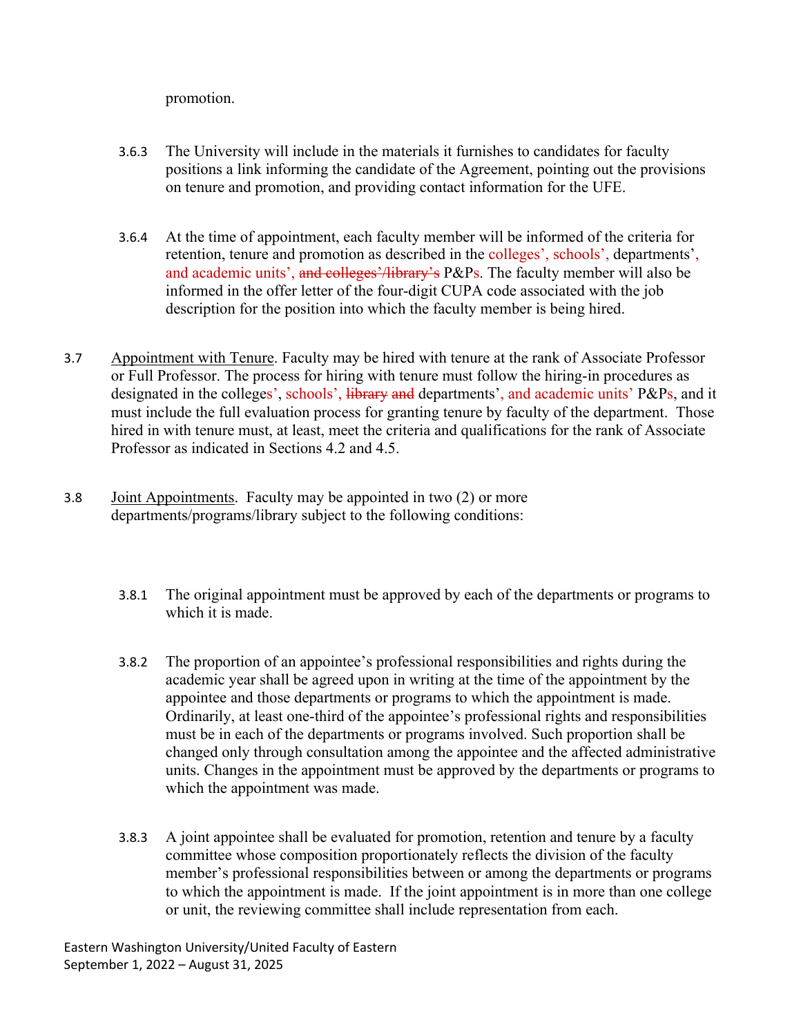promotion.

3.6.3 The University will include in the materials it furnishes to candidates for faculty positions a link informing the candidate of the Agreement, pointing out the provisions on tenure and promotion, and providing contact information for the UFE.

3.6.4 At the time of appointment, each faculty member will be informed of the criteria for retention, tenure and promotion as described in the colleges', schools', departments', and academic units', ~~and colleges'/library's~~ P&Ps. The faculty member will also be informed in the offer letter of the four-digit CUPA code associated with the job description for the position into which the faculty member is being hired.

3.7 <u>Appointment with Tenure</u>. Faculty may be hired with tenure at the rank of Associate Professor or Full Professor. The process for hiring with tenure must follow the hiring-in procedures as designated in the colleges', schools', ~~library and~~ departments', and academic units' P&Ps, and it must include the full evaluation process for granting tenure by faculty of the department. Those hired in with tenure must, at least, meet the criteria and qualifications for the rank of Associate Professor as indicated in Sections 4.2 and 4.5.

3.8 <u>Joint Appointments</u>. Faculty may be appointed in two (2) or more departments/programs/library subject to the following conditions:

3.8.1 The original appointment must be approved by each of the departments or programs to which it is made.

3.8.2 The proportion of an appointee's professional responsibilities and rights during the academic year shall be agreed upon in writing at the time of the appointment by the appointee and those departments or programs to which the appointment is made. Ordinarily, at least one-third of the appointee's professional rights and responsibilities must be in each of the departments or programs involved. Such proportion shall be changed only through consultation among the appointee and the affected administrative units. Changes in the appointment must be approved by the departments or programs to which the appointment was made.

3.8.3 A joint appointee shall be evaluated for promotion, retention and tenure by a faculty committee whose composition proportionately reflects the division of the faculty member's professional responsibilities between or among the departments or programs to which the appointment is made. If the joint appointment is in more than one college or unit, the reviewing committee shall include representation from each.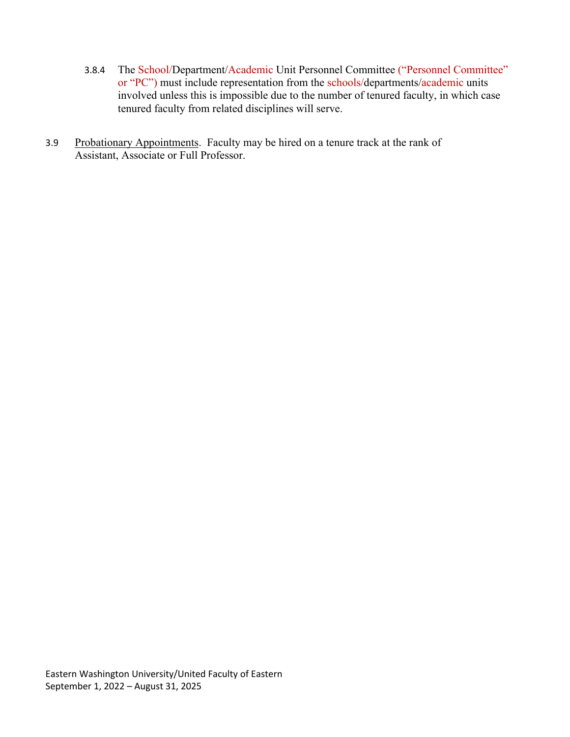3.8.4 The School/Department/Academic Unit Personnel Committee ("Personnel Committee" or "PC") must include representation from the schools/departments/academic units involved unless this is impossible due to the number of tenured faculty, in which case tenured faculty from related disciplines will serve.

3.9 Probationary Appointments. Faculty may be hired on a tenure track at the rank of Assistant, Associate or Full Professor.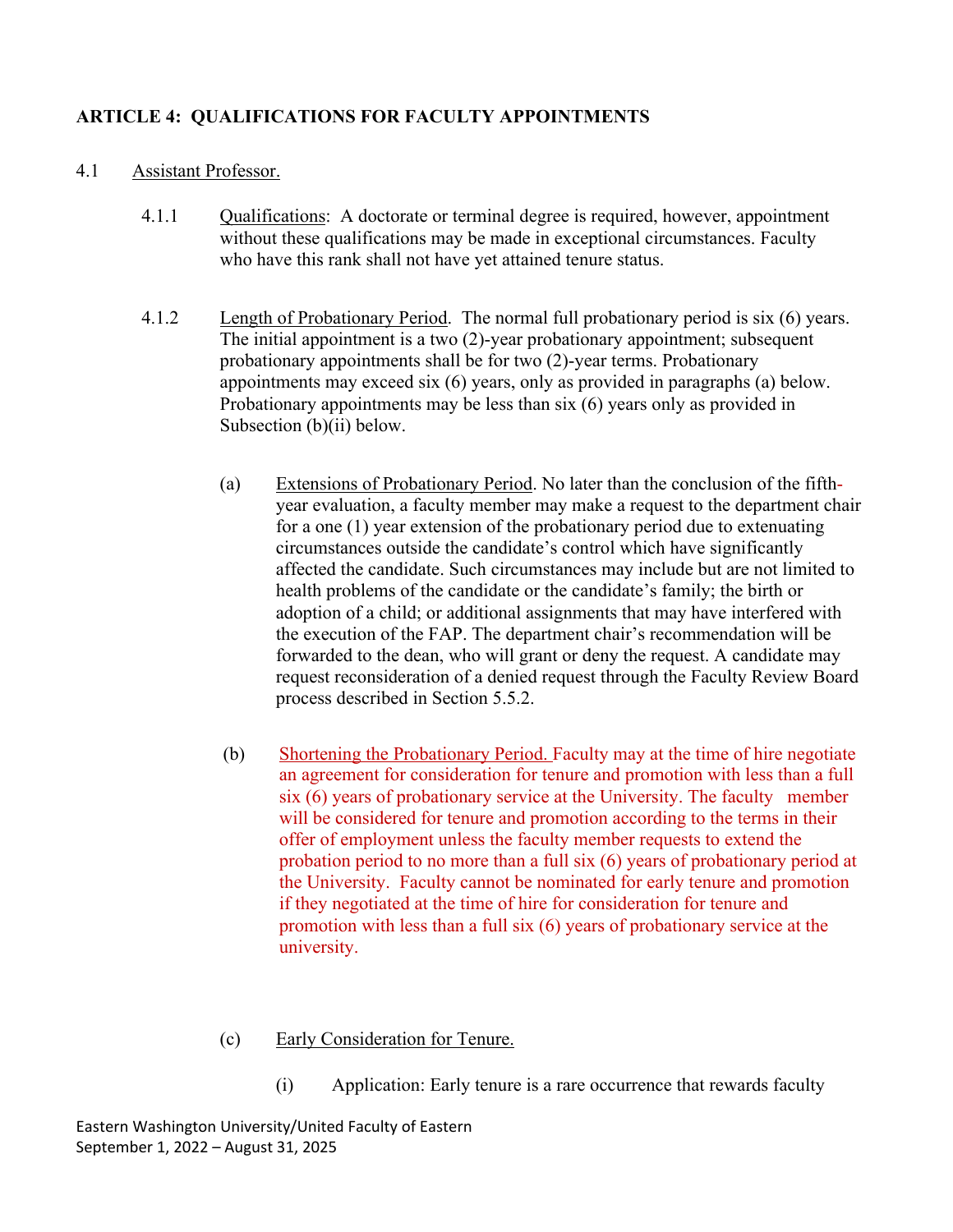## ARTICLE 4: QUALIFICATIONS FOR FACULTY APPOINTMENTS

4.1 Assistant Professor.

4.1.1 Qualifications: A doctorate or terminal degree is required, however, appointment without these qualifications may be made in exceptional circumstances. Faculty who have this rank shall not have yet attained tenure status.

4.1.2 Length of Probationary Period. The normal full probationary period is six (6) years. The initial appointment is a two (2)-year probationary appointment; subsequent probationary appointments shall be for two (2)-year terms. Probationary appointments may exceed six (6) years, only as provided in paragraphs (a) below. Probationary appointments may be less than six (6) years only as provided in Subsection (b)(ii) below.

(a) Extensions of Probationary Period. No later than the conclusion of the fifth-year evaluation, a faculty member may make a request to the department chair for a one (1) year extension of the probationary period due to extenuating circumstances outside the candidate's control which have significantly affected the candidate. Such circumstances may include but are not limited to health problems of the candidate or the candidate's family; the birth or adoption of a child; or additional assignments that may have interfered with the execution of the FAP. The department chair's recommendation will be forwarded to the dean, who will grant or deny the request. A candidate may request reconsideration of a denied request through the Faculty Review Board process described in Section 5.5.2.

(b) Shortening the Probationary Period. Faculty may at the time of hire negotiate an agreement for consideration for tenure and promotion with less than a full six (6) years of probationary service at the University. The faculty member will be considered for tenure and promotion according to the terms in their offer of employment unless the faculty member requests to extend the probation period to no more than a full six (6) years of probationary period at the University. Faculty cannot be nominated for early tenure and promotion if they negotiated at the time of hire for consideration for tenure and promotion with less than a full six (6) years of probationary service at the university.

(c) Early Consideration for Tenure.

(i) Application: Early tenure is a rare occurrence that rewards faculty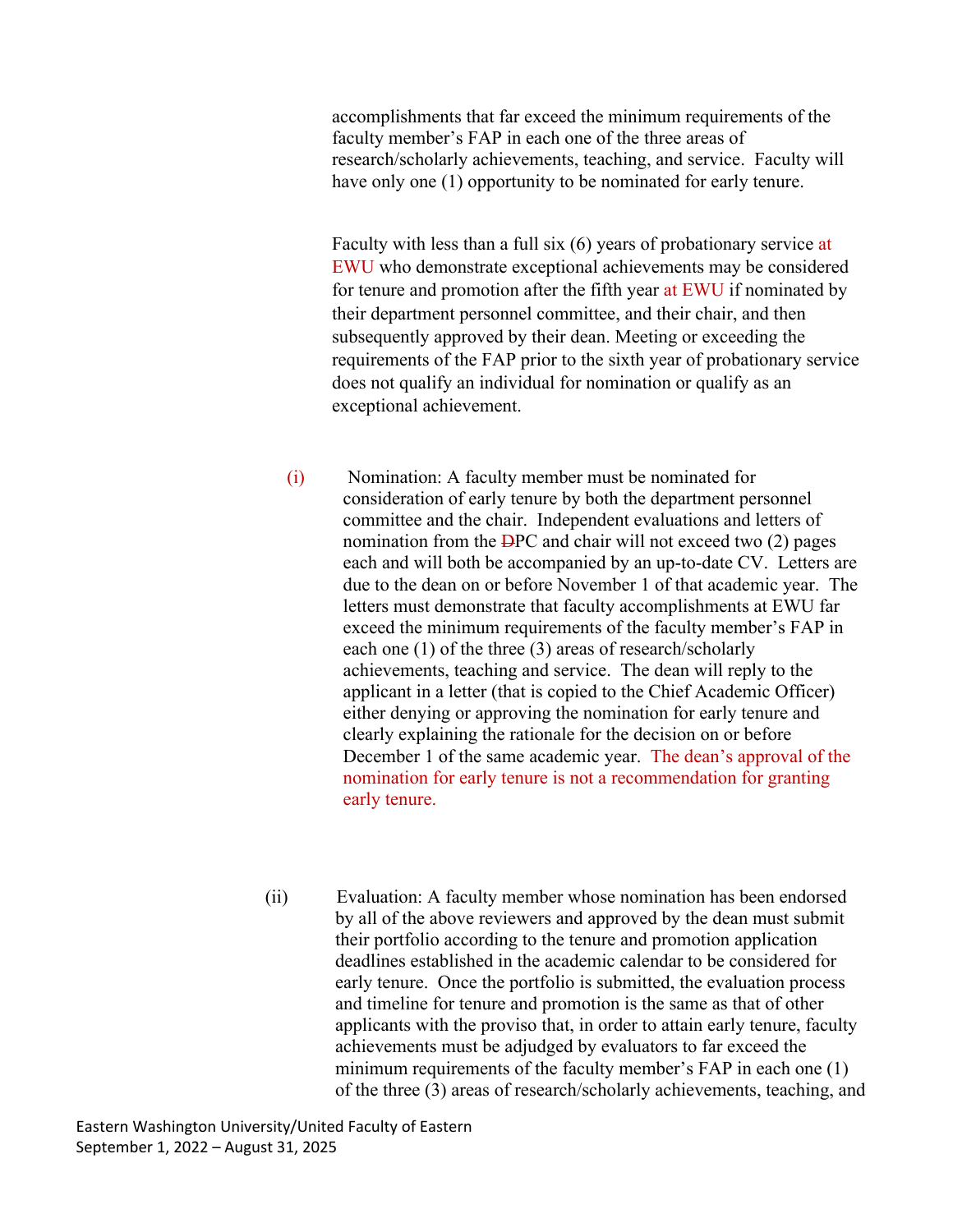accomplishments that far exceed the minimum requirements of the faculty member's FAP in each one of the three areas of research/scholarly achievements, teaching, and service. Faculty will have only one (1) opportunity to be nominated for early tenure.

Faculty with less than a full six (6) years of probationary service at EWU who demonstrate exceptional achievements may be considered for tenure and promotion after the fifth year at EWU if nominated by their department personnel committee, and their chair, and then subsequently approved by their dean. Meeting or exceeding the requirements of the FAP prior to the sixth year of probationary service does not qualify an individual for nomination or qualify as an exceptional achievement.

(i) Nomination: A faculty member must be nominated for consideration of early tenure by both the department personnel committee and the chair. Independent evaluations and letters of nomination from the ~~D~~PC and chair will not exceed two (2) pages each and will both be accompanied by an up-to-date CV. Letters are due to the dean on or before November 1 of that academic year. The letters must demonstrate that faculty accomplishments at EWU far exceed the minimum requirements of the faculty member's FAP in each one (1) of the three (3) areas of research/scholarly achievements, teaching and service. The dean will reply to the applicant in a letter (that is copied to the Chief Academic Officer) either denying or approving the nomination for early tenure and clearly explaining the rationale for the decision on or before December 1 of the same academic year. The dean's approval of the nomination for early tenure is not a recommendation for granting early tenure.

(ii) Evaluation: A faculty member whose nomination has been endorsed by all of the above reviewers and approved by the dean must submit their portfolio according to the tenure and promotion application deadlines established in the academic calendar to be considered for early tenure. Once the portfolio is submitted, the evaluation process and timeline for tenure and promotion is the same as that of other applicants with the proviso that, in order to attain early tenure, faculty achievements must be adjudged by evaluators to far exceed the minimum requirements of the faculty member's FAP in each one (1) of the three (3) areas of research/scholarly achievements, teaching, and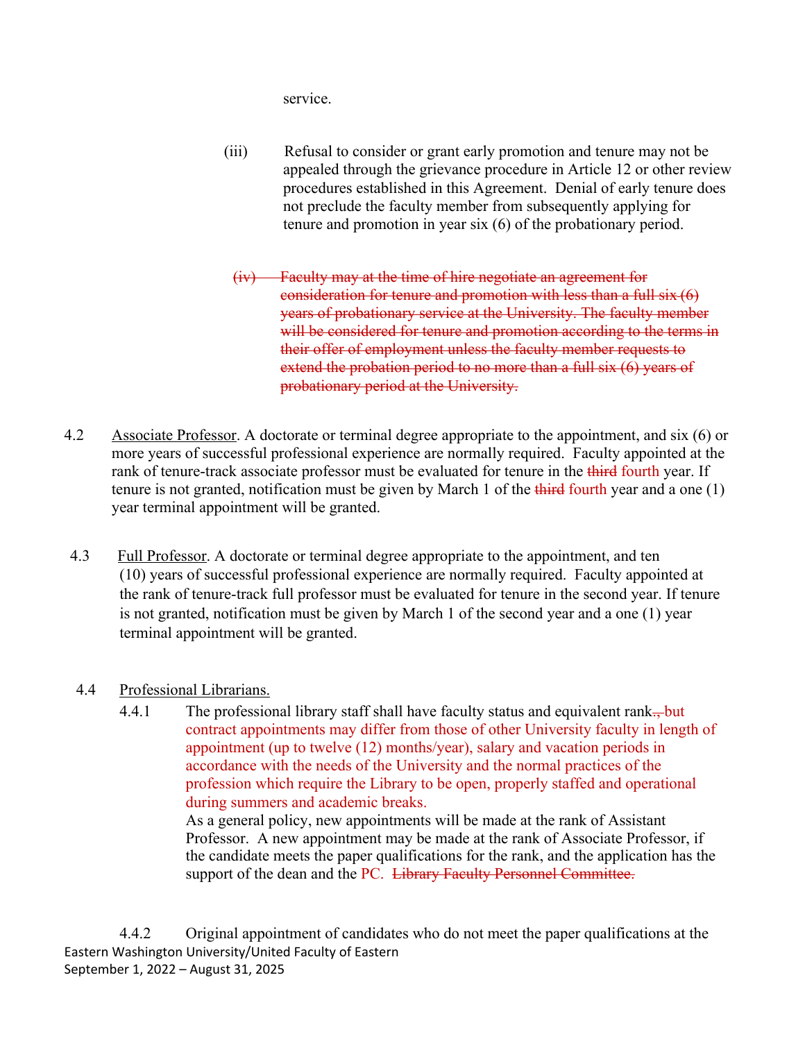service.

(iii) Refusal to consider or grant early promotion and tenure may not be appealed through the grievance procedure in Article 12 or other review procedures established in this Agreement. Denial of early tenure does not preclude the faculty member from subsequently applying for tenure and promotion in year six (6) of the probationary period.

~~(iv) Faculty may at the time of hire negotiate an agreement for consideration for tenure and promotion with less than a full six (6) years of probationary service at the University. The faculty member will be considered for tenure and promotion according to the terms in their offer of employment unless the faculty member requests to extend the probation period to no more than a full six (6) years of probationary period at the University.~~

4.2 Associate Professor. A doctorate or terminal degree appropriate to the appointment, and six (6) or more years of successful professional experience are normally required. Faculty appointed at the rank of tenure-track associate professor must be evaluated for tenure in the ~~third~~ fourth year. If tenure is not granted, notification must be given by March 1 of the ~~third~~ fourth year and a one (1) year terminal appointment will be granted.

4.3 Full Professor. A doctorate or terminal degree appropriate to the appointment, and ten (10) years of successful professional experience are normally required. Faculty appointed at the rank of tenure-track full professor must be evaluated for tenure in the second year. If tenure is not granted, notification must be given by March 1 of the second year and a one (1) year terminal appointment will be granted.

4.4 Professional Librarians.

4.4.1 The professional library staff shall have faculty status and equivalent rank~~.,~~ but contract appointments may differ from those of other University faculty in length of appointment (up to twelve (12) months/year), salary and vacation periods in accordance with the needs of the University and the normal practices of the profession which require the Library to be open, properly staffed and operational during summers and academic breaks.
As a general policy, new appointments will be made at the rank of Assistant Professor. A new appointment may be made at the rank of Associate Professor, if the candidate meets the paper qualifications for the rank, and the application has the support of the dean and the PC. ~~Library Faculty Personnel Committee.~~

4.4.2 Original appointment of candidates who do not meet the paper qualifications at the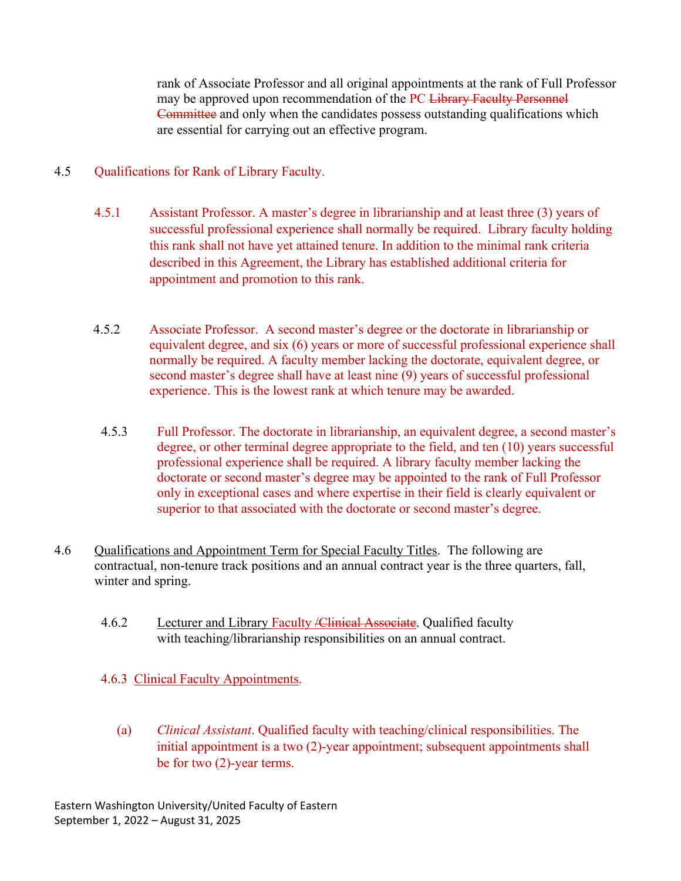rank of Associate Professor and all original appointments at the rank of Full Professor may be approved upon recommendation of the PC ~~Library Faculty Personnel Committee~~ and only when the candidates possess outstanding qualifications which are essential for carrying out an effective program.

4.5 Qualifications for Rank of Library Faculty.

4.5.1 Assistant Professor. A master's degree in librarianship and at least three (3) years of successful professional experience shall normally be required. Library faculty holding this rank shall not have yet attained tenure. In addition to the minimal rank criteria described in this Agreement, the Library has established additional criteria for appointment and promotion to this rank.

4.5.2 Associate Professor. A second master's degree or the doctorate in librarianship or equivalent degree, and six (6) years or more of successful professional experience shall normally be required. A faculty member lacking the doctorate, equivalent degree, or second master's degree shall have at least nine (9) years of successful professional experience. This is the lowest rank at which tenure may be awarded.

4.5.3 Full Professor. The doctorate in librarianship, an equivalent degree, a second master's degree, or other terminal degree appropriate to the field, and ten (10) years successful professional experience shall be required. A library faculty member lacking the doctorate or second master's degree may be appointed to the rank of Full Professor only in exceptional cases and where expertise in their field is clearly equivalent or superior to that associated with the doctorate or second master's degree.

4.6 Qualifications and Appointment Term for Special Faculty Titles. The following are contractual, non-tenure track positions and an annual contract year is the three quarters, fall, winter and spring.

4.6.2 Lecturer and Library Faculty ~~/Clinical Associate~~. Qualified faculty with teaching/librarianship responsibilities on an annual contract.

4.6.3 Clinical Faculty Appointments.

(a) *Clinical Assistant*. Qualified faculty with teaching/clinical responsibilities. The initial appointment is a two (2)-year appointment; subsequent appointments shall be for two (2)-year terms.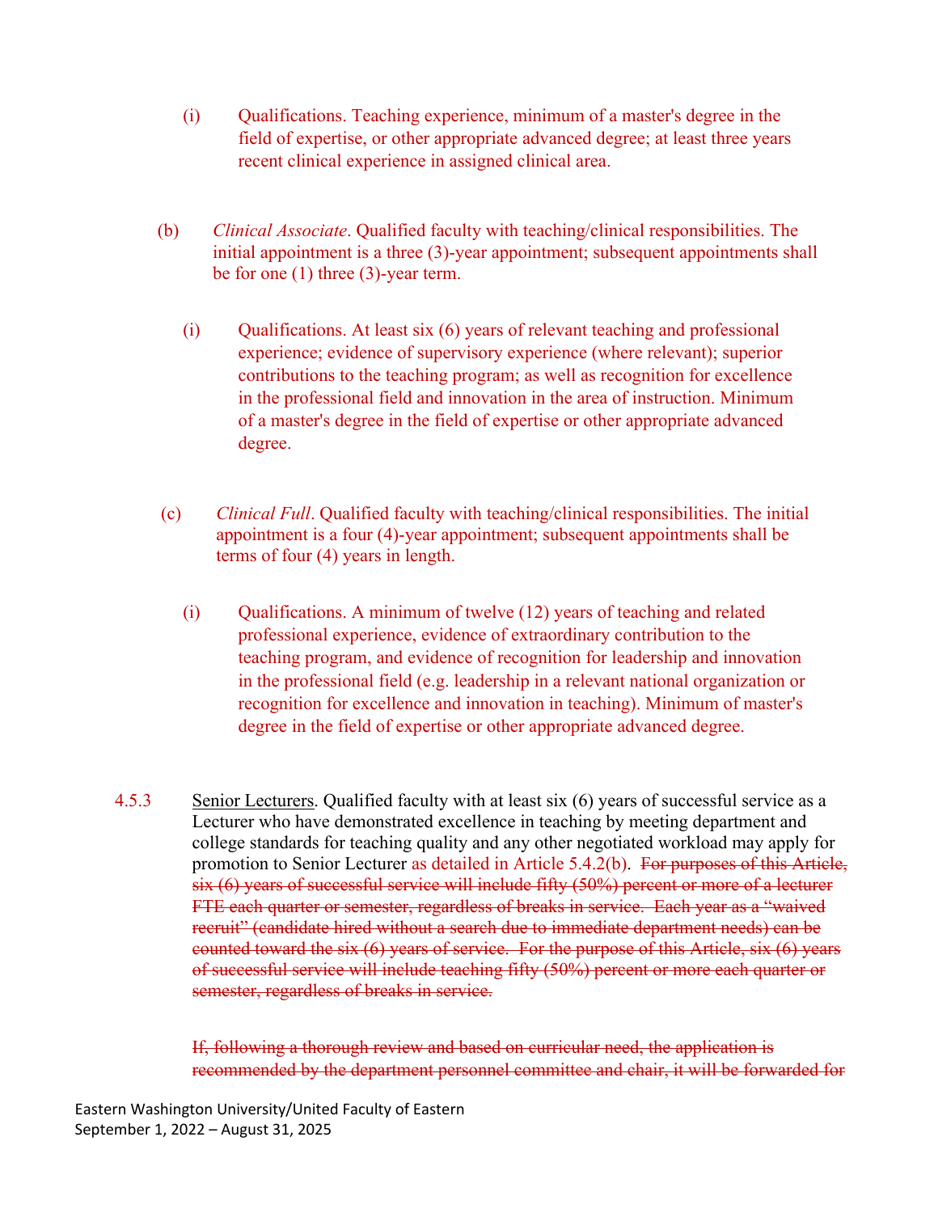(i) Qualifications. Teaching experience, minimum of a master's degree in the field of expertise, or other appropriate advanced degree; at least three years recent clinical experience in assigned clinical area.

(b) *Clinical Associate*. Qualified faculty with teaching/clinical responsibilities. The initial appointment is a three (3)-year appointment; subsequent appointments shall be for one (1) three (3)-year term.

(i) Qualifications. At least six (6) years of relevant teaching and professional experience; evidence of supervisory experience (where relevant); superior contributions to the teaching program; as well as recognition for excellence in the professional field and innovation in the area of instruction. Minimum of a master's degree in the field of expertise or other appropriate advanced degree.

(c) *Clinical Full*. Qualified faculty with teaching/clinical responsibilities. The initial appointment is a four (4)-year appointment; subsequent appointments shall be terms of four (4) years in length.

(i) Qualifications. A minimum of twelve (12) years of teaching and related professional experience, evidence of extraordinary contribution to the teaching program, and evidence of recognition for leadership and innovation in the professional field (e.g. leadership in a relevant national organization or recognition for excellence and innovation in teaching). Minimum of master's degree in the field of expertise or other appropriate advanced degree.

4.5.3 <u>Senior Lecturers</u>. Qualified faculty with at least six (6) years of successful service as a Lecturer who have demonstrated excellence in teaching by meeting department and college standards for teaching quality and any other negotiated workload may apply for promotion to Senior Lecturer as detailed in Article 5.4.2(b). ~~For purposes of this Article, six (6) years of successful service will include fifty (50%) percent or more of a lecturer FTE each quarter or semester, regardless of breaks in service. Each year as a "waived recruit" (candidate hired without a search due to immediate department needs) can be counted toward the six (6) years of service. For the purpose of this Article, six (6) years of successful service will include teaching fifty (50%) percent or more each quarter or semester, regardless of breaks in service.~~

~~If, following a thorough review and based on curricular need, the application is recommended by the department personnel committee and chair, it will be forwarded for~~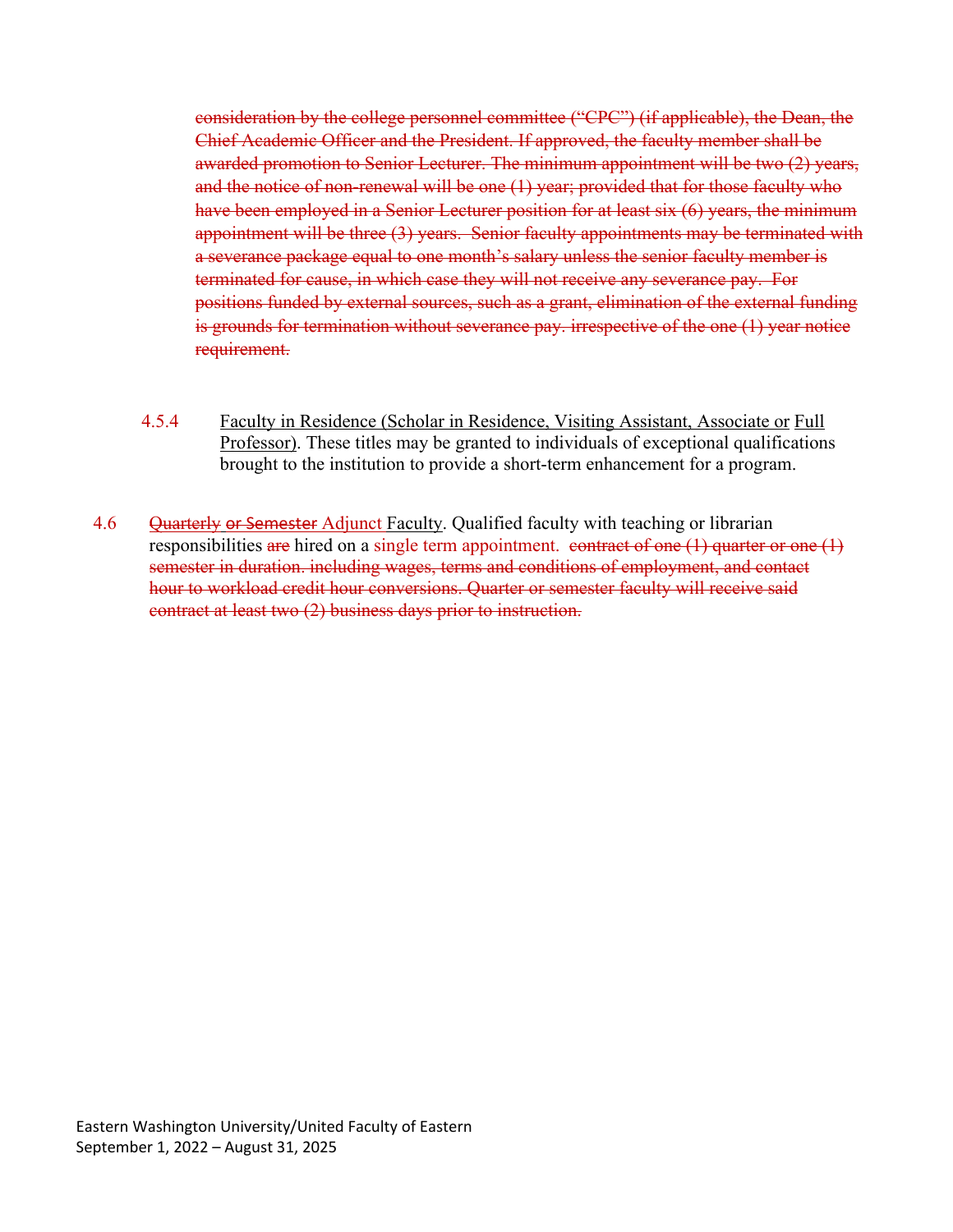~~consideration by the college personnel committee ("CPC") (if applicable), the Dean, the Chief Academic Officer and the President. If approved, the faculty member shall be awarded promotion to Senior Lecturer. The minimum appointment will be two (2) years, and the notice of non-renewal will be one (1) year; provided that for those faculty who have been employed in a Senior Lecturer position for at least six (6) years, the minimum appointment will be three (3) years. Senior faculty appointments may be terminated with a severance package equal to one month's salary unless the senior faculty member is terminated for cause, in which case they will not receive any severance pay. For positions funded by external sources, such as a grant, elimination of the external funding is grounds for termination without severance pay. irrespective of the one (1) year notice requirement.~~

4.5.4 Faculty in Residence (Scholar in Residence, Visiting Assistant, Associate or Full Professor). These titles may be granted to individuals of exceptional qualifications brought to the institution to provide a short-term enhancement for a program.

4.6 ~~Quarterly or Semester~~ Adjunct Faculty. Qualified faculty with teaching or librarian responsibilities ~~are~~ hired on a single term appointment. ~~contract of one (1) quarter or one (1) semester in duration. including wages, terms and conditions of employment, and contact hour to workload credit hour conversions. Quarter or semester faculty will receive said contract at least two (2) business days prior to instruction.~~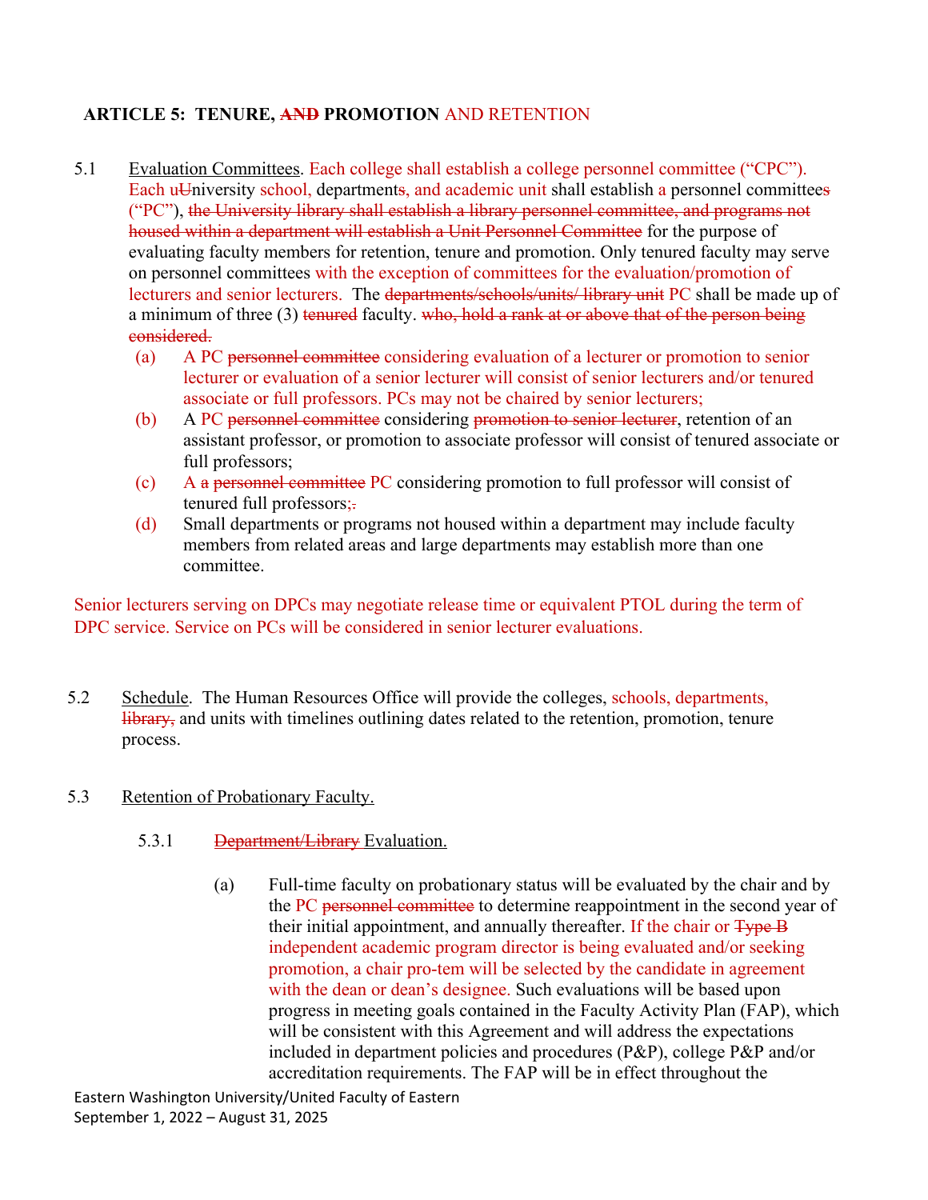## ARTICLE 5: TENURE, ~~AND~~ PROMOTION AND RETENTION

5.1 Evaluation Committees. Each college shall establish a college personnel committee ("CPC"). Each u~~U~~niversity school, department~~s~~, and academic unit shall establish a personnel committee~~s~~ ("PC"), ~~the University library shall establish a library personnel committee, and programs not housed within a department will establish a Unit Personnel Committee~~ for the purpose of evaluating faculty members for retention, tenure and promotion. Only tenured faculty may serve on personnel committees with the exception of committees for the evaluation/promotion of lecturers and senior lecturers. The ~~departments/schools/units/ library unit~~ PC shall be made up of a minimum of three (3) ~~tenured~~ faculty. ~~who, hold a rank at or above that of the person being considered.~~

- (a) A PC ~~personnel committee~~ considering evaluation of a lecturer or promotion to senior lecturer or evaluation of a senior lecturer will consist of senior lecturers and/or tenured associate or full professors. PCs may not be chaired by senior lecturers;
- (b) A PC ~~personnel committee~~ considering ~~promotion to senior lecturer~~, retention of an assistant professor, or promotion to associate professor will consist of tenured associate or full professors;
- (c) A ~~a personnel committee~~ PC considering promotion to full professor will consist of tenured full professors;~~.~~
- (d) Small departments or programs not housed within a department may include faculty members from related areas and large departments may establish more than one committee.

Senior lecturers serving on DPCs may negotiate release time or equivalent PTOL during the term of DPC service. Service on PCs will be considered in senior lecturer evaluations.

5.2 Schedule. The Human Resources Office will provide the colleges, schools, departments, ~~library,~~ and units with timelines outlining dates related to the retention, promotion, tenure process.

5.3 Retention of Probationary Faculty.

5.3.1 ~~Department/Library~~ Evaluation.

(a) Full-time faculty on probationary status will be evaluated by the chair and by the PC ~~personnel committee~~ to determine reappointment in the second year of their initial appointment, and annually thereafter. If the chair or ~~Type B~~ independent academic program director is being evaluated and/or seeking promotion, a chair pro-tem will be selected by the candidate in agreement with the dean or dean's designee. Such evaluations will be based upon progress in meeting goals contained in the Faculty Activity Plan (FAP), which will be consistent with this Agreement and will address the expectations included in department policies and procedures (P&P), college P&P and/or accreditation requirements. The FAP will be in effect throughout the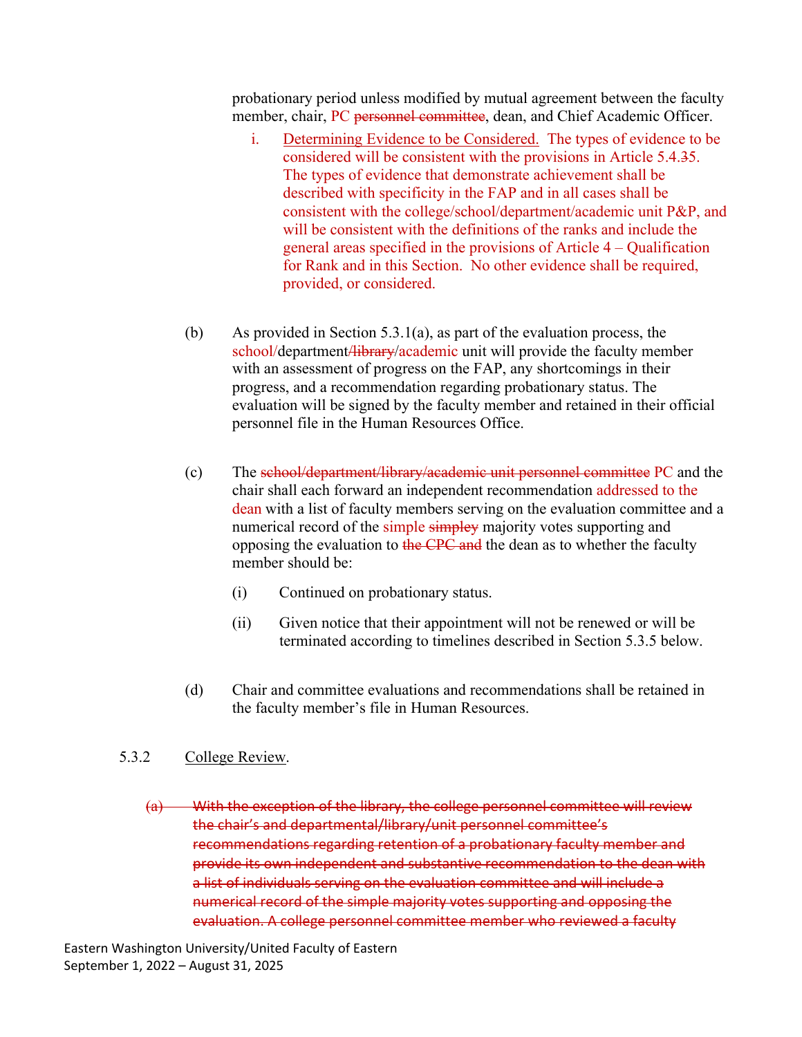probationary period unless modified by mutual agreement between the faculty member, chair, PC ~~personnel committee~~, dean, and Chief Academic Officer.

i. Determining Evidence to be Considered. The types of evidence to be considered will be consistent with the provisions in Article 5.4.~~3~~5. The types of evidence that demonstrate achievement shall be described with specificity in the FAP and in all cases shall be consistent with the college/school/department/academic unit P&P, and will be consistent with the definitions of the ranks and include the general areas specified in the provisions of Article 4 – Qualification for Rank and in this Section. No other evidence shall be required, provided, or considered.

(b) As provided in Section 5.3.1(a), as part of the evaluation process, the school/department~~/library~~/academic unit will provide the faculty member with an assessment of progress on the FAP, any shortcomings in their progress, and a recommendation regarding probationary status. The evaluation will be signed by the faculty member and retained in their official personnel file in the Human Resources Office.

(c) The ~~school/department/library/academic unit personnel committee~~ PC and the chair shall each forward an independent recommendation addressed to the dean with a list of faculty members serving on the evaluation committee and a numerical record of the simple ~~simpley~~ majority votes supporting and opposing the evaluation to ~~the CPC and~~ the dean as to whether the faculty member should be:

(i) Continued on probationary status.

(ii) Given notice that their appointment will not be renewed or will be terminated according to timelines described in Section 5.3.5 below.

(d) Chair and committee evaluations and recommendations shall be retained in the faculty member's file in Human Resources.

5.3.2 College Review.

~~(a) With the exception of the library, the college personnel committee will review the chair's and departmental/library/unit personnel committee's recommendations regarding retention of a probationary faculty member and provide its own independent and substantive recommendation to the dean with a list of individuals serving on the evaluation committee and will include a numerical record of the simple majority votes supporting and opposing the evaluation. A college personnel committee member who reviewed a faculty~~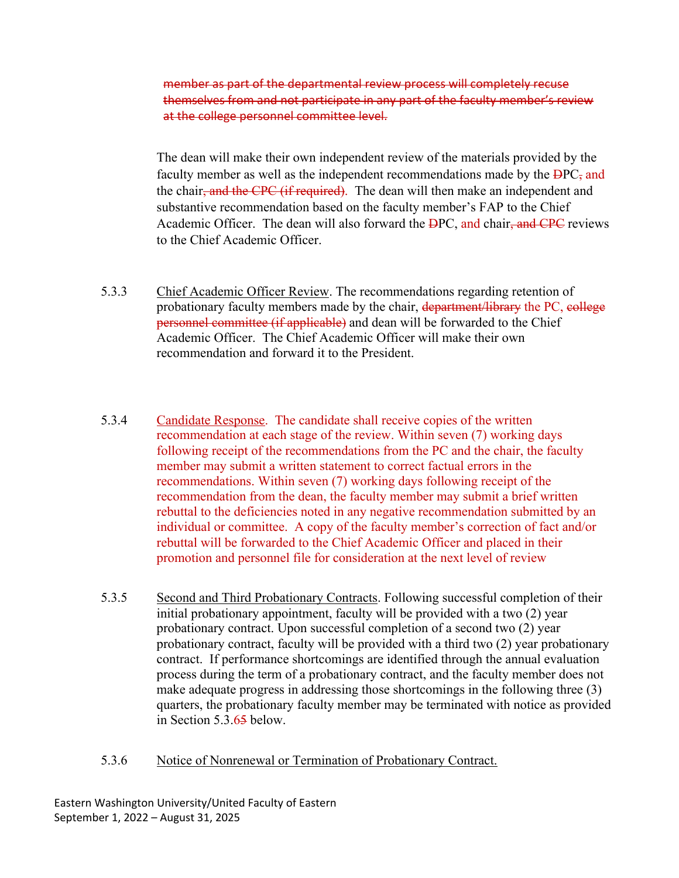~~member as part of the departmental review process will completely recuse themselves from and not participate in any part of the faculty member's review at the college personnel committee level.~~

The dean will make their own independent review of the materials provided by the faculty member as well as the independent recommendations made by the ~~D~~PC~~,~~ and the chair~~, and the CPC (if required)~~. The dean will then make an independent and substantive recommendation based on the faculty member's FAP to the Chief Academic Officer. The dean will also forward the ~~D~~PC, and chair~~, and CPC~~ reviews to the Chief Academic Officer.

5.3.3 Chief Academic Officer Review. The recommendations regarding retention of probationary faculty members made by the chair, ~~department/library~~ the PC, ~~college personnel committee (if applicable)~~ and dean will be forwarded to the Chief Academic Officer. The Chief Academic Officer will make their own recommendation and forward it to the President.

5.3.4 Candidate Response. The candidate shall receive copies of the written recommendation at each stage of the review. Within seven (7) working days following receipt of the recommendations from the PC and the chair, the faculty member may submit a written statement to correct factual errors in the recommendations. Within seven (7) working days following receipt of the recommendation from the dean, the faculty member may submit a brief written rebuttal to the deficiencies noted in any negative recommendation submitted by an individual or committee. A copy of the faculty member's correction of fact and/or rebuttal will be forwarded to the Chief Academic Officer and placed in their promotion and personnel file for consideration at the next level of review

5.3.5 Second and Third Probationary Contracts. Following successful completion of their initial probationary appointment, faculty will be provided with a two (2) year probationary contract. Upon successful completion of a second two (2) year probationary contract, faculty will be provided with a third two (2) year probationary contract. If performance shortcomings are identified through the annual evaluation process during the term of a probationary contract, and the faculty member does not make adequate progress in addressing those shortcomings in the following three (3) quarters, the probationary faculty member may be terminated with notice as provided in Section 5.3.6~~5~~ below.

5.3.6 Notice of Nonrenewal or Termination of Probationary Contract.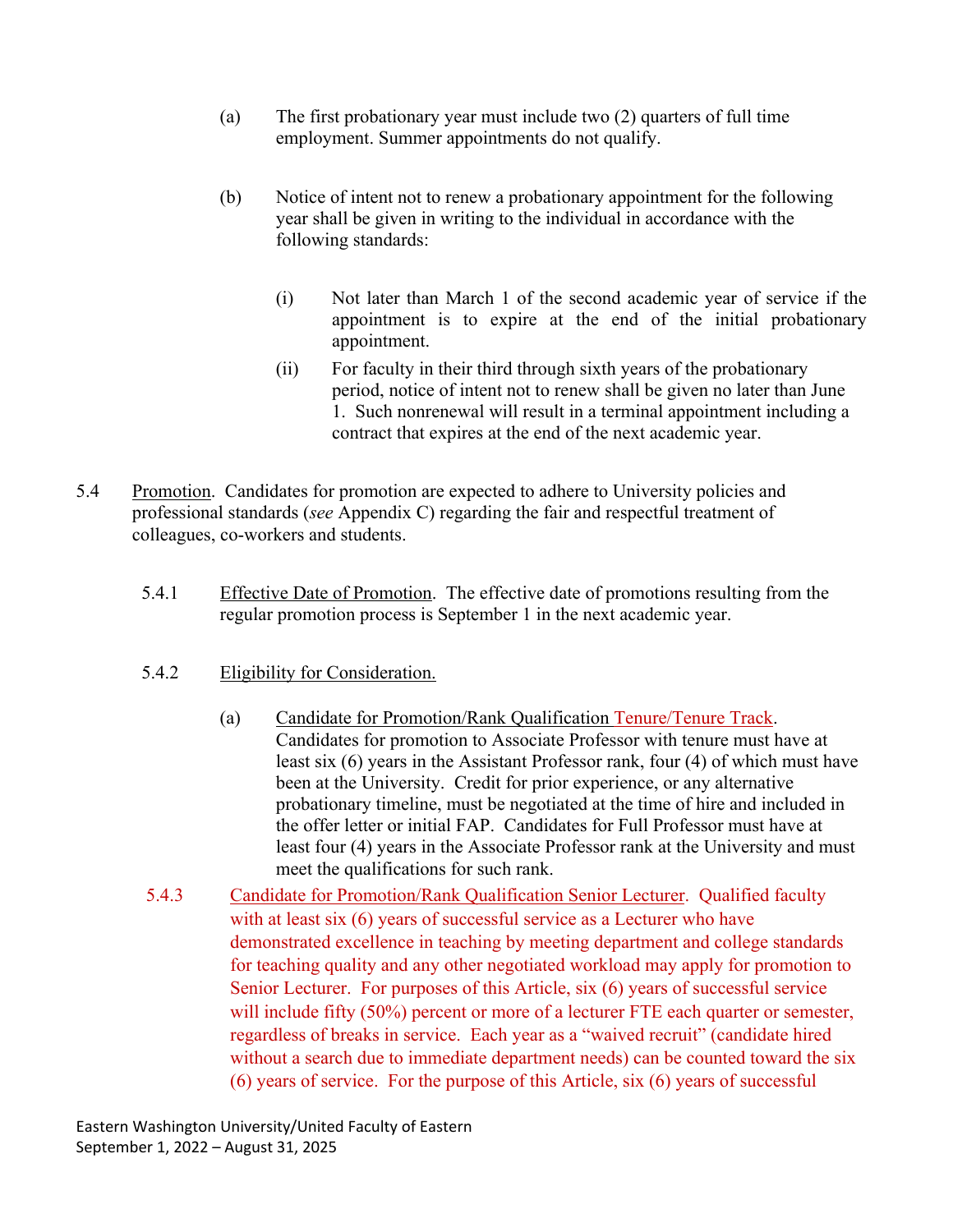(a) The first probationary year must include two (2) quarters of full time employment. Summer appointments do not qualify.

(b) Notice of intent not to renew a probationary appointment for the following year shall be given in writing to the individual in accordance with the following standards:

(i) Not later than March 1 of the second academic year of service if the appointment is to expire at the end of the initial probationary appointment.

(ii) For faculty in their third through sixth years of the probationary period, notice of intent not to renew shall be given no later than June 1. Such nonrenewal will result in a terminal appointment including a contract that expires at the end of the next academic year.

5.4 Promotion. Candidates for promotion are expected to adhere to University policies and professional standards (*see* Appendix C) regarding the fair and respectful treatment of colleagues, co-workers and students.

5.4.1 Effective Date of Promotion. The effective date of promotions resulting from the regular promotion process is September 1 in the next academic year.

5.4.2 Eligibility for Consideration.

(a) Candidate for Promotion/Rank Qualification Tenure/Tenure Track. Candidates for promotion to Associate Professor with tenure must have at least six (6) years in the Assistant Professor rank, four (4) of which must have been at the University. Credit for prior experience, or any alternative probationary timeline, must be negotiated at the time of hire and included in the offer letter or initial FAP. Candidates for Full Professor must have at least four (4) years in the Associate Professor rank at the University and must meet the qualifications for such rank.

5.4.3 Candidate for Promotion/Rank Qualification Senior Lecturer. Qualified faculty with at least six (6) years of successful service as a Lecturer who have demonstrated excellence in teaching by meeting department and college standards for teaching quality and any other negotiated workload may apply for promotion to Senior Lecturer. For purposes of this Article, six (6) years of successful service will include fifty (50%) percent or more of a lecturer FTE each quarter or semester, regardless of breaks in service. Each year as a "waived recruit" (candidate hired without a search due to immediate department needs) can be counted toward the six (6) years of service. For the purpose of this Article, six (6) years of successful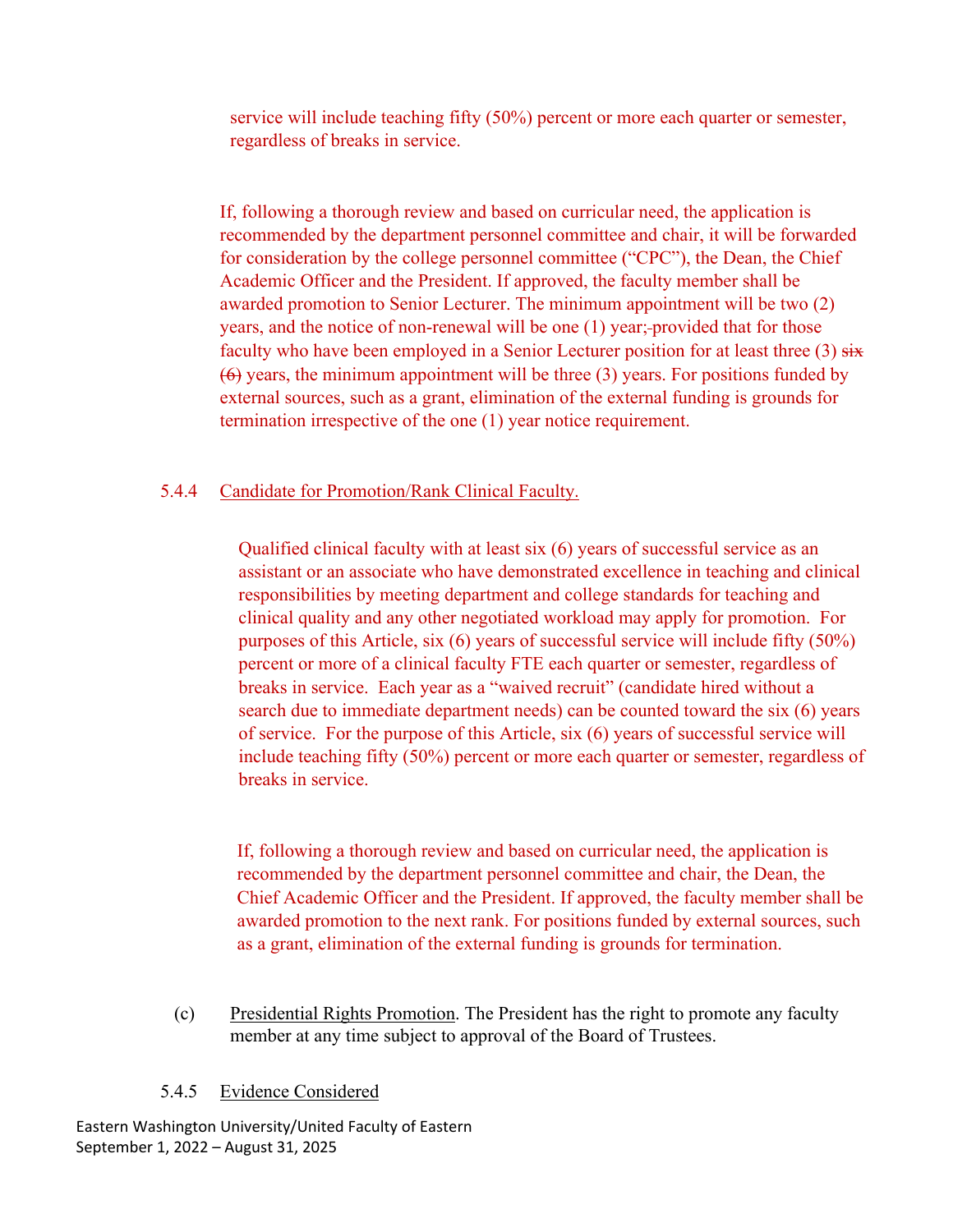service will include teaching fifty (50%) percent or more each quarter or semester, regardless of breaks in service.

If, following a thorough review and based on curricular need, the application is recommended by the department personnel committee and chair, it will be forwarded for consideration by the college personnel committee ("CPC"), the Dean, the Chief Academic Officer and the President. If approved, the faculty member shall be awarded promotion to Senior Lecturer. The minimum appointment will be two (2) years, and the notice of non-renewal will be one (1) year; provided that for those faculty who have been employed in a Senior Lecturer position for at least three (3) ~~six (6)~~ years, the minimum appointment will be three (3) years. For positions funded by external sources, such as a grant, elimination of the external funding is grounds for termination irrespective of the one (1) year notice requirement.

5.4.4 Candidate for Promotion/Rank Clinical Faculty.

Qualified clinical faculty with at least six (6) years of successful service as an assistant or an associate who have demonstrated excellence in teaching and clinical responsibilities by meeting department and college standards for teaching and clinical quality and any other negotiated workload may apply for promotion. For purposes of this Article, six (6) years of successful service will include fifty (50%) percent or more of a clinical faculty FTE each quarter or semester, regardless of breaks in service. Each year as a "waived recruit" (candidate hired without a search due to immediate department needs) can be counted toward the six (6) years of service. For the purpose of this Article, six (6) years of successful service will include teaching fifty (50%) percent or more each quarter or semester, regardless of breaks in service.

If, following a thorough review and based on curricular need, the application is recommended by the department personnel committee and chair, the Dean, the Chief Academic Officer and the President. If approved, the faculty member shall be awarded promotion to the next rank. For positions funded by external sources, such as a grant, elimination of the external funding is grounds for termination.

(c) Presidential Rights Promotion. The President has the right to promote any faculty member at any time subject to approval of the Board of Trustees.

5.4.5 Evidence Considered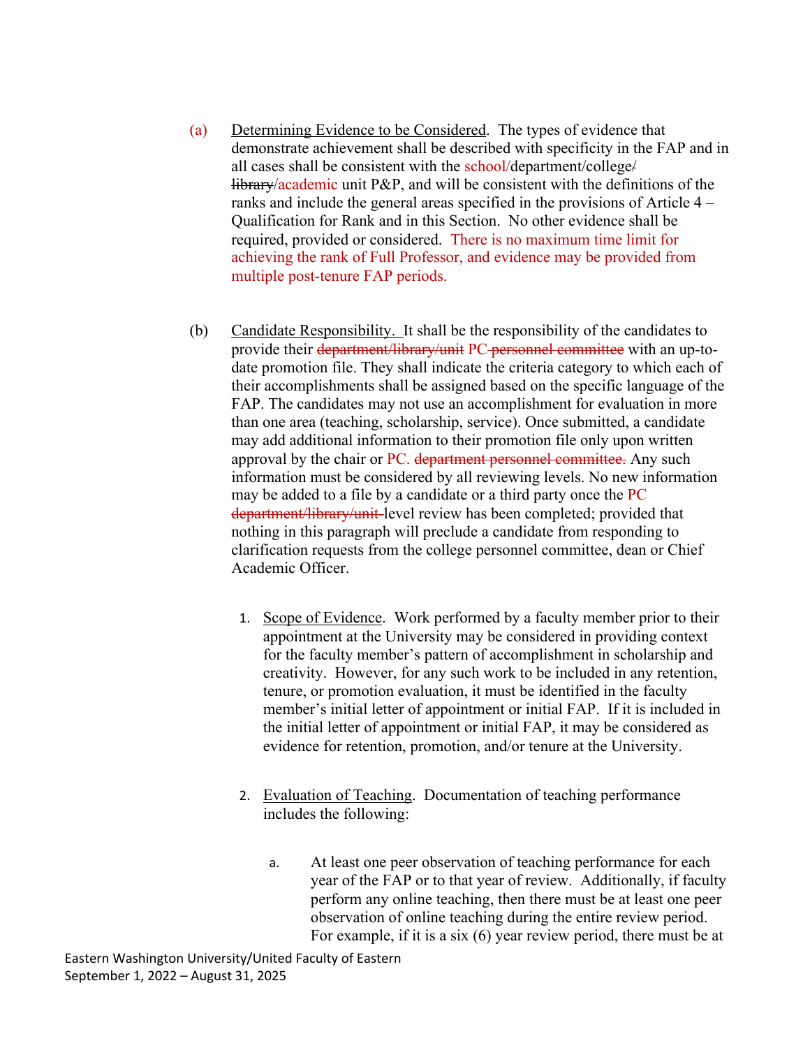(a) Determining Evidence to be Considered. The types of evidence that demonstrate achievement shall be described with specificity in the FAP and in all cases shall be consistent with the school/department/college/~~library~~/academic unit P&P, and will be consistent with the definitions of the ranks and include the general areas specified in the provisions of Article 4 – Qualification for Rank and in this Section. No other evidence shall be required, provided or considered. There is no maximum time limit for achieving the rank of Full Professor, and evidence may be provided from multiple post-tenure FAP periods.

(b) Candidate Responsibility. It shall be the responsibility of the candidates to provide their ~~department/library/unit~~ PC ~~personnel committee~~ with an up-to-date promotion file. They shall indicate the criteria category to which each of their accomplishments shall be assigned based on the specific language of the FAP. The candidates may not use an accomplishment for evaluation in more than one area (teaching, scholarship, service). Once submitted, a candidate may add additional information to their promotion file only upon written approval by the chair or PC. ~~department personnel committee.~~ Any such information must be considered by all reviewing levels. No new information may be added to a file by a candidate or a third party once the PC ~~department/library/unit~~ level review has been completed; provided that nothing in this paragraph will preclude a candidate from responding to clarification requests from the college personnel committee, dean or Chief Academic Officer.

1. Scope of Evidence. Work performed by a faculty member prior to their appointment at the University may be considered in providing context for the faculty member's pattern of accomplishment in scholarship and creativity. However, for any such work to be included in any retention, tenure, or promotion evaluation, it must be identified in the faculty member's initial letter of appointment or initial FAP. If it is included in the initial letter of appointment or initial FAP, it may be considered as evidence for retention, promotion, and/or tenure at the University.

2. Evaluation of Teaching. Documentation of teaching performance includes the following:

   a. At least one peer observation of teaching performance for each year of the FAP or to that year of review. Additionally, if faculty perform any online teaching, then there must be at least one peer observation of online teaching during the entire review period. For example, if it is a six (6) year review period, there must be at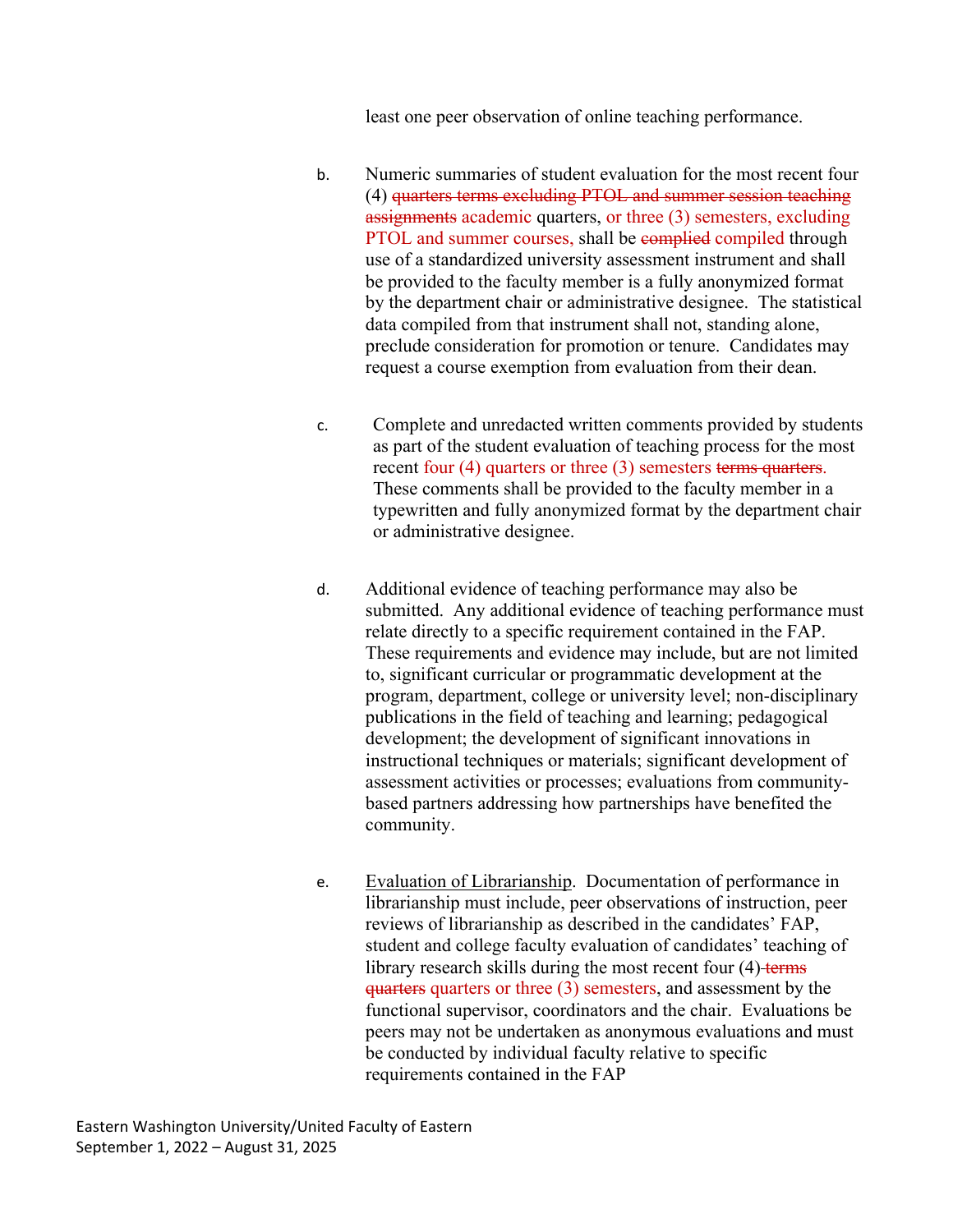least one peer observation of online teaching performance.

b. Numeric summaries of student evaluation for the most recent four (4) ~~quarters terms excluding PTOL and summer session teaching assignments~~ academic quarters, or three (3) semesters, excluding PTOL and summer courses, shall be ~~complied~~ compiled through use of a standardized university assessment instrument and shall be provided to the faculty member is a fully anonymized format by the department chair or administrative designee. The statistical data compiled from that instrument shall not, standing alone, preclude consideration for promotion or tenure. Candidates may request a course exemption from evaluation from their dean.

c. Complete and unredacted written comments provided by students as part of the student evaluation of teaching process for the most recent four (4) quarters or three (3) semesters ~~terms quarters~~. These comments shall be provided to the faculty member in a typewritten and fully anonymized format by the department chair or administrative designee.

d. Additional evidence of teaching performance may also be submitted. Any additional evidence of teaching performance must relate directly to a specific requirement contained in the FAP. These requirements and evidence may include, but are not limited to, significant curricular or programmatic development at the program, department, college or university level; non-disciplinary publications in the field of teaching and learning; pedagogical development; the development of significant innovations in instructional techniques or materials; significant development of assessment activities or processes; evaluations from community-based partners addressing how partnerships have benefited the community.

e. Evaluation of Librarianship. Documentation of performance in librarianship must include, peer observations of instruction, peer reviews of librarianship as described in the candidates' FAP, student and college faculty evaluation of candidates' teaching of library research skills during the most recent four (4) ~~terms quarters~~ quarters or three (3) semesters, and assessment by the functional supervisor, coordinators and the chair. Evaluations be peers may not be undertaken as anonymous evaluations and must be conducted by individual faculty relative to specific requirements contained in the FAP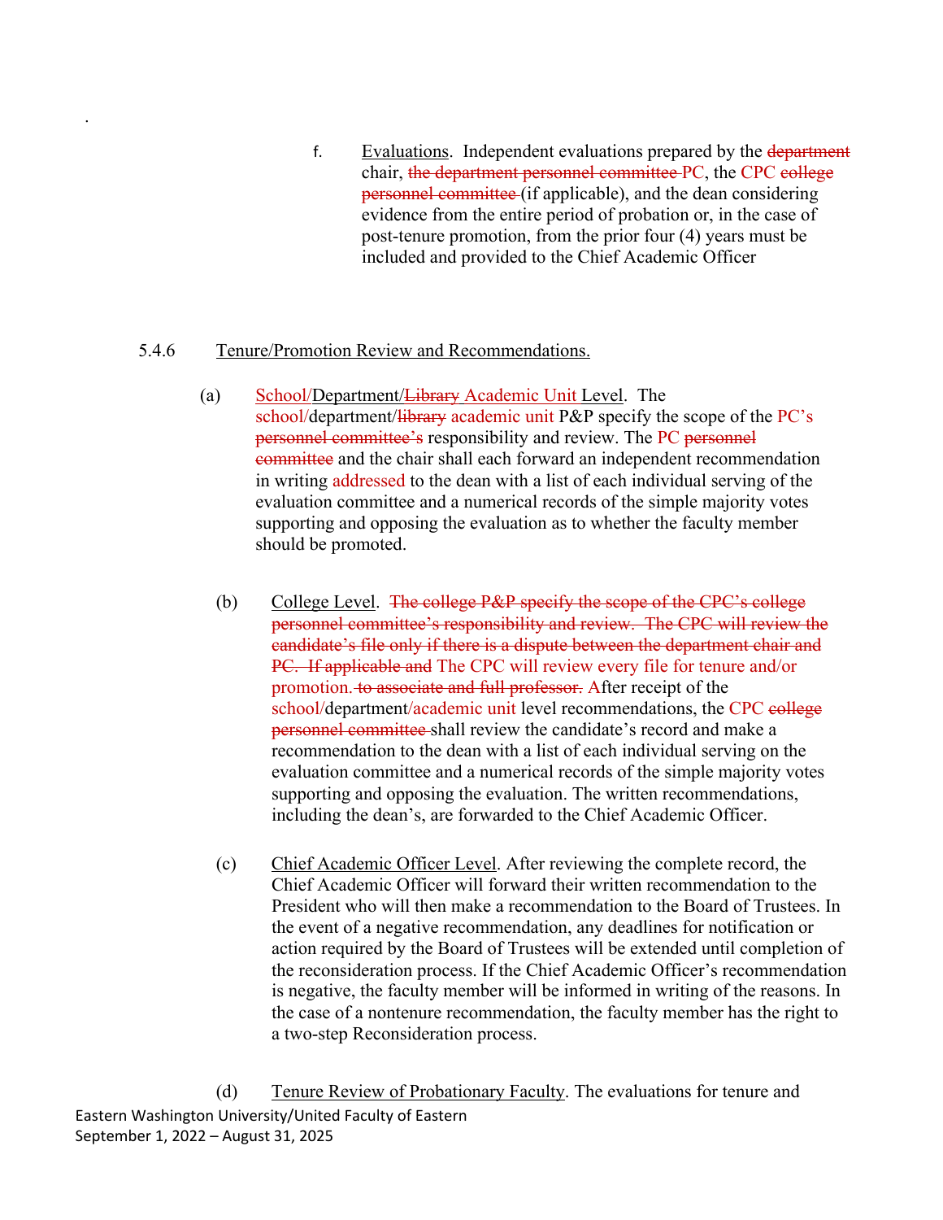f. Evaluations. Independent evaluations prepared by the ~~department~~ chair, ~~the department personnel committee~~ PC, the CPC ~~college personnel committee~~ (if applicable), and the dean considering evidence from the entire period of probation or, in the case of post-tenure promotion, from the prior four (4) years must be included and provided to the Chief Academic Officer

5.4.6 Tenure/Promotion Review and Recommendations.

(a) School/Department/~~Library~~ Academic Unit Level. The school/department/~~library~~ academic unit P&P specify the scope of the PC's ~~personnel committee's~~ responsibility and review. The PC ~~personnel committee~~ and the chair shall each forward an independent recommendation in writing addressed to the dean with a list of each individual serving of the evaluation committee and a numerical records of the simple majority votes supporting and opposing the evaluation as to whether the faculty member should be promoted.

(b) College Level. ~~The college P&P specify the scope of the CPC's college personnel committee's responsibility and review. The CPC will review the candidate's file only if there is a dispute between the department chair and PC. If applicable and~~ The CPC will review every file for tenure and/or promotion. ~~to associate and full professor.~~ After receipt of the school/department/academic unit level recommendations, the CPC ~~college personnel committee~~ shall review the candidate's record and make a recommendation to the dean with a list of each individual serving on the evaluation committee and a numerical records of the simple majority votes supporting and opposing the evaluation. The written recommendations, including the dean's, are forwarded to the Chief Academic Officer.

(c) Chief Academic Officer Level. After reviewing the complete record, the Chief Academic Officer will forward their written recommendation to the President who will then make a recommendation to the Board of Trustees. In the event of a negative recommendation, any deadlines for notification or action required by the Board of Trustees will be extended until completion of the reconsideration process. If the Chief Academic Officer's recommendation is negative, the faculty member will be informed in writing of the reasons. In the case of a nontenure recommendation, the faculty member has the right to a two-step Reconsideration process.

(d) Tenure Review of Probationary Faculty. The evaluations for tenure and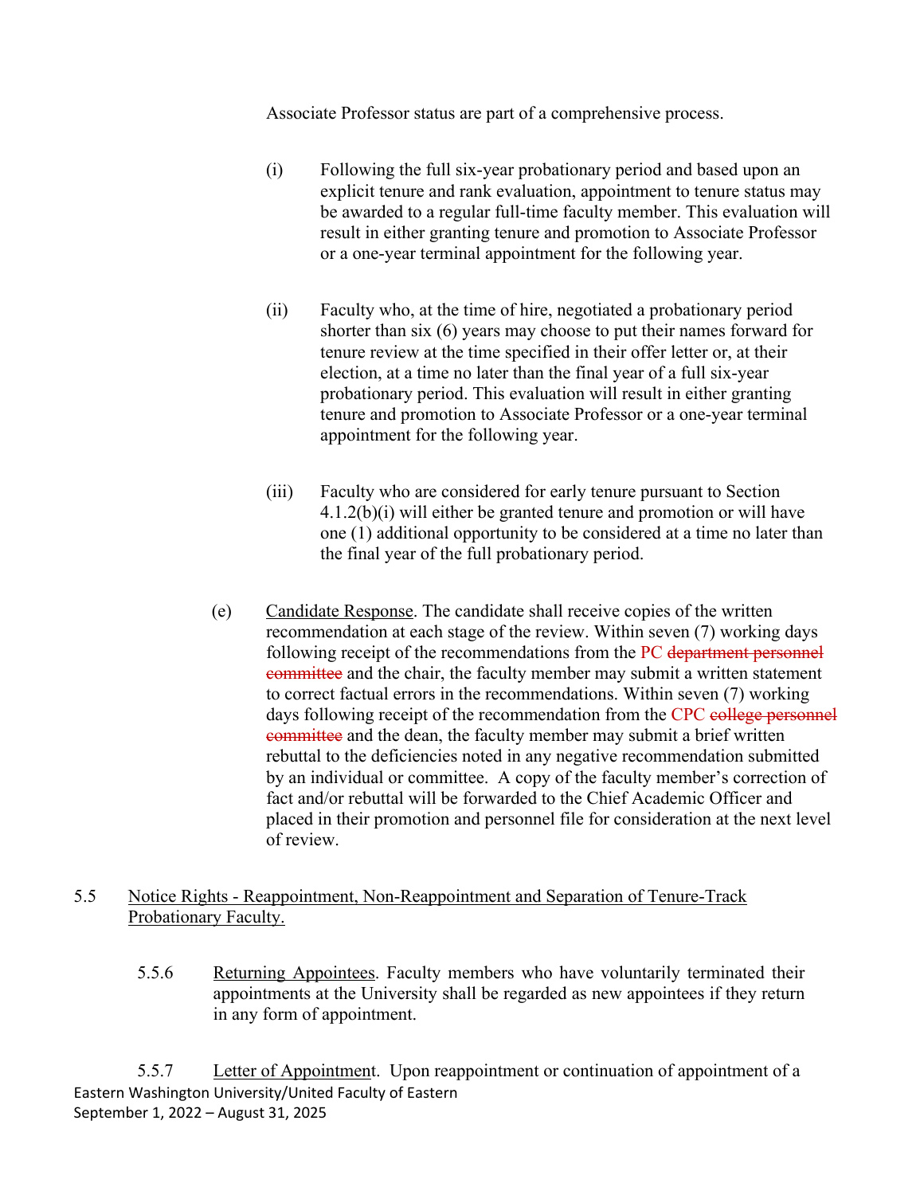Associate Professor status are part of a comprehensive process.

(i) Following the full six-year probationary period and based upon an explicit tenure and rank evaluation, appointment to tenure status may be awarded to a regular full-time faculty member. This evaluation will result in either granting tenure and promotion to Associate Professor or a one-year terminal appointment for the following year.

(ii) Faculty who, at the time of hire, negotiated a probationary period shorter than six (6) years may choose to put their names forward for tenure review at the time specified in their offer letter or, at their election, at a time no later than the final year of a full six-year probationary period. This evaluation will result in either granting tenure and promotion to Associate Professor or a one-year terminal appointment for the following year.

(iii) Faculty who are considered for early tenure pursuant to Section 4.1.2(b)(i) will either be granted tenure and promotion or will have one (1) additional opportunity to be considered at a time no later than the final year of the full probationary period.

(e) Candidate Response. The candidate shall receive copies of the written recommendation at each stage of the review. Within seven (7) working days following receipt of the recommendations from the PC ~~department personnel committee~~ and the chair, the faculty member may submit a written statement to correct factual errors in the recommendations. Within seven (7) working days following receipt of the recommendation from the CPC ~~college personnel committee~~ and the dean, the faculty member may submit a brief written rebuttal to the deficiencies noted in any negative recommendation submitted by an individual or committee. A copy of the faculty member's correction of fact and/or rebuttal will be forwarded to the Chief Academic Officer and placed in their promotion and personnel file for consideration at the next level of review.

5.5 Notice Rights - Reappointment, Non-Reappointment and Separation of Tenure-Track Probationary Faculty.

5.5.6 Returning Appointees. Faculty members who have voluntarily terminated their appointments at the University shall be regarded as new appointees if they return in any form of appointment.

5.5.7 Letter of Appointment. Upon reappointment or continuation of appointment of a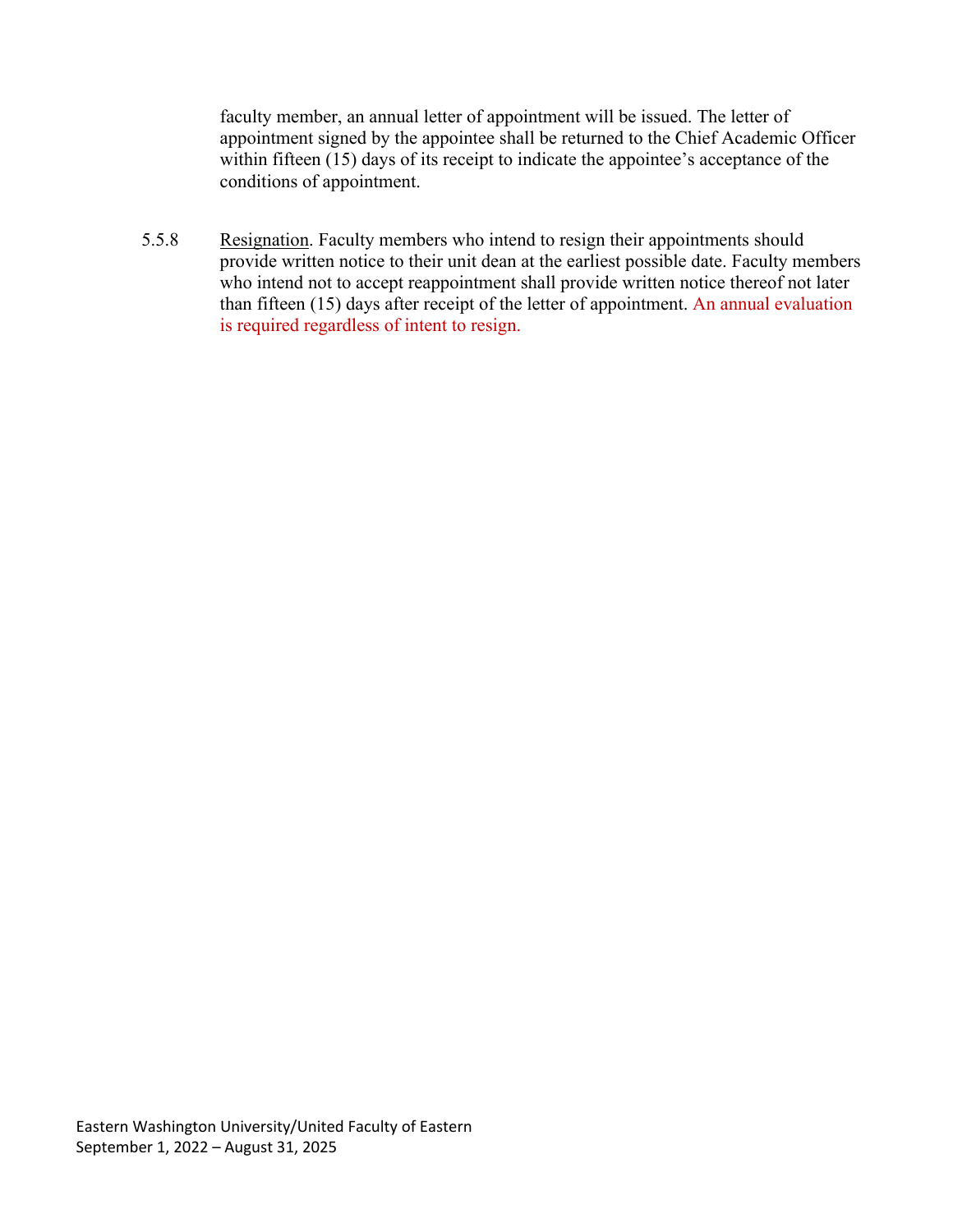faculty member, an annual letter of appointment will be issued. The letter of appointment signed by the appointee shall be returned to the Chief Academic Officer within fifteen (15) days of its receipt to indicate the appointee's acceptance of the conditions of appointment.

5.5.8 Resignation. Faculty members who intend to resign their appointments should provide written notice to their unit dean at the earliest possible date. Faculty members who intend not to accept reappointment shall provide written notice thereof not later than fifteen (15) days after receipt of the letter of appointment. An annual evaluation is required regardless of intent to resign.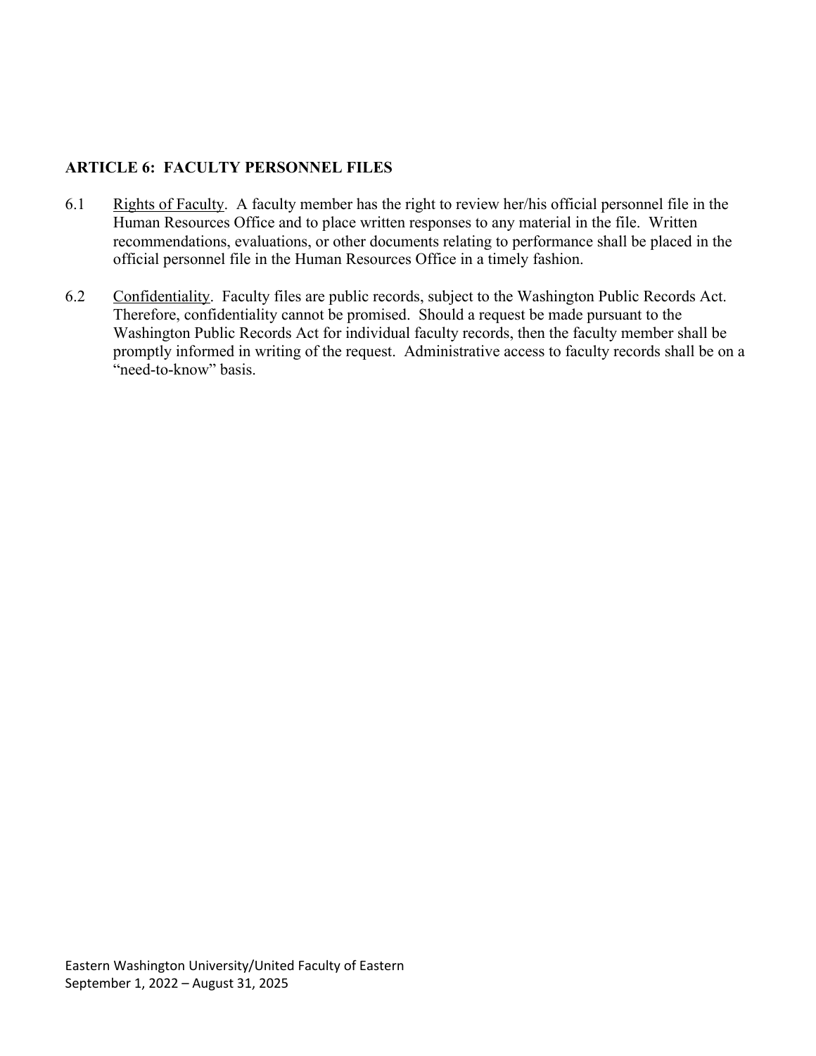## ARTICLE 6: FACULTY PERSONNEL FILES

6.1 Rights of Faculty. A faculty member has the right to review her/his official personnel file in the Human Resources Office and to place written responses to any material in the file. Written recommendations, evaluations, or other documents relating to performance shall be placed in the official personnel file in the Human Resources Office in a timely fashion.

6.2 Confidentiality. Faculty files are public records, subject to the Washington Public Records Act. Therefore, confidentiality cannot be promised. Should a request be made pursuant to the Washington Public Records Act for individual faculty records, then the faculty member shall be promptly informed in writing of the request. Administrative access to faculty records shall be on a "need-to-know" basis.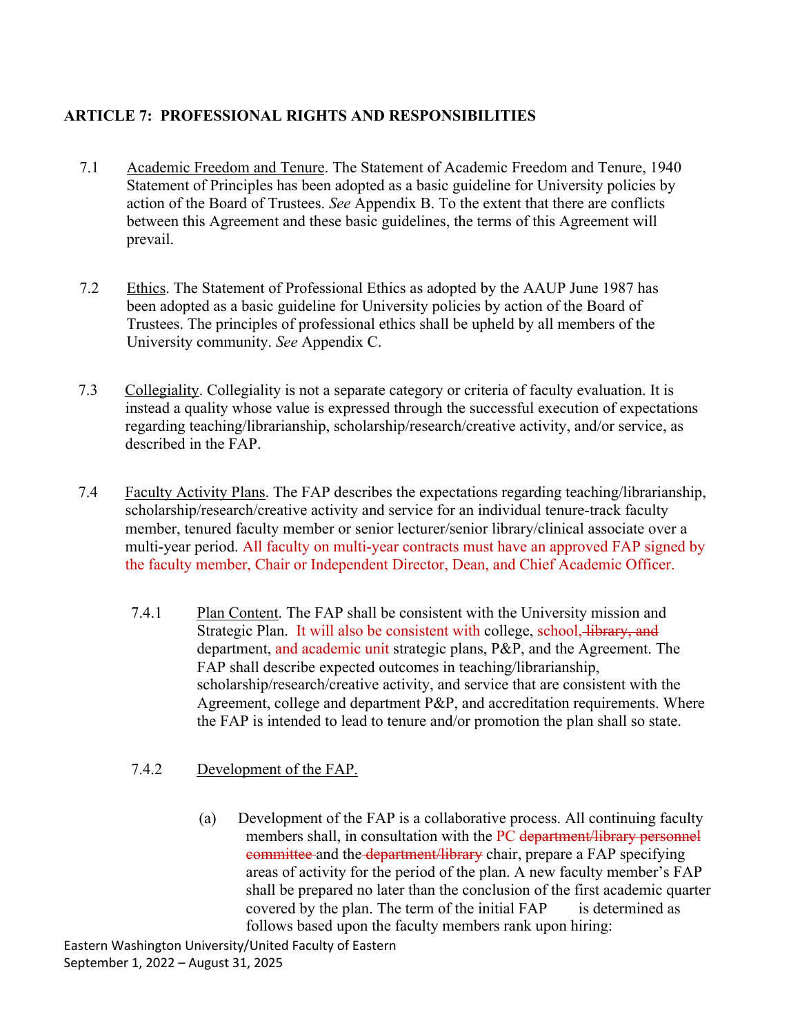**ARTICLE 7: PROFESSIONAL RIGHTS AND RESPONSIBILITIES**

7.1 Academic Freedom and Tenure. The Statement of Academic Freedom and Tenure, 1940 Statement of Principles has been adopted as a basic guideline for University policies by action of the Board of Trustees. *See* Appendix B. To the extent that there are conflicts between this Agreement and these basic guidelines, the terms of this Agreement will prevail.

7.2 Ethics. The Statement of Professional Ethics as adopted by the AAUP June 1987 has been adopted as a basic guideline for University policies by action of the Board of Trustees. The principles of professional ethics shall be upheld by all members of the University community. *See* Appendix C.

7.3 Collegiality. Collegiality is not a separate category or criteria of faculty evaluation. It is instead a quality whose value is expressed through the successful execution of expectations regarding teaching/librarianship, scholarship/research/creative activity, and/or service, as described in the FAP.

7.4 Faculty Activity Plans. The FAP describes the expectations regarding teaching/librarianship, scholarship/research/creative activity and service for an individual tenure-track faculty member, tenured faculty member or senior lecturer/senior library/clinical associate over a multi-year period. All faculty on multi-year contracts must have an approved FAP signed by the faculty member, Chair or Independent Director, Dean, and Chief Academic Officer.

7.4.1 Plan Content. The FAP shall be consistent with the University mission and Strategic Plan. It will also be consistent with college, school, ~~library, and~~ department, and academic unit strategic plans, P&P, and the Agreement. The FAP shall describe expected outcomes in teaching/librarianship, scholarship/research/creative activity, and service that are consistent with the Agreement, college and department P&P, and accreditation requirements. Where the FAP is intended to lead to tenure and/or promotion the plan shall so state.

7.4.2 Development of the FAP.

(a) Development of the FAP is a collaborative process. All continuing faculty members shall, in consultation with the PC ~~department/library personnel committee~~ and the ~~department/library~~ chair, prepare a FAP specifying areas of activity for the period of the plan. A new faculty member's FAP shall be prepared no later than the conclusion of the first academic quarter covered by the plan. The term of the initial FAP is determined as follows based upon the faculty members rank upon hiring: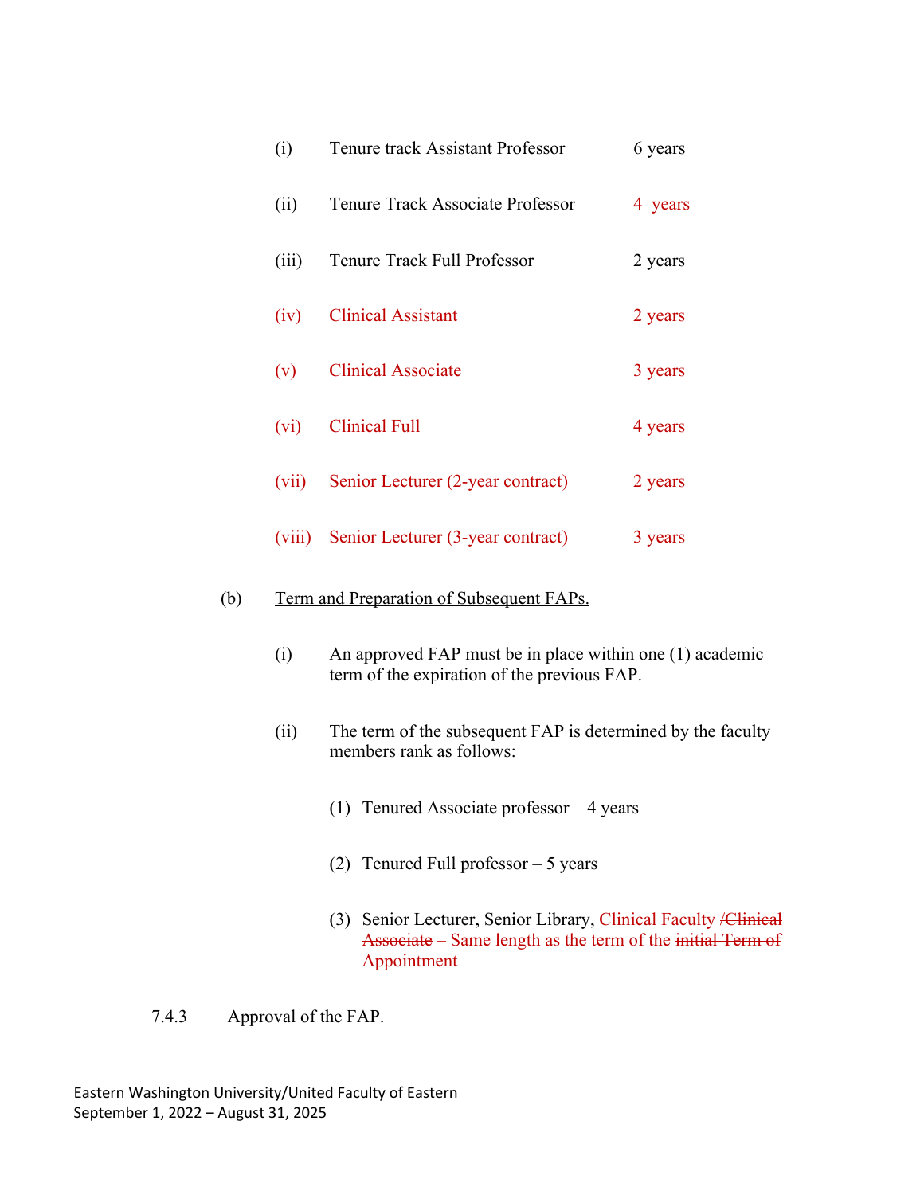(i) Tenure track Assistant Professor 6 years

(ii) Tenure Track Associate Professor 4 years

(iii) Tenure Track Full Professor 2 years

(iv) Clinical Assistant 2 years

(v) Clinical Associate 3 years

(vi) Clinical Full 4 years

(vii) Senior Lecturer (2-year contract) 2 years

(viii) Senior Lecturer (3-year contract) 3 years

(b) Term and Preparation of Subsequent FAPs.

(i) An approved FAP must be in place within one (1) academic term of the expiration of the previous FAP.

(ii) The term of the subsequent FAP is determined by the faculty members rank as follows:

(1) Tenured Associate professor – 4 years

(2) Tenured Full professor – 5 years

(3) Senior Lecturer, Senior Library, Clinical Faculty ~~/Clinical Associate~~ – Same length as the term of the ~~initial Term of~~ Appointment

7.4.3 Approval of the FAP.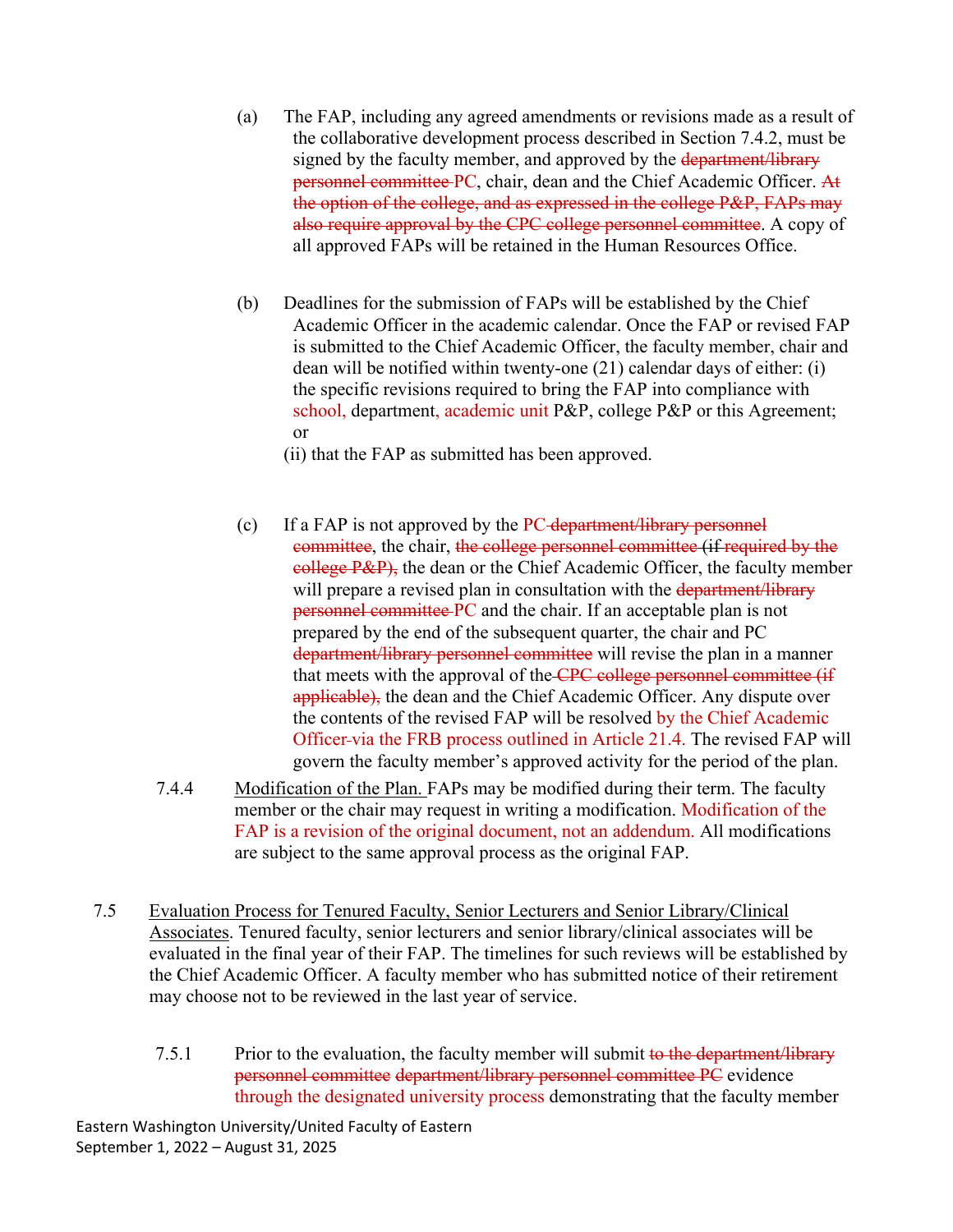(a) The FAP, including any agreed amendments or revisions made as a result of the collaborative development process described in Section 7.4.2, must be signed by the faculty member, and approved by the ~~department/library personnel committee~~ PC, chair, dean and the Chief Academic Officer. ~~At the option of the college, and as expressed in the college P&P, FAPs may also require approval by the CPC college personnel committee~~. A copy of all approved FAPs will be retained in the Human Resources Office.

(b) Deadlines for the submission of FAPs will be established by the Chief Academic Officer in the academic calendar. Once the FAP or revised FAP is submitted to the Chief Academic Officer, the faculty member, chair and dean will be notified within twenty-one (21) calendar days of either: (i) the specific revisions required to bring the FAP into compliance with school, department, academic unit P&P, college P&P or this Agreement; or
(ii) that the FAP as submitted has been approved.

(c) If a FAP is not approved by the PC ~~department/library personnel committee~~, the chair, ~~the college personnel committee (if required by the college P&P),~~ the dean or the Chief Academic Officer, the faculty member will prepare a revised plan in consultation with the ~~department/library personnel committee~~ PC and the chair. If an acceptable plan is not prepared by the end of the subsequent quarter, the chair and PC ~~department/library personnel committee~~ will revise the plan in a manner that meets with the approval of the ~~CPC college personnel committee (if applicable),~~ the dean and the Chief Academic Officer. Any dispute over the contents of the revised FAP will be resolved by the Chief Academic Officer-via the FRB process outlined in Article 21.4. The revised FAP will govern the faculty member's approved activity for the period of the plan.

7.4.4 Modification of the Plan. FAPs may be modified during their term. The faculty member or the chair may request in writing a modification. Modification of the FAP is a revision of the original document, not an addendum. All modifications are subject to the same approval process as the original FAP.

7.5 Evaluation Process for Tenured Faculty, Senior Lecturers and Senior Library/Clinical Associates. Tenured faculty, senior lecturers and senior library/clinical associates will be evaluated in the final year of their FAP. The timelines for such reviews will be established by the Chief Academic Officer. A faculty member who has submitted notice of their retirement may choose not to be reviewed in the last year of service.

7.5.1 Prior to the evaluation, the faculty member will submit ~~to the department/library personnel committee department/library personnel committee PC~~ evidence through the designated university process demonstrating that the faculty member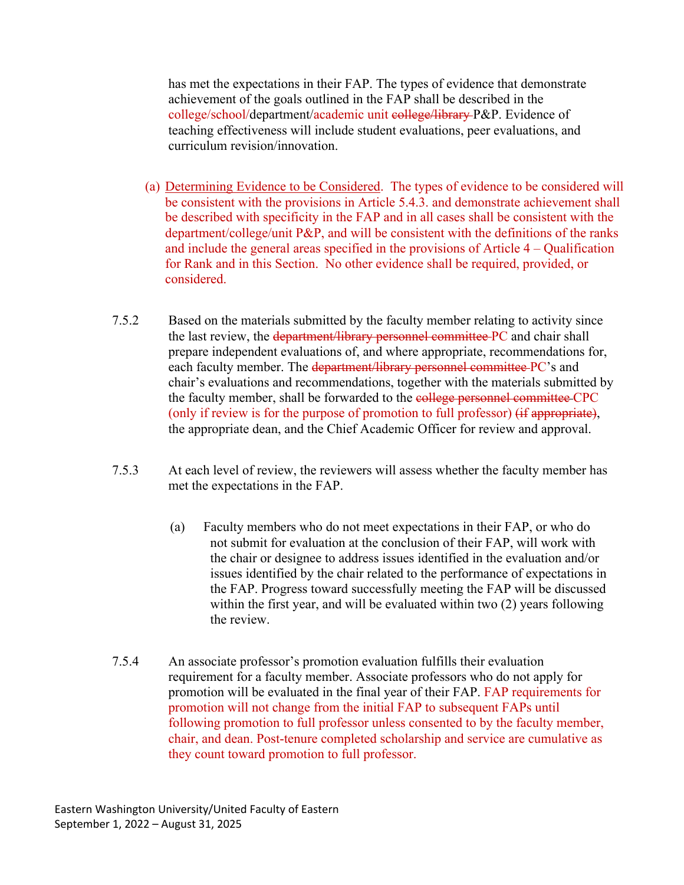has met the expectations in their FAP. The types of evidence that demonstrate achievement of the goals outlined in the FAP shall be described in the college/school/department/academic unit ~~college/library~~ P&P. Evidence of teaching effectiveness will include student evaluations, peer evaluations, and curriculum revision/innovation.

(a) Determining Evidence to be Considered. The types of evidence to be considered will be consistent with the provisions in Article 5.4.3. and demonstrate achievement shall be described with specificity in the FAP and in all cases shall be consistent with the department/college/unit P&P, and will be consistent with the definitions of the ranks and include the general areas specified in the provisions of Article 4 – Qualification for Rank and in this Section. No other evidence shall be required, provided, or considered.

7.5.2 Based on the materials submitted by the faculty member relating to activity since the last review, the ~~department/library personnel committee~~ PC and chair shall prepare independent evaluations of, and where appropriate, recommendations for, each faculty member. The ~~department/library personnel committee~~ PC's and chair's evaluations and recommendations, together with the materials submitted by the faculty member, shall be forwarded to the ~~college personnel committee~~ CPC (only if review is for the purpose of promotion to full professor) ~~(if appropriate)~~, the appropriate dean, and the Chief Academic Officer for review and approval.

7.5.3 At each level of review, the reviewers will assess whether the faculty member has met the expectations in the FAP.

(a) Faculty members who do not meet expectations in their FAP, or who do not submit for evaluation at the conclusion of their FAP, will work with the chair or designee to address issues identified in the evaluation and/or issues identified by the chair related to the performance of expectations in the FAP. Progress toward successfully meeting the FAP will be discussed within the first year, and will be evaluated within two (2) years following the review.

7.5.4 An associate professor's promotion evaluation fulfills their evaluation requirement for a faculty member. Associate professors who do not apply for promotion will be evaluated in the final year of their FAP. FAP requirements for promotion will not change from the initial FAP to subsequent FAPs until following promotion to full professor unless consented to by the faculty member, chair, and dean. Post-tenure completed scholarship and service are cumulative as they count toward promotion to full professor.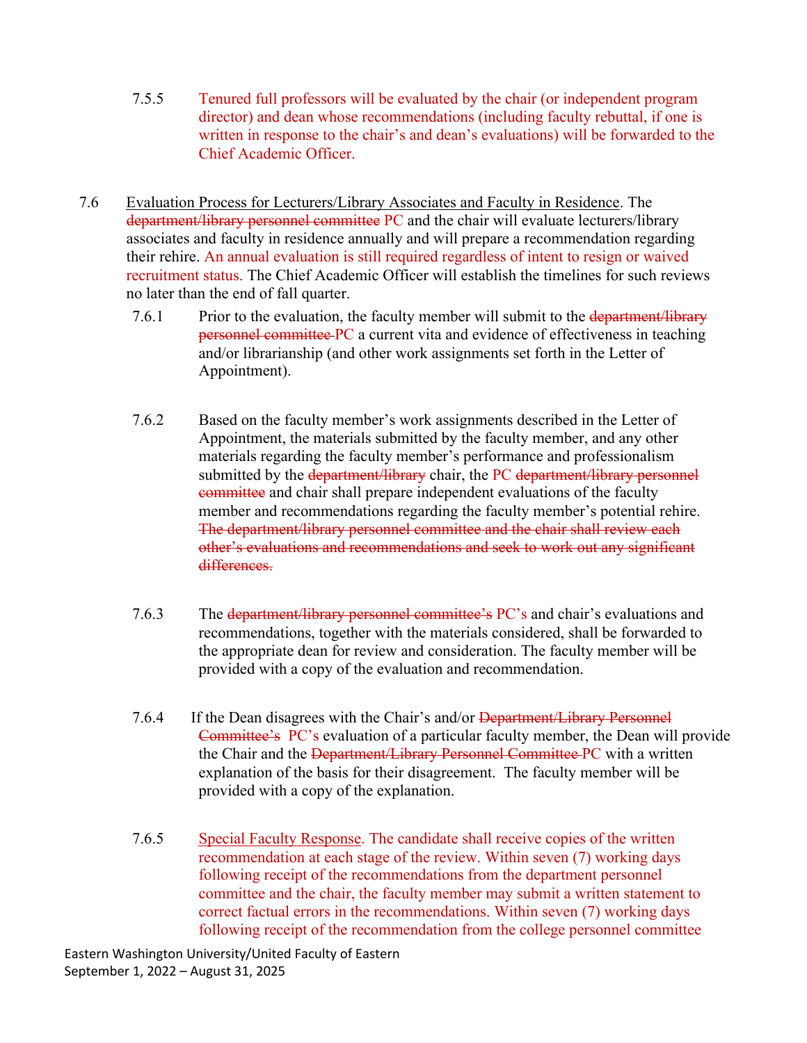7.5.5 Tenured full professors will be evaluated by the chair (or independent program director) and dean whose recommendations (including faculty rebuttal, if one is written in response to the chair's and dean's evaluations) will be forwarded to the Chief Academic Officer.

7.6 <u>Evaluation Process for Lecturers/Library Associates and Faculty in Residence</u>. The ~~department/library personnel committee~~ PC and the chair will evaluate lecturers/library associates and faculty in residence annually and will prepare a recommendation regarding their rehire. An annual evaluation is still required regardless of intent to resign or waived recruitment status. The Chief Academic Officer will establish the timelines for such reviews no later than the end of fall quarter.

7.6.1 Prior to the evaluation, the faculty member will submit to the ~~department/library personnel committee~~ PC a current vita and evidence of effectiveness in teaching and/or librarianship (and other work assignments set forth in the Letter of Appointment).

7.6.2 Based on the faculty member's work assignments described in the Letter of Appointment, the materials submitted by the faculty member, and any other materials regarding the faculty member's performance and professionalism submitted by the ~~department/library~~ chair, the PC ~~department/library personnel committee~~ and chair shall prepare independent evaluations of the faculty member and recommendations regarding the faculty member's potential rehire. ~~The department/library personnel committee and the chair shall review each other's evaluations and recommendations and seek to work out any significant differences.~~

7.6.3 The ~~department/library personnel committee's~~ PC's and chair's evaluations and recommendations, together with the materials considered, shall be forwarded to the appropriate dean for review and consideration. The faculty member will be provided with a copy of the evaluation and recommendation.

7.6.4 If the Dean disagrees with the Chair's and/or ~~Department/Library Personnel Committee's~~ PC's evaluation of a particular faculty member, the Dean will provide the Chair and the ~~Department/Library Personnel Committee~~ PC with a written explanation of the basis for their disagreement. The faculty member will be provided with a copy of the explanation.

7.6.5 <u>Special Faculty Response</u>. The candidate shall receive copies of the written recommendation at each stage of the review. Within seven (7) working days following receipt of the recommendations from the department personnel committee and the chair, the faculty member may submit a written statement to correct factual errors in the recommendations. Within seven (7) working days following receipt of the recommendation from the college personnel committee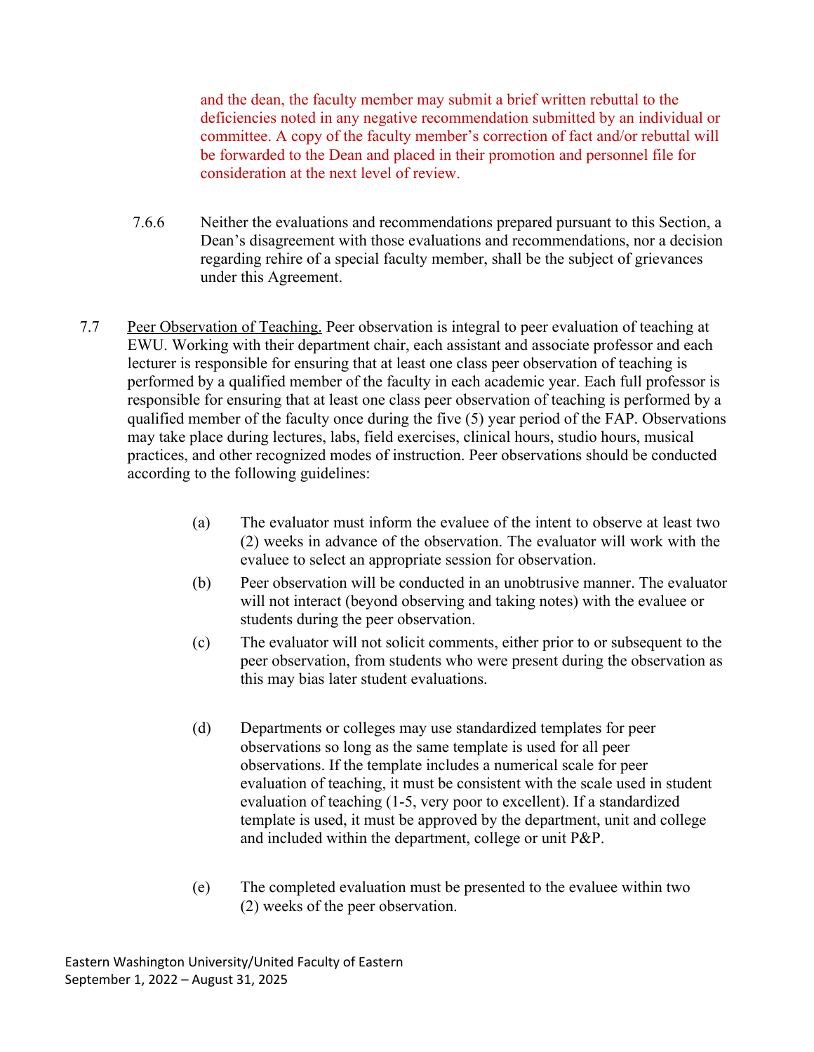and the dean, the faculty member may submit a brief written rebuttal to the deficiencies noted in any negative recommendation submitted by an individual or committee. A copy of the faculty member's correction of fact and/or rebuttal will be forwarded to the Dean and placed in their promotion and personnel file for consideration at the next level of review.

7.6.6 Neither the evaluations and recommendations prepared pursuant to this Section, a Dean's disagreement with those evaluations and recommendations, nor a decision regarding rehire of a special faculty member, shall be the subject of grievances under this Agreement.

7.7 Peer Observation of Teaching. Peer observation is integral to peer evaluation of teaching at EWU. Working with their department chair, each assistant and associate professor and each lecturer is responsible for ensuring that at least one class peer observation of teaching is performed by a qualified member of the faculty in each academic year. Each full professor is responsible for ensuring that at least one class peer observation of teaching is performed by a qualified member of the faculty once during the five (5) year period of the FAP. Observations may take place during lectures, labs, field exercises, clinical hours, studio hours, musical practices, and other recognized modes of instruction. Peer observations should be conducted according to the following guidelines:

(a) The evaluator must inform the evaluee of the intent to observe at least two (2) weeks in advance of the observation. The evaluator will work with the evaluee to select an appropriate session for observation.

(b) Peer observation will be conducted in an unobtrusive manner. The evaluator will not interact (beyond observing and taking notes) with the evaluee or students during the peer observation.

(c) The evaluator will not solicit comments, either prior to or subsequent to the peer observation, from students who were present during the observation as this may bias later student evaluations.

(d) Departments or colleges may use standardized templates for peer observations so long as the same template is used for all peer observations. If the template includes a numerical scale for peer evaluation of teaching, it must be consistent with the scale used in student evaluation of teaching (1-5, very poor to excellent). If a standardized template is used, it must be approved by the department, unit and college and included within the department, college or unit P&P.

(e) The completed evaluation must be presented to the evaluee within two (2) weeks of the peer observation.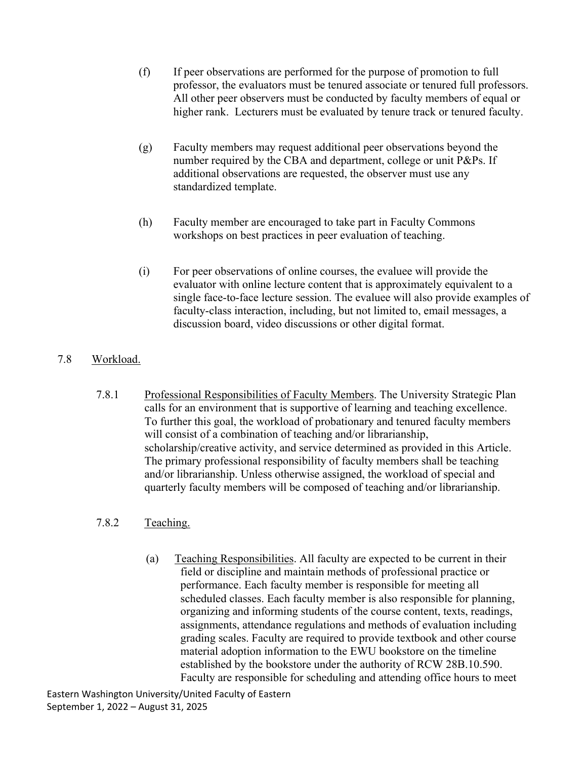(f) If peer observations are performed for the purpose of promotion to full professor, the evaluators must be tenured associate or tenured full professors. All other peer observers must be conducted by faculty members of equal or higher rank. Lecturers must be evaluated by tenure track or tenured faculty.

(g) Faculty members may request additional peer observations beyond the number required by the CBA and department, college or unit P&Ps. If additional observations are requested, the observer must use any standardized template.

(h) Faculty member are encouraged to take part in Faculty Commons workshops on best practices in peer evaluation of teaching.

(i) For peer observations of online courses, the evaluee will provide the evaluator with online lecture content that is approximately equivalent to a single face-to-face lecture session. The evaluee will also provide examples of faculty-class interaction, including, but not limited to, email messages, a discussion board, video discussions or other digital format.

## 7.8 Workload.

7.8.1 Professional Responsibilities of Faculty Members. The University Strategic Plan calls for an environment that is supportive of learning and teaching excellence. To further this goal, the workload of probationary and tenured faculty members will consist of a combination of teaching and/or librarianship, scholarship/creative activity, and service determined as provided in this Article. The primary professional responsibility of faculty members shall be teaching and/or librarianship. Unless otherwise assigned, the workload of special and quarterly faculty members will be composed of teaching and/or librarianship.

7.8.2 Teaching.

(a) Teaching Responsibilities. All faculty are expected to be current in their field or discipline and maintain methods of professional practice or performance. Each faculty member is responsible for meeting all scheduled classes. Each faculty member is also responsible for planning, organizing and informing students of the course content, texts, readings, assignments, attendance regulations and methods of evaluation including grading scales. Faculty are required to provide textbook and other course material adoption information to the EWU bookstore on the timeline established by the bookstore under the authority of RCW 28B.10.590. Faculty are responsible for scheduling and attending office hours to meet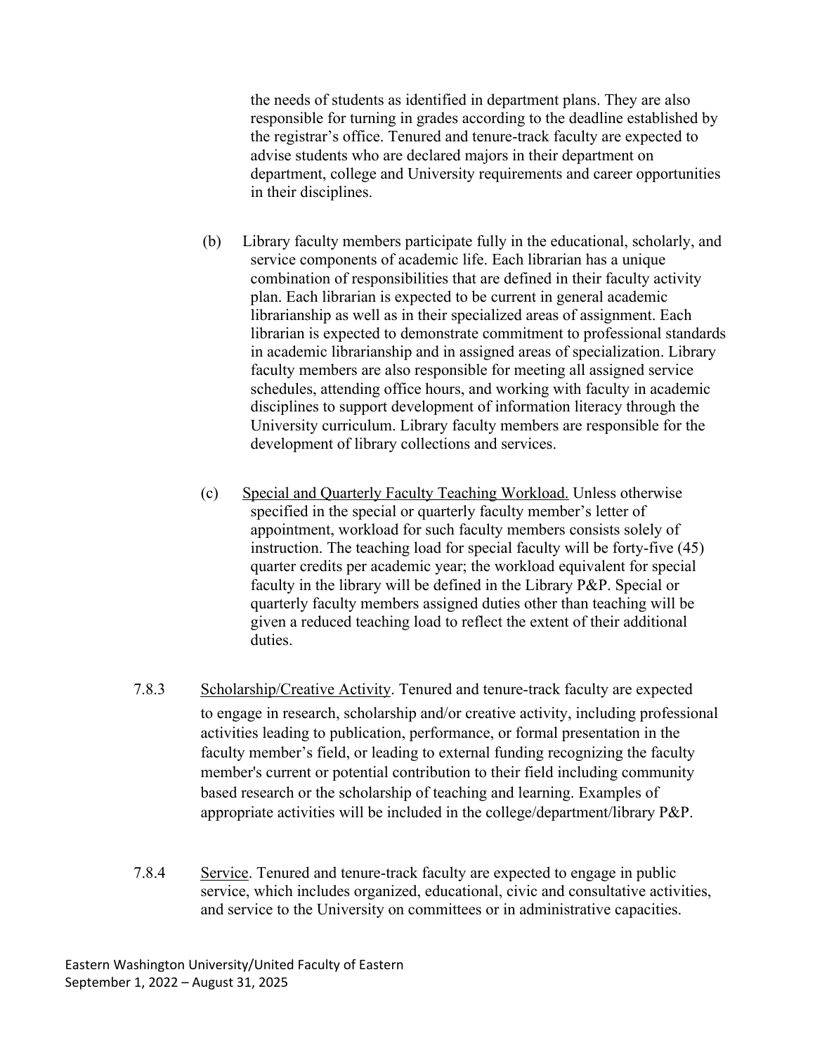the needs of students as identified in department plans. They are also responsible for turning in grades according to the deadline established by the registrar's office. Tenured and tenure-track faculty are expected to advise students who are declared majors in their department on department, college and University requirements and career opportunities in their disciplines.

(b) Library faculty members participate fully in the educational, scholarly, and service components of academic life. Each librarian has a unique combination of responsibilities that are defined in their faculty activity plan. Each librarian is expected to be current in general academic librarianship as well as in their specialized areas of assignment. Each librarian is expected to demonstrate commitment to professional standards in academic librarianship and in assigned areas of specialization. Library faculty members are also responsible for meeting all assigned service schedules, attending office hours, and working with faculty in academic disciplines to support development of information literacy through the University curriculum. Library faculty members are responsible for the development of library collections and services.

(c) Special and Quarterly Faculty Teaching Workload. Unless otherwise specified in the special or quarterly faculty member's letter of appointment, workload for such faculty members consists solely of instruction. The teaching load for special faculty will be forty-five (45) quarter credits per academic year; the workload equivalent for special faculty in the library will be defined in the Library P&P. Special or quarterly faculty members assigned duties other than teaching will be given a reduced teaching load to reflect the extent of their additional duties.

7.8.3 Scholarship/Creative Activity. Tenured and tenure-track faculty are expected to engage in research, scholarship and/or creative activity, including professional activities leading to publication, performance, or formal presentation in the faculty member's field, or leading to external funding recognizing the faculty member's current or potential contribution to their field including community based research or the scholarship of teaching and learning. Examples of appropriate activities will be included in the college/department/library P&P.

7.8.4 Service. Tenured and tenure-track faculty are expected to engage in public service, which includes organized, educational, civic and consultative activities, and service to the University on committees or in administrative capacities.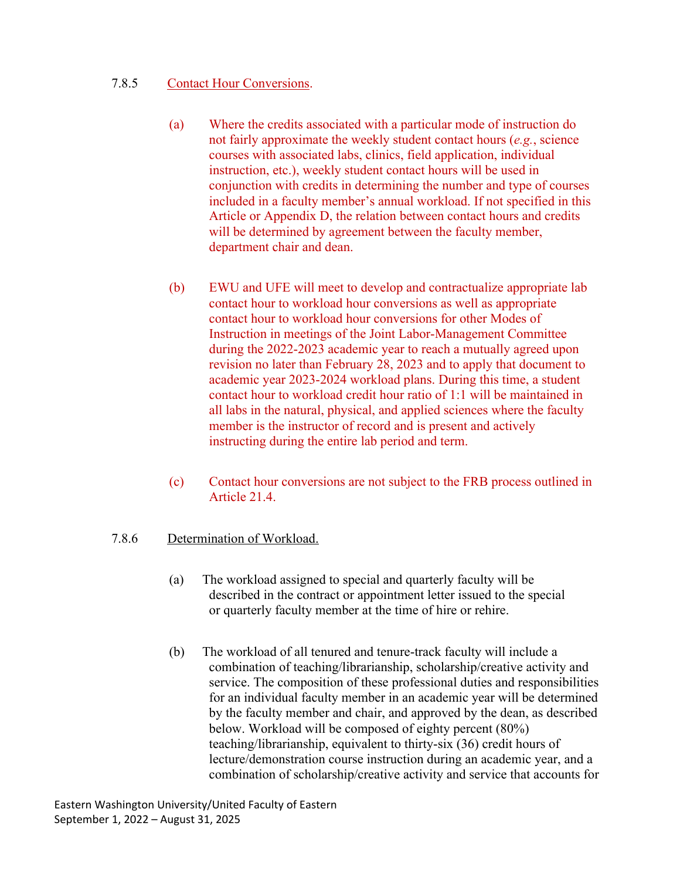7.8.5 Contact Hour Conversions.

(a) Where the credits associated with a particular mode of instruction do not fairly approximate the weekly student contact hours (*e.g.*, science courses with associated labs, clinics, field application, individual instruction, etc.), weekly student contact hours will be used in conjunction with credits in determining the number and type of courses included in a faculty member's annual workload. If not specified in this Article or Appendix D, the relation between contact hours and credits will be determined by agreement between the faculty member, department chair and dean.

(b) EWU and UFE will meet to develop and contractualize appropriate lab contact hour to workload hour conversions as well as appropriate contact hour to workload hour conversions for other Modes of Instruction in meetings of the Joint Labor-Management Committee during the 2022-2023 academic year to reach a mutually agreed upon revision no later than February 28, 2023 and to apply that document to academic year 2023-2024 workload plans. During this time, a student contact hour to workload credit hour ratio of 1:1 will be maintained in all labs in the natural, physical, and applied sciences where the faculty member is the instructor of record and is present and actively instructing during the entire lab period and term.

(c) Contact hour conversions are not subject to the FRB process outlined in Article 21.4.

7.8.6 Determination of Workload.

(a) The workload assigned to special and quarterly faculty will be described in the contract or appointment letter issued to the special or quarterly faculty member at the time of hire or rehire.

(b) The workload of all tenured and tenure-track faculty will include a combination of teaching/librarianship, scholarship/creative activity and service. The composition of these professional duties and responsibilities for an individual faculty member in an academic year will be determined by the faculty member and chair, and approved by the dean, as described below. Workload will be composed of eighty percent (80%) teaching/librarianship, equivalent to thirty-six (36) credit hours of lecture/demonstration course instruction during an academic year, and a combination of scholarship/creative activity and service that accounts for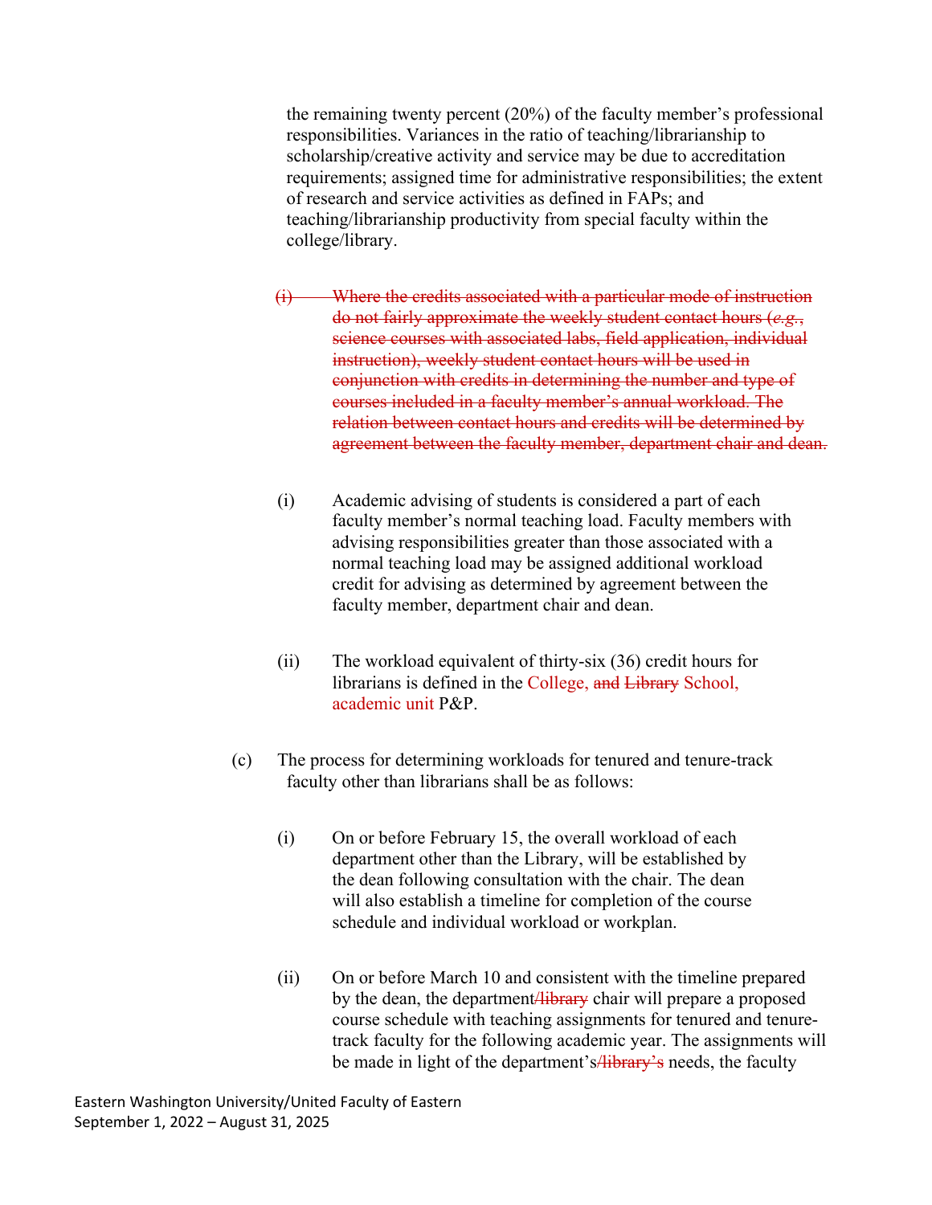the remaining twenty percent (20%) of the faculty member's professional responsibilities. Variances in the ratio of teaching/librarianship to scholarship/creative activity and service may be due to accreditation requirements; assigned time for administrative responsibilities; the extent of research and service activities as defined in FAPs; and teaching/librarianship productivity from special faculty within the college/library.

~~(i) Where the credits associated with a particular mode of instruction do not fairly approximate the weekly student contact hours (*e.g.*, science courses with associated labs, field application, individual instruction), weekly student contact hours will be used in conjunction with credits in determining the number and type of courses included in a faculty member's annual workload. The relation between contact hours and credits will be determined by agreement between the faculty member, department chair and dean.~~

(i) Academic advising of students is considered a part of each faculty member's normal teaching load. Faculty members with advising responsibilities greater than those associated with a normal teaching load may be assigned additional workload credit for advising as determined by agreement between the faculty member, department chair and dean.

(ii) The workload equivalent of thirty-six (36) credit hours for librarians is defined in the College, ~~and Library~~ School, academic unit P&P.

(c) The process for determining workloads for tenured and tenure-track faculty other than librarians shall be as follows:

(i) On or before February 15, the overall workload of each department other than the Library, will be established by the dean following consultation with the chair. The dean will also establish a timeline for completion of the course schedule and individual workload or workplan.

(ii) On or before March 10 and consistent with the timeline prepared by the dean, the department~~/library~~ chair will prepare a proposed course schedule with teaching assignments for tenured and tenure-track faculty for the following academic year. The assignments will be made in light of the department's~~/library's~~ needs, the faculty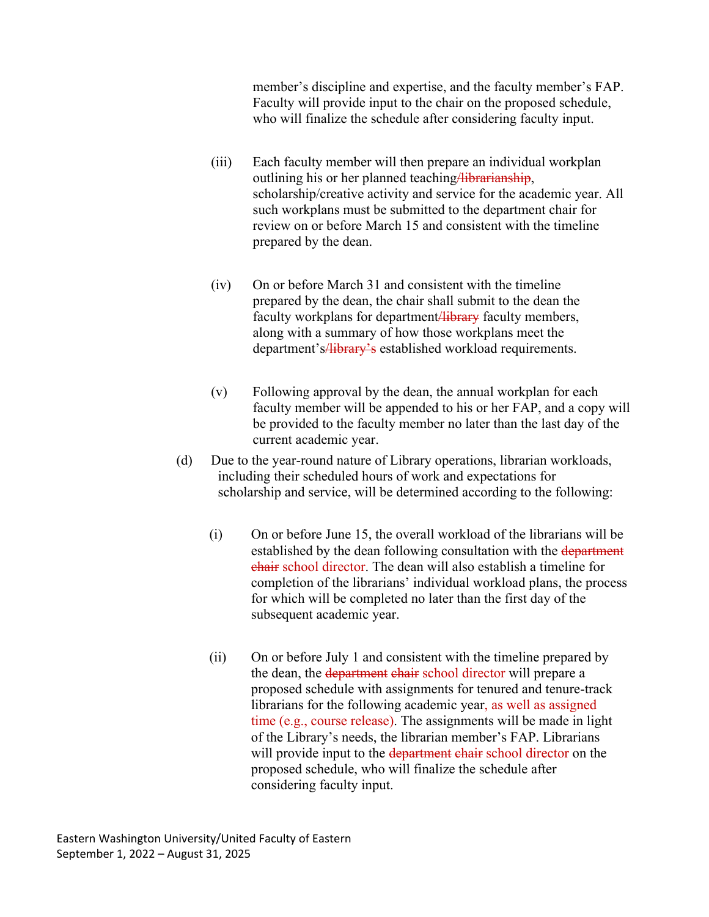member's discipline and expertise, and the faculty member's FAP. Faculty will provide input to the chair on the proposed schedule, who will finalize the schedule after considering faculty input.

(iii) Each faculty member will then prepare an individual workplan outlining his or her planned teaching~~/librarianship~~, scholarship/creative activity and service for the academic year. All such workplans must be submitted to the department chair for review on or before March 15 and consistent with the timeline prepared by the dean.

(iv) On or before March 31 and consistent with the timeline prepared by the dean, the chair shall submit to the dean the faculty workplans for department~~/library~~ faculty members, along with a summary of how those workplans meet the department's~~/library's~~ established workload requirements.

(v) Following approval by the dean, the annual workplan for each faculty member will be appended to his or her FAP, and a copy will be provided to the faculty member no later than the last day of the current academic year.

(d) Due to the year-round nature of Library operations, librarian workloads, including their scheduled hours of work and expectations for scholarship and service, will be determined according to the following:

(i) On or before June 15, the overall workload of the librarians will be established by the dean following consultation with the ~~department chair~~ school director. The dean will also establish a timeline for completion of the librarians' individual workload plans, the process for which will be completed no later than the first day of the subsequent academic year.

(ii) On or before July 1 and consistent with the timeline prepared by the dean, the ~~department chair~~ school director will prepare a proposed schedule with assignments for tenured and tenure-track librarians for the following academic year, as well as assigned time (e.g., course release). The assignments will be made in light of the Library's needs, the librarian member's FAP. Librarians will provide input to the ~~department chair~~ school director on the proposed schedule, who will finalize the schedule after considering faculty input.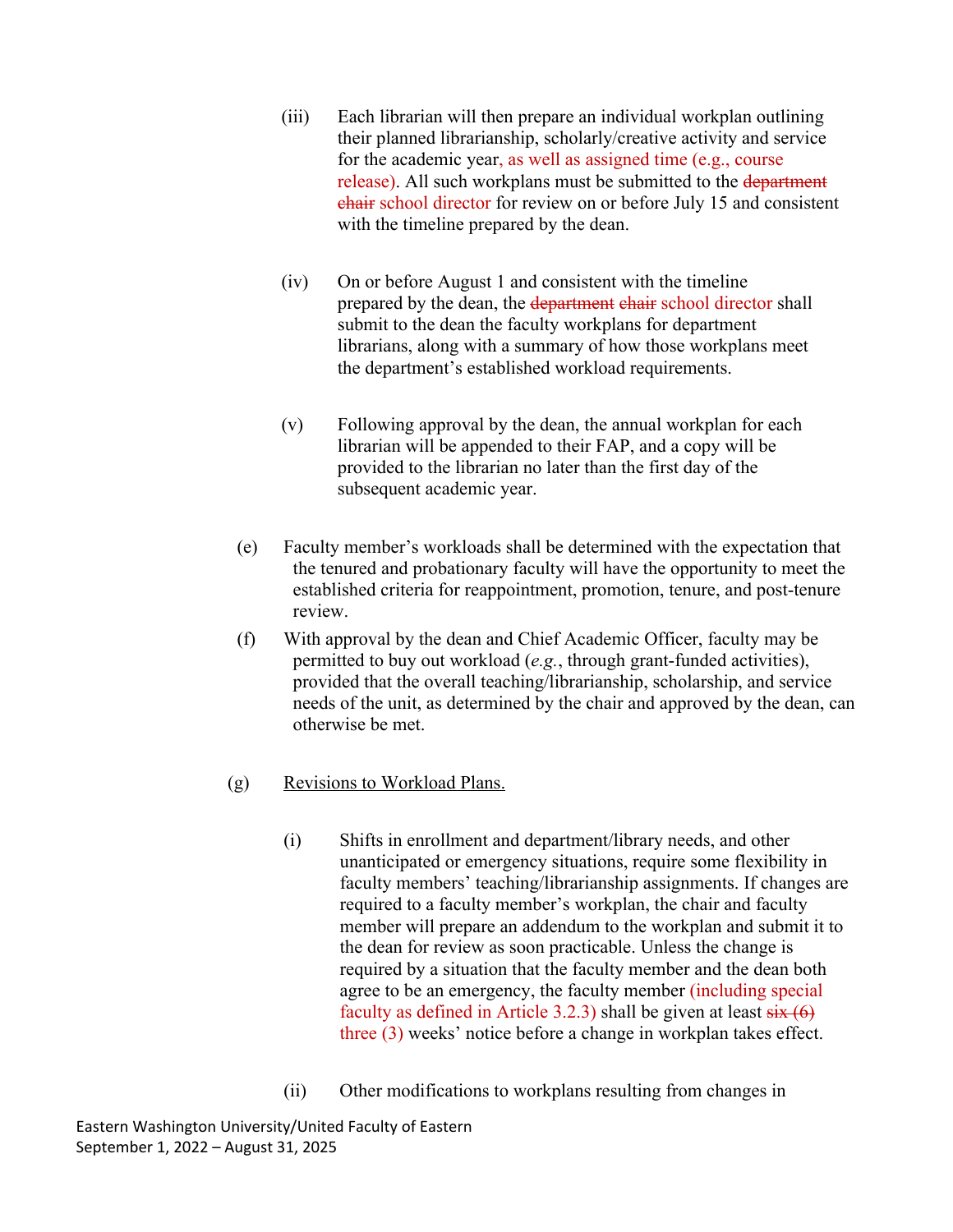(iii) Each librarian will then prepare an individual workplan outlining their planned librarianship, scholarly/creative activity and service for the academic year, as well as assigned time (e.g., course release). All such workplans must be submitted to the ~~department chair~~ school director for review on or before July 15 and consistent with the timeline prepared by the dean.

(iv) On or before August 1 and consistent with the timeline prepared by the dean, the ~~department chair~~ school director shall submit to the dean the faculty workplans for department librarians, along with a summary of how those workplans meet the department's established workload requirements.

(v) Following approval by the dean, the annual workplan for each librarian will be appended to their FAP, and a copy will be provided to the librarian no later than the first day of the subsequent academic year.

(e) Faculty member's workloads shall be determined with the expectation that the tenured and probationary faculty will have the opportunity to meet the established criteria for reappointment, promotion, tenure, and post-tenure review.

(f) With approval by the dean and Chief Academic Officer, faculty may be permitted to buy out workload (*e.g.*, through grant-funded activities), provided that the overall teaching/librarianship, scholarship, and service needs of the unit, as determined by the chair and approved by the dean, can otherwise be met.

(g) Revisions to Workload Plans.

(i) Shifts in enrollment and department/library needs, and other unanticipated or emergency situations, require some flexibility in faculty members' teaching/librarianship assignments. If changes are required to a faculty member's workplan, the chair and faculty member will prepare an addendum to the workplan and submit it to the dean for review as soon practicable. Unless the change is required by a situation that the faculty member and the dean both agree to be an emergency, the faculty member (including special faculty as defined in Article 3.2.3) shall be given at least ~~six (6)~~ three (3) weeks' notice before a change in workplan takes effect.

(ii) Other modifications to workplans resulting from changes in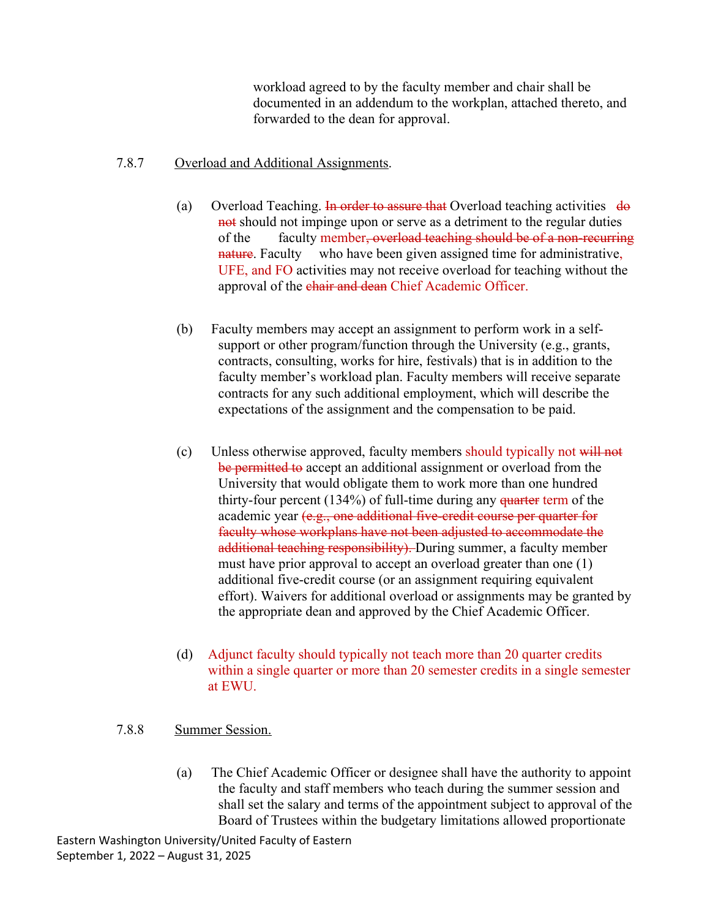workload agreed to by the faculty member and chair shall be documented in an addendum to the workplan, attached thereto, and forwarded to the dean for approval.

7.8.7 Overload and Additional Assignments.

(a) Overload Teaching. ~~In order to assure that~~ Overload teaching activities ~~do not~~ should not impinge upon or serve as a detriment to the regular duties of the faculty member~~, overload teaching should be of a non-recurring nature~~. Faculty who have been given assigned time for administrative, UFE, and FO activities may not receive overload for teaching without the approval of the ~~chair and dean~~ Chief Academic Officer.

(b) Faculty members may accept an assignment to perform work in a self-support or other program/function through the University (e.g., grants, contracts, consulting, works for hire, festivals) that is in addition to the faculty member's workload plan. Faculty members will receive separate contracts for any such additional employment, which will describe the expectations of the assignment and the compensation to be paid.

(c) Unless otherwise approved, faculty members should typically not ~~will not be permitted to~~ accept an additional assignment or overload from the University that would obligate them to work more than one hundred thirty-four percent (134%) of full-time during any ~~quarter~~ term of the academic year ~~(e.g., one additional five-credit course per quarter for faculty whose workplans have not been adjusted to accommodate the additional teaching responsibility).~~ During summer, a faculty member must have prior approval to accept an overload greater than one (1) additional five-credit course (or an assignment requiring equivalent effort). Waivers for additional overload or assignments may be granted by the appropriate dean and approved by the Chief Academic Officer.

(d) Adjunct faculty should typically not teach more than 20 quarter credits within a single quarter or more than 20 semester credits in a single semester at EWU.

7.8.8 Summer Session.

(a) The Chief Academic Officer or designee shall have the authority to appoint the faculty and staff members who teach during the summer session and shall set the salary and terms of the appointment subject to approval of the Board of Trustees within the budgetary limitations allowed proportionate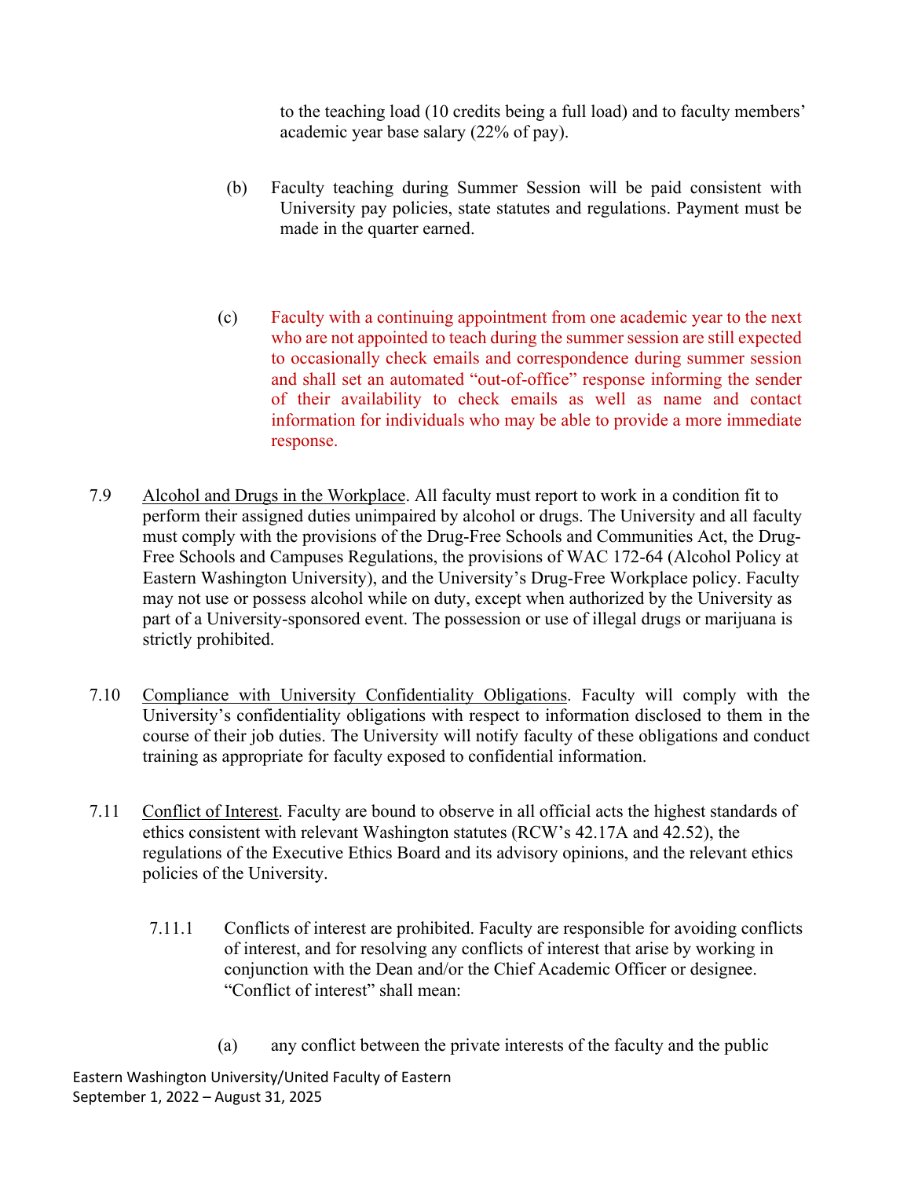to the teaching load (10 credits being a full load) and to faculty members' academic year base salary (22% of pay).

(b) Faculty teaching during Summer Session will be paid consistent with University pay policies, state statutes and regulations. Payment must be made in the quarter earned.

(c) Faculty with a continuing appointment from one academic year to the next who are not appointed to teach during the summer session are still expected to occasionally check emails and correspondence during summer session and shall set an automated "out-of-office" response informing the sender of their availability to check emails as well as name and contact information for individuals who may be able to provide a more immediate response.

7.9 Alcohol and Drugs in the Workplace. All faculty must report to work in a condition fit to perform their assigned duties unimpaired by alcohol or drugs. The University and all faculty must comply with the provisions of the Drug-Free Schools and Communities Act, the Drug-Free Schools and Campuses Regulations, the provisions of WAC 172-64 (Alcohol Policy at Eastern Washington University), and the University's Drug-Free Workplace policy. Faculty may not use or possess alcohol while on duty, except when authorized by the University as part of a University-sponsored event. The possession or use of illegal drugs or marijuana is strictly prohibited.

7.10 Compliance with University Confidentiality Obligations. Faculty will comply with the University's confidentiality obligations with respect to information disclosed to them in the course of their job duties. The University will notify faculty of these obligations and conduct training as appropriate for faculty exposed to confidential information.

7.11 Conflict of Interest. Faculty are bound to observe in all official acts the highest standards of ethics consistent with relevant Washington statutes (RCW's 42.17A and 42.52), the regulations of the Executive Ethics Board and its advisory opinions, and the relevant ethics policies of the University.

7.11.1 Conflicts of interest are prohibited. Faculty are responsible for avoiding conflicts of interest, and for resolving any conflicts of interest that arise by working in conjunction with the Dean and/or the Chief Academic Officer or designee. "Conflict of interest" shall mean:

(a) any conflict between the private interests of the faculty and the public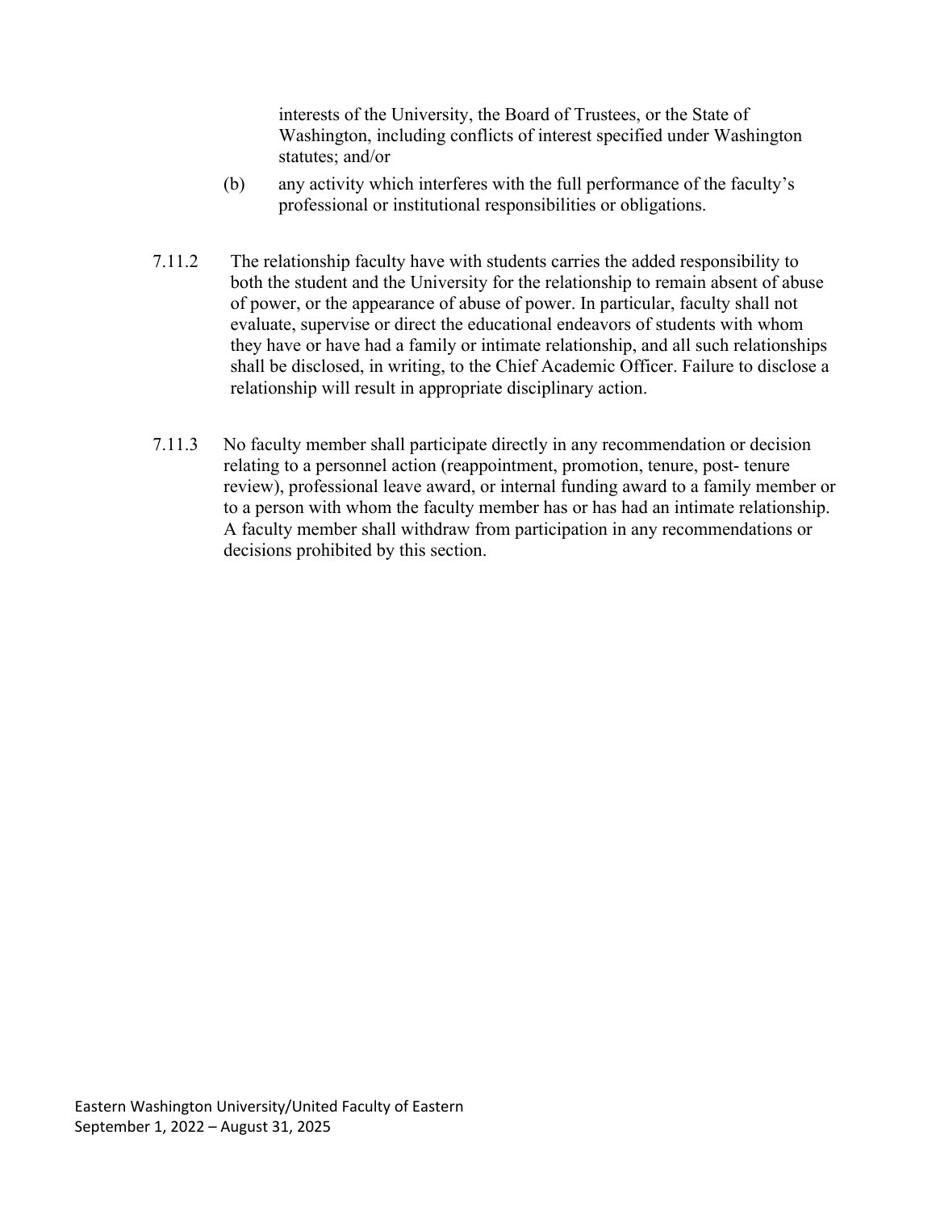interests of the University, the Board of Trustees, or the State of Washington, including conflicts of interest specified under Washington statutes; and/or

(b) any activity which interferes with the full performance of the faculty's professional or institutional responsibilities or obligations.

7.11.2 The relationship faculty have with students carries the added responsibility to both the student and the University for the relationship to remain absent of abuse of power, or the appearance of abuse of power. In particular, faculty shall not evaluate, supervise or direct the educational endeavors of students with whom they have or have had a family or intimate relationship, and all such relationships shall be disclosed, in writing, to the Chief Academic Officer. Failure to disclose a relationship will result in appropriate disciplinary action.

7.11.3 No faculty member shall participate directly in any recommendation or decision relating to a personnel action (reappointment, promotion, tenure, post- tenure review), professional leave award, or internal funding award to a family member or to a person with whom the faculty member has or has had an intimate relationship. A faculty member shall withdraw from participation in any recommendations or decisions prohibited by this section.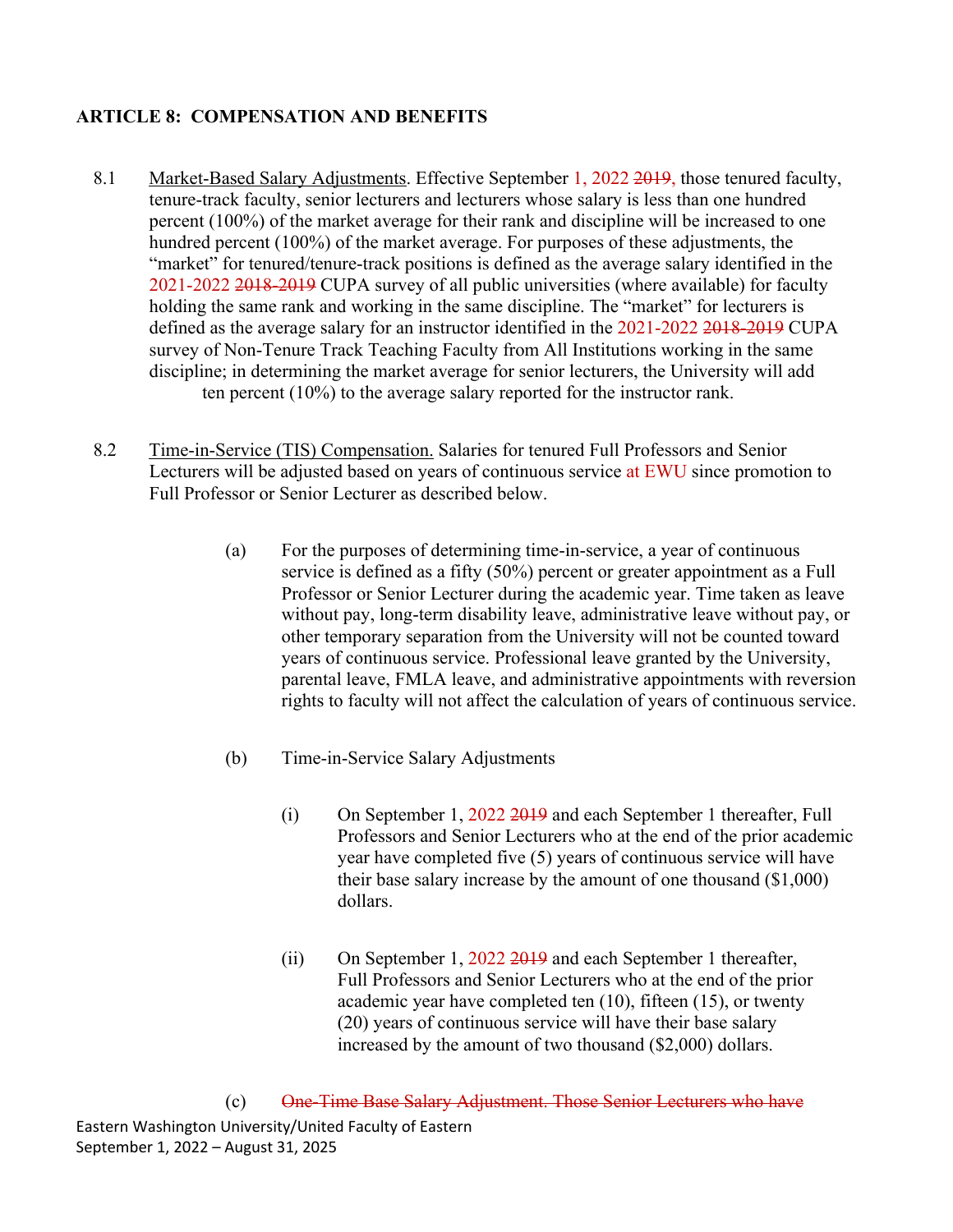**ARTICLE 8: COMPENSATION AND BENEFITS**

8.1 Market-Based Salary Adjustments. Effective September 1, 2022 ~~2019,~~ those tenured faculty, tenure-track faculty, senior lecturers and lecturers whose salary is less than one hundred percent (100%) of the market average for their rank and discipline will be increased to one hundred percent (100%) of the market average. For purposes of these adjustments, the "market" for tenured/tenure-track positions is defined as the average salary identified in the 2021-2022 ~~2018-2019~~ CUPA survey of all public universities (where available) for faculty holding the same rank and working in the same discipline. The "market" for lecturers is defined as the average salary for an instructor identified in the 2021-2022 ~~2018-2019~~ CUPA survey of Non-Tenure Track Teaching Faculty from All Institutions working in the same discipline; in determining the market average for senior lecturers, the University will add ten percent (10%) to the average salary reported for the instructor rank.

8.2 Time-in-Service (TIS) Compensation. Salaries for tenured Full Professors and Senior Lecturers will be adjusted based on years of continuous service at EWU since promotion to Full Professor or Senior Lecturer as described below.

(a) For the purposes of determining time-in-service, a year of continuous service is defined as a fifty (50%) percent or greater appointment as a Full Professor or Senior Lecturer during the academic year. Time taken as leave without pay, long-term disability leave, administrative leave without pay, or other temporary separation from the University will not be counted toward years of continuous service. Professional leave granted by the University, parental leave, FMLA leave, and administrative appointments with reversion rights to faculty will not affect the calculation of years of continuous service.

(b) Time-in-Service Salary Adjustments

(i) On September 1, 2022 ~~2019~~ and each September 1 thereafter, Full Professors and Senior Lecturers who at the end of the prior academic year have completed five (5) years of continuous service will have their base salary increase by the amount of one thousand ($1,000) dollars.

(ii) On September 1, 2022 ~~2019~~ and each September 1 thereafter, Full Professors and Senior Lecturers who at the end of the prior academic year have completed ten (10), fifteen (15), or twenty (20) years of continuous service will have their base salary increased by the amount of two thousand ($2,000) dollars.

(c) ~~One-Time Base Salary Adjustment. Those Senior Lecturers who have~~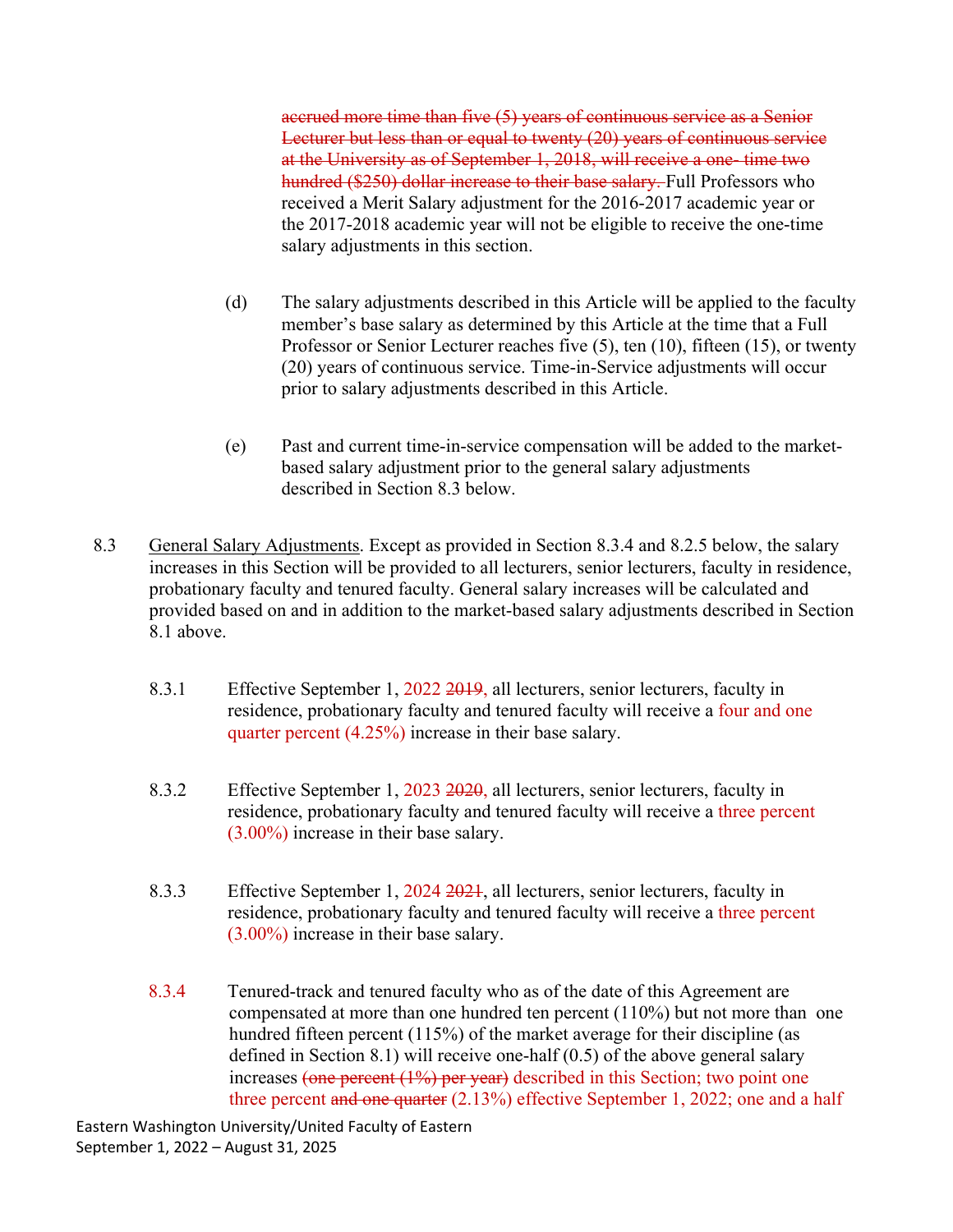~~accrued more time than five (5) years of continuous service as a Senior Lecturer but less than or equal to twenty (20) years of continuous service at the University as of September 1, 2018, will receive a one- time two hundred ($250) dollar increase to their base salary.~~ Full Professors who received a Merit Salary adjustment for the 2016-2017 academic year or the 2017-2018 academic year will not be eligible to receive the one-time salary adjustments in this section.

(d) The salary adjustments described in this Article will be applied to the faculty member's base salary as determined by this Article at the time that a Full Professor or Senior Lecturer reaches five (5), ten (10), fifteen (15), or twenty (20) years of continuous service. Time-in-Service adjustments will occur prior to salary adjustments described in this Article.

(e) Past and current time-in-service compensation will be added to the market-based salary adjustment prior to the general salary adjustments described in Section 8.3 below.

8.3 General Salary Adjustments. Except as provided in Section 8.3.4 and 8.2.5 below, the salary increases in this Section will be provided to all lecturers, senior lecturers, faculty in residence, probationary faculty and tenured faculty. General salary increases will be calculated and provided based on and in addition to the market-based salary adjustments described in Section 8.1 above.

8.3.1 Effective September 1, 2022 ~~2019,~~ all lecturers, senior lecturers, faculty in residence, probationary faculty and tenured faculty will receive a four and one quarter percent (4.25%) increase in their base salary.

8.3.2 Effective September 1, 2023 ~~2020,~~ all lecturers, senior lecturers, faculty in residence, probationary faculty and tenured faculty will receive a three percent (3.00%) increase in their base salary.

8.3.3 Effective September 1, 2024 ~~2021~~, all lecturers, senior lecturers, faculty in residence, probationary faculty and tenured faculty will receive a three percent (3.00%) increase in their base salary.

8.3.4 Tenured-track and tenured faculty who as of the date of this Agreement are compensated at more than one hundred ten percent (110%) but not more than one hundred fifteen percent (115%) of the market average for their discipline (as defined in Section 8.1) will receive one-half (0.5) of the above general salary increases ~~(one percent (1%) per year)~~ described in this Section; two point one three percent ~~and one quarter~~ (2.13%) effective September 1, 2022; one and a half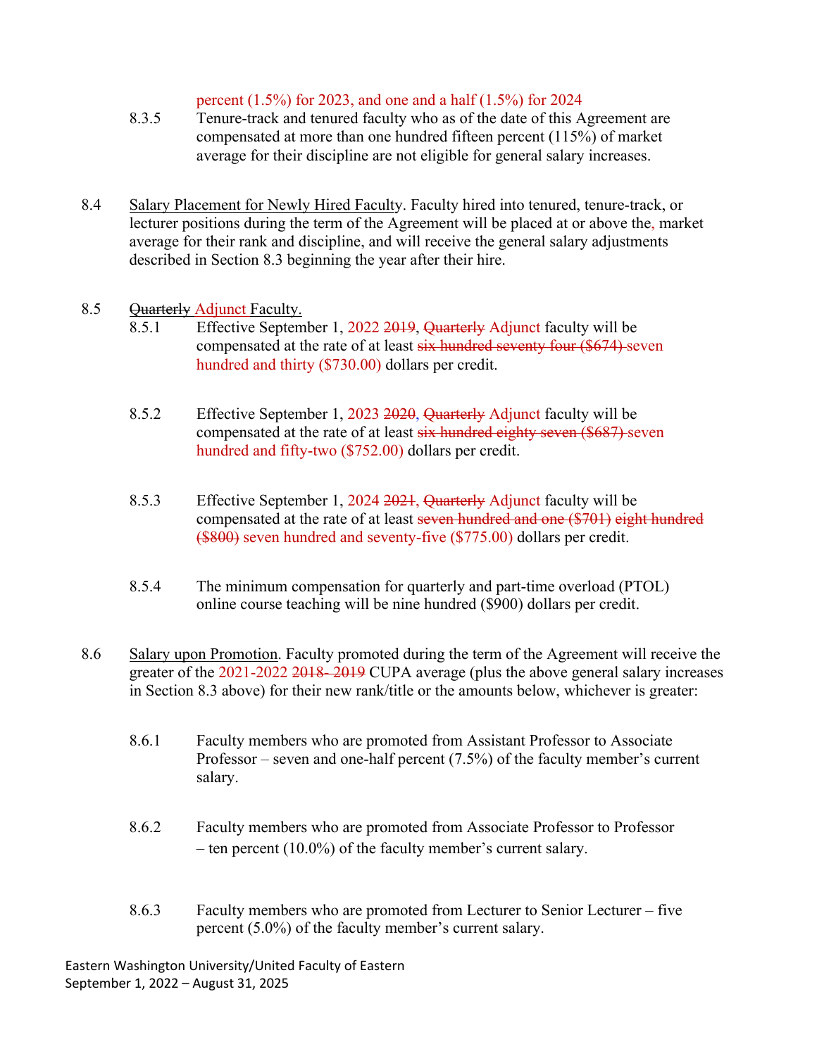percent (1.5%) for 2023, and one and a half (1.5%) for 2024

8.3.5 Tenure-track and tenured faculty who as of the date of this Agreement are compensated at more than one hundred fifteen percent (115%) of market average for their discipline are not eligible for general salary increases.

8.4 Salary Placement for Newly Hired Faculty. Faculty hired into tenured, tenure-track, or lecturer positions during the term of the Agreement will be placed at or above the, market average for their rank and discipline, and will receive the general salary adjustments described in Section 8.3 beginning the year after their hire.

8.5 ~~Quarterly~~ Adjunct Faculty.

8.5.1 Effective September 1, 2022 ~~2019~~, ~~Quarterly~~ Adjunct faculty will be compensated at the rate of at least ~~six hundred seventy four ($674)~~ seven hundred and thirty ($730.00) dollars per credit.

8.5.2 Effective September 1, 2023 ~~2020~~, ~~Quarterly~~ Adjunct faculty will be compensated at the rate of at least ~~six hundred eighty seven ($687)~~ seven hundred and fifty-two ($752.00) dollars per credit.

8.5.3 Effective September 1, 2024 ~~2021~~, ~~Quarterly~~ Adjunct faculty will be compensated at the rate of at least ~~seven hundred and one ($701) eight hundred ($800)~~ seven hundred and seventy-five ($775.00) dollars per credit.

8.5.4 The minimum compensation for quarterly and part-time overload (PTOL) online course teaching will be nine hundred ($900) dollars per credit.

8.6 Salary upon Promotion. Faculty promoted during the term of the Agreement will receive the greater of the 2021-2022 ~~2018- 2019~~ CUPA average (plus the above general salary increases in Section 8.3 above) for their new rank/title or the amounts below, whichever is greater:

8.6.1 Faculty members who are promoted from Assistant Professor to Associate Professor – seven and one-half percent (7.5%) of the faculty member's current salary.

8.6.2 Faculty members who are promoted from Associate Professor to Professor – ten percent (10.0%) of the faculty member's current salary.

8.6.3 Faculty members who are promoted from Lecturer to Senior Lecturer – five percent (5.0%) of the faculty member's current salary.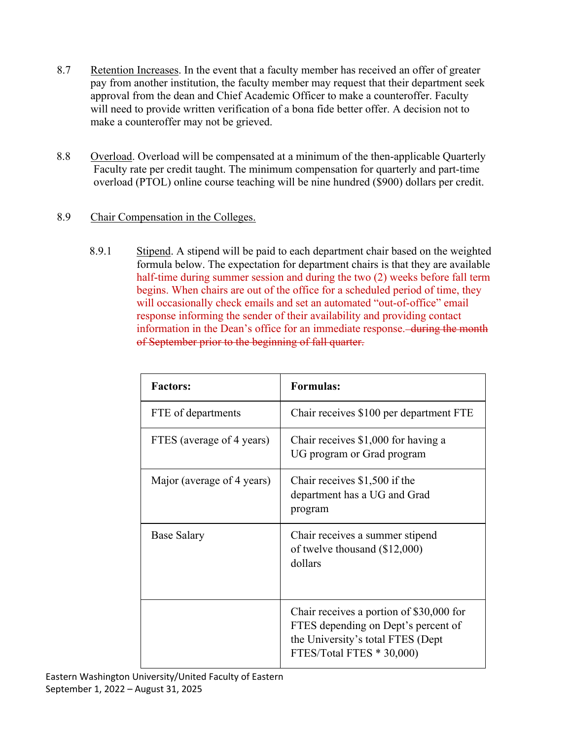8.7 Retention Increases. In the event that a faculty member has received an offer of greater pay from another institution, the faculty member may request that their department seek approval from the dean and Chief Academic Officer to make a counteroffer. Faculty will need to provide written verification of a bona fide better offer. A decision not to make a counteroffer may not be grieved.

8.8 Overload. Overload will be compensated at a minimum of the then-applicable Quarterly Faculty rate per credit taught. The minimum compensation for quarterly and part-time overload (PTOL) online course teaching will be nine hundred ($900) dollars per credit.

8.9 Chair Compensation in the Colleges.

8.9.1 Stipend. A stipend will be paid to each department chair based on the weighted formula below. The expectation for department chairs is that they are available half-time during summer session and during the two (2) weeks before fall term begins. When chairs are out of the office for a scheduled period of time, they will occasionally check emails and set an automated "out-of-office" email response informing the sender of their availability and providing contact information in the Dean's office for an immediate response. ~~during the month of September prior to the beginning of fall quarter.~~

| Factors: | Formulas: |
|---|---|
| FTE of departments | Chair receives $100 per department FTE |
| FTES (average of 4 years) | Chair receives $1,000 for having a UG program or Grad program |
| Major (average of 4 years) | Chair receives $1,500 if the department has a UG and Grad program |
| Base Salary | Chair receives a summer stipend of twelve thousand ($12,000) dollars |
| | Chair receives a portion of $30,000 for FTES depending on Dept's percent of the University's total FTES (Dept FTES/Total FTES * 30,000) |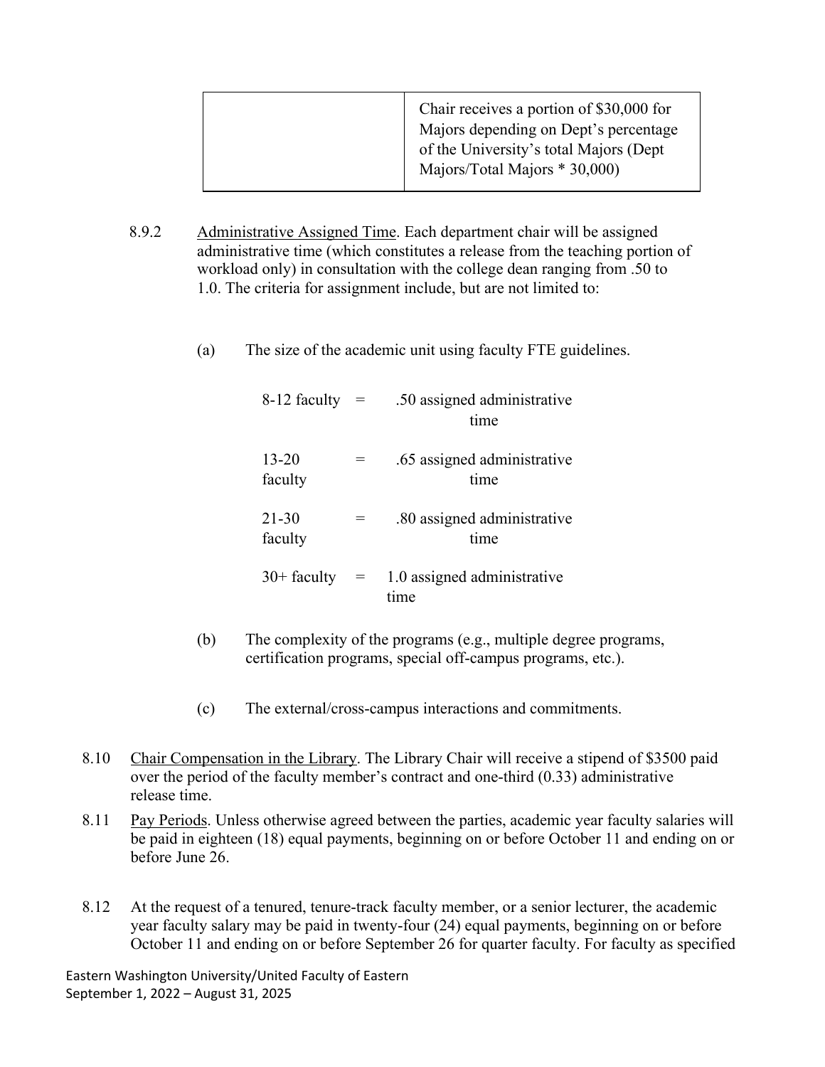| | |
|---|---|
| | Chair receives a portion of $30,000 for Majors depending on Dept's percentage of the University's total Majors (Dept Majors/Total Majors * 30,000) |

8.9.2 Administrative Assigned Time. Each department chair will be assigned administrative time (which constitutes a release from the teaching portion of workload only) in consultation with the college dean ranging from .50 to 1.0. The criteria for assignment include, but are not limited to:

(a) The size of the academic unit using faculty FTE guidelines.

| | | |
|---|---|---|
| 8-12 faculty | = | .50 assigned administrative time |
| 13-20 faculty | = | .65 assigned administrative time |
| 21-30 faculty | = | .80 assigned administrative time |
| 30+ faculty | = | 1.0 assigned administrative time |

(b) The complexity of the programs (e.g., multiple degree programs, certification programs, special off-campus programs, etc.).

(c) The external/cross-campus interactions and commitments.

8.10 Chair Compensation in the Library. The Library Chair will receive a stipend of $3500 paid over the period of the faculty member's contract and one-third (0.33) administrative release time.

8.11 Pay Periods. Unless otherwise agreed between the parties, academic year faculty salaries will be paid in eighteen (18) equal payments, beginning on or before October 11 and ending on or before June 26.

8.12 At the request of a tenured, tenure-track faculty member, or a senior lecturer, the academic year faculty salary may be paid in twenty-four (24) equal payments, beginning on or before October 11 and ending on or before September 26 for quarter faculty. For faculty as specified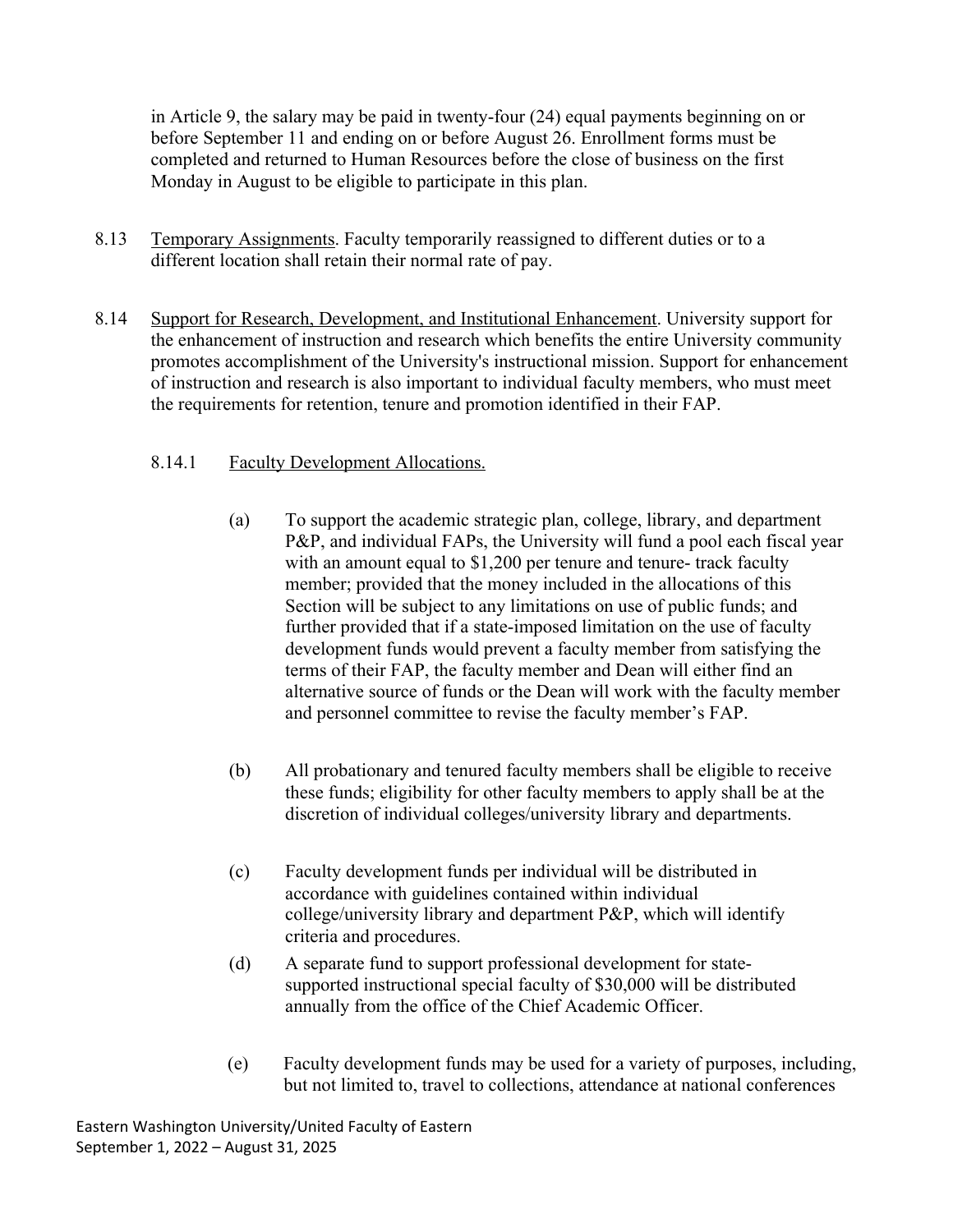in Article 9, the salary may be paid in twenty-four (24) equal payments beginning on or before September 11 and ending on or before August 26. Enrollment forms must be completed and returned to Human Resources before the close of business on the first Monday in August to be eligible to participate in this plan.

8.13 Temporary Assignments. Faculty temporarily reassigned to different duties or to a different location shall retain their normal rate of pay.

8.14 Support for Research, Development, and Institutional Enhancement. University support for the enhancement of instruction and research which benefits the entire University community promotes accomplishment of the University's instructional mission. Support for enhancement of instruction and research is also important to individual faculty members, who must meet the requirements for retention, tenure and promotion identified in their FAP.

8.14.1 Faculty Development Allocations.

(a) To support the academic strategic plan, college, library, and department P&P, and individual FAPs, the University will fund a pool each fiscal year with an amount equal to $1,200 per tenure and tenure- track faculty member; provided that the money included in the allocations of this Section will be subject to any limitations on use of public funds; and further provided that if a state-imposed limitation on the use of faculty development funds would prevent a faculty member from satisfying the terms of their FAP, the faculty member and Dean will either find an alternative source of funds or the Dean will work with the faculty member and personnel committee to revise the faculty member's FAP.

(b) All probationary and tenured faculty members shall be eligible to receive these funds; eligibility for other faculty members to apply shall be at the discretion of individual colleges/university library and departments.

(c) Faculty development funds per individual will be distributed in accordance with guidelines contained within individual college/university library and department P&P, which will identify criteria and procedures.

(d) A separate fund to support professional development for state-supported instructional special faculty of $30,000 will be distributed annually from the office of the Chief Academic Officer.

(e) Faculty development funds may be used for a variety of purposes, including, but not limited to, travel to collections, attendance at national conferences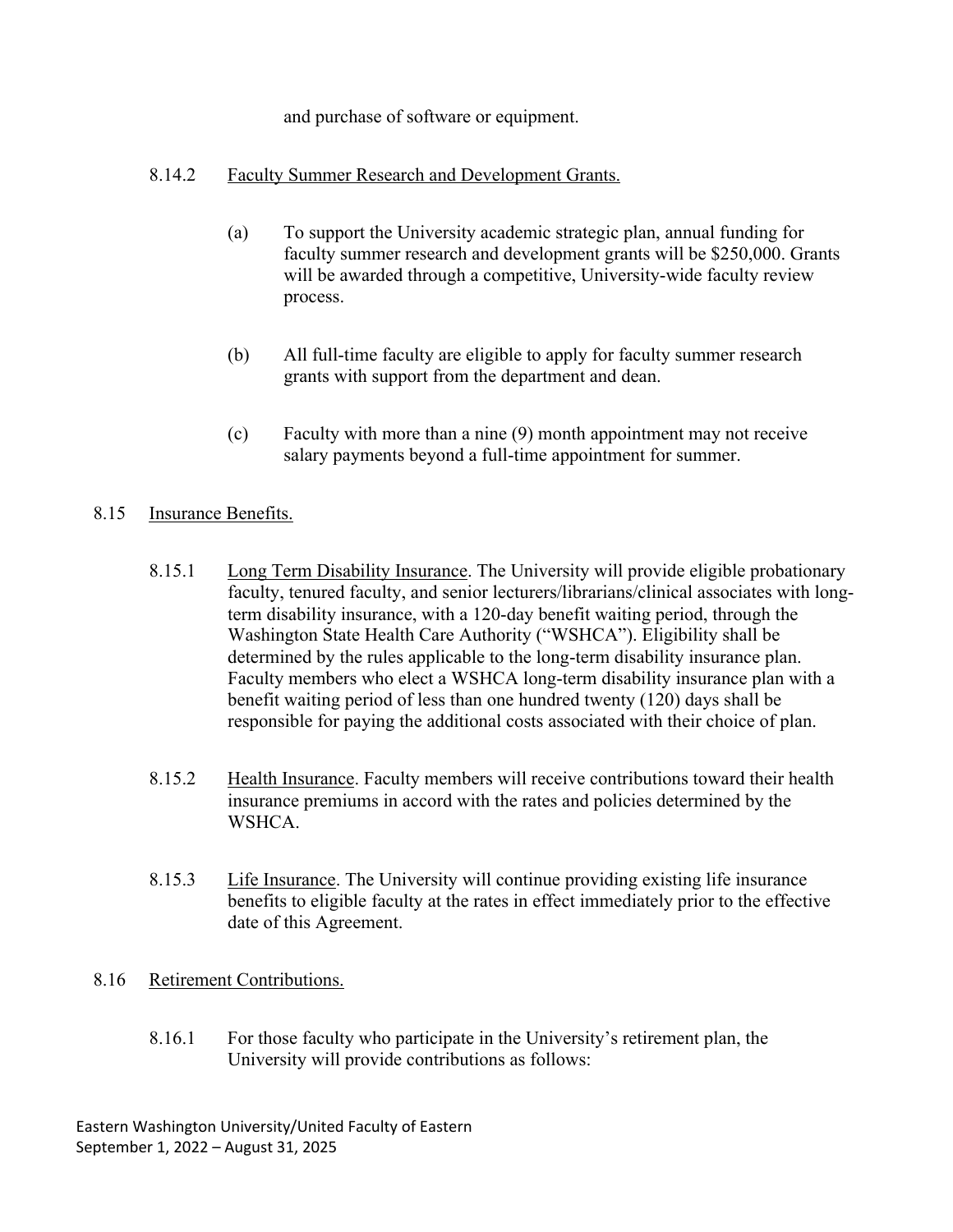and purchase of software or equipment.

8.14.2 Faculty Summer Research and Development Grants.

(a) To support the University academic strategic plan, annual funding for faculty summer research and development grants will be $250,000. Grants will be awarded through a competitive, University-wide faculty review process.

(b) All full-time faculty are eligible to apply for faculty summer research grants with support from the department and dean.

(c) Faculty with more than a nine (9) month appointment may not receive salary payments beyond a full-time appointment for summer.

8.15 Insurance Benefits.

8.15.1 Long Term Disability Insurance. The University will provide eligible probationary faculty, tenured faculty, and senior lecturers/librarians/clinical associates with long-term disability insurance, with a 120-day benefit waiting period, through the Washington State Health Care Authority ("WSHCA"). Eligibility shall be determined by the rules applicable to the long-term disability insurance plan. Faculty members who elect a WSHCA long-term disability insurance plan with a benefit waiting period of less than one hundred twenty (120) days shall be responsible for paying the additional costs associated with their choice of plan.

8.15.2 Health Insurance. Faculty members will receive contributions toward their health insurance premiums in accord with the rates and policies determined by the WSHCA.

8.15.3 Life Insurance. The University will continue providing existing life insurance benefits to eligible faculty at the rates in effect immediately prior to the effective date of this Agreement.

8.16 Retirement Contributions.

8.16.1 For those faculty who participate in the University's retirement plan, the University will provide contributions as follows: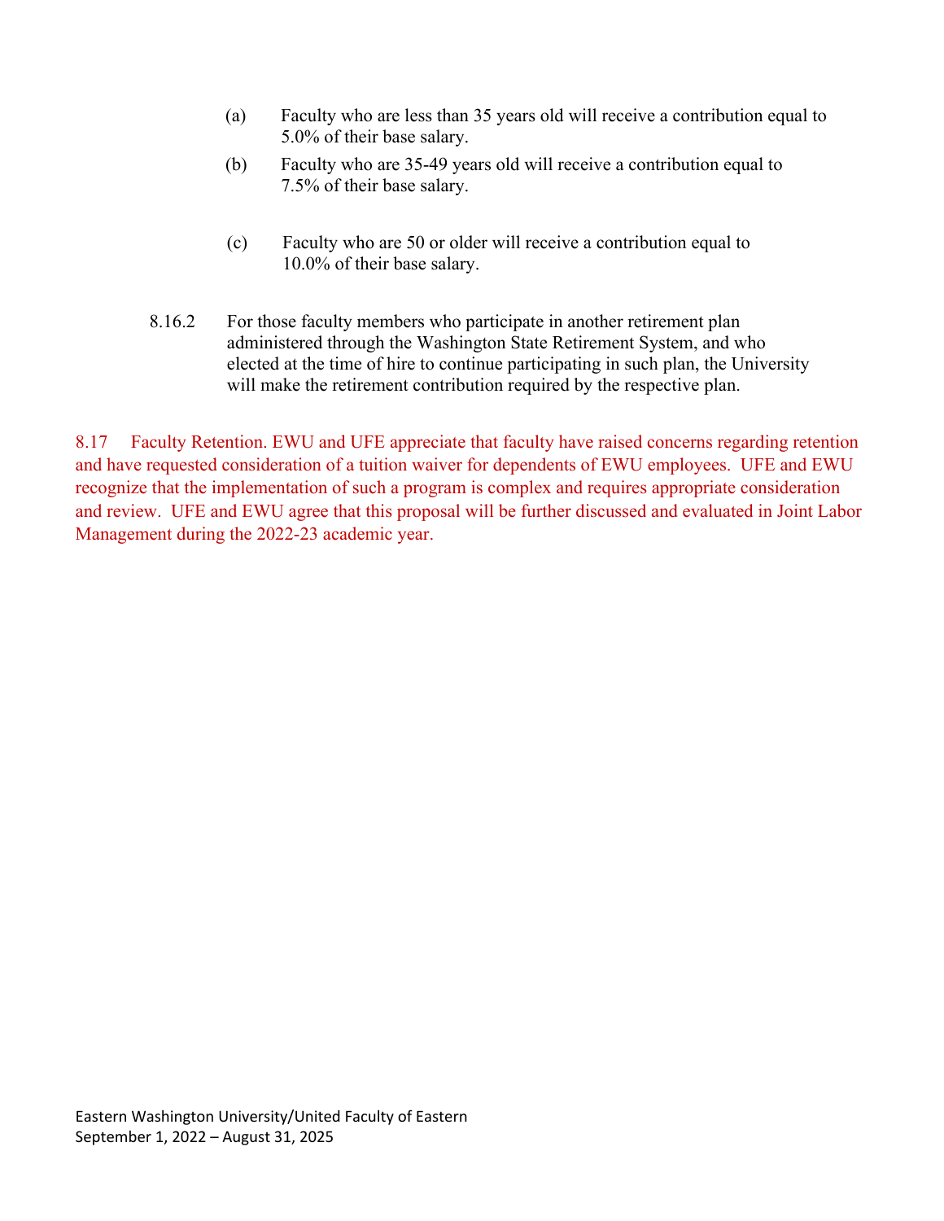(a) Faculty who are less than 35 years old will receive a contribution equal to 5.0% of their base salary.

(b) Faculty who are 35-49 years old will receive a contribution equal to 7.5% of their base salary.

(c) Faculty who are 50 or older will receive a contribution equal to 10.0% of their base salary.

8.16.2 For those faculty members who participate in another retirement plan administered through the Washington State Retirement System, and who elected at the time of hire to continue participating in such plan, the University will make the retirement contribution required by the respective plan.

8.17 Faculty Retention. EWU and UFE appreciate that faculty have raised concerns regarding retention and have requested consideration of a tuition waiver for dependents of EWU employees. UFE and EWU recognize that the implementation of such a program is complex and requires appropriate consideration and review. UFE and EWU agree that this proposal will be further discussed and evaluated in Joint Labor Management during the 2022-23 academic year.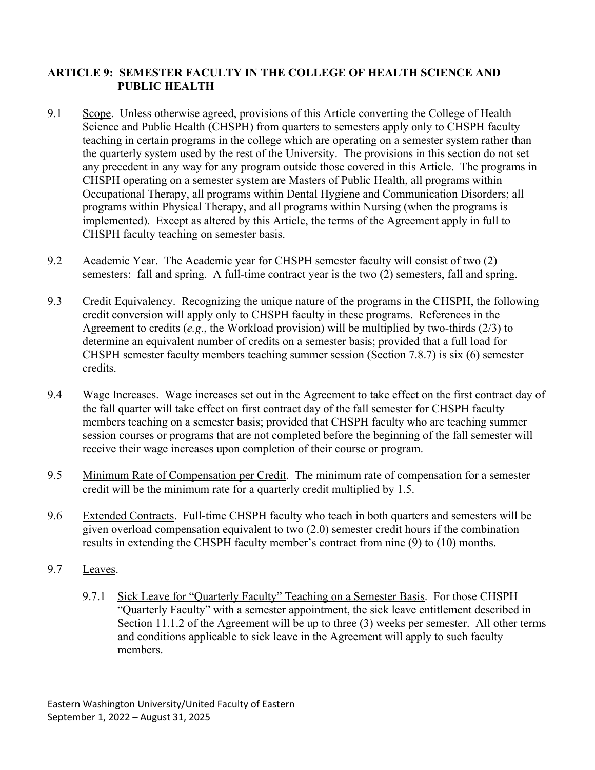## ARTICLE 9: SEMESTER FACULTY IN THE COLLEGE OF HEALTH SCIENCE AND PUBLIC HEALTH

9.1 Scope. Unless otherwise agreed, provisions of this Article converting the College of Health Science and Public Health (CHSPH) from quarters to semesters apply only to CHSPH faculty teaching in certain programs in the college which are operating on a semester system rather than the quarterly system used by the rest of the University. The provisions in this section do not set any precedent in any way for any program outside those covered in this Article. The programs in CHSPH operating on a semester system are Masters of Public Health, all programs within Occupational Therapy, all programs within Dental Hygiene and Communication Disorders; all programs within Physical Therapy, and all programs within Nursing (when the programs is implemented). Except as altered by this Article, the terms of the Agreement apply in full to CHSPH faculty teaching on semester basis.

9.2 Academic Year. The Academic year for CHSPH semester faculty will consist of two (2) semesters: fall and spring. A full-time contract year is the two (2) semesters, fall and spring.

9.3 Credit Equivalency. Recognizing the unique nature of the programs in the CHSPH, the following credit conversion will apply only to CHSPH faculty in these programs. References in the Agreement to credits (*e.g*., the Workload provision) will be multiplied by two-thirds (2/3) to determine an equivalent number of credits on a semester basis; provided that a full load for CHSPH semester faculty members teaching summer session (Section 7.8.7) is six (6) semester credits.

9.4 Wage Increases. Wage increases set out in the Agreement to take effect on the first contract day of the fall quarter will take effect on first contract day of the fall semester for CHSPH faculty members teaching on a semester basis; provided that CHSPH faculty who are teaching summer session courses or programs that are not completed before the beginning of the fall semester will receive their wage increases upon completion of their course or program.

9.5 Minimum Rate of Compensation per Credit. The minimum rate of compensation for a semester credit will be the minimum rate for a quarterly credit multiplied by 1.5.

9.6 Extended Contracts. Full-time CHSPH faculty who teach in both quarters and semesters will be given overload compensation equivalent to two (2.0) semester credit hours if the combination results in extending the CHSPH faculty member's contract from nine (9) to (10) months.

9.7 Leaves.

9.7.1 Sick Leave for "Quarterly Faculty" Teaching on a Semester Basis. For those CHSPH "Quarterly Faculty" with a semester appointment, the sick leave entitlement described in Section 11.1.2 of the Agreement will be up to three (3) weeks per semester. All other terms and conditions applicable to sick leave in the Agreement will apply to such faculty members.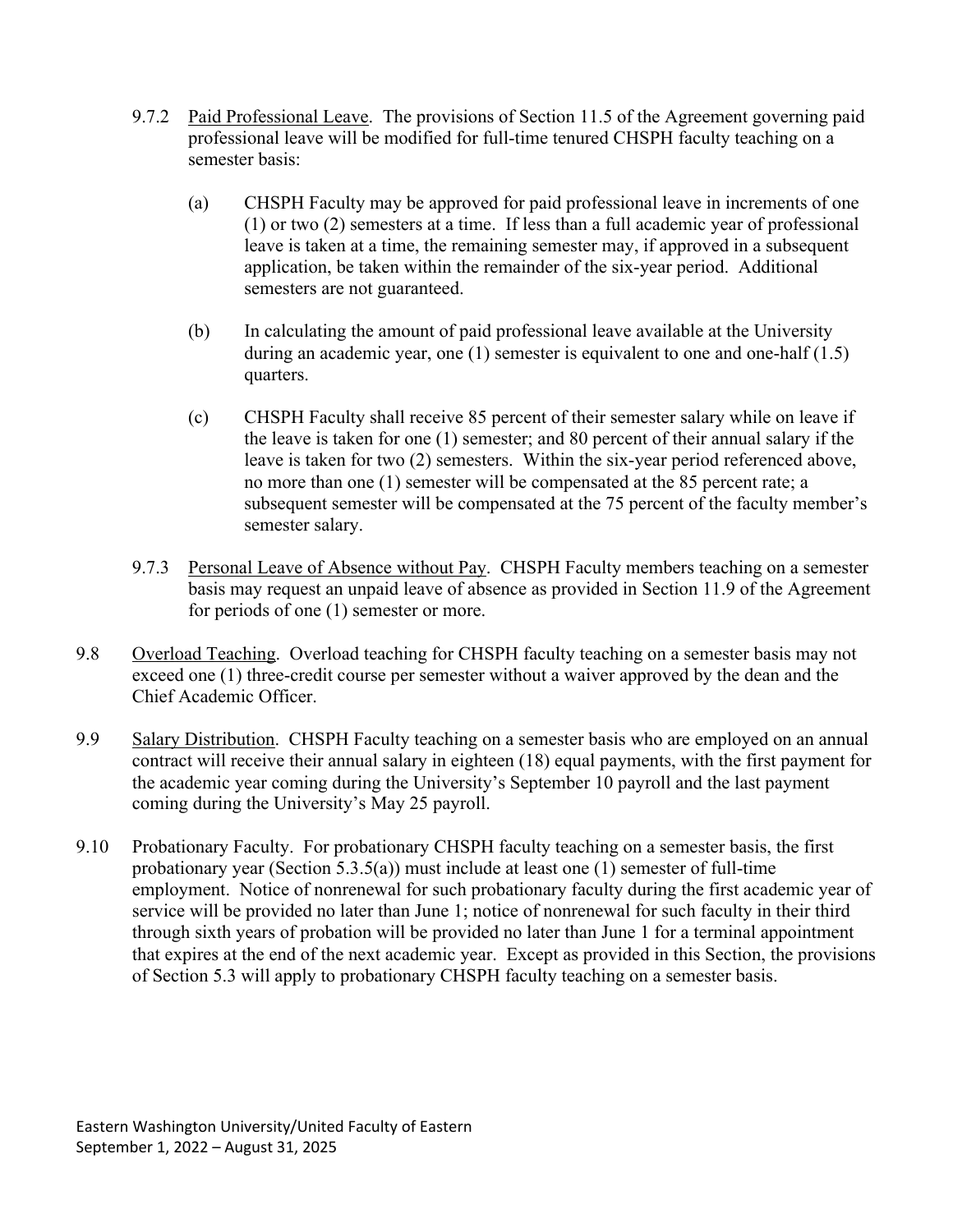9.7.2 Paid Professional Leave. The provisions of Section 11.5 of the Agreement governing paid professional leave will be modified for full-time tenured CHSPH faculty teaching on a semester basis:

(a) CHSPH Faculty may be approved for paid professional leave in increments of one (1) or two (2) semesters at a time. If less than a full academic year of professional leave is taken at a time, the remaining semester may, if approved in a subsequent application, be taken within the remainder of the six-year period. Additional semesters are not guaranteed.

(b) In calculating the amount of paid professional leave available at the University during an academic year, one (1) semester is equivalent to one and one-half (1.5) quarters.

(c) CHSPH Faculty shall receive 85 percent of their semester salary while on leave if the leave is taken for one (1) semester; and 80 percent of their annual salary if the leave is taken for two (2) semesters. Within the six-year period referenced above, no more than one (1) semester will be compensated at the 85 percent rate; a subsequent semester will be compensated at the 75 percent of the faculty member's semester salary.

9.7.3 Personal Leave of Absence without Pay. CHSPH Faculty members teaching on a semester basis may request an unpaid leave of absence as provided in Section 11.9 of the Agreement for periods of one (1) semester or more.

9.8 Overload Teaching. Overload teaching for CHSPH faculty teaching on a semester basis may not exceed one (1) three-credit course per semester without a waiver approved by the dean and the Chief Academic Officer.

9.9 Salary Distribution. CHSPH Faculty teaching on a semester basis who are employed on an annual contract will receive their annual salary in eighteen (18) equal payments, with the first payment for the academic year coming during the University's September 10 payroll and the last payment coming during the University's May 25 payroll.

9.10 Probationary Faculty. For probationary CHSPH faculty teaching on a semester basis, the first probationary year (Section 5.3.5(a)) must include at least one (1) semester of full-time employment. Notice of nonrenewal for such probationary faculty during the first academic year of service will be provided no later than June 1; notice of nonrenewal for such faculty in their third through sixth years of probation will be provided no later than June 1 for a terminal appointment that expires at the end of the next academic year. Except as provided in this Section, the provisions of Section 5.3 will apply to probationary CHSPH faculty teaching on a semester basis.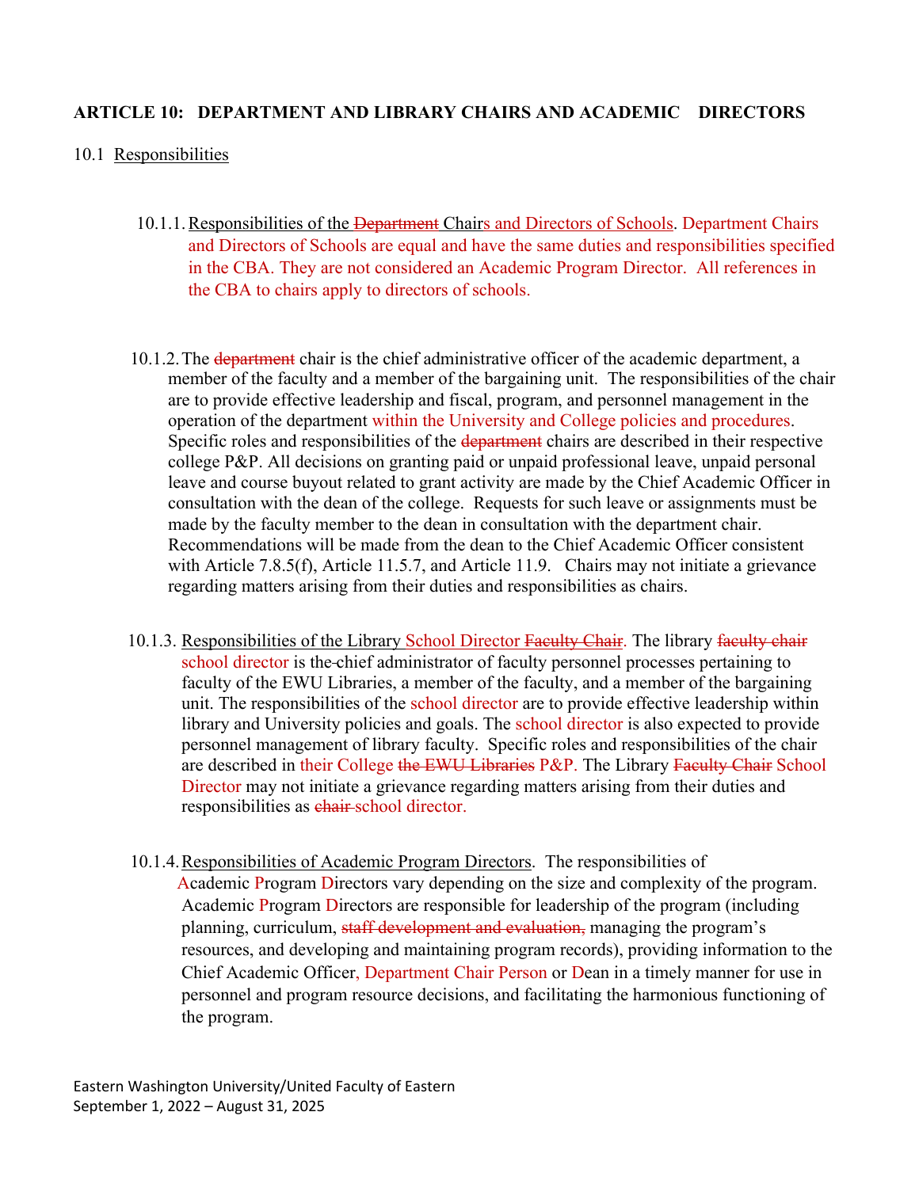## ARTICLE 10: DEPARTMENT AND LIBRARY CHAIRS AND ACADEMIC DIRECTORS

10.1 Responsibilities

10.1.1. Responsibilities of the ~~Department~~ Chairs and Directors of Schools. Department Chairs and Directors of Schools are equal and have the same duties and responsibilities specified in the CBA. They are not considered an Academic Program Director. All references in the CBA to chairs apply to directors of schools.

10.1.2. The ~~department~~ chair is the chief administrative officer of the academic department, a member of the faculty and a member of the bargaining unit. The responsibilities of the chair are to provide effective leadership and fiscal, program, and personnel management in the operation of the department within the University and College policies and procedures. Specific roles and responsibilities of the ~~department~~ chairs are described in their respective college P&P. All decisions on granting paid or unpaid professional leave, unpaid personal leave and course buyout related to grant activity are made by the Chief Academic Officer in consultation with the dean of the college. Requests for such leave or assignments must be made by the faculty member to the dean in consultation with the department chair. Recommendations will be made from the dean to the Chief Academic Officer consistent with Article 7.8.5(f), Article 11.5.7, and Article 11.9. Chairs may not initiate a grievance regarding matters arising from their duties and responsibilities as chairs.

10.1.3. Responsibilities of the Library School Director ~~Faculty Chair~~. The library ~~faculty chair~~ school director is the chief administrator of faculty personnel processes pertaining to faculty of the EWU Libraries, a member of the faculty, and a member of the bargaining unit. The responsibilities of the school director are to provide effective leadership within library and University policies and goals. The school director is also expected to provide personnel management of library faculty. Specific roles and responsibilities of the chair are described in their College ~~the EWU Libraries~~ P&P. The Library ~~Faculty Chair~~ School Director may not initiate a grievance regarding matters arising from their duties and responsibilities as ~~chair~~ school director.

10.1.4. Responsibilities of Academic Program Directors. The responsibilities of Academic Program Directors vary depending on the size and complexity of the program. Academic Program Directors are responsible for leadership of the program (including planning, curriculum, ~~staff development and evaluation,~~ managing the program's resources, and developing and maintaining program records), providing information to the Chief Academic Officer, Department Chair Person or Dean in a timely manner for use in personnel and program resource decisions, and facilitating the harmonious functioning of the program.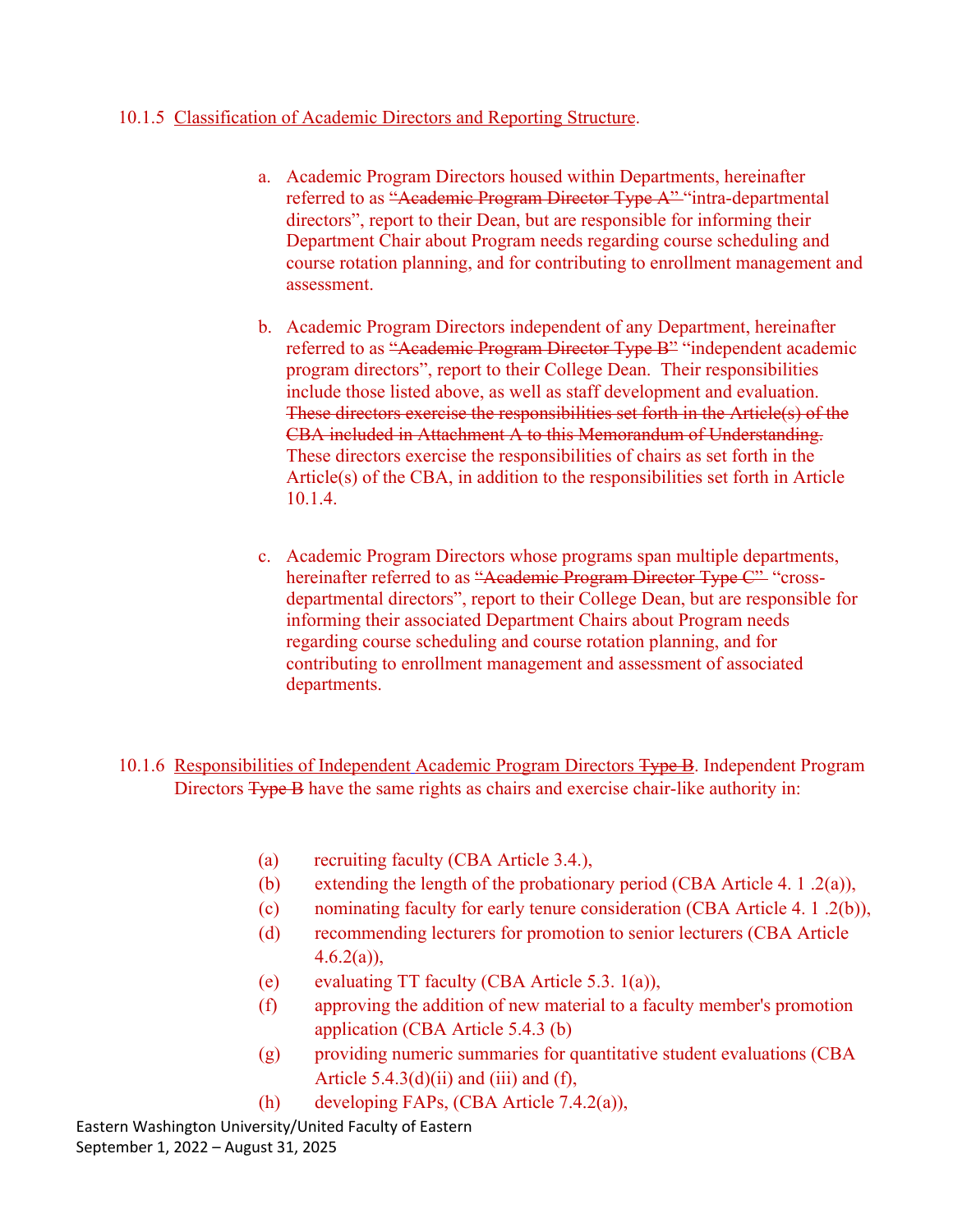10.1.5 <u>Classification of Academic Directors and Reporting Structure</u>.

a. Academic Program Directors housed within Departments, hereinafter referred to as ~~"Academic Program Director Type A"~~ "intra-departmental directors", report to their Dean, but are responsible for informing their Department Chair about Program needs regarding course scheduling and course rotation planning, and for contributing to enrollment management and assessment.

b. Academic Program Directors independent of any Department, hereinafter referred to as ~~"Academic Program Director Type B"~~ "independent academic program directors", report to their College Dean. Their responsibilities include those listed above, as well as staff development and evaluation. ~~These directors exercise the responsibilities set forth in the Article(s) of the CBA included in Attachment A to this Memorandum of Understanding.~~ These directors exercise the responsibilities of chairs as set forth in the Article(s) of the CBA, in addition to the responsibilities set forth in Article 10.1.4.

c. Academic Program Directors whose programs span multiple departments, hereinafter referred to as ~~"Academic Program Director Type C"~~ "cross-departmental directors", report to their College Dean, but are responsible for informing their associated Department Chairs about Program needs regarding course scheduling and course rotation planning, and for contributing to enrollment management and assessment of associated departments.

10.1.6 <u>Responsibilities of Independent Academic Program Directors ~~Type B~~</u>. Independent Program Directors ~~Type B~~ have the same rights as chairs and exercise chair-like authority in:

(a) recruiting faculty (CBA Article 3.4.),
(b) extending the length of the probationary period (CBA Article 4. 1 .2(a)),
(c) nominating faculty for early tenure consideration (CBA Article 4. 1 .2(b)),
(d) recommending lecturers for promotion to senior lecturers (CBA Article 4.6.2(a)),
(e) evaluating TT faculty (CBA Article 5.3. 1(a)),
(f) approving the addition of new material to a faculty member's promotion application (CBA Article 5.4.3 (b)
(g) providing numeric summaries for quantitative student evaluations (CBA Article 5.4.3(d)(ii) and (iii) and (f),
(h) developing FAPs, (CBA Article 7.4.2(a)),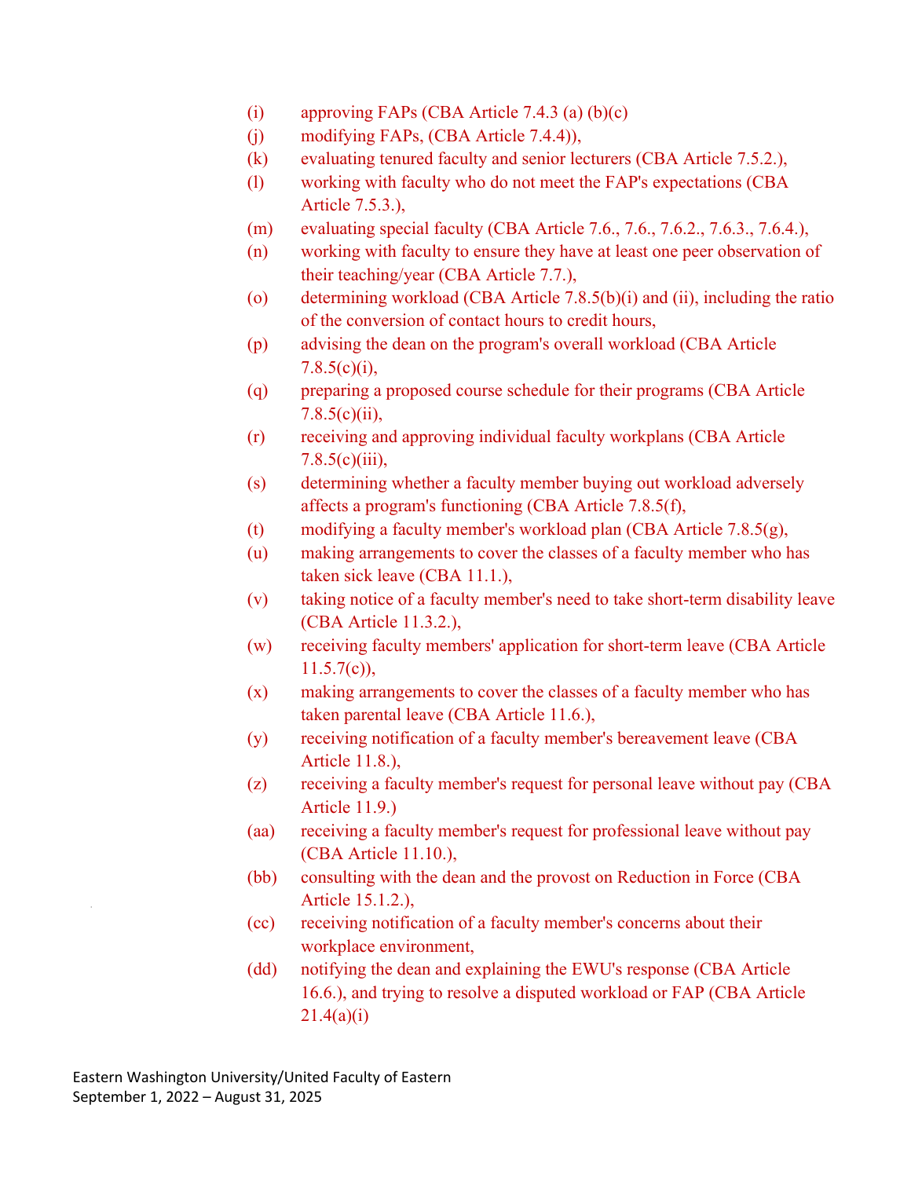(i) approving FAPs (CBA Article 7.4.3 (a) (b)(c)

(j) modifying FAPs, (CBA Article 7.4.4)),

(k) evaluating tenured faculty and senior lecturers (CBA Article 7.5.2.),

(l) working with faculty who do not meet the FAP's expectations (CBA Article 7.5.3.),

(m) evaluating special faculty (CBA Article 7.6., 7.6., 7.6.2., 7.6.3., 7.6.4.),

(n) working with faculty to ensure they have at least one peer observation of their teaching/year (CBA Article 7.7.),

(o) determining workload (CBA Article 7.8.5(b)(i) and (ii), including the ratio of the conversion of contact hours to credit hours,

(p) advising the dean on the program's overall workload (CBA Article 7.8.5(c)(i),

(q) preparing a proposed course schedule for their programs (CBA Article 7.8.5(c)(ii),

(r) receiving and approving individual faculty workplans (CBA Article 7.8.5(c)(iii),

(s) determining whether a faculty member buying out workload adversely affects a program's functioning (CBA Article 7.8.5(f),

(t) modifying a faculty member's workload plan (CBA Article 7.8.5(g),

(u) making arrangements to cover the classes of a faculty member who has taken sick leave (CBA 11.1.),

(v) taking notice of a faculty member's need to take short-term disability leave (CBA Article 11.3.2.),

(w) receiving faculty members' application for short-term leave (CBA Article 11.5.7(c)),

(x) making arrangements to cover the classes of a faculty member who has taken parental leave (CBA Article 11.6.),

(y) receiving notification of a faculty member's bereavement leave (CBA Article 11.8.),

(z) receiving a faculty member's request for personal leave without pay (CBA Article 11.9.)

(aa) receiving a faculty member's request for professional leave without pay (CBA Article 11.10.),

(bb) consulting with the dean and the provost on Reduction in Force (CBA Article 15.1.2.),

(cc) receiving notification of a faculty member's concerns about their workplace environment,

(dd) notifying the dean and explaining the EWU's response (CBA Article 16.6.), and trying to resolve a disputed workload or FAP (CBA Article 21.4(a)(i)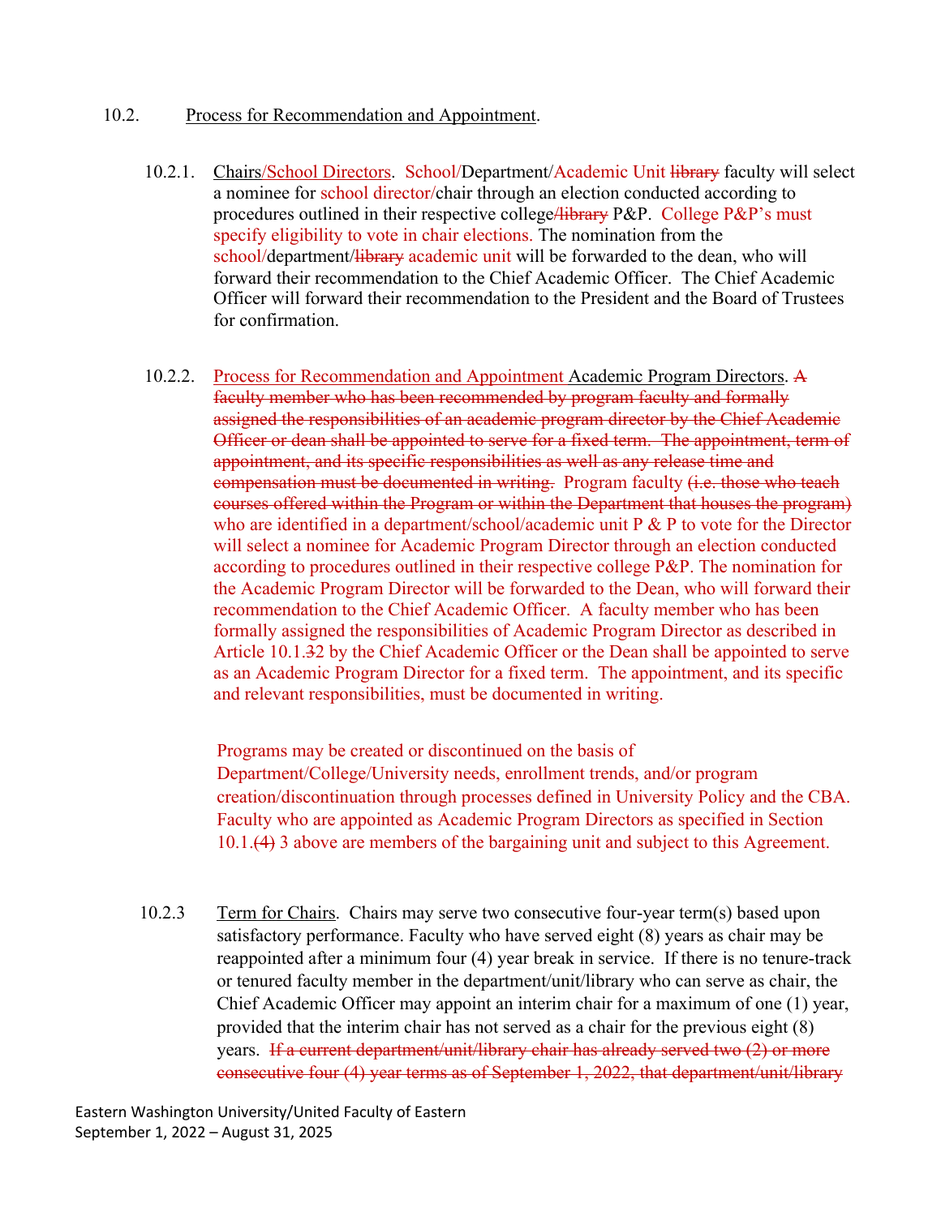10.2. Process for Recommendation and Appointment.

10.2.1. Chairs/School Directors. School/Department/Academic Unit ~~library~~ faculty will select a nominee for school director/chair through an election conducted according to procedures outlined in their respective college/~~library~~ P&P. College P&P's must specify eligibility to vote in chair elections. The nomination from the school/department/~~library~~ academic unit will be forwarded to the dean, who will forward their recommendation to the Chief Academic Officer. The Chief Academic Officer will forward their recommendation to the President and the Board of Trustees for confirmation.

10.2.2. Process for Recommendation and Appointment Academic Program Directors. ~~A faculty member who has been recommended by program faculty and formally assigned the responsibilities of an academic program director by the Chief Academic Officer or dean shall be appointed to serve for a fixed term. The appointment, term of appointment, and its specific responsibilities as well as any release time and compensation must be documented in writing.~~ Program faculty ~~(i.e. those who teach courses offered within the Program or within the Department that houses the program)~~ who are identified in a department/school/academic unit P & P to vote for the Director will select a nominee for Academic Program Director through an election conducted according to procedures outlined in their respective college P&P. The nomination for the Academic Program Director will be forwarded to the Dean, who will forward their recommendation to the Chief Academic Officer. A faculty member who has been formally assigned the responsibilities of Academic Program Director as described in Article 10.1.~~3~~2 by the Chief Academic Officer or the Dean shall be appointed to serve as an Academic Program Director for a fixed term. The appointment, and its specific and relevant responsibilities, must be documented in writing.

Programs may be created or discontinued on the basis of Department/College/University needs, enrollment trends, and/or program creation/discontinuation through processes defined in University Policy and the CBA. Faculty who are appointed as Academic Program Directors as specified in Section 10.1.~~(4)~~ 3 above are members of the bargaining unit and subject to this Agreement.

10.2.3 Term for Chairs. Chairs may serve two consecutive four-year term(s) based upon satisfactory performance. Faculty who have served eight (8) years as chair may be reappointed after a minimum four (4) year break in service. If there is no tenure-track or tenured faculty member in the department/unit/library who can serve as chair, the Chief Academic Officer may appoint an interim chair for a maximum of one (1) year, provided that the interim chair has not served as a chair for the previous eight (8) years. ~~If a current department/unit/library chair has already served two (2) or more consecutive four (4) year terms as of September 1, 2022, that department/unit/library~~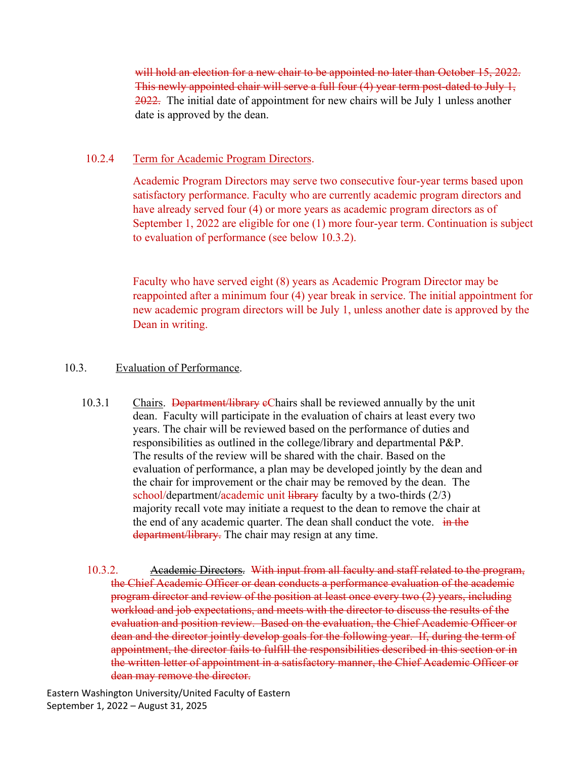~~will hold an election for a new chair to be appointed no later than October 15, 2022. This newly appointed chair will serve a full four (4) year term post-dated to July 1, 2022.~~ The initial date of appointment for new chairs will be July 1 unless another date is approved by the dean.

10.2.4 Term for Academic Program Directors.

Academic Program Directors may serve two consecutive four-year terms based upon satisfactory performance. Faculty who are currently academic program directors and have already served four (4) or more years as academic program directors as of September 1, 2022 are eligible for one (1) more four-year term. Continuation is subject to evaluation of performance (see below 10.3.2).

Faculty who have served eight (8) years as Academic Program Director may be reappointed after a minimum four (4) year break in service. The initial appointment for new academic program directors will be July 1, unless another date is approved by the Dean in writing.

## 10.3. Evaluation of Performance.

10.3.1 Chairs. ~~Department/library c~~Chairs shall be reviewed annually by the unit dean. Faculty will participate in the evaluation of chairs at least every two years. The chair will be reviewed based on the performance of duties and responsibilities as outlined in the college/library and departmental P&P. The results of the review will be shared with the chair. Based on the evaluation of performance, a plan may be developed jointly by the dean and the chair for improvement or the chair may be removed by the dean. The school/department/academic unit ~~library~~ faculty by a two-thirds (2/3) majority recall vote may initiate a request to the dean to remove the chair at the end of any academic quarter. The dean shall conduct the vote. ~~in the department/library.~~ The chair may resign at any time.

10.3.2. ~~Academic Directors. With input from all faculty and staff related to the program, the Chief Academic Officer or dean conducts a performance evaluation of the academic program director and review of the position at least once every two (2) years, including workload and job expectations, and meets with the director to discuss the results of the evaluation and position review. Based on the evaluation, the Chief Academic Officer or dean and the director jointly develop goals for the following year. If, during the term of appointment, the director fails to fulfill the responsibilities described in this section or in the written letter of appointment in a satisfactory manner, the Chief Academic Officer or dean may remove the director.~~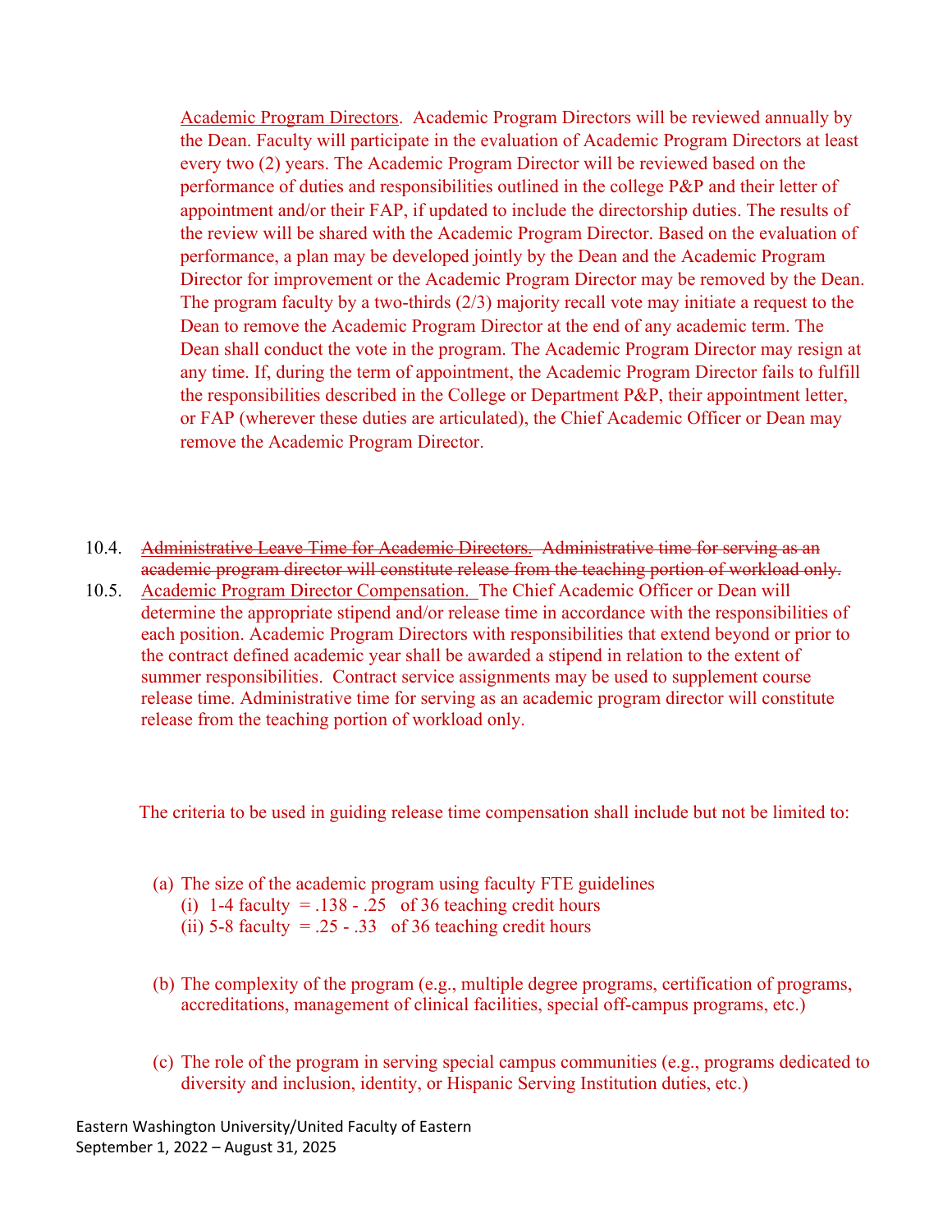Academic Program Directors. Academic Program Directors will be reviewed annually by the Dean. Faculty will participate in the evaluation of Academic Program Directors at least every two (2) years. The Academic Program Director will be reviewed based on the performance of duties and responsibilities outlined in the college P&P and their letter of appointment and/or their FAP, if updated to include the directorship duties. The results of the review will be shared with the Academic Program Director. Based on the evaluation of performance, a plan may be developed jointly by the Dean and the Academic Program Director for improvement or the Academic Program Director may be removed by the Dean. The program faculty by a two-thirds (2/3) majority recall vote may initiate a request to the Dean to remove the Academic Program Director at the end of any academic term. The Dean shall conduct the vote in the program. The Academic Program Director may resign at any time. If, during the term of appointment, the Academic Program Director fails to fulfill the responsibilities described in the College or Department P&P, their appointment letter, or FAP (wherever these duties are articulated), the Chief Academic Officer or Dean may remove the Academic Program Director.

10.4. ~~Administrative Leave Time for Academic Directors. Administrative time for serving as an academic program director will constitute release from the teaching portion of workload only.~~

10.5. Academic Program Director Compensation. The Chief Academic Officer or Dean will determine the appropriate stipend and/or release time in accordance with the responsibilities of each position. Academic Program Directors with responsibilities that extend beyond or prior to the contract defined academic year shall be awarded a stipend in relation to the extent of summer responsibilities. Contract service assignments may be used to supplement course release time. Administrative time for serving as an academic program director will constitute release from the teaching portion of workload only.

The criteria to be used in guiding release time compensation shall include but not be limited to:

(a) The size of the academic program using faculty FTE guidelines
   (i) 1-4 faculty = .138 - .25 of 36 teaching credit hours
   (ii) 5-8 faculty = .25 - .33 of 36 teaching credit hours

(b) The complexity of the program (e.g., multiple degree programs, certification of programs, accreditations, management of clinical facilities, special off-campus programs, etc.)

(c) The role of the program in serving special campus communities (e.g., programs dedicated to diversity and inclusion, identity, or Hispanic Serving Institution duties, etc.)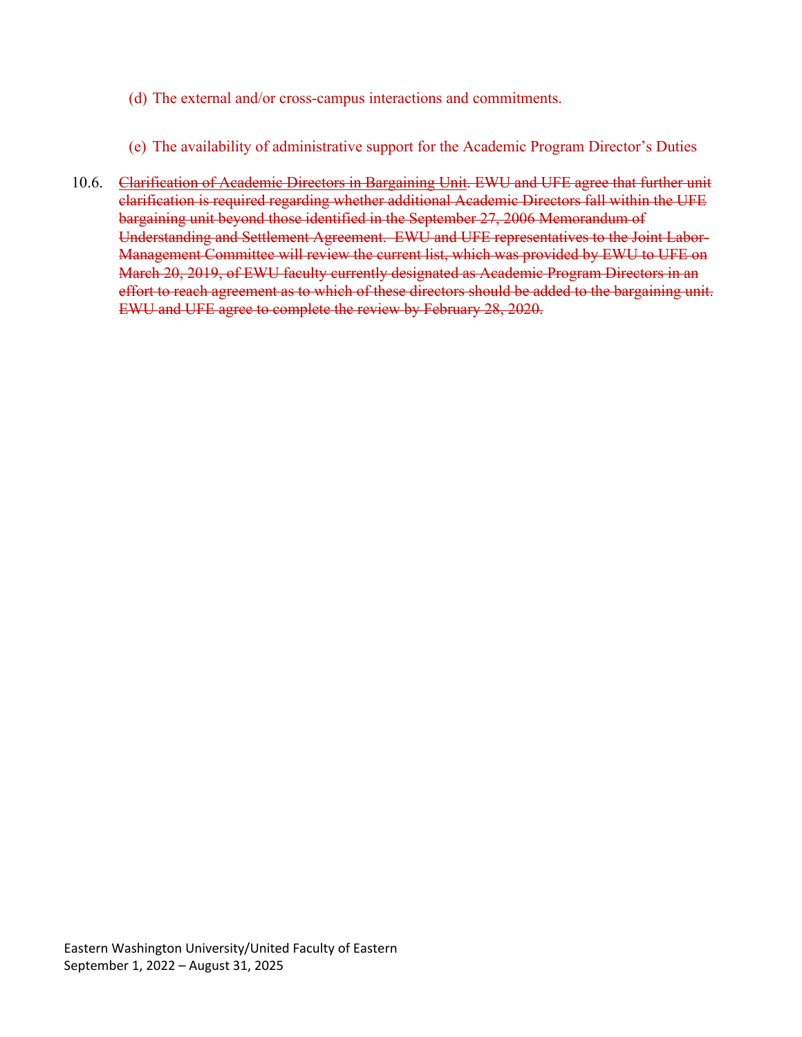(d) The external and/or cross-campus interactions and commitments.

(e) The availability of administrative support for the Academic Program Director's Duties

10.6. ~~Clarification of Academic Directors in Bargaining Unit. EWU and UFE agree that further unit clarification is required regarding whether additional Academic Directors fall within the UFE bargaining unit beyond those identified in the September 27, 2006 Memorandum of Understanding and Settlement Agreement. EWU and UFE representatives to the Joint Labor-Management Committee will review the current list, which was provided by EWU to UFE on March 20, 2019, of EWU faculty currently designated as Academic Program Directors in an effort to reach agreement as to which of these directors should be added to the bargaining unit. EWU and UFE agree to complete the review by February 28, 2020.~~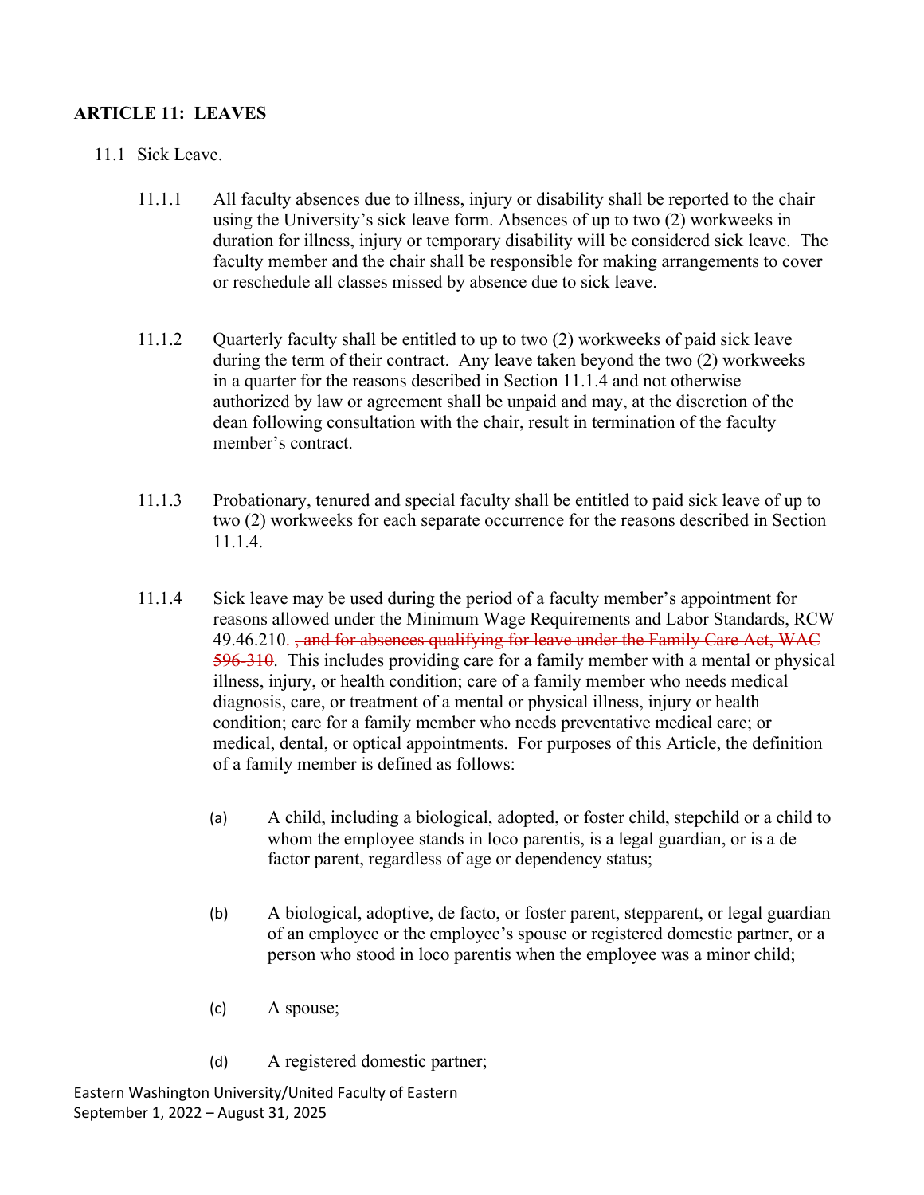## ARTICLE 11: LEAVES

11.1 Sick Leave.

11.1.1 All faculty absences due to illness, injury or disability shall be reported to the chair using the University's sick leave form. Absences of up to two (2) workweeks in duration for illness, injury or temporary disability will be considered sick leave. The faculty member and the chair shall be responsible for making arrangements to cover or reschedule all classes missed by absence due to sick leave.

11.1.2 Quarterly faculty shall be entitled to up to two (2) workweeks of paid sick leave during the term of their contract. Any leave taken beyond the two (2) workweeks in a quarter for the reasons described in Section 11.1.4 and not otherwise authorized by law or agreement shall be unpaid and may, at the discretion of the dean following consultation with the chair, result in termination of the faculty member's contract.

11.1.3 Probationary, tenured and special faculty shall be entitled to paid sick leave of up to two (2) workweeks for each separate occurrence for the reasons described in Section 11.1.4.

11.1.4 Sick leave may be used during the period of a faculty member's appointment for reasons allowed under the Minimum Wage Requirements and Labor Standards, RCW 49.46.210. ~~, and for absences qualifying for leave under the Family Care Act, WAC 596-310~~. This includes providing care for a family member with a mental or physical illness, injury, or health condition; care of a family member who needs medical diagnosis, care, or treatment of a mental or physical illness, injury or health condition; care for a family member who needs preventative medical care; or medical, dental, or optical appointments. For purposes of this Article, the definition of a family member is defined as follows:

(a) A child, including a biological, adopted, or foster child, stepchild or a child to whom the employee stands in loco parentis, is a legal guardian, or is a de factor parent, regardless of age or dependency status;

(b) A biological, adoptive, de facto, or foster parent, stepparent, or legal guardian of an employee or the employee's spouse or registered domestic partner, or a person who stood in loco parentis when the employee was a minor child;

(c) A spouse;

(d) A registered domestic partner;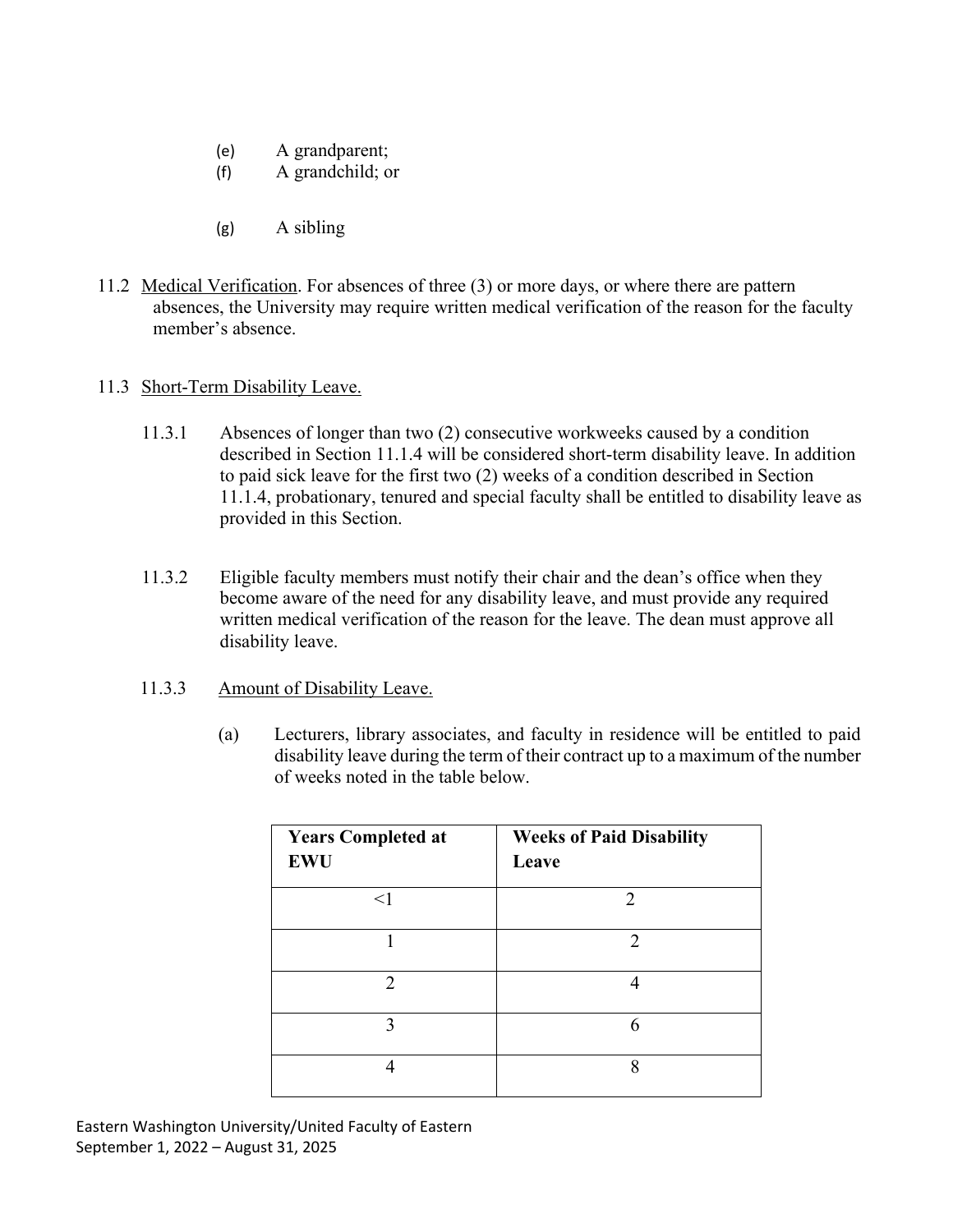(e) A grandparent;

(f) A grandchild; or

(g) A sibling

11.2 Medical Verification. For absences of three (3) or more days, or where there are pattern absences, the University may require written medical verification of the reason for the faculty member's absence.

11.3 Short-Term Disability Leave.

11.3.1 Absences of longer than two (2) consecutive workweeks caused by a condition described in Section 11.1.4 will be considered short-term disability leave. In addition to paid sick leave for the first two (2) weeks of a condition described in Section 11.1.4, probationary, tenured and special faculty shall be entitled to disability leave as provided in this Section.

11.3.2 Eligible faculty members must notify their chair and the dean's office when they become aware of the need for any disability leave, and must provide any required written medical verification of the reason for the leave. The dean must approve all disability leave.

11.3.3 Amount of Disability Leave.

(a) Lecturers, library associates, and faculty in residence will be entitled to paid disability leave during the term of their contract up to a maximum of the number of weeks noted in the table below.

| Years Completed at EWU | Weeks of Paid Disability Leave |
|---|---|
| <1 | 2 |
| 1 | 2 |
| 2 | 4 |
| 3 | 6 |
| 4 | 8 |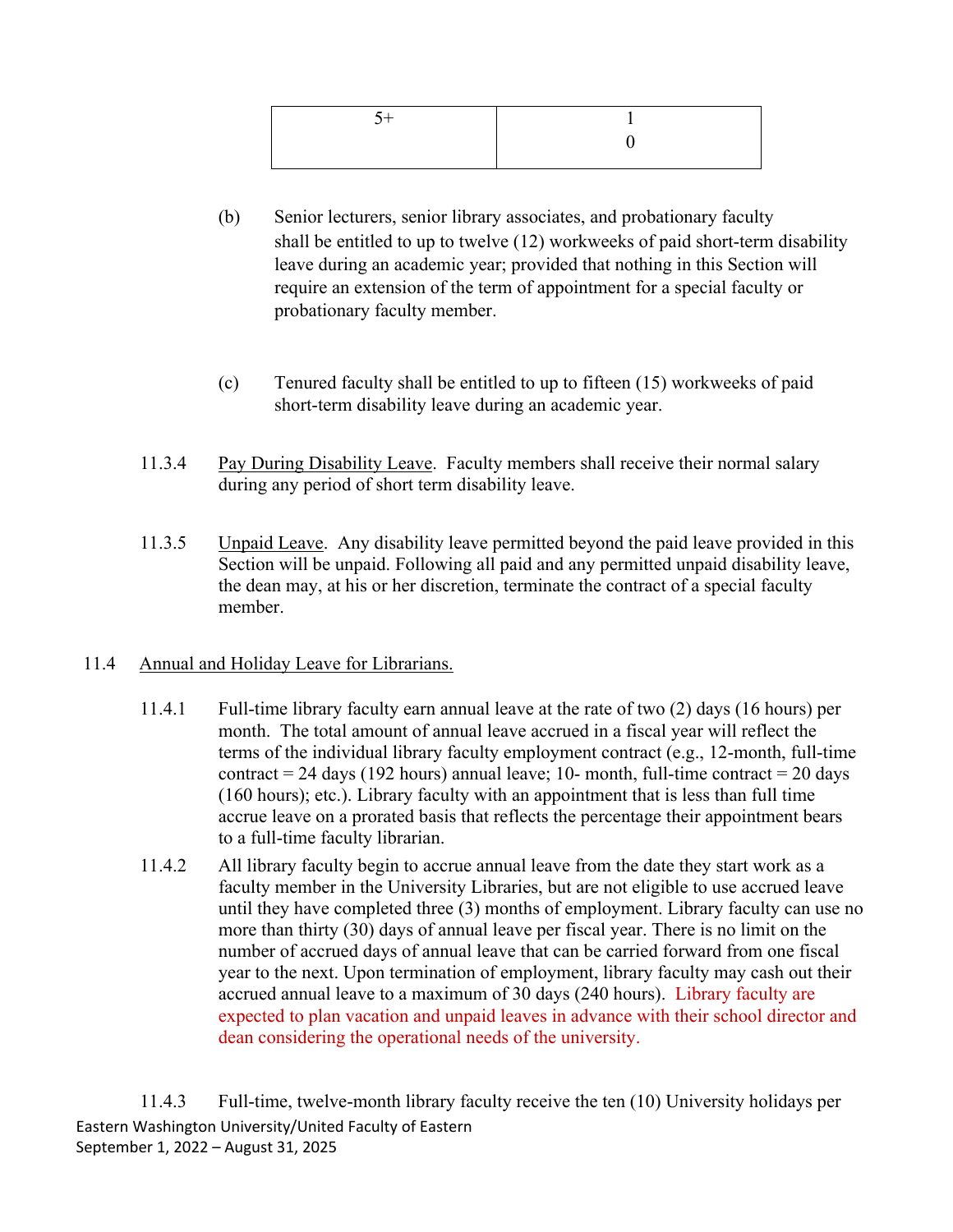| 5+ | 10 |
|---|---|

(b) Senior lecturers, senior library associates, and probationary faculty shall be entitled to up to twelve (12) workweeks of paid short-term disability leave during an academic year; provided that nothing in this Section will require an extension of the term of appointment for a special faculty or probationary faculty member.

(c) Tenured faculty shall be entitled to up to fifteen (15) workweeks of paid short-term disability leave during an academic year.

11.3.4 Pay During Disability Leave. Faculty members shall receive their normal salary during any period of short term disability leave.

11.3.5 Unpaid Leave. Any disability leave permitted beyond the paid leave provided in this Section will be unpaid. Following all paid and any permitted unpaid disability leave, the dean may, at his or her discretion, terminate the contract of a special faculty member.

11.4 Annual and Holiday Leave for Librarians.

11.4.1 Full-time library faculty earn annual leave at the rate of two (2) days (16 hours) per month. The total amount of annual leave accrued in a fiscal year will reflect the terms of the individual library faculty employment contract (e.g., 12-month, full-time contract = 24 days (192 hours) annual leave; 10- month, full-time contract = 20 days (160 hours); etc.). Library faculty with an appointment that is less than full time accrue leave on a prorated basis that reflects the percentage their appointment bears to a full-time faculty librarian.

11.4.2 All library faculty begin to accrue annual leave from the date they start work as a faculty member in the University Libraries, but are not eligible to use accrued leave until they have completed three (3) months of employment. Library faculty can use no more than thirty (30) days of annual leave per fiscal year. There is no limit on the number of accrued days of annual leave that can be carried forward from one fiscal year to the next. Upon termination of employment, library faculty may cash out their accrued annual leave to a maximum of 30 days (240 hours). Library faculty are expected to plan vacation and unpaid leaves in advance with their school director and dean considering the operational needs of the university.

11.4.3 Full-time, twelve-month library faculty receive the ten (10) University holidays per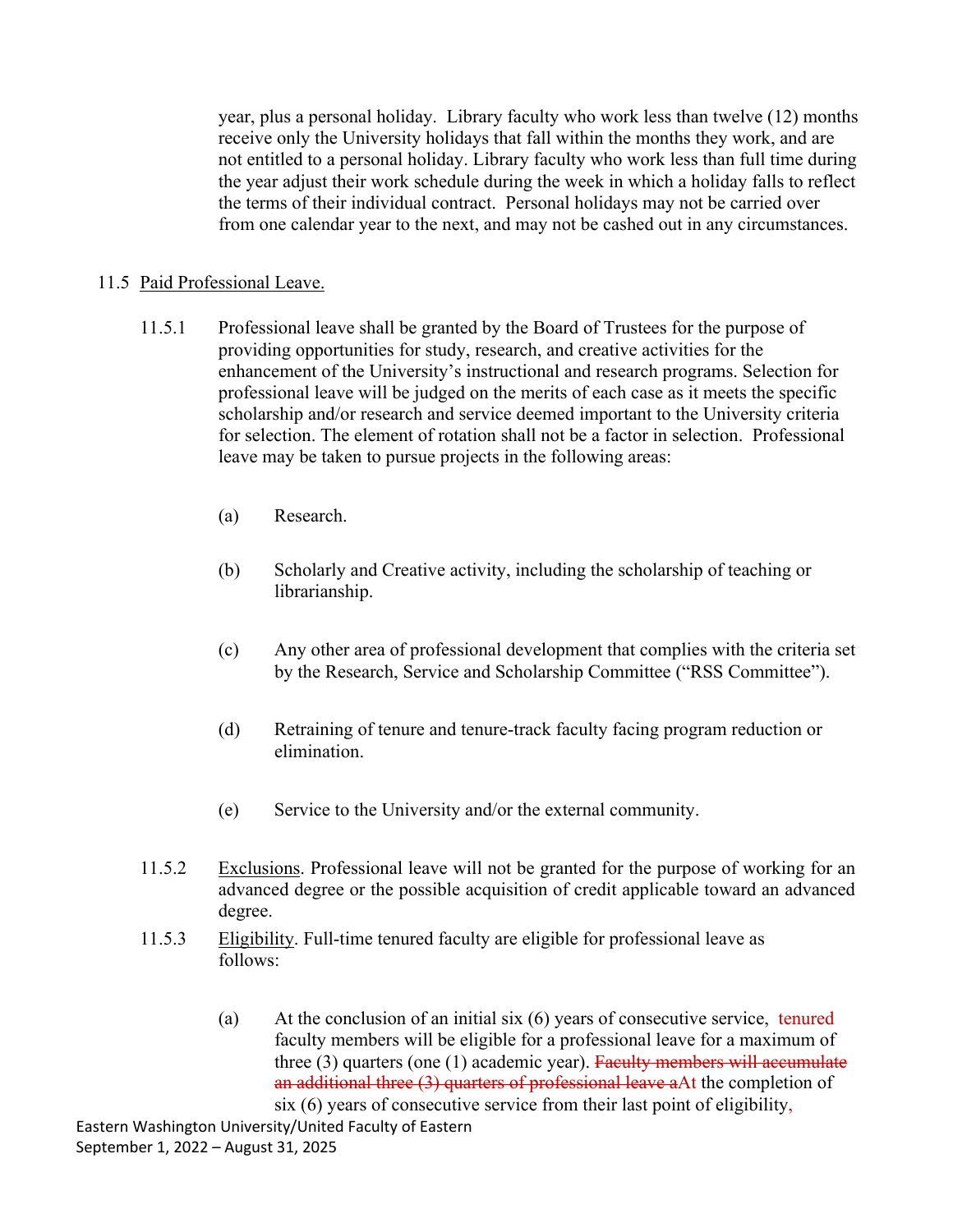year, plus a personal holiday. Library faculty who work less than twelve (12) months receive only the University holidays that fall within the months they work, and are not entitled to a personal holiday. Library faculty who work less than full time during the year adjust their work schedule during the week in which a holiday falls to reflect the terms of their individual contract. Personal holidays may not be carried over from one calendar year to the next, and may not be cashed out in any circumstances.

11.5 Paid Professional Leave.

11.5.1 Professional leave shall be granted by the Board of Trustees for the purpose of providing opportunities for study, research, and creative activities for the enhancement of the University's instructional and research programs. Selection for professional leave will be judged on the merits of each case as it meets the specific scholarship and/or research and service deemed important to the University criteria for selection. The element of rotation shall not be a factor in selection. Professional leave may be taken to pursue projects in the following areas:

(a) Research.

(b) Scholarly and Creative activity, including the scholarship of teaching or librarianship.

(c) Any other area of professional development that complies with the criteria set by the Research, Service and Scholarship Committee ("RSS Committee").

(d) Retraining of tenure and tenure-track faculty facing program reduction or elimination.

(e) Service to the University and/or the external community.

11.5.2 Exclusions. Professional leave will not be granted for the purpose of working for an advanced degree or the possible acquisition of credit applicable toward an advanced degree.

11.5.3 Eligibility. Full-time tenured faculty are eligible for professional leave as follows:

(a) At the conclusion of an initial six (6) years of consecutive service, tenured faculty members will be eligible for a professional leave for a maximum of three (3) quarters (one (1) academic year). ~~Faculty members will accumulate an additional three (3) quarters of professional leave a~~At the completion of six (6) years of consecutive service from their last point of eligibility,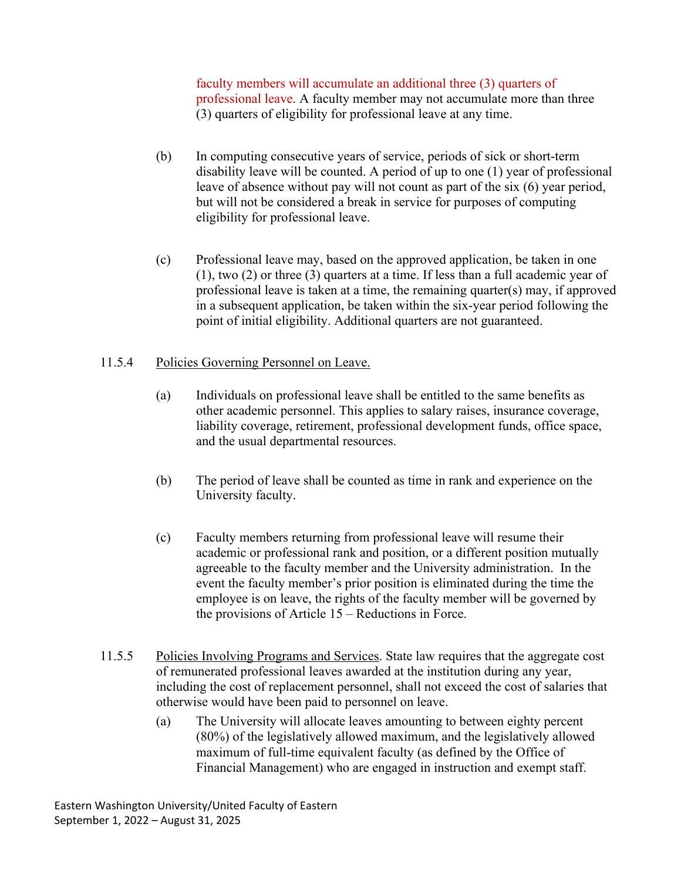faculty members will accumulate an additional three (3) quarters of professional leave. A faculty member may not accumulate more than three (3) quarters of eligibility for professional leave at any time.

(b) In computing consecutive years of service, periods of sick or short-term disability leave will be counted. A period of up to one (1) year of professional leave of absence without pay will not count as part of the six (6) year period, but will not be considered a break in service for purposes of computing eligibility for professional leave.

(c) Professional leave may, based on the approved application, be taken in one (1), two (2) or three (3) quarters at a time. If less than a full academic year of professional leave is taken at a time, the remaining quarter(s) may, if approved in a subsequent application, be taken within the six-year period following the point of initial eligibility. Additional quarters are not guaranteed.

11.5.4 Policies Governing Personnel on Leave.

(a) Individuals on professional leave shall be entitled to the same benefits as other academic personnel. This applies to salary raises, insurance coverage, liability coverage, retirement, professional development funds, office space, and the usual departmental resources.

(b) The period of leave shall be counted as time in rank and experience on the University faculty.

(c) Faculty members returning from professional leave will resume their academic or professional rank and position, or a different position mutually agreeable to the faculty member and the University administration. In the event the faculty member's prior position is eliminated during the time the employee is on leave, the rights of the faculty member will be governed by the provisions of Article 15 – Reductions in Force.

11.5.5 Policies Involving Programs and Services. State law requires that the aggregate cost of remunerated professional leaves awarded at the institution during any year, including the cost of replacement personnel, shall not exceed the cost of salaries that otherwise would have been paid to personnel on leave.

(a) The University will allocate leaves amounting to between eighty percent (80%) of the legislatively allowed maximum, and the legislatively allowed maximum of full-time equivalent faculty (as defined by the Office of Financial Management) who are engaged in instruction and exempt staff.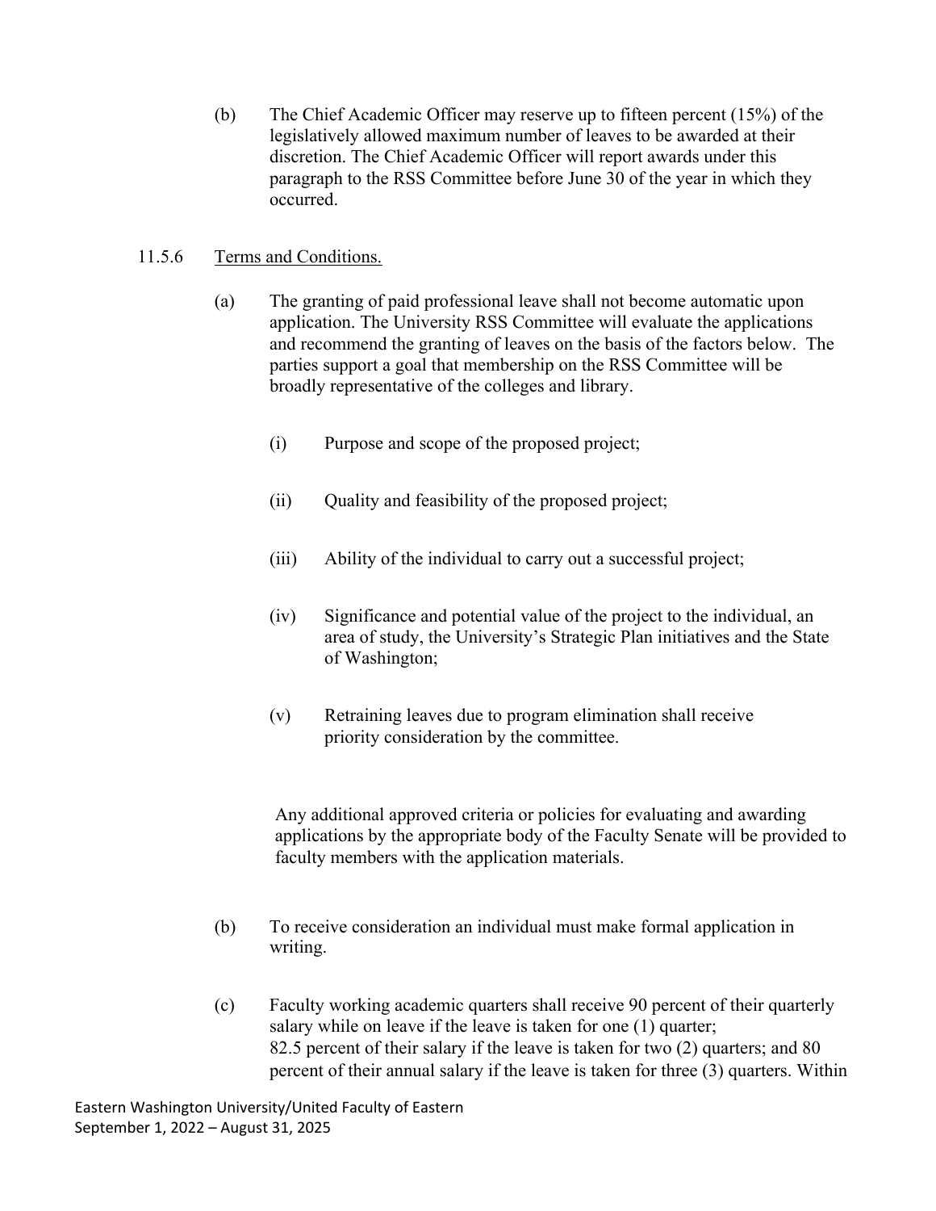(b) The Chief Academic Officer may reserve up to fifteen percent (15%) of the legislatively allowed maximum number of leaves to be awarded at their discretion. The Chief Academic Officer will report awards under this paragraph to the RSS Committee before June 30 of the year in which they occurred.

11.5.6 Terms and Conditions.

(a) The granting of paid professional leave shall not become automatic upon application. The University RSS Committee will evaluate the applications and recommend the granting of leaves on the basis of the factors below. The parties support a goal that membership on the RSS Committee will be broadly representative of the colleges and library.

(i) Purpose and scope of the proposed project;

(ii) Quality and feasibility of the proposed project;

(iii) Ability of the individual to carry out a successful project;

(iv) Significance and potential value of the project to the individual, an area of study, the University's Strategic Plan initiatives and the State of Washington;

(v) Retraining leaves due to program elimination shall receive priority consideration by the committee.

Any additional approved criteria or policies for evaluating and awarding applications by the appropriate body of the Faculty Senate will be provided to faculty members with the application materials.

(b) To receive consideration an individual must make formal application in writing.

(c) Faculty working academic quarters shall receive 90 percent of their quarterly salary while on leave if the leave is taken for one (1) quarter; 82.5 percent of their salary if the leave is taken for two (2) quarters; and 80 percent of their annual salary if the leave is taken for three (3) quarters. Within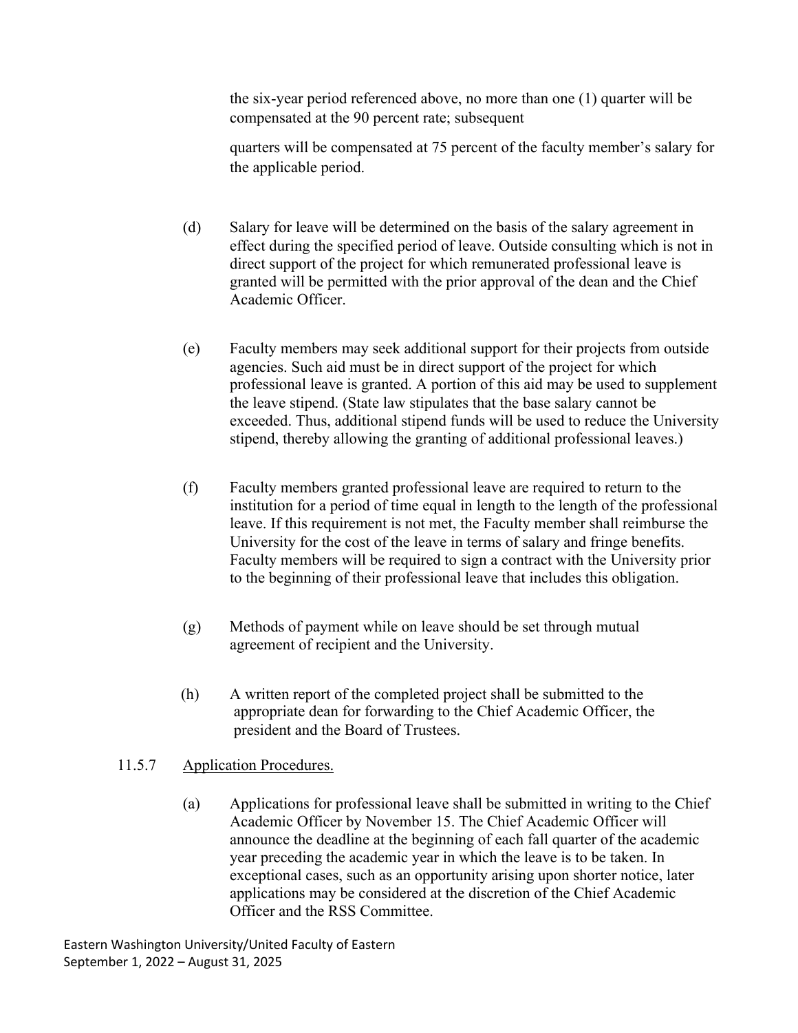the six-year period referenced above, no more than one (1) quarter will be compensated at the 90 percent rate; subsequent

quarters will be compensated at 75 percent of the faculty member's salary for the applicable period.

(d) Salary for leave will be determined on the basis of the salary agreement in effect during the specified period of leave. Outside consulting which is not in direct support of the project for which remunerated professional leave is granted will be permitted with the prior approval of the dean and the Chief Academic Officer.

(e) Faculty members may seek additional support for their projects from outside agencies. Such aid must be in direct support of the project for which professional leave is granted. A portion of this aid may be used to supplement the leave stipend. (State law stipulates that the base salary cannot be exceeded. Thus, additional stipend funds will be used to reduce the University stipend, thereby allowing the granting of additional professional leaves.)

(f) Faculty members granted professional leave are required to return to the institution for a period of time equal in length to the length of the professional leave. If this requirement is not met, the Faculty member shall reimburse the University for the cost of the leave in terms of salary and fringe benefits. Faculty members will be required to sign a contract with the University prior to the beginning of their professional leave that includes this obligation.

(g) Methods of payment while on leave should be set through mutual agreement of recipient and the University.

(h) A written report of the completed project shall be submitted to the appropriate dean for forwarding to the Chief Academic Officer, the president and the Board of Trustees.

11.5.7 <u>Application Procedures.</u>

(a) Applications for professional leave shall be submitted in writing to the Chief Academic Officer by November 15. The Chief Academic Officer will announce the deadline at the beginning of each fall quarter of the academic year preceding the academic year in which the leave is to be taken. In exceptional cases, such as an opportunity arising upon shorter notice, later applications may be considered at the discretion of the Chief Academic Officer and the RSS Committee.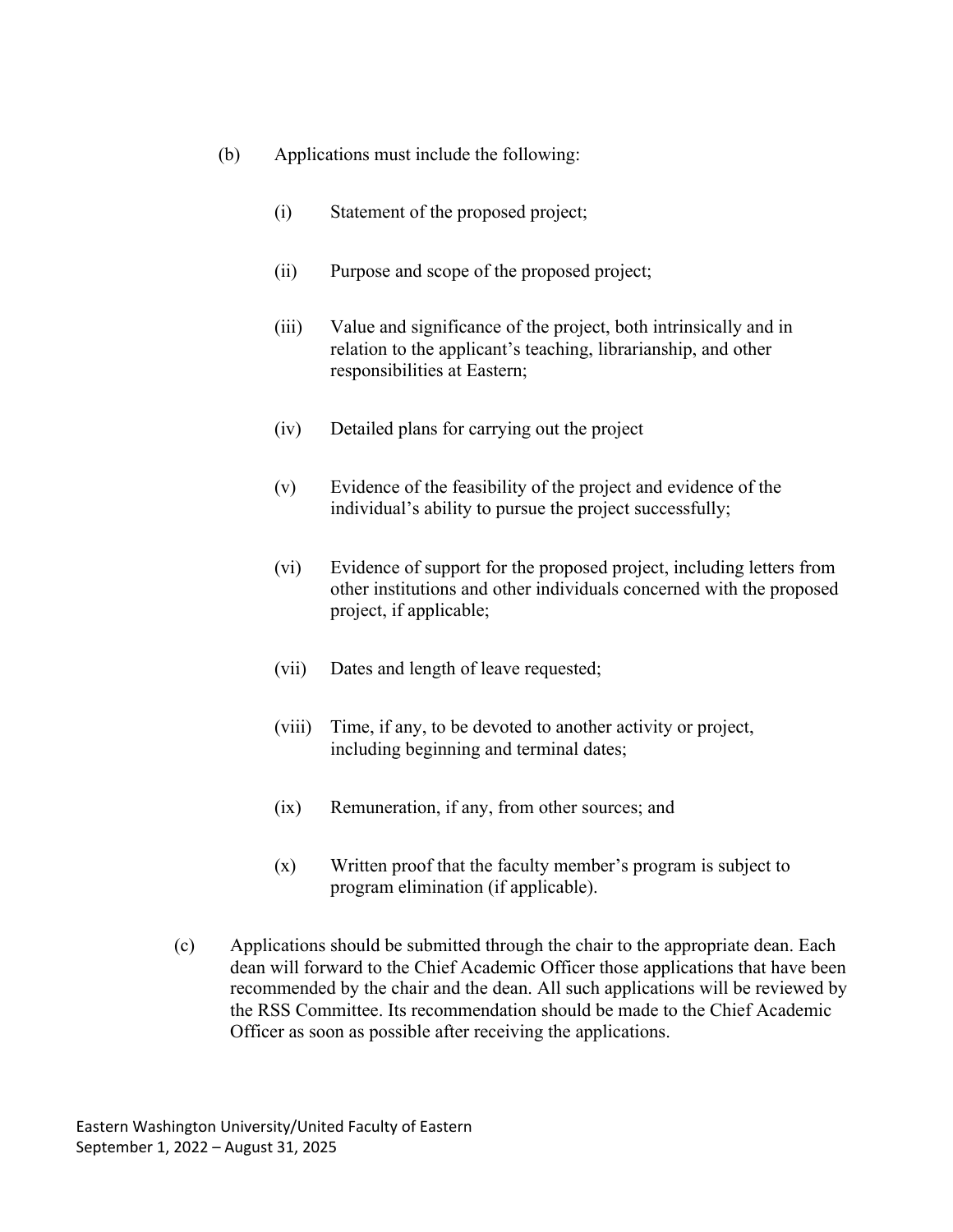(b) Applications must include the following:

  (i) Statement of the proposed project;

  (ii) Purpose and scope of the proposed project;

  (iii) Value and significance of the project, both intrinsically and in relation to the applicant's teaching, librarianship, and other responsibilities at Eastern;

  (iv) Detailed plans for carrying out the project

  (v) Evidence of the feasibility of the project and evidence of the individual's ability to pursue the project successfully;

  (vi) Evidence of support for the proposed project, including letters from other institutions and other individuals concerned with the proposed project, if applicable;

  (vii) Dates and length of leave requested;

  (viii) Time, if any, to be devoted to another activity or project, including beginning and terminal dates;

  (ix) Remuneration, if any, from other sources; and

  (x) Written proof that the faculty member's program is subject to program elimination (if applicable).

(c) Applications should be submitted through the chair to the appropriate dean. Each dean will forward to the Chief Academic Officer those applications that have been recommended by the chair and the dean. All such applications will be reviewed by the RSS Committee. Its recommendation should be made to the Chief Academic Officer as soon as possible after receiving the applications.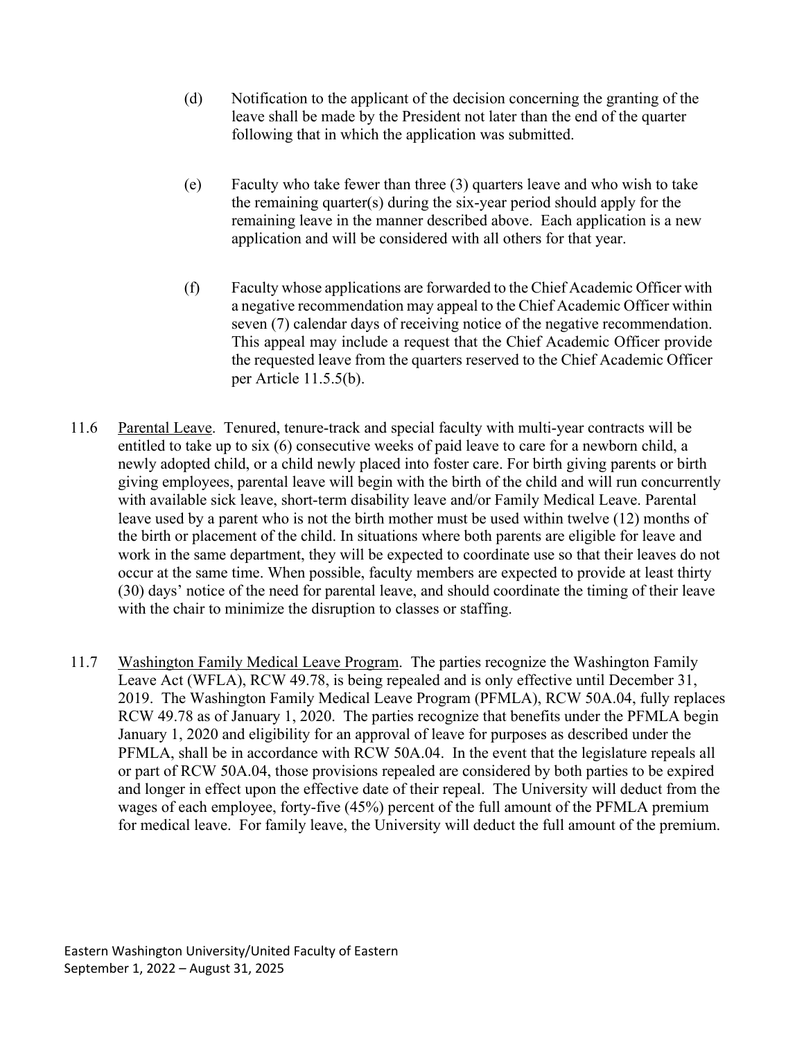(d) Notification to the applicant of the decision concerning the granting of the leave shall be made by the President not later than the end of the quarter following that in which the application was submitted.

(e) Faculty who take fewer than three (3) quarters leave and who wish to take the remaining quarter(s) during the six-year period should apply for the remaining leave in the manner described above. Each application is a new application and will be considered with all others for that year.

(f) Faculty whose applications are forwarded to the Chief Academic Officer with a negative recommendation may appeal to the Chief Academic Officer within seven (7) calendar days of receiving notice of the negative recommendation. This appeal may include a request that the Chief Academic Officer provide the requested leave from the quarters reserved to the Chief Academic Officer per Article 11.5.5(b).

11.6 Parental Leave. Tenured, tenure-track and special faculty with multi-year contracts will be entitled to take up to six (6) consecutive weeks of paid leave to care for a newborn child, a newly adopted child, or a child newly placed into foster care. For birth giving parents or birth giving employees, parental leave will begin with the birth of the child and will run concurrently with available sick leave, short-term disability leave and/or Family Medical Leave. Parental leave used by a parent who is not the birth mother must be used within twelve (12) months of the birth or placement of the child. In situations where both parents are eligible for leave and work in the same department, they will be expected to coordinate use so that their leaves do not occur at the same time. When possible, faculty members are expected to provide at least thirty (30) days' notice of the need for parental leave, and should coordinate the timing of their leave with the chair to minimize the disruption to classes or staffing.

11.7 Washington Family Medical Leave Program. The parties recognize the Washington Family Leave Act (WFLA), RCW 49.78, is being repealed and is only effective until December 31, 2019. The Washington Family Medical Leave Program (PFMLA), RCW 50A.04, fully replaces RCW 49.78 as of January 1, 2020. The parties recognize that benefits under the PFMLA begin January 1, 2020 and eligibility for an approval of leave for purposes as described under the PFMLA, shall be in accordance with RCW 50A.04. In the event that the legislature repeals all or part of RCW 50A.04, those provisions repealed are considered by both parties to be expired and longer in effect upon the effective date of their repeal. The University will deduct from the wages of each employee, forty-five (45%) percent of the full amount of the PFMLA premium for medical leave. For family leave, the University will deduct the full amount of the premium.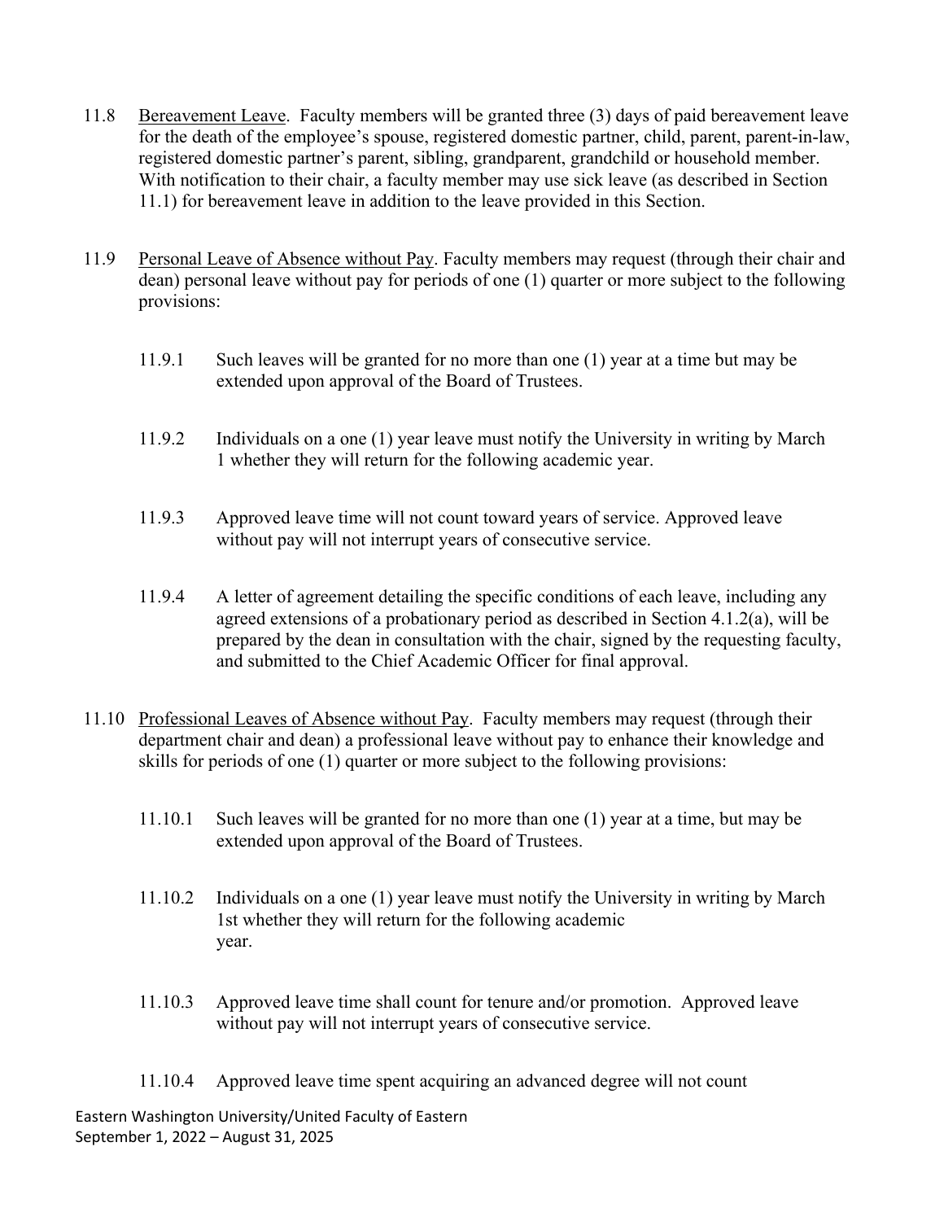11.8 Bereavement Leave. Faculty members will be granted three (3) days of paid bereavement leave for the death of the employee's spouse, registered domestic partner, child, parent, parent-in-law, registered domestic partner's parent, sibling, grandparent, grandchild or household member. With notification to their chair, a faculty member may use sick leave (as described in Section 11.1) for bereavement leave in addition to the leave provided in this Section.

11.9 Personal Leave of Absence without Pay. Faculty members may request (through their chair and dean) personal leave without pay for periods of one (1) quarter or more subject to the following provisions:

11.9.1 Such leaves will be granted for no more than one (1) year at a time but may be extended upon approval of the Board of Trustees.

11.9.2 Individuals on a one (1) year leave must notify the University in writing by March 1 whether they will return for the following academic year.

11.9.3 Approved leave time will not count toward years of service. Approved leave without pay will not interrupt years of consecutive service.

11.9.4 A letter of agreement detailing the specific conditions of each leave, including any agreed extensions of a probationary period as described in Section 4.1.2(a), will be prepared by the dean in consultation with the chair, signed by the requesting faculty, and submitted to the Chief Academic Officer for final approval.

11.10 Professional Leaves of Absence without Pay. Faculty members may request (through their department chair and dean) a professional leave without pay to enhance their knowledge and skills for periods of one (1) quarter or more subject to the following provisions:

11.10.1 Such leaves will be granted for no more than one (1) year at a time, but may be extended upon approval of the Board of Trustees.

11.10.2 Individuals on a one (1) year leave must notify the University in writing by March 1st whether they will return for the following academic year.

11.10.3 Approved leave time shall count for tenure and/or promotion. Approved leave without pay will not interrupt years of consecutive service.

11.10.4 Approved leave time spent acquiring an advanced degree will not count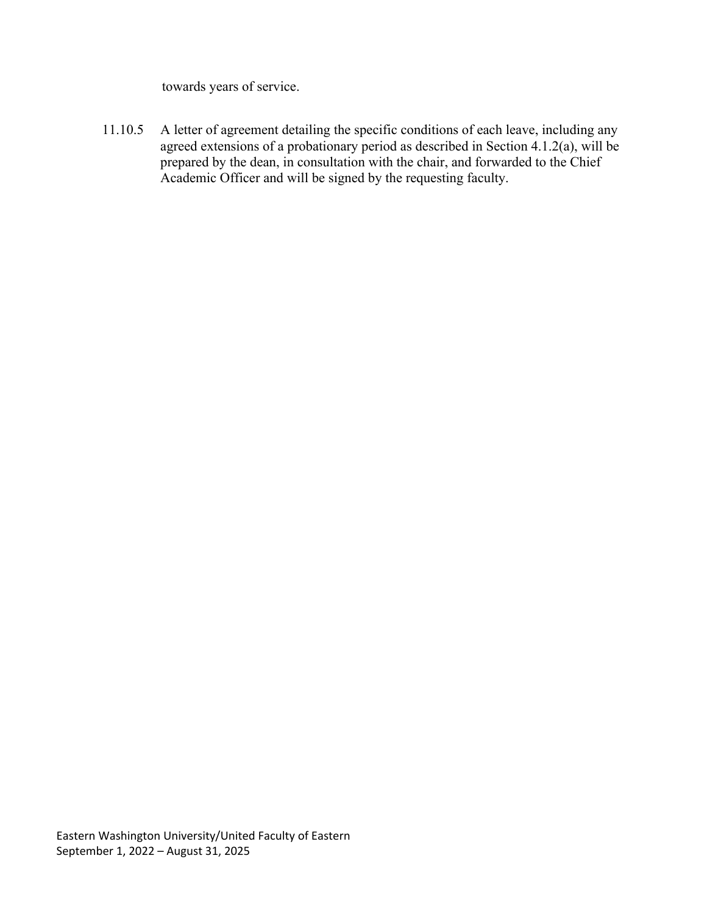towards years of service.

11.10.5 A letter of agreement detailing the specific conditions of each leave, including any agreed extensions of a probationary period as described in Section 4.1.2(a), will be prepared by the dean, in consultation with the chair, and forwarded to the Chief Academic Officer and will be signed by the requesting faculty.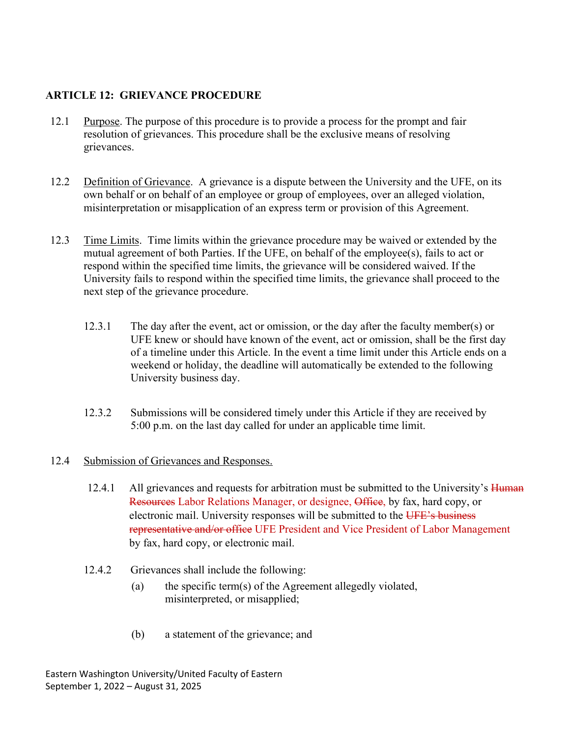## ARTICLE 12: GRIEVANCE PROCEDURE

12.1 Purpose. The purpose of this procedure is to provide a process for the prompt and fair resolution of grievances. This procedure shall be the exclusive means of resolving grievances.

12.2 Definition of Grievance. A grievance is a dispute between the University and the UFE, on its own behalf or on behalf of an employee or group of employees, over an alleged violation, misinterpretation or misapplication of an express term or provision of this Agreement.

12.3 Time Limits. Time limits within the grievance procedure may be waived or extended by the mutual agreement of both Parties. If the UFE, on behalf of the employee(s), fails to act or respond within the specified time limits, the grievance will be considered waived. If the University fails to respond within the specified time limits, the grievance shall proceed to the next step of the grievance procedure.

12.3.1 The day after the event, act or omission, or the day after the faculty member(s) or UFE knew or should have known of the event, act or omission, shall be the first day of a timeline under this Article. In the event a time limit under this Article ends on a weekend or holiday, the deadline will automatically be extended to the following University business day.

12.3.2 Submissions will be considered timely under this Article if they are received by 5:00 p.m. on the last day called for under an applicable time limit.

12.4 Submission of Grievances and Responses.

12.4.1 All grievances and requests for arbitration must be submitted to the University's ~~Human Resources~~ Labor Relations Manager, or designee, ~~Office,~~ by fax, hard copy, or electronic mail. University responses will be submitted to the ~~UFE's business representative and/or office~~ UFE President and Vice President of Labor Management by fax, hard copy, or electronic mail.

12.4.2 Grievances shall include the following:

(a) the specific term(s) of the Agreement allegedly violated, misinterpreted, or misapplied;

(b) a statement of the grievance; and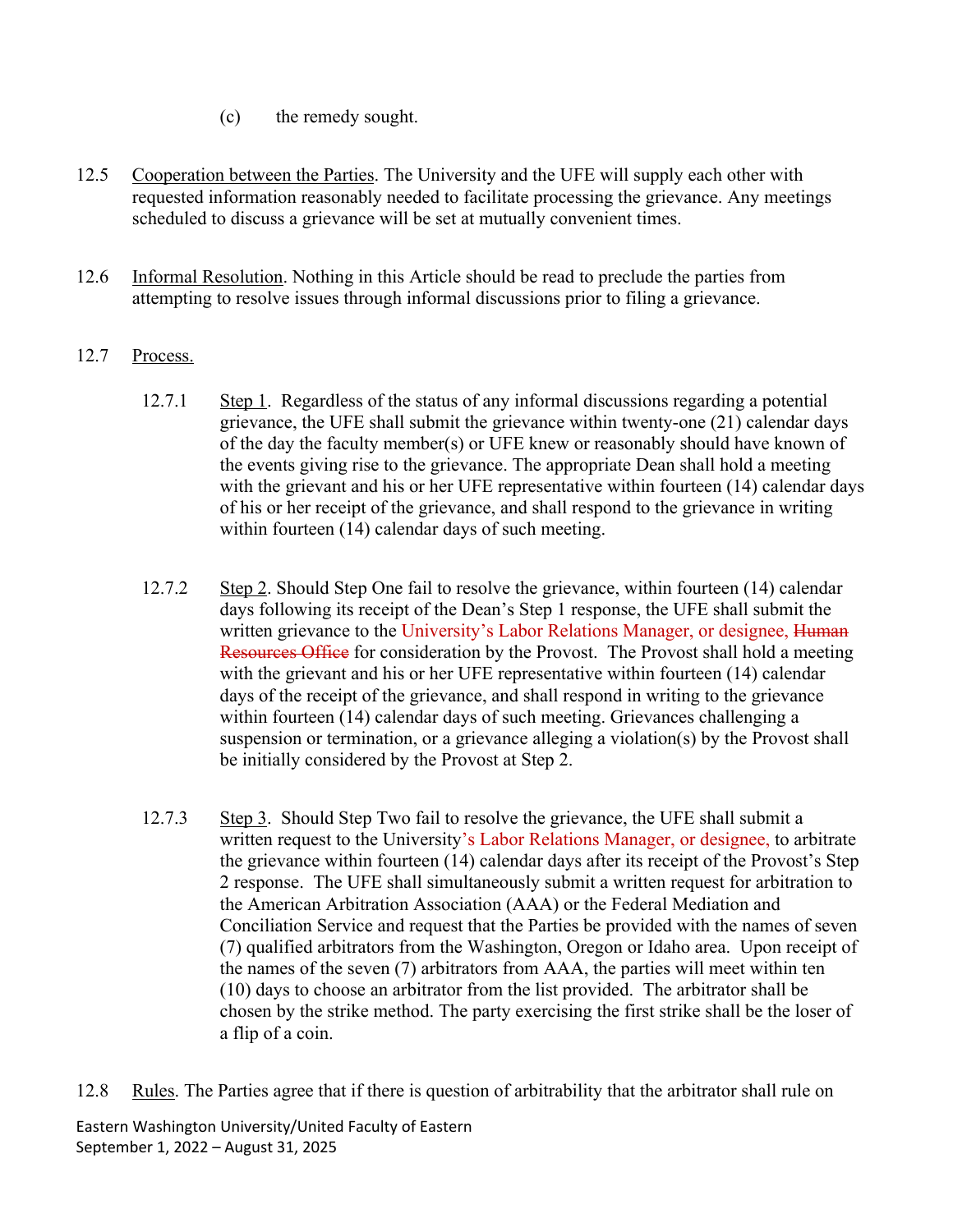(c) the remedy sought.

12.5 Cooperation between the Parties. The University and the UFE will supply each other with requested information reasonably needed to facilitate processing the grievance. Any meetings scheduled to discuss a grievance will be set at mutually convenient times.

12.6 Informal Resolution. Nothing in this Article should be read to preclude the parties from attempting to resolve issues through informal discussions prior to filing a grievance.

12.7 Process.

12.7.1 Step 1. Regardless of the status of any informal discussions regarding a potential grievance, the UFE shall submit the grievance within twenty-one (21) calendar days of the day the faculty member(s) or UFE knew or reasonably should have known of the events giving rise to the grievance. The appropriate Dean shall hold a meeting with the grievant and his or her UFE representative within fourteen (14) calendar days of his or her receipt of the grievance, and shall respond to the grievance in writing within fourteen (14) calendar days of such meeting.

12.7.2 Step 2. Should Step One fail to resolve the grievance, within fourteen (14) calendar days following its receipt of the Dean's Step 1 response, the UFE shall submit the written grievance to the University's Labor Relations Manager, or designee, ~~Human Resources Office~~ for consideration by the Provost. The Provost shall hold a meeting with the grievant and his or her UFE representative within fourteen (14) calendar days of the receipt of the grievance, and shall respond in writing to the grievance within fourteen (14) calendar days of such meeting. Grievances challenging a suspension or termination, or a grievance alleging a violation(s) by the Provost shall be initially considered by the Provost at Step 2.

12.7.3 Step 3. Should Step Two fail to resolve the grievance, the UFE shall submit a written request to the University's Labor Relations Manager, or designee, to arbitrate the grievance within fourteen (14) calendar days after its receipt of the Provost's Step 2 response. The UFE shall simultaneously submit a written request for arbitration to the American Arbitration Association (AAA) or the Federal Mediation and Conciliation Service and request that the Parties be provided with the names of seven (7) qualified arbitrators from the Washington, Oregon or Idaho area. Upon receipt of the names of the seven (7) arbitrators from AAA, the parties will meet within ten (10) days to choose an arbitrator from the list provided. The arbitrator shall be chosen by the strike method. The party exercising the first strike shall be the loser of a flip of a coin.

12.8 Rules. The Parties agree that if there is question of arbitrability that the arbitrator shall rule on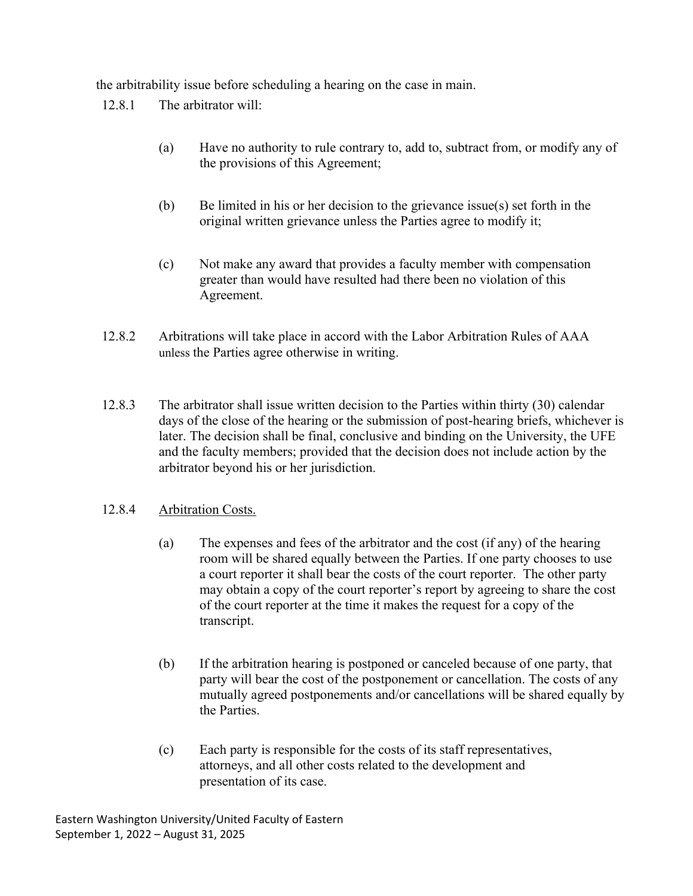the arbitrability issue before scheduling a hearing on the case in main.

12.8.1 The arbitrator will:

(a) Have no authority to rule contrary to, add to, subtract from, or modify any of the provisions of this Agreement;

(b) Be limited in his or her decision to the grievance issue(s) set forth in the original written grievance unless the Parties agree to modify it;

(c) Not make any award that provides a faculty member with compensation greater than would have resulted had there been no violation of this Agreement.

12.8.2 Arbitrations will take place in accord with the Labor Arbitration Rules of AAA unless the Parties agree otherwise in writing.

12.8.3 The arbitrator shall issue written decision to the Parties within thirty (30) calendar days of the close of the hearing or the submission of post-hearing briefs, whichever is later. The decision shall be final, conclusive and binding on the University, the UFE and the faculty members; provided that the decision does not include action by the arbitrator beyond his or her jurisdiction.

12.8.4 <u>Arbitration Costs.</u>

(a) The expenses and fees of the arbitrator and the cost (if any) of the hearing room will be shared equally between the Parties. If one party chooses to use a court reporter it shall bear the costs of the court reporter. The other party may obtain a copy of the court reporter's report by agreeing to share the cost of the court reporter at the time it makes the request for a copy of the transcript.

(b) If the arbitration hearing is postponed or canceled because of one party, that party will bear the cost of the postponement or cancellation. The costs of any mutually agreed postponements and/or cancellations will be shared equally by the Parties.

(c) Each party is responsible for the costs of its staff representatives, attorneys, and all other costs related to the development and presentation of its case.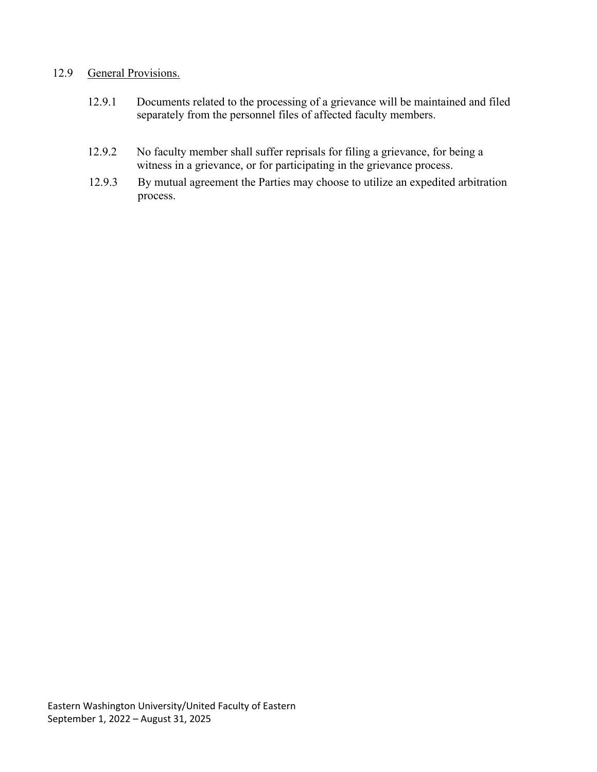12.9 General Provisions.

12.9.1 Documents related to the processing of a grievance will be maintained and filed separately from the personnel files of affected faculty members.

12.9.2 No faculty member shall suffer reprisals for filing a grievance, for being a witness in a grievance, or for participating in the grievance process.

12.9.3 By mutual agreement the Parties may choose to utilize an expedited arbitration process.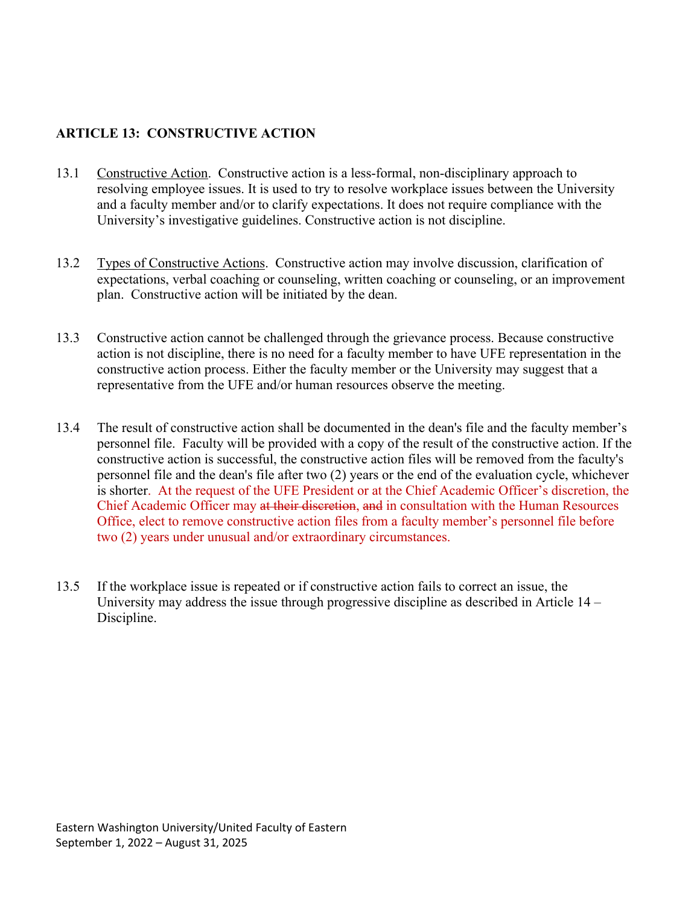**ARTICLE 13: CONSTRUCTIVE ACTION**

13.1 Constructive Action. Constructive action is a less-formal, non-disciplinary approach to resolving employee issues. It is used to try to resolve workplace issues between the University and a faculty member and/or to clarify expectations. It does not require compliance with the University's investigative guidelines. Constructive action is not discipline.

13.2 Types of Constructive Actions. Constructive action may involve discussion, clarification of expectations, verbal coaching or counseling, written coaching or counseling, or an improvement plan. Constructive action will be initiated by the dean.

13.3 Constructive action cannot be challenged through the grievance process. Because constructive action is not discipline, there is no need for a faculty member to have UFE representation in the constructive action process. Either the faculty member or the University may suggest that a representative from the UFE and/or human resources observe the meeting.

13.4 The result of constructive action shall be documented in the dean's file and the faculty member's personnel file. Faculty will be provided with a copy of the result of the constructive action. If the constructive action is successful, the constructive action files will be removed from the faculty's personnel file and the dean's file after two (2) years or the end of the evaluation cycle, whichever is shorter. At the request of the UFE President or at the Chief Academic Officer's discretion, the Chief Academic Officer may ~~at their discretion,~~ ~~and~~ in consultation with the Human Resources Office, elect to remove constructive action files from a faculty member's personnel file before two (2) years under unusual and/or extraordinary circumstances.

13.5 If the workplace issue is repeated or if constructive action fails to correct an issue, the University may address the issue through progressive discipline as described in Article 14 – Discipline.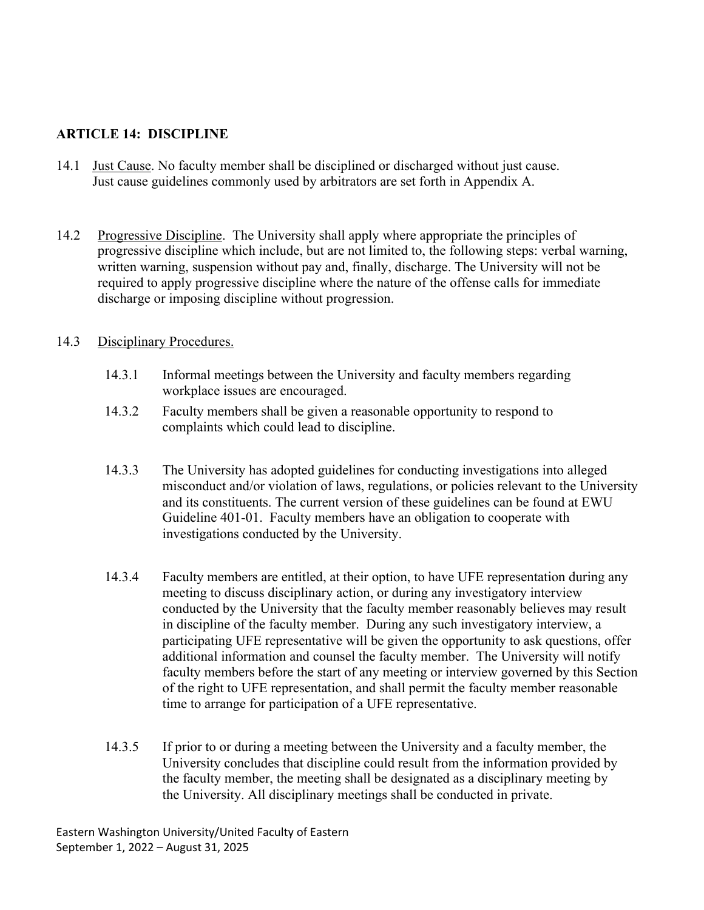## ARTICLE 14: DISCIPLINE

14.1 Just Cause. No faculty member shall be disciplined or discharged without just cause. Just cause guidelines commonly used by arbitrators are set forth in Appendix A.

14.2 Progressive Discipline. The University shall apply where appropriate the principles of progressive discipline which include, but are not limited to, the following steps: verbal warning, written warning, suspension without pay and, finally, discharge. The University will not be required to apply progressive discipline where the nature of the offense calls for immediate discharge or imposing discipline without progression.

14.3 Disciplinary Procedures.

14.3.1 Informal meetings between the University and faculty members regarding workplace issues are encouraged.

14.3.2 Faculty members shall be given a reasonable opportunity to respond to complaints which could lead to discipline.

14.3.3 The University has adopted guidelines for conducting investigations into alleged misconduct and/or violation of laws, regulations, or policies relevant to the University and its constituents. The current version of these guidelines can be found at EWU Guideline 401-01. Faculty members have an obligation to cooperate with investigations conducted by the University.

14.3.4 Faculty members are entitled, at their option, to have UFE representation during any meeting to discuss disciplinary action, or during any investigatory interview conducted by the University that the faculty member reasonably believes may result in discipline of the faculty member. During any such investigatory interview, a participating UFE representative will be given the opportunity to ask questions, offer additional information and counsel the faculty member. The University will notify faculty members before the start of any meeting or interview governed by this Section of the right to UFE representation, and shall permit the faculty member reasonable time to arrange for participation of a UFE representative.

14.3.5 If prior to or during a meeting between the University and a faculty member, the University concludes that discipline could result from the information provided by the faculty member, the meeting shall be designated as a disciplinary meeting by the University. All disciplinary meetings shall be conducted in private.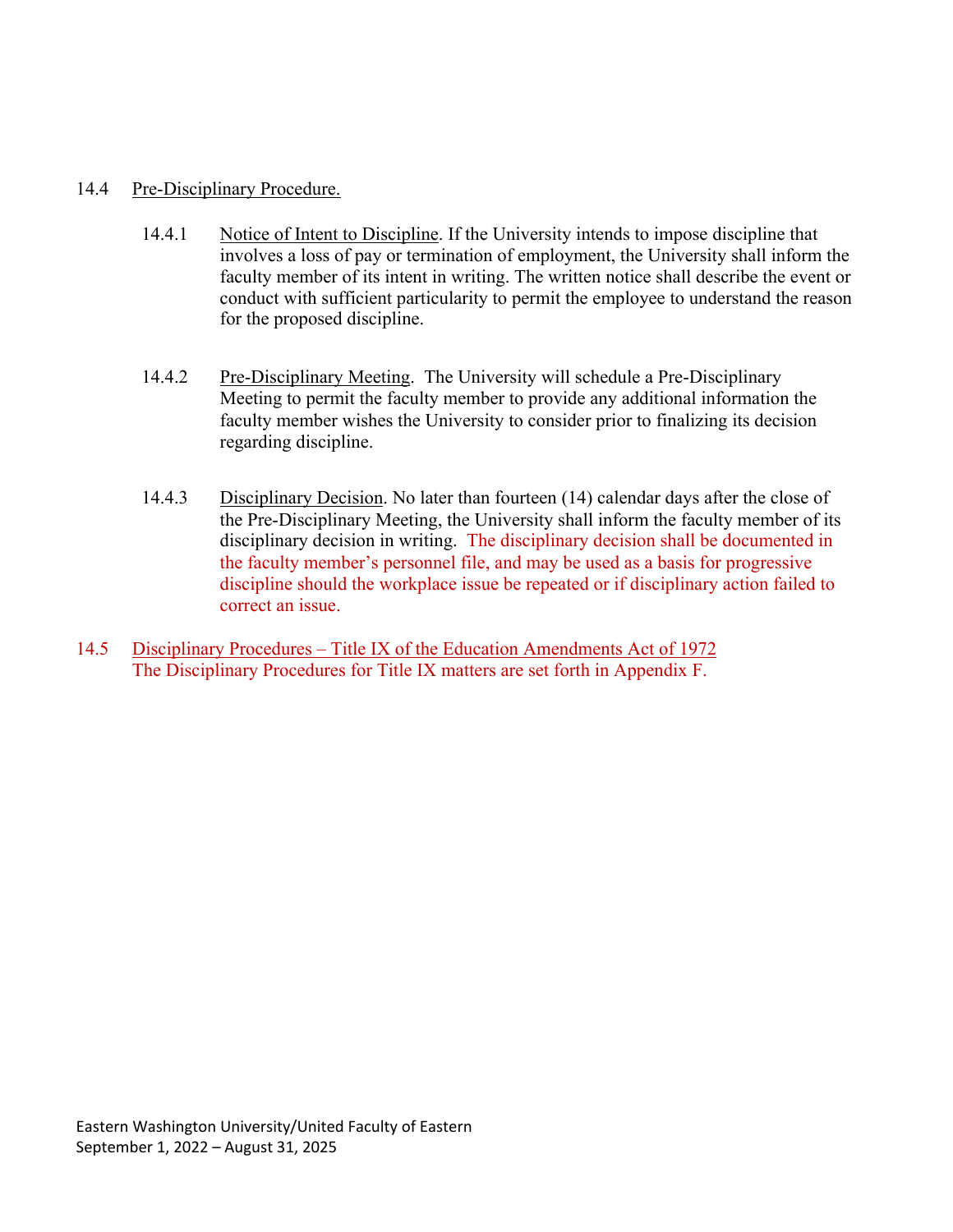14.4 Pre-Disciplinary Procedure.

14.4.1 Notice of Intent to Discipline. If the University intends to impose discipline that involves a loss of pay or termination of employment, the University shall inform the faculty member of its intent in writing. The written notice shall describe the event or conduct with sufficient particularity to permit the employee to understand the reason for the proposed discipline.

14.4.2 Pre-Disciplinary Meeting. The University will schedule a Pre-Disciplinary Meeting to permit the faculty member to provide any additional information the faculty member wishes the University to consider prior to finalizing its decision regarding discipline.

14.4.3 Disciplinary Decision. No later than fourteen (14) calendar days after the close of the Pre-Disciplinary Meeting, the University shall inform the faculty member of its disciplinary decision in writing. The disciplinary decision shall be documented in the faculty member's personnel file, and may be used as a basis for progressive discipline should the workplace issue be repeated or if disciplinary action failed to correct an issue.

14.5 Disciplinary Procedures – Title IX of the Education Amendments Act of 1972
The Disciplinary Procedures for Title IX matters are set forth in Appendix F.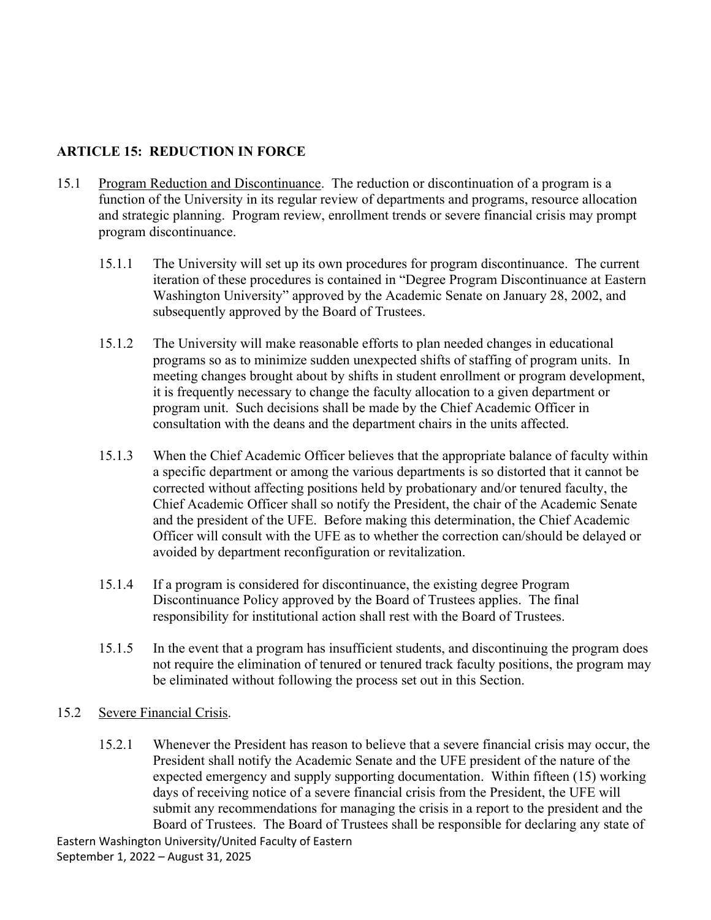## ARTICLE 15: REDUCTION IN FORCE

15.1 Program Reduction and Discontinuance. The reduction or discontinuation of a program is a function of the University in its regular review of departments and programs, resource allocation and strategic planning. Program review, enrollment trends or severe financial crisis may prompt program discontinuance.

15.1.1 The University will set up its own procedures for program discontinuance. The current iteration of these procedures is contained in "Degree Program Discontinuance at Eastern Washington University" approved by the Academic Senate on January 28, 2002, and subsequently approved by the Board of Trustees.

15.1.2 The University will make reasonable efforts to plan needed changes in educational programs so as to minimize sudden unexpected shifts of staffing of program units. In meeting changes brought about by shifts in student enrollment or program development, it is frequently necessary to change the faculty allocation to a given department or program unit. Such decisions shall be made by the Chief Academic Officer in consultation with the deans and the department chairs in the units affected.

15.1.3 When the Chief Academic Officer believes that the appropriate balance of faculty within a specific department or among the various departments is so distorted that it cannot be corrected without affecting positions held by probationary and/or tenured faculty, the Chief Academic Officer shall so notify the President, the chair of the Academic Senate and the president of the UFE. Before making this determination, the Chief Academic Officer will consult with the UFE as to whether the correction can/should be delayed or avoided by department reconfiguration or revitalization.

15.1.4 If a program is considered for discontinuance, the existing degree Program Discontinuance Policy approved by the Board of Trustees applies. The final responsibility for institutional action shall rest with the Board of Trustees.

15.1.5 In the event that a program has insufficient students, and discontinuing the program does not require the elimination of tenured or tenured track faculty positions, the program may be eliminated without following the process set out in this Section.

15.2 Severe Financial Crisis.

15.2.1 Whenever the President has reason to believe that a severe financial crisis may occur, the President shall notify the Academic Senate and the UFE president of the nature of the expected emergency and supply supporting documentation. Within fifteen (15) working days of receiving notice of a severe financial crisis from the President, the UFE will submit any recommendations for managing the crisis in a report to the president and the Board of Trustees. The Board of Trustees shall be responsible for declaring any state of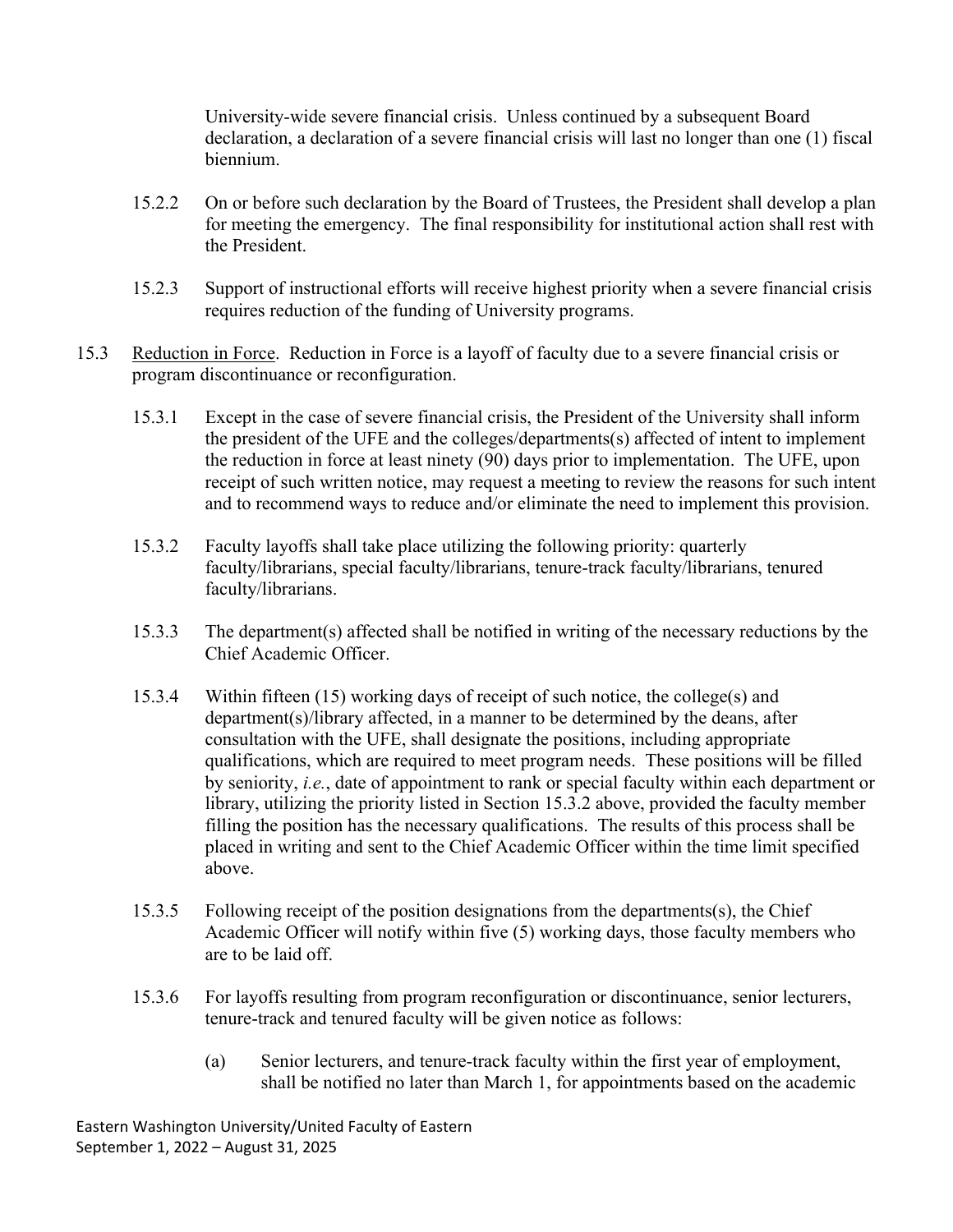University-wide severe financial crisis. Unless continued by a subsequent Board declaration, a declaration of a severe financial crisis will last no longer than one (1) fiscal biennium.

15.2.2 On or before such declaration by the Board of Trustees, the President shall develop a plan for meeting the emergency. The final responsibility for institutional action shall rest with the President.

15.2.3 Support of instructional efforts will receive highest priority when a severe financial crisis requires reduction of the funding of University programs.

15.3 Reduction in Force. Reduction in Force is a layoff of faculty due to a severe financial crisis or program discontinuance or reconfiguration.

15.3.1 Except in the case of severe financial crisis, the President of the University shall inform the president of the UFE and the colleges/departments(s) affected of intent to implement the reduction in force at least ninety (90) days prior to implementation. The UFE, upon receipt of such written notice, may request a meeting to review the reasons for such intent and to recommend ways to reduce and/or eliminate the need to implement this provision.

15.3.2 Faculty layoffs shall take place utilizing the following priority: quarterly faculty/librarians, special faculty/librarians, tenure-track faculty/librarians, tenured faculty/librarians.

15.3.3 The department(s) affected shall be notified in writing of the necessary reductions by the Chief Academic Officer.

15.3.4 Within fifteen (15) working days of receipt of such notice, the college(s) and department(s)/library affected, in a manner to be determined by the deans, after consultation with the UFE, shall designate the positions, including appropriate qualifications, which are required to meet program needs. These positions will be filled by seniority, *i.e.*, date of appointment to rank or special faculty within each department or library, utilizing the priority listed in Section 15.3.2 above, provided the faculty member filling the position has the necessary qualifications. The results of this process shall be placed in writing and sent to the Chief Academic Officer within the time limit specified above.

15.3.5 Following receipt of the position designations from the departments(s), the Chief Academic Officer will notify within five (5) working days, those faculty members who are to be laid off.

15.3.6 For layoffs resulting from program reconfiguration or discontinuance, senior lecturers, tenure-track and tenured faculty will be given notice as follows:

(a) Senior lecturers, and tenure-track faculty within the first year of employment, shall be notified no later than March 1, for appointments based on the academic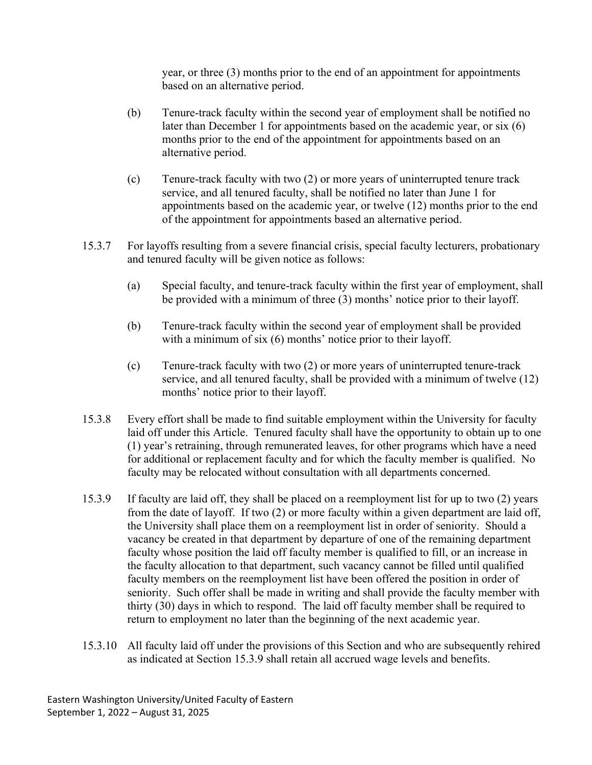year, or three (3) months prior to the end of an appointment for appointments based on an alternative period.

(b) Tenure-track faculty within the second year of employment shall be notified no later than December 1 for appointments based on the academic year, or six (6) months prior to the end of the appointment for appointments based on an alternative period.

(c) Tenure-track faculty with two (2) or more years of uninterrupted tenure track service, and all tenured faculty, shall be notified no later than June 1 for appointments based on the academic year, or twelve (12) months prior to the end of the appointment for appointments based an alternative period.

15.3.7 For layoffs resulting from a severe financial crisis, special faculty lecturers, probationary and tenured faculty will be given notice as follows:

(a) Special faculty, and tenure-track faculty within the first year of employment, shall be provided with a minimum of three (3) months' notice prior to their layoff.

(b) Tenure-track faculty within the second year of employment shall be provided with a minimum of six (6) months' notice prior to their layoff.

(c) Tenure-track faculty with two (2) or more years of uninterrupted tenure-track service, and all tenured faculty, shall be provided with a minimum of twelve (12) months' notice prior to their layoff.

15.3.8 Every effort shall be made to find suitable employment within the University for faculty laid off under this Article. Tenured faculty shall have the opportunity to obtain up to one (1) year's retraining, through remunerated leaves, for other programs which have a need for additional or replacement faculty and for which the faculty member is qualified. No faculty may be relocated without consultation with all departments concerned.

15.3.9 If faculty are laid off, they shall be placed on a reemployment list for up to two (2) years from the date of layoff. If two (2) or more faculty within a given department are laid off, the University shall place them on a reemployment list in order of seniority. Should a vacancy be created in that department by departure of one of the remaining department faculty whose position the laid off faculty member is qualified to fill, or an increase in the faculty allocation to that department, such vacancy cannot be filled until qualified faculty members on the reemployment list have been offered the position in order of seniority. Such offer shall be made in writing and shall provide the faculty member with thirty (30) days in which to respond. The laid off faculty member shall be required to return to employment no later than the beginning of the next academic year.

15.3.10 All faculty laid off under the provisions of this Section and who are subsequently rehired as indicated at Section 15.3.9 shall retain all accrued wage levels and benefits.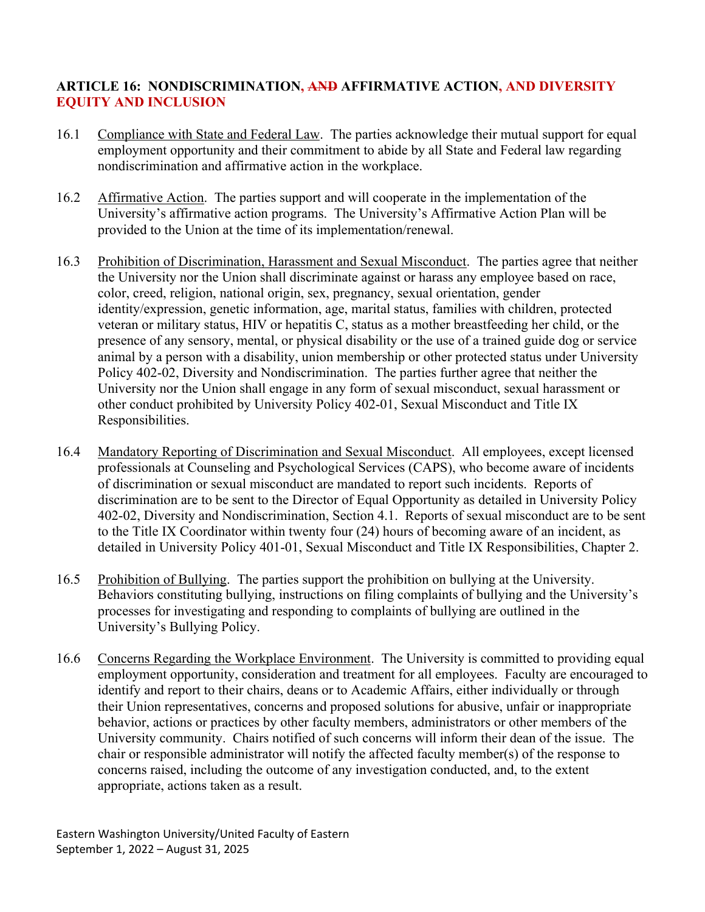**ARTICLE 16: NONDISCRIMINATION, ~~AND~~ AFFIRMATIVE ACTION, AND DIVERSITY EQUITY AND INCLUSION**

16.1 Compliance with State and Federal Law. The parties acknowledge their mutual support for equal employment opportunity and their commitment to abide by all State and Federal law regarding nondiscrimination and affirmative action in the workplace.

16.2 Affirmative Action. The parties support and will cooperate in the implementation of the University's affirmative action programs. The University's Affirmative Action Plan will be provided to the Union at the time of its implementation/renewal.

16.3 Prohibition of Discrimination, Harassment and Sexual Misconduct. The parties agree that neither the University nor the Union shall discriminate against or harass any employee based on race, color, creed, religion, national origin, sex, pregnancy, sexual orientation, gender identity/expression, genetic information, age, marital status, families with children, protected veteran or military status, HIV or hepatitis C, status as a mother breastfeeding her child, or the presence of any sensory, mental, or physical disability or the use of a trained guide dog or service animal by a person with a disability, union membership or other protected status under University Policy 402-02, Diversity and Nondiscrimination. The parties further agree that neither the University nor the Union shall engage in any form of sexual misconduct, sexual harassment or other conduct prohibited by University Policy 402-01, Sexual Misconduct and Title IX Responsibilities.

16.4 Mandatory Reporting of Discrimination and Sexual Misconduct. All employees, except licensed professionals at Counseling and Psychological Services (CAPS), who become aware of incidents of discrimination or sexual misconduct are mandated to report such incidents. Reports of discrimination are to be sent to the Director of Equal Opportunity as detailed in University Policy 402-02, Diversity and Nondiscrimination, Section 4.1. Reports of sexual misconduct are to be sent to the Title IX Coordinator within twenty four (24) hours of becoming aware of an incident, as detailed in University Policy 401-01, Sexual Misconduct and Title IX Responsibilities, Chapter 2.

16.5 Prohibition of Bullying. The parties support the prohibition on bullying at the University. Behaviors constituting bullying, instructions on filing complaints of bullying and the University's processes for investigating and responding to complaints of bullying are outlined in the University's Bullying Policy.

16.6 Concerns Regarding the Workplace Environment. The University is committed to providing equal employment opportunity, consideration and treatment for all employees. Faculty are encouraged to identify and report to their chairs, deans or to Academic Affairs, either individually or through their Union representatives, concerns and proposed solutions for abusive, unfair or inappropriate behavior, actions or practices by other faculty members, administrators or other members of the University community. Chairs notified of such concerns will inform their dean of the issue. The chair or responsible administrator will notify the affected faculty member(s) of the response to concerns raised, including the outcome of any investigation conducted, and, to the extent appropriate, actions taken as a result.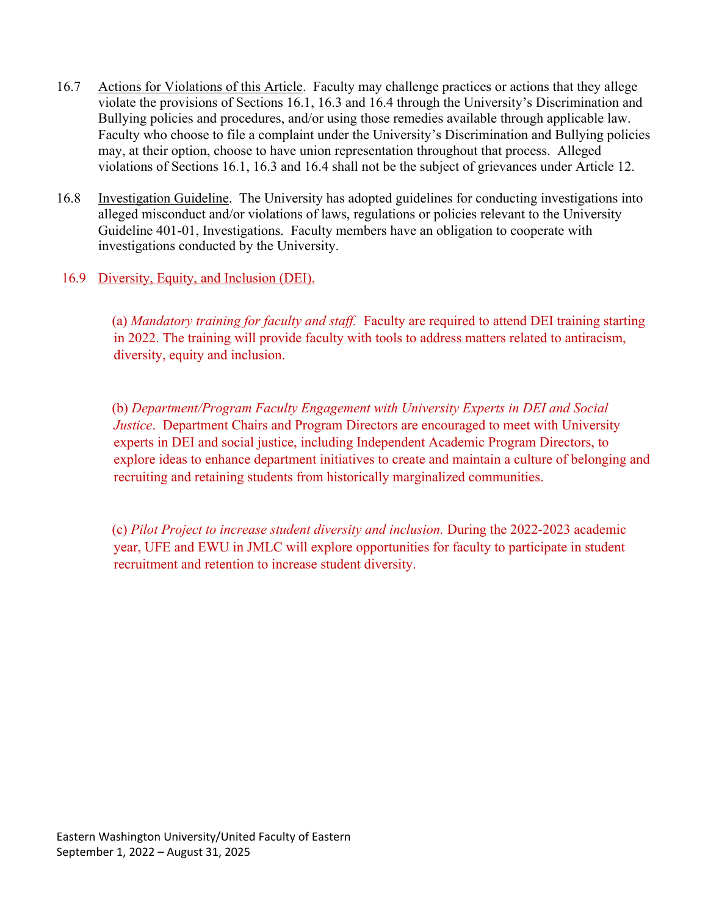16.7 Actions for Violations of this Article. Faculty may challenge practices or actions that they allege violate the provisions of Sections 16.1, 16.3 and 16.4 through the University's Discrimination and Bullying policies and procedures, and/or using those remedies available through applicable law. Faculty who choose to file a complaint under the University's Discrimination and Bullying policies may, at their option, choose to have union representation throughout that process. Alleged violations of Sections 16.1, 16.3 and 16.4 shall not be the subject of grievances under Article 12.

16.8 Investigation Guideline. The University has adopted guidelines for conducting investigations into alleged misconduct and/or violations of laws, regulations or policies relevant to the University Guideline 401-01, Investigations. Faculty members have an obligation to cooperate with investigations conducted by the University.

16.9 Diversity, Equity, and Inclusion (DEI).

(a) *Mandatory training for faculty and staff.* Faculty are required to attend DEI training starting in 2022. The training will provide faculty with tools to address matters related to antiracism, diversity, equity and inclusion.

(b) *Department/Program Faculty Engagement with University Experts in DEI and Social Justice*. Department Chairs and Program Directors are encouraged to meet with University experts in DEI and social justice, including Independent Academic Program Directors, to explore ideas to enhance department initiatives to create and maintain a culture of belonging and recruiting and retaining students from historically marginalized communities.

(c) *Pilot Project to increase student diversity and inclusion.* During the 2022-2023 academic year, UFE and EWU in JMLC will explore opportunities for faculty to participate in student recruitment and retention to increase student diversity.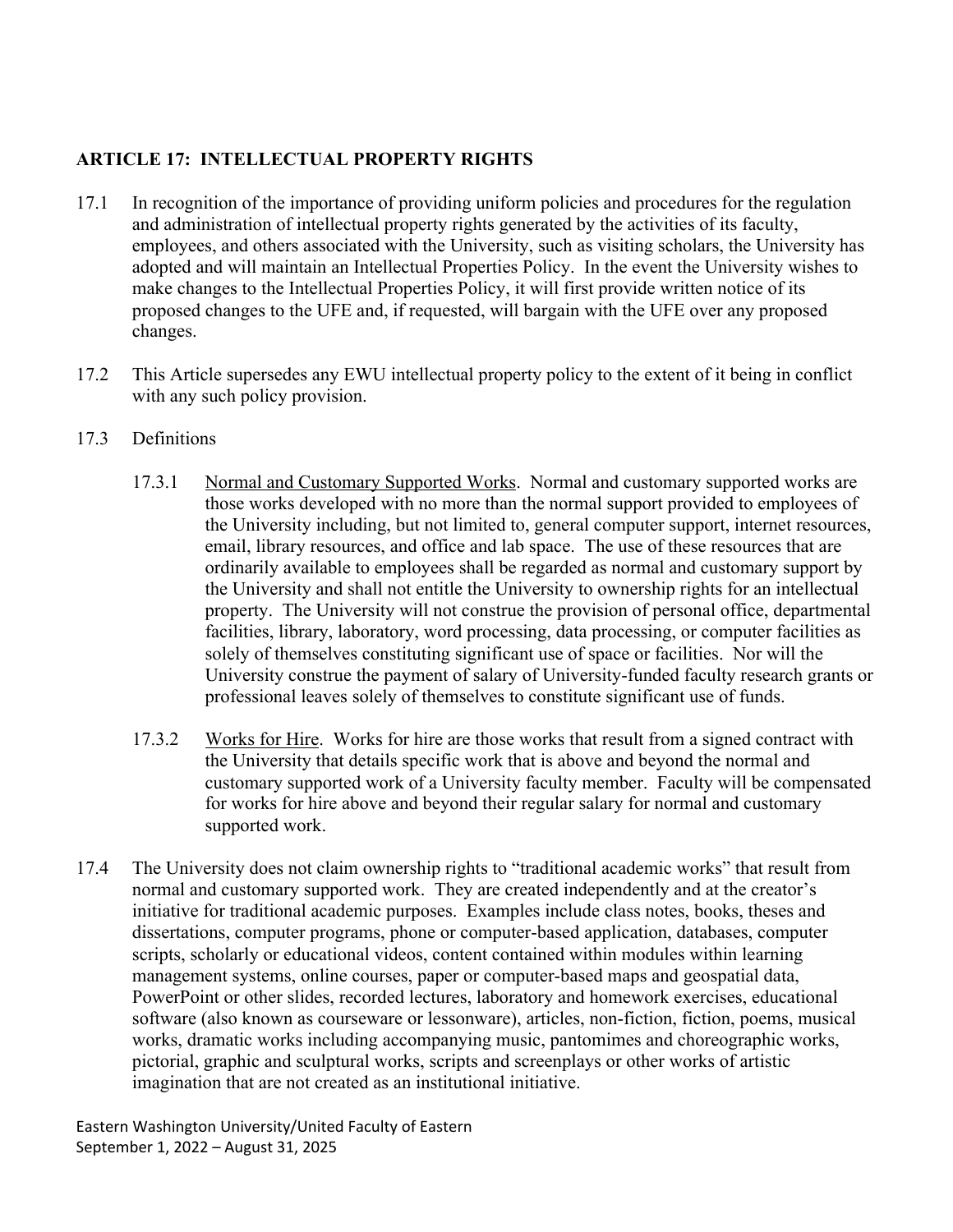## ARTICLE 17: INTELLECTUAL PROPERTY RIGHTS

17.1 In recognition of the importance of providing uniform policies and procedures for the regulation and administration of intellectual property rights generated by the activities of its faculty, employees, and others associated with the University, such as visiting scholars, the University has adopted and will maintain an Intellectual Properties Policy. In the event the University wishes to make changes to the Intellectual Properties Policy, it will first provide written notice of its proposed changes to the UFE and, if requested, will bargain with the UFE over any proposed changes.

17.2 This Article supersedes any EWU intellectual property policy to the extent of it being in conflict with any such policy provision.

17.3 Definitions

17.3.1 Normal and Customary Supported Works. Normal and customary supported works are those works developed with no more than the normal support provided to employees of the University including, but not limited to, general computer support, internet resources, email, library resources, and office and lab space. The use of these resources that are ordinarily available to employees shall be regarded as normal and customary support by the University and shall not entitle the University to ownership rights for an intellectual property. The University will not construe the provision of personal office, departmental facilities, library, laboratory, word processing, data processing, or computer facilities as solely of themselves constituting significant use of space or facilities. Nor will the University construe the payment of salary of University-funded faculty research grants or professional leaves solely of themselves to constitute significant use of funds.

17.3.2 Works for Hire. Works for hire are those works that result from a signed contract with the University that details specific work that is above and beyond the normal and customary supported work of a University faculty member. Faculty will be compensated for works for hire above and beyond their regular salary for normal and customary supported work.

17.4 The University does not claim ownership rights to "traditional academic works" that result from normal and customary supported work. They are created independently and at the creator's initiative for traditional academic purposes. Examples include class notes, books, theses and dissertations, computer programs, phone or computer-based application, databases, computer scripts, scholarly or educational videos, content contained within modules within learning management systems, online courses, paper or computer-based maps and geospatial data, PowerPoint or other slides, recorded lectures, laboratory and homework exercises, educational software (also known as courseware or lessonware), articles, non-fiction, fiction, poems, musical works, dramatic works including accompanying music, pantomimes and choreographic works, pictorial, graphic and sculptural works, scripts and screenplays or other works of artistic imagination that are not created as an institutional initiative.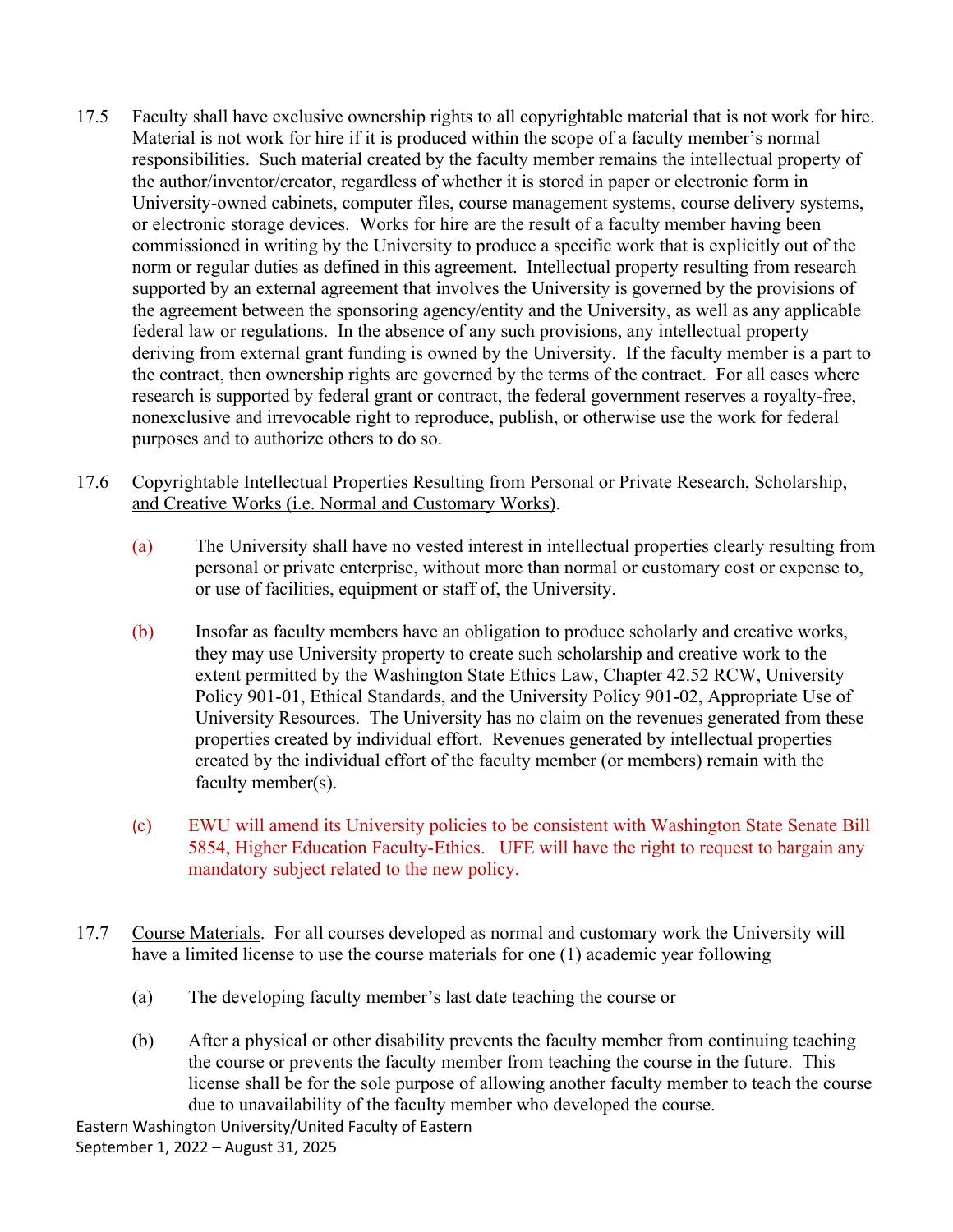17.5 Faculty shall have exclusive ownership rights to all copyrightable material that is not work for hire. Material is not work for hire if it is produced within the scope of a faculty member's normal responsibilities. Such material created by the faculty member remains the intellectual property of the author/inventor/creator, regardless of whether it is stored in paper or electronic form in University-owned cabinets, computer files, course management systems, course delivery systems, or electronic storage devices. Works for hire are the result of a faculty member having been commissioned in writing by the University to produce a specific work that is explicitly out of the norm or regular duties as defined in this agreement. Intellectual property resulting from research supported by an external agreement that involves the University is governed by the provisions of the agreement between the sponsoring agency/entity and the University, as well as any applicable federal law or regulations. In the absence of any such provisions, any intellectual property deriving from external grant funding is owned by the University. If the faculty member is a part to the contract, then ownership rights are governed by the terms of the contract. For all cases where research is supported by federal grant or contract, the federal government reserves a royalty-free, nonexclusive and irrevocable right to reproduce, publish, or otherwise use the work for federal purposes and to authorize others to do so.

17.6 Copyrightable Intellectual Properties Resulting from Personal or Private Research, Scholarship, and Creative Works (i.e. Normal and Customary Works).

(a) The University shall have no vested interest in intellectual properties clearly resulting from personal or private enterprise, without more than normal or customary cost or expense to, or use of facilities, equipment or staff of, the University.

(b) Insofar as faculty members have an obligation to produce scholarly and creative works, they may use University property to create such scholarship and creative work to the extent permitted by the Washington State Ethics Law, Chapter 42.52 RCW, University Policy 901-01, Ethical Standards, and the University Policy 901-02, Appropriate Use of University Resources. The University has no claim on the revenues generated from these properties created by individual effort. Revenues generated by intellectual properties created by the individual effort of the faculty member (or members) remain with the faculty member(s).

(c) EWU will amend its University policies to be consistent with Washington State Senate Bill 5854, Higher Education Faculty-Ethics. UFE will have the right to request to bargain any mandatory subject related to the new policy.

17.7 Course Materials. For all courses developed as normal and customary work the University will have a limited license to use the course materials for one (1) academic year following

(a) The developing faculty member's last date teaching the course or

(b) After a physical or other disability prevents the faculty member from continuing teaching the course or prevents the faculty member from teaching the course in the future. This license shall be for the sole purpose of allowing another faculty member to teach the course due to unavailability of the faculty member who developed the course.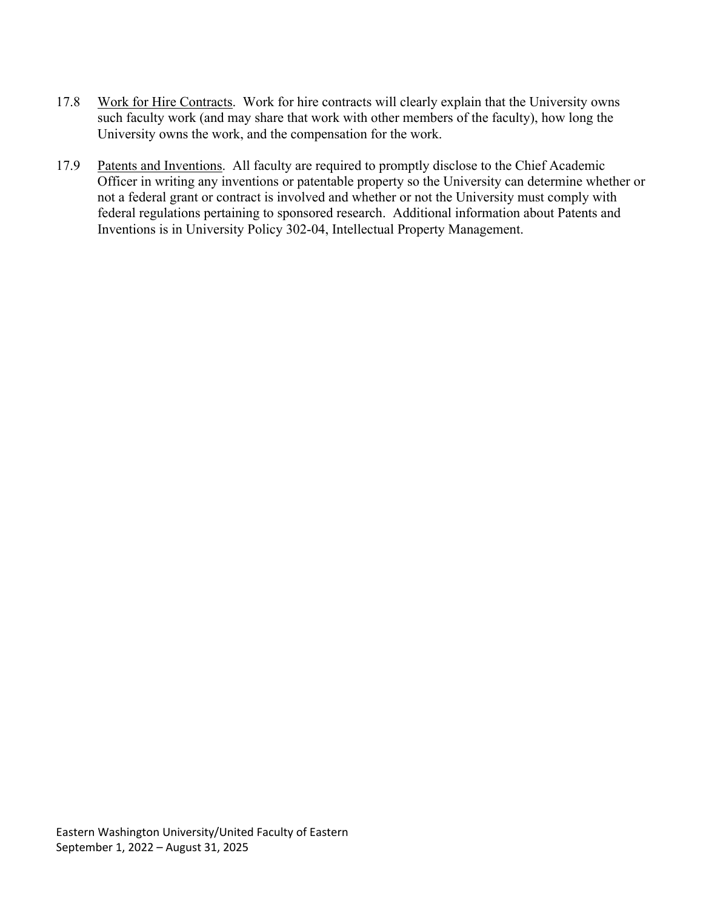17.8 Work for Hire Contracts. Work for hire contracts will clearly explain that the University owns such faculty work (and may share that work with other members of the faculty), how long the University owns the work, and the compensation for the work.

17.9 Patents and Inventions. All faculty are required to promptly disclose to the Chief Academic Officer in writing any inventions or patentable property so the University can determine whether or not a federal grant or contract is involved and whether or not the University must comply with federal regulations pertaining to sponsored research. Additional information about Patents and Inventions is in University Policy 302-04, Intellectual Property Management.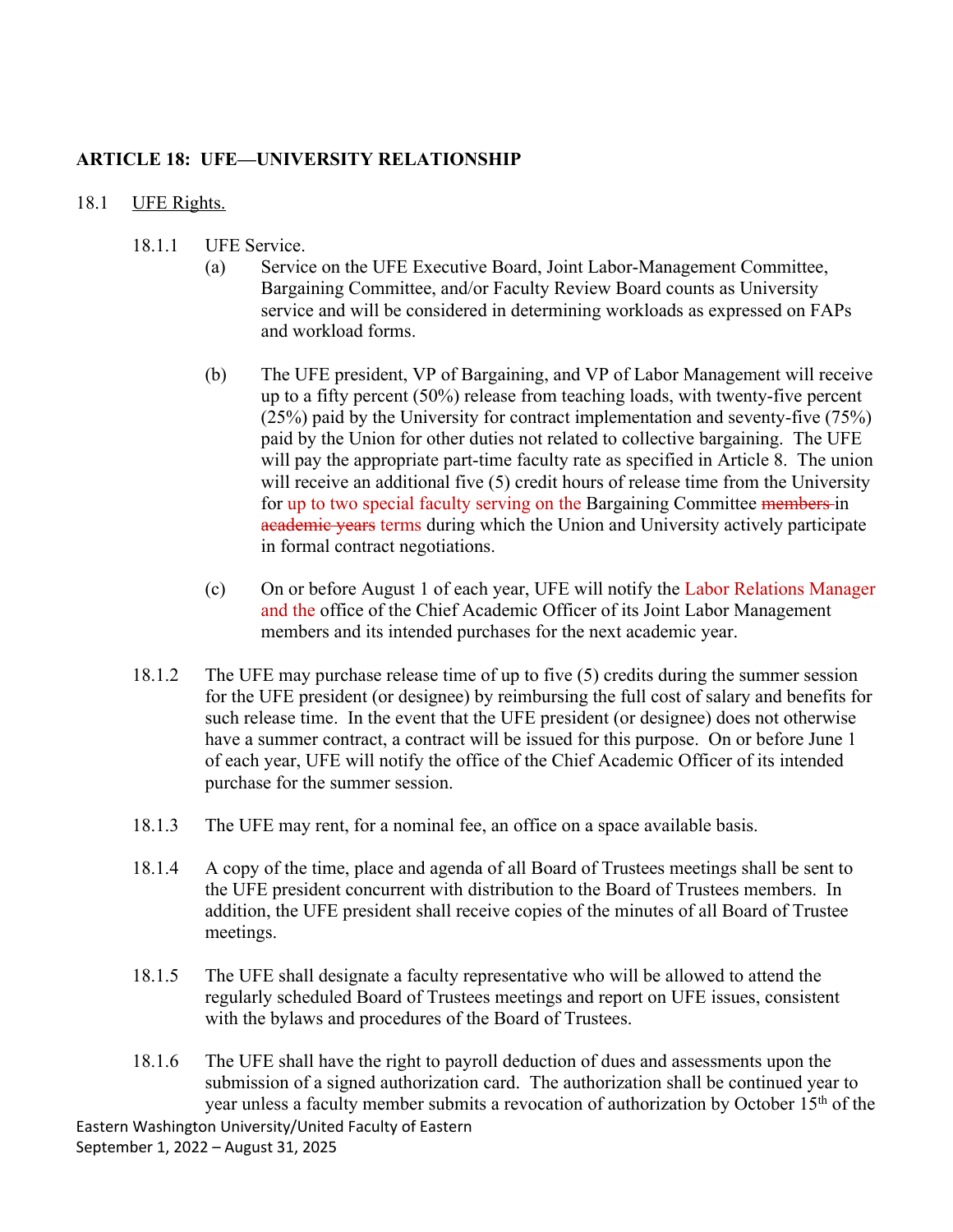## ARTICLE 18: UFE—UNIVERSITY RELATIONSHIP

18.1 UFE Rights.

18.1.1 UFE Service.

(a) Service on the UFE Executive Board, Joint Labor-Management Committee, Bargaining Committee, and/or Faculty Review Board counts as University service and will be considered in determining workloads as expressed on FAPs and workload forms.

(b) The UFE president, VP of Bargaining, and VP of Labor Management will receive up to a fifty percent (50%) release from teaching loads, with twenty-five percent (25%) paid by the University for contract implementation and seventy-five (75%) paid by the Union for other duties not related to collective bargaining. The UFE will pay the appropriate part-time faculty rate as specified in Article 8. The union will receive an additional five (5) credit hours of release time from the University for up to two special faculty serving on the Bargaining Committee ~~members~~ in ~~academic years~~ terms during which the Union and University actively participate in formal contract negotiations.

(c) On or before August 1 of each year, UFE will notify the Labor Relations Manager and the office of the Chief Academic Officer of its Joint Labor Management members and its intended purchases for the next academic year.

18.1.2 The UFE may purchase release time of up to five (5) credits during the summer session for the UFE president (or designee) by reimbursing the full cost of salary and benefits for such release time. In the event that the UFE president (or designee) does not otherwise have a summer contract, a contract will be issued for this purpose. On or before June 1 of each year, UFE will notify the office of the Chief Academic Officer of its intended purchase for the summer session.

18.1.3 The UFE may rent, for a nominal fee, an office on a space available basis.

18.1.4 A copy of the time, place and agenda of all Board of Trustees meetings shall be sent to the UFE president concurrent with distribution to the Board of Trustees members. In addition, the UFE president shall receive copies of the minutes of all Board of Trustee meetings.

18.1.5 The UFE shall designate a faculty representative who will be allowed to attend the regularly scheduled Board of Trustees meetings and report on UFE issues, consistent with the bylaws and procedures of the Board of Trustees.

18.1.6 The UFE shall have the right to payroll deduction of dues and assessments upon the submission of a signed authorization card. The authorization shall be continued year to year unless a faculty member submits a revocation of authorization by October 15th of the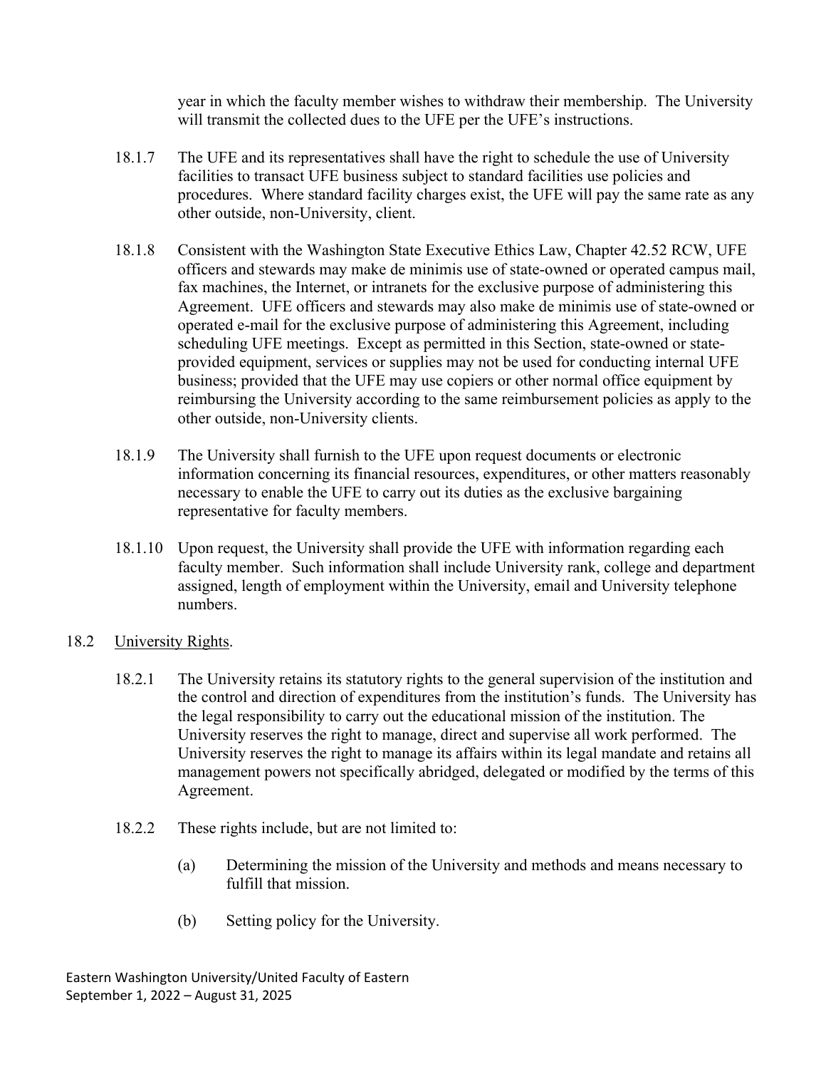year in which the faculty member wishes to withdraw their membership. The University will transmit the collected dues to the UFE per the UFE's instructions.

18.1.7 The UFE and its representatives shall have the right to schedule the use of University facilities to transact UFE business subject to standard facilities use policies and procedures. Where standard facility charges exist, the UFE will pay the same rate as any other outside, non-University, client.

18.1.8 Consistent with the Washington State Executive Ethics Law, Chapter 42.52 RCW, UFE officers and stewards may make de minimis use of state-owned or operated campus mail, fax machines, the Internet, or intranets for the exclusive purpose of administering this Agreement. UFE officers and stewards may also make de minimis use of state-owned or operated e-mail for the exclusive purpose of administering this Agreement, including scheduling UFE meetings. Except as permitted in this Section, state-owned or state-provided equipment, services or supplies may not be used for conducting internal UFE business; provided that the UFE may use copiers or other normal office equipment by reimbursing the University according to the same reimbursement policies as apply to the other outside, non-University clients.

18.1.9 The University shall furnish to the UFE upon request documents or electronic information concerning its financial resources, expenditures, or other matters reasonably necessary to enable the UFE to carry out its duties as the exclusive bargaining representative for faculty members.

18.1.10 Upon request, the University shall provide the UFE with information regarding each faculty member. Such information shall include University rank, college and department assigned, length of employment within the University, email and University telephone numbers.

18.2 University Rights.

18.2.1 The University retains its statutory rights to the general supervision of the institution and the control and direction of expenditures from the institution's funds. The University has the legal responsibility to carry out the educational mission of the institution. The University reserves the right to manage, direct and supervise all work performed. The University reserves the right to manage its affairs within its legal mandate and retains all management powers not specifically abridged, delegated or modified by the terms of this Agreement.

18.2.2 These rights include, but are not limited to:

(a) Determining the mission of the University and methods and means necessary to fulfill that mission.

(b) Setting policy for the University.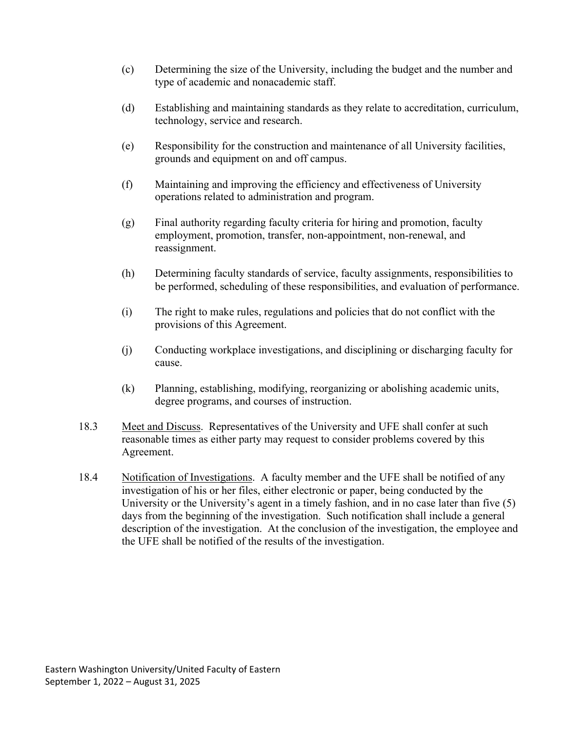(c) Determining the size of the University, including the budget and the number and type of academic and nonacademic staff.

(d) Establishing and maintaining standards as they relate to accreditation, curriculum, technology, service and research.

(e) Responsibility for the construction and maintenance of all University facilities, grounds and equipment on and off campus.

(f) Maintaining and improving the efficiency and effectiveness of University operations related to administration and program.

(g) Final authority regarding faculty criteria for hiring and promotion, faculty employment, promotion, transfer, non-appointment, non-renewal, and reassignment.

(h) Determining faculty standards of service, faculty assignments, responsibilities to be performed, scheduling of these responsibilities, and evaluation of performance.

(i) The right to make rules, regulations and policies that do not conflict with the provisions of this Agreement.

(j) Conducting workplace investigations, and disciplining or discharging faculty for cause.

(k) Planning, establishing, modifying, reorganizing or abolishing academic units, degree programs, and courses of instruction.

18.3 Meet and Discuss. Representatives of the University and UFE shall confer at such reasonable times as either party may request to consider problems covered by this Agreement.

18.4 Notification of Investigations. A faculty member and the UFE shall be notified of any investigation of his or her files, either electronic or paper, being conducted by the University or the University's agent in a timely fashion, and in no case later than five (5) days from the beginning of the investigation. Such notification shall include a general description of the investigation. At the conclusion of the investigation, the employee and the UFE shall be notified of the results of the investigation.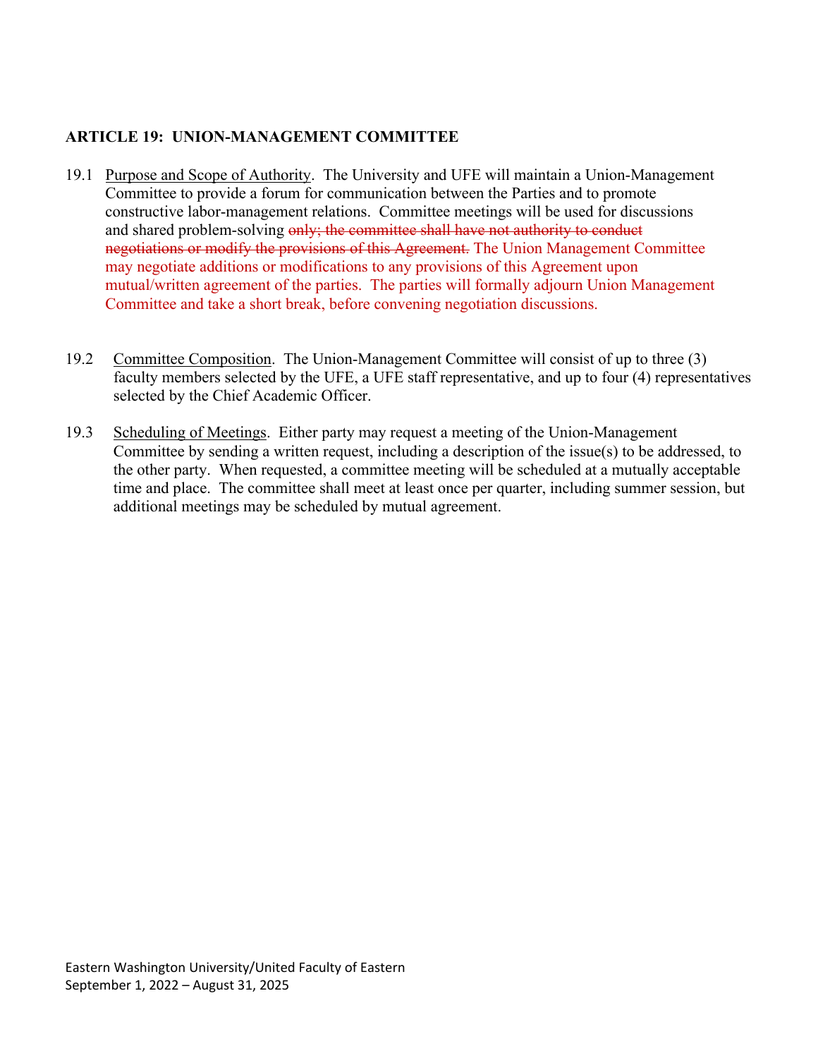**ARTICLE 19: UNION-MANAGEMENT COMMITTEE**

19.1 Purpose and Scope of Authority. The University and UFE will maintain a Union-Management Committee to provide a forum for communication between the Parties and to promote constructive labor-management relations. Committee meetings will be used for discussions and shared problem-solving ~~only; the committee shall have not authority to conduct negotiations or modify the provisions of this Agreement.~~ The Union Management Committee may negotiate additions or modifications to any provisions of this Agreement upon mutual/written agreement of the parties. The parties will formally adjourn Union Management Committee and take a short break, before convening negotiation discussions.

19.2 Committee Composition. The Union-Management Committee will consist of up to three (3) faculty members selected by the UFE, a UFE staff representative, and up to four (4) representatives selected by the Chief Academic Officer.

19.3 Scheduling of Meetings. Either party may request a meeting of the Union-Management Committee by sending a written request, including a description of the issue(s) to be addressed, to the other party. When requested, a committee meeting will be scheduled at a mutually acceptable time and place. The committee shall meet at least once per quarter, including summer session, but additional meetings may be scheduled by mutual agreement.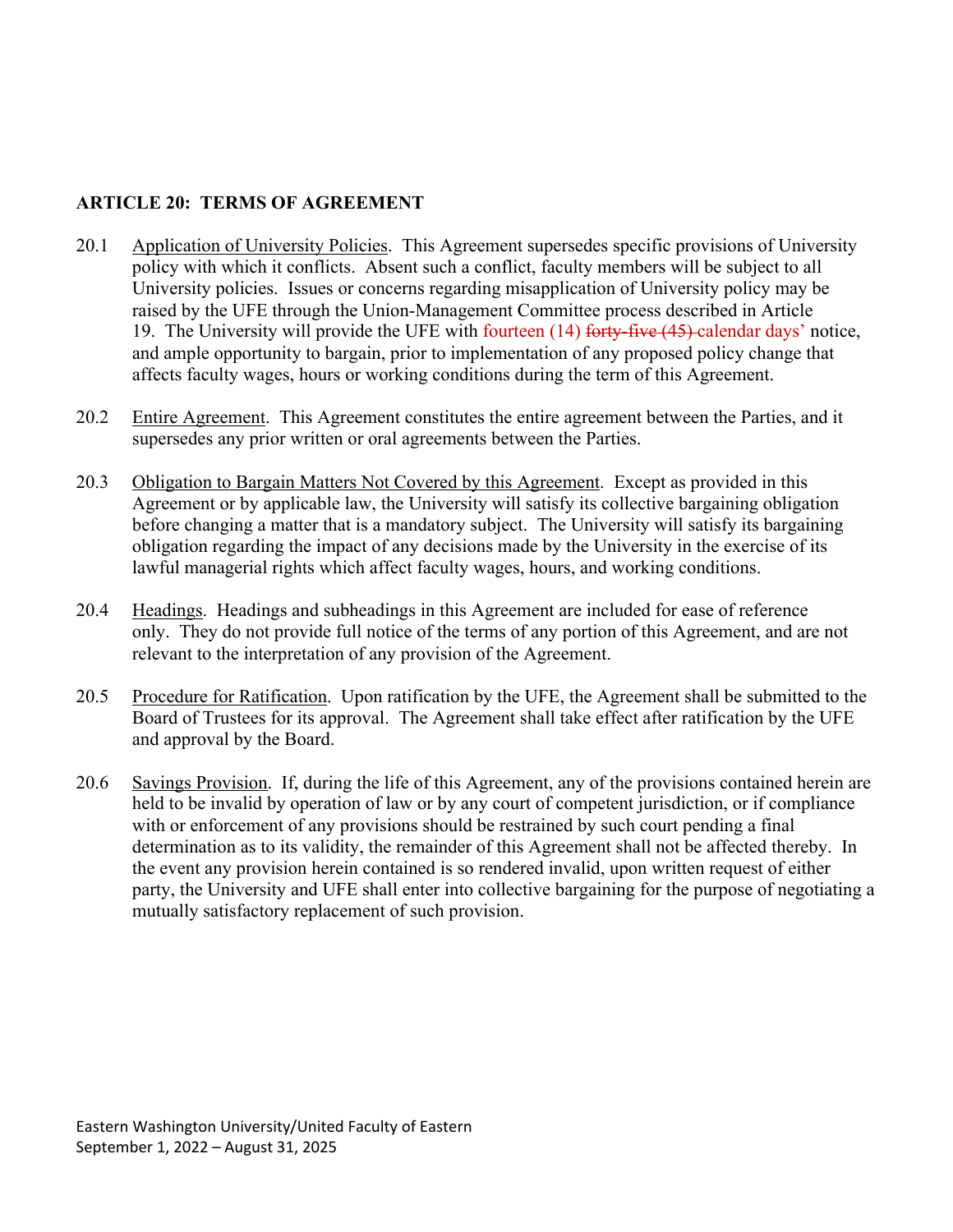## ARTICLE 20: TERMS OF AGREEMENT

20.1 Application of University Policies. This Agreement supersedes specific provisions of University policy with which it conflicts. Absent such a conflict, faculty members will be subject to all University policies. Issues or concerns regarding misapplication of University policy may be raised by the UFE through the Union-Management Committee process described in Article 19. The University will provide the UFE with fourteen (14) ~~forty-five (45)~~ calendar days' notice, and ample opportunity to bargain, prior to implementation of any proposed policy change that affects faculty wages, hours or working conditions during the term of this Agreement.

20.2 Entire Agreement. This Agreement constitutes the entire agreement between the Parties, and it supersedes any prior written or oral agreements between the Parties.

20.3 Obligation to Bargain Matters Not Covered by this Agreement. Except as provided in this Agreement or by applicable law, the University will satisfy its collective bargaining obligation before changing a matter that is a mandatory subject. The University will satisfy its bargaining obligation regarding the impact of any decisions made by the University in the exercise of its lawful managerial rights which affect faculty wages, hours, and working conditions.

20.4 Headings. Headings and subheadings in this Agreement are included for ease of reference only. They do not provide full notice of the terms of any portion of this Agreement, and are not relevant to the interpretation of any provision of the Agreement.

20.5 Procedure for Ratification. Upon ratification by the UFE, the Agreement shall be submitted to the Board of Trustees for its approval. The Agreement shall take effect after ratification by the UFE and approval by the Board.

20.6 Savings Provision. If, during the life of this Agreement, any of the provisions contained herein are held to be invalid by operation of law or by any court of competent jurisdiction, or if compliance with or enforcement of any provisions should be restrained by such court pending a final determination as to its validity, the remainder of this Agreement shall not be affected thereby. In the event any provision herein contained is so rendered invalid, upon written request of either party, the University and UFE shall enter into collective bargaining for the purpose of negotiating a mutually satisfactory replacement of such provision.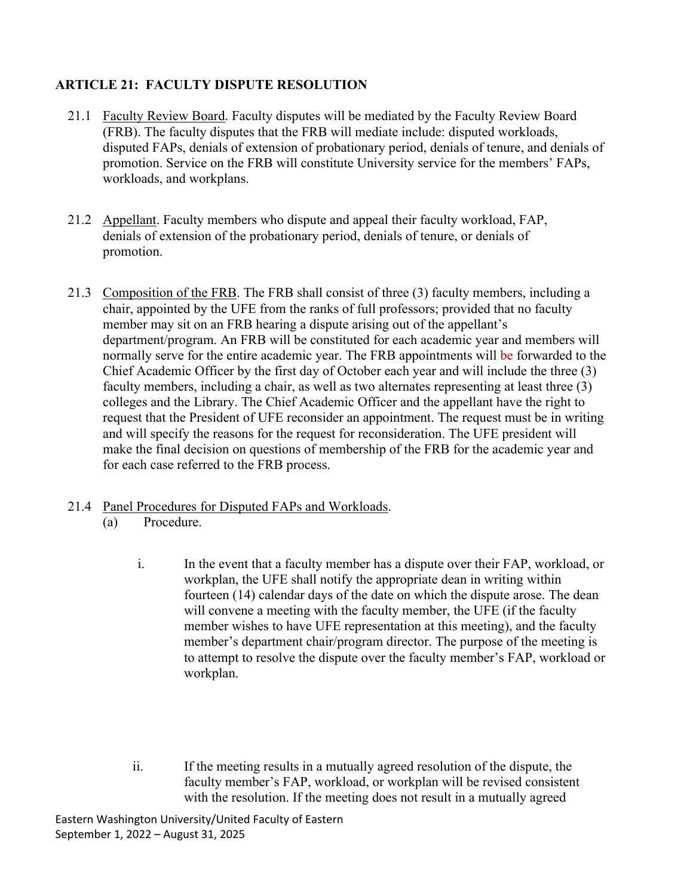## ARTICLE 21: FACULTY DISPUTE RESOLUTION

21.1 Faculty Review Board. Faculty disputes will be mediated by the Faculty Review Board (FRB). The faculty disputes that the FRB will mediate include: disputed workloads, disputed FAPs, denials of extension of probationary period, denials of tenure, and denials of promotion. Service on the FRB will constitute University service for the members' FAPs, workloads, and workplans.

21.2 Appellant. Faculty members who dispute and appeal their faculty workload, FAP, denials of extension of the probationary period, denials of tenure, or denials of promotion.

21.3 Composition of the FRB. The FRB shall consist of three (3) faculty members, including a chair, appointed by the UFE from the ranks of full professors; provided that no faculty member may sit on an FRB hearing a dispute arising out of the appellant's department/program. An FRB will be constituted for each academic year and members will normally serve for the entire academic year. The FRB appointments will be forwarded to the Chief Academic Officer by the first day of October each year and will include the three (3) faculty members, including a chair, as well as two alternates representing at least three (3) colleges and the Library. The Chief Academic Officer and the appellant have the right to request that the President of UFE reconsider an appointment. The request must be in writing and will specify the reasons for the request for reconsideration. The UFE president will make the final decision on questions of membership of the FRB for the academic year and for each case referred to the FRB process.

21.4 Panel Procedures for Disputed FAPs and Workloads.

(a) Procedure.

i. In the event that a faculty member has a dispute over their FAP, workload, or workplan, the UFE shall notify the appropriate dean in writing within fourteen (14) calendar days of the date on which the dispute arose. The dean will convene a meeting with the faculty member, the UFE (if the faculty member wishes to have UFE representation at this meeting), and the faculty member's department chair/program director. The purpose of the meeting is to attempt to resolve the dispute over the faculty member's FAP, workload or workplan.

ii. If the meeting results in a mutually agreed resolution of the dispute, the faculty member's FAP, workload, or workplan will be revised consistent with the resolution. If the meeting does not result in a mutually agreed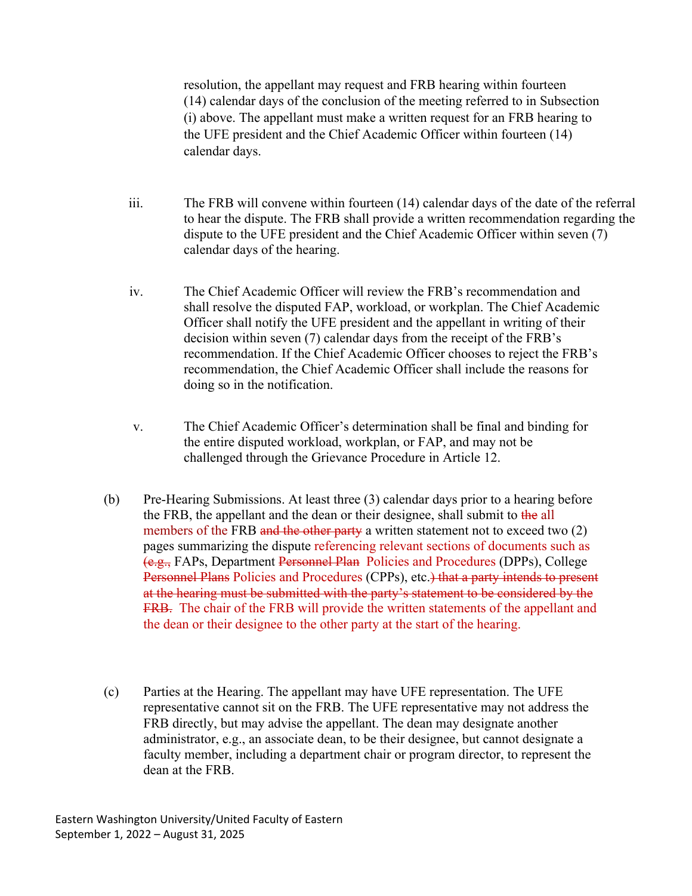resolution, the appellant may request and FRB hearing within fourteen (14) calendar days of the conclusion of the meeting referred to in Subsection (i) above. The appellant must make a written request for an FRB hearing to the UFE president and the Chief Academic Officer within fourteen (14) calendar days.

iii. The FRB will convene within fourteen (14) calendar days of the date of the referral to hear the dispute. The FRB shall provide a written recommendation regarding the dispute to the UFE president and the Chief Academic Officer within seven (7) calendar days of the hearing.

iv. The Chief Academic Officer will review the FRB's recommendation and shall resolve the disputed FAP, workload, or workplan. The Chief Academic Officer shall notify the UFE president and the appellant in writing of their decision within seven (7) calendar days from the receipt of the FRB's recommendation. If the Chief Academic Officer chooses to reject the FRB's recommendation, the Chief Academic Officer shall include the reasons for doing so in the notification.

v. The Chief Academic Officer's determination shall be final and binding for the entire disputed workload, workplan, or FAP, and may not be challenged through the Grievance Procedure in Article 12.

(b) Pre-Hearing Submissions. At least three (3) calendar days prior to a hearing before the FRB, the appellant and the dean or their designee, shall submit to ~~the~~ all members of the FRB ~~and the other party~~ a written statement not to exceed two (2) pages summarizing the dispute referencing relevant sections of documents such as ~~(e.g.,~~ FAPs, Department ~~Personnel Plan~~ Policies and Procedures (DPPs), College ~~Personnel Plans~~ Policies and Procedures (CPPs), etc.~~) that a party intends to present at the hearing must be submitted with the party's statement to be considered by the FRB.~~ The chair of the FRB will provide the written statements of the appellant and the dean or their designee to the other party at the start of the hearing.

(c) Parties at the Hearing. The appellant may have UFE representation. The UFE representative cannot sit on the FRB. The UFE representative may not address the FRB directly, but may advise the appellant. The dean may designate another administrator, e.g., an associate dean, to be their designee, but cannot designate a faculty member, including a department chair or program director, to represent the dean at the FRB.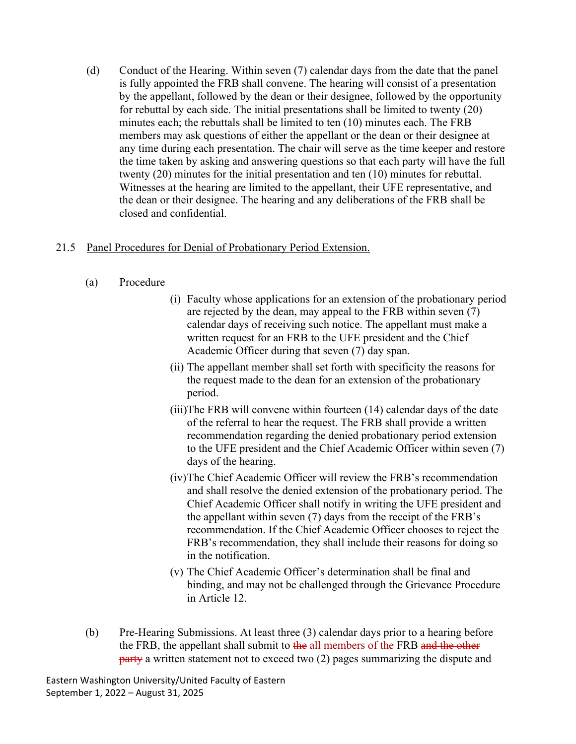(d) Conduct of the Hearing. Within seven (7) calendar days from the date that the panel is fully appointed the FRB shall convene. The hearing will consist of a presentation by the appellant, followed by the dean or their designee, followed by the opportunity for rebuttal by each side. The initial presentations shall be limited to twenty (20) minutes each; the rebuttals shall be limited to ten (10) minutes each. The FRB members may ask questions of either the appellant or the dean or their designee at any time during each presentation. The chair will serve as the time keeper and restore the time taken by asking and answering questions so that each party will have the full twenty (20) minutes for the initial presentation and ten (10) minutes for rebuttal. Witnesses at the hearing are limited to the appellant, their UFE representative, and the dean or their designee. The hearing and any deliberations of the FRB shall be closed and confidential.

21.5 <u>Panel Procedures for Denial of Probationary Period Extension.</u>

(a) Procedure

(i) Faculty whose applications for an extension of the probationary period are rejected by the dean, may appeal to the FRB within seven (7) calendar days of receiving such notice. The appellant must make a written request for an FRB to the UFE president and the Chief Academic Officer during that seven (7) day span.

(ii) The appellant member shall set forth with specificity the reasons for the request made to the dean for an extension of the probationary period.

(iii) The FRB will convene within fourteen (14) calendar days of the date of the referral to hear the request. The FRB shall provide a written recommendation regarding the denied probationary period extension to the UFE president and the Chief Academic Officer within seven (7) days of the hearing.

(iv) The Chief Academic Officer will review the FRB's recommendation and shall resolve the denied extension of the probationary period. The Chief Academic Officer shall notify in writing the UFE president and the appellant within seven (7) days from the receipt of the FRB's recommendation. If the Chief Academic Officer chooses to reject the FRB's recommendation, they shall include their reasons for doing so in the notification.

(v) The Chief Academic Officer's determination shall be final and binding, and may not be challenged through the Grievance Procedure in Article 12.

(b) Pre-Hearing Submissions. At least three (3) calendar days prior to a hearing before the FRB, the appellant shall submit to ~~the~~ all members of the FRB ~~and the other party~~ a written statement not to exceed two (2) pages summarizing the dispute and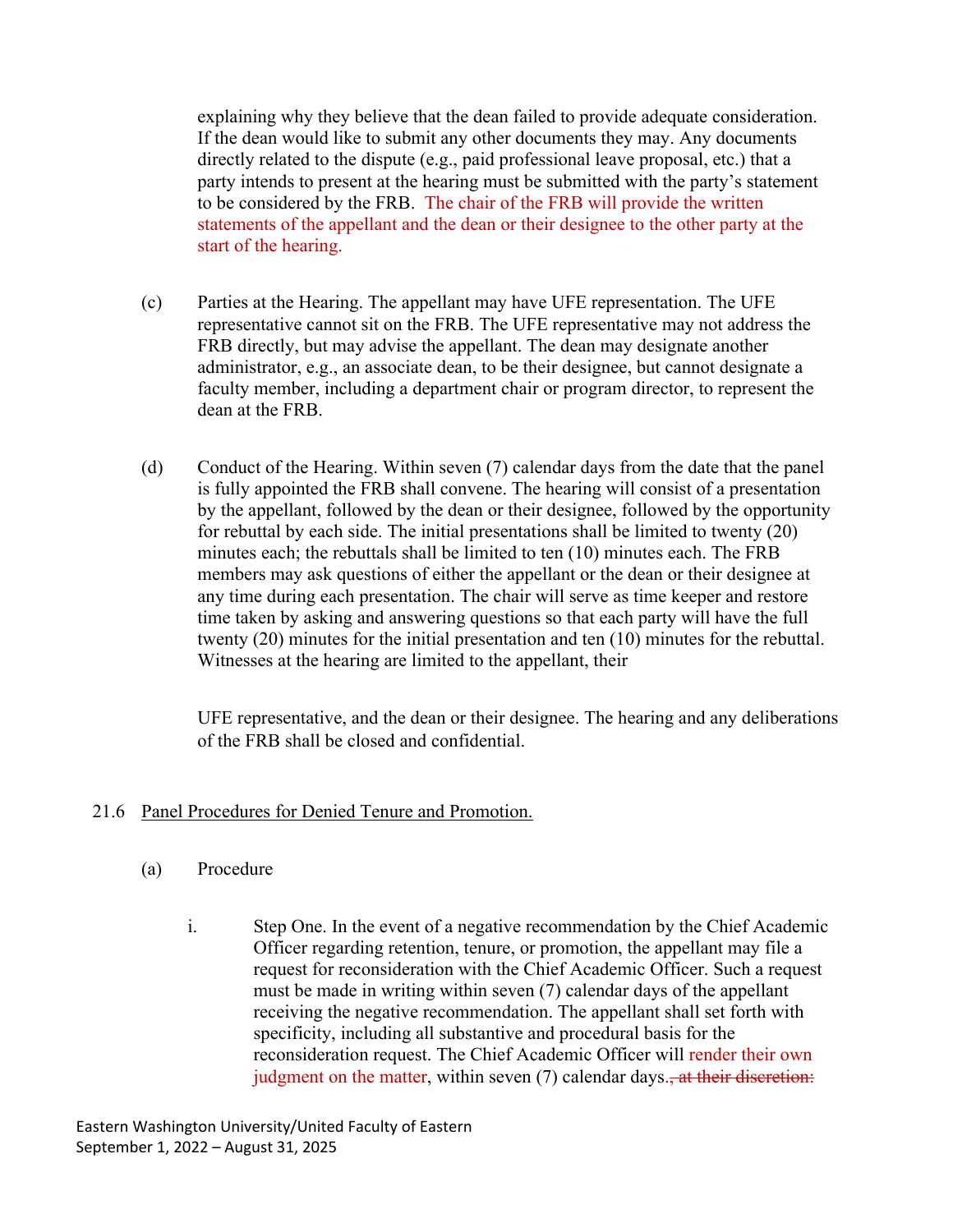explaining why they believe that the dean failed to provide adequate consideration. If the dean would like to submit any other documents they may. Any documents directly related to the dispute (e.g., paid professional leave proposal, etc.) that a party intends to present at the hearing must be submitted with the party's statement to be considered by the FRB. The chair of the FRB will provide the written statements of the appellant and the dean or their designee to the other party at the start of the hearing.

(c) Parties at the Hearing. The appellant may have UFE representation. The UFE representative cannot sit on the FRB. The UFE representative may not address the FRB directly, but may advise the appellant. The dean may designate another administrator, e.g., an associate dean, to be their designee, but cannot designate a faculty member, including a department chair or program director, to represent the dean at the FRB.

(d) Conduct of the Hearing. Within seven (7) calendar days from the date that the panel is fully appointed the FRB shall convene. The hearing will consist of a presentation by the appellant, followed by the dean or their designee, followed by the opportunity for rebuttal by each side. The initial presentations shall be limited to twenty (20) minutes each; the rebuttals shall be limited to ten (10) minutes each. The FRB members may ask questions of either the appellant or the dean or their designee at any time during each presentation. The chair will serve as time keeper and restore time taken by asking and answering questions so that each party will have the full twenty (20) minutes for the initial presentation and ten (10) minutes for the rebuttal. Witnesses at the hearing are limited to the appellant, their UFE representative, and the dean or their designee. The hearing and any deliberations of the FRB shall be closed and confidential.

21.6 Panel Procedures for Denied Tenure and Promotion.

(a) Procedure

i. Step One. In the event of a negative recommendation by the Chief Academic Officer regarding retention, tenure, or promotion, the appellant may file a request for reconsideration with the Chief Academic Officer. Such a request must be made in writing within seven (7) calendar days of the appellant receiving the negative recommendation. The appellant shall set forth with specificity, including all substantive and procedural basis for the reconsideration request. The Chief Academic Officer will render their own judgment on the matter, within seven (7) calendar days.~~, at their discretion:~~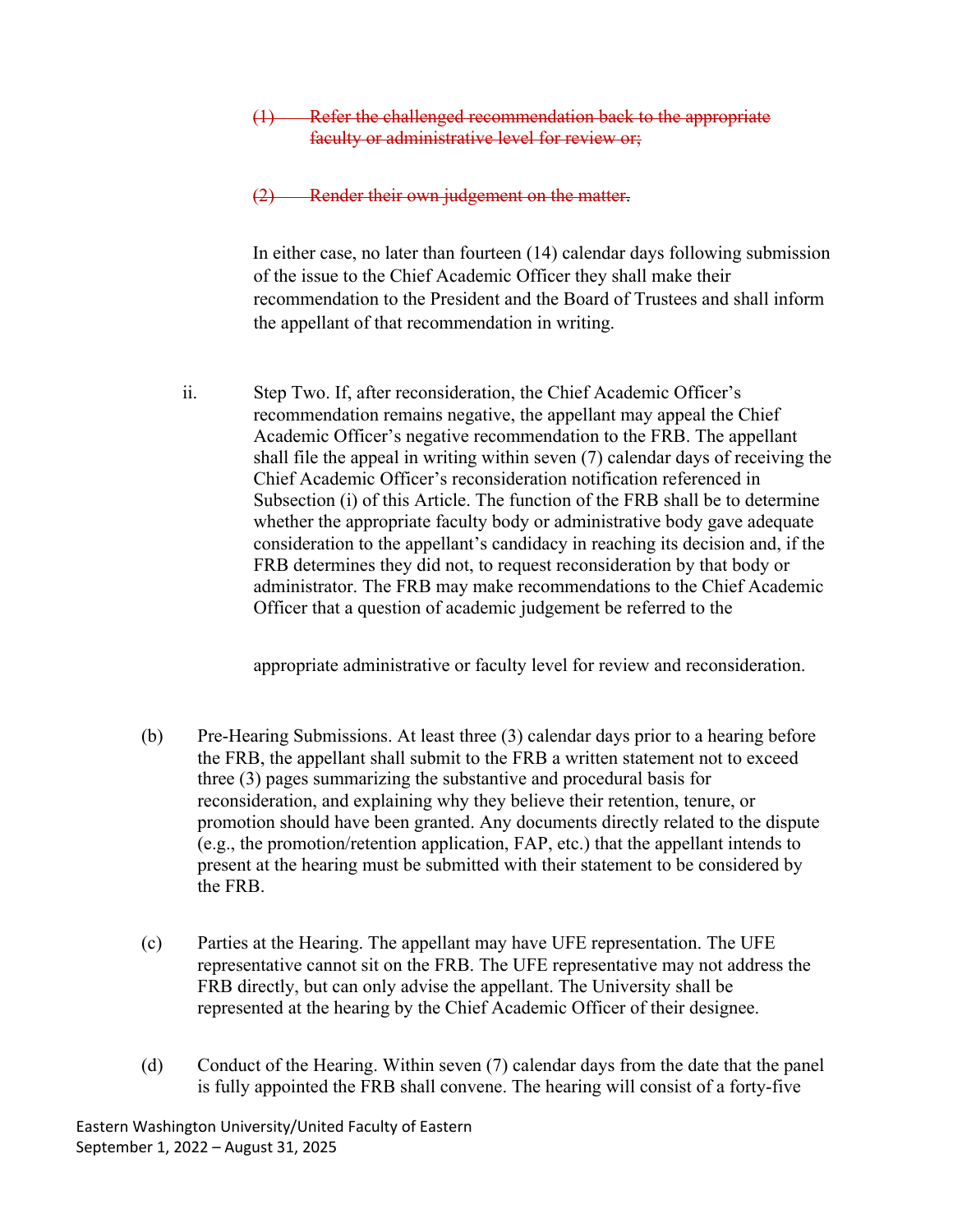~~(1) Refer the challenged recommendation back to the appropriate faculty or administrative level for review or;~~

~~(2) Render their own judgement on the matter.~~

In either case, no later than fourteen (14) calendar days following submission of the issue to the Chief Academic Officer they shall make their recommendation to the President and the Board of Trustees and shall inform the appellant of that recommendation in writing.

ii. Step Two. If, after reconsideration, the Chief Academic Officer's recommendation remains negative, the appellant may appeal the Chief Academic Officer's negative recommendation to the FRB. The appellant shall file the appeal in writing within seven (7) calendar days of receiving the Chief Academic Officer's reconsideration notification referenced in Subsection (i) of this Article. The function of the FRB shall be to determine whether the appropriate faculty body or administrative body gave adequate consideration to the appellant's candidacy in reaching its decision and, if the FRB determines they did not, to request reconsideration by that body or administrator. The FRB may make recommendations to the Chief Academic Officer that a question of academic judgement be referred to the appropriate administrative or faculty level for review and reconsideration.

(b) Pre-Hearing Submissions. At least three (3) calendar days prior to a hearing before the FRB, the appellant shall submit to the FRB a written statement not to exceed three (3) pages summarizing the substantive and procedural basis for reconsideration, and explaining why they believe their retention, tenure, or promotion should have been granted. Any documents directly related to the dispute (e.g., the promotion/retention application, FAP, etc.) that the appellant intends to present at the hearing must be submitted with their statement to be considered by the FRB.

(c) Parties at the Hearing. The appellant may have UFE representation. The UFE representative cannot sit on the FRB. The UFE representative may not address the FRB directly, but can only advise the appellant. The University shall be represented at the hearing by the Chief Academic Officer of their designee.

(d) Conduct of the Hearing. Within seven (7) calendar days from the date that the panel is fully appointed the FRB shall convene. The hearing will consist of a forty-five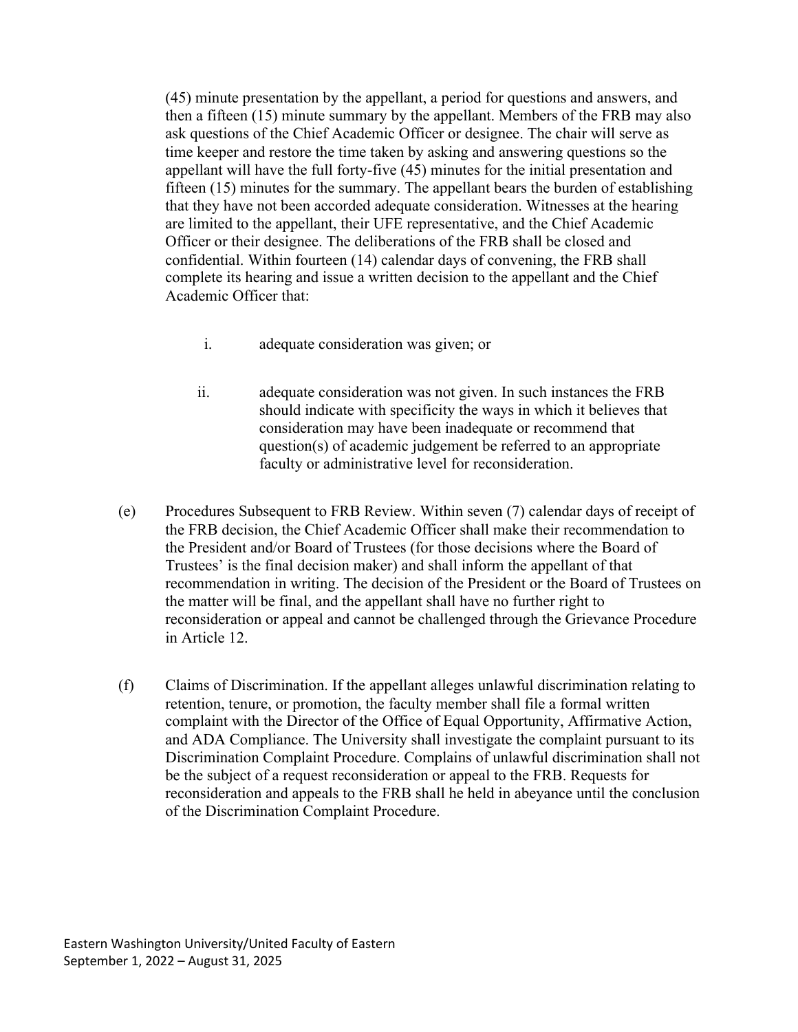(45) minute presentation by the appellant, a period for questions and answers, and then a fifteen (15) minute summary by the appellant. Members of the FRB may also ask questions of the Chief Academic Officer or designee. The chair will serve as time keeper and restore the time taken by asking and answering questions so the appellant will have the full forty-five (45) minutes for the initial presentation and fifteen (15) minutes for the summary. The appellant bears the burden of establishing that they have not been accorded adequate consideration. Witnesses at the hearing are limited to the appellant, their UFE representative, and the Chief Academic Officer or their designee. The deliberations of the FRB shall be closed and confidential. Within fourteen (14) calendar days of convening, the FRB shall complete its hearing and issue a written decision to the appellant and the Chief Academic Officer that:

i. adequate consideration was given; or

ii. adequate consideration was not given. In such instances the FRB should indicate with specificity the ways in which it believes that consideration may have been inadequate or recommend that question(s) of academic judgement be referred to an appropriate faculty or administrative level for reconsideration.

(e) Procedures Subsequent to FRB Review. Within seven (7) calendar days of receipt of the FRB decision, the Chief Academic Officer shall make their recommendation to the President and/or Board of Trustees (for those decisions where the Board of Trustees' is the final decision maker) and shall inform the appellant of that recommendation in writing. The decision of the President or the Board of Trustees on the matter will be final, and the appellant shall have no further right to reconsideration or appeal and cannot be challenged through the Grievance Procedure in Article 12.

(f) Claims of Discrimination. If the appellant alleges unlawful discrimination relating to retention, tenure, or promotion, the faculty member shall file a formal written complaint with the Director of the Office of Equal Opportunity, Affirmative Action, and ADA Compliance. The University shall investigate the complaint pursuant to its Discrimination Complaint Procedure. Complains of unlawful discrimination shall not be the subject of a request reconsideration or appeal to the FRB. Requests for reconsideration and appeals to the FRB shall he held in abeyance until the conclusion of the Discrimination Complaint Procedure.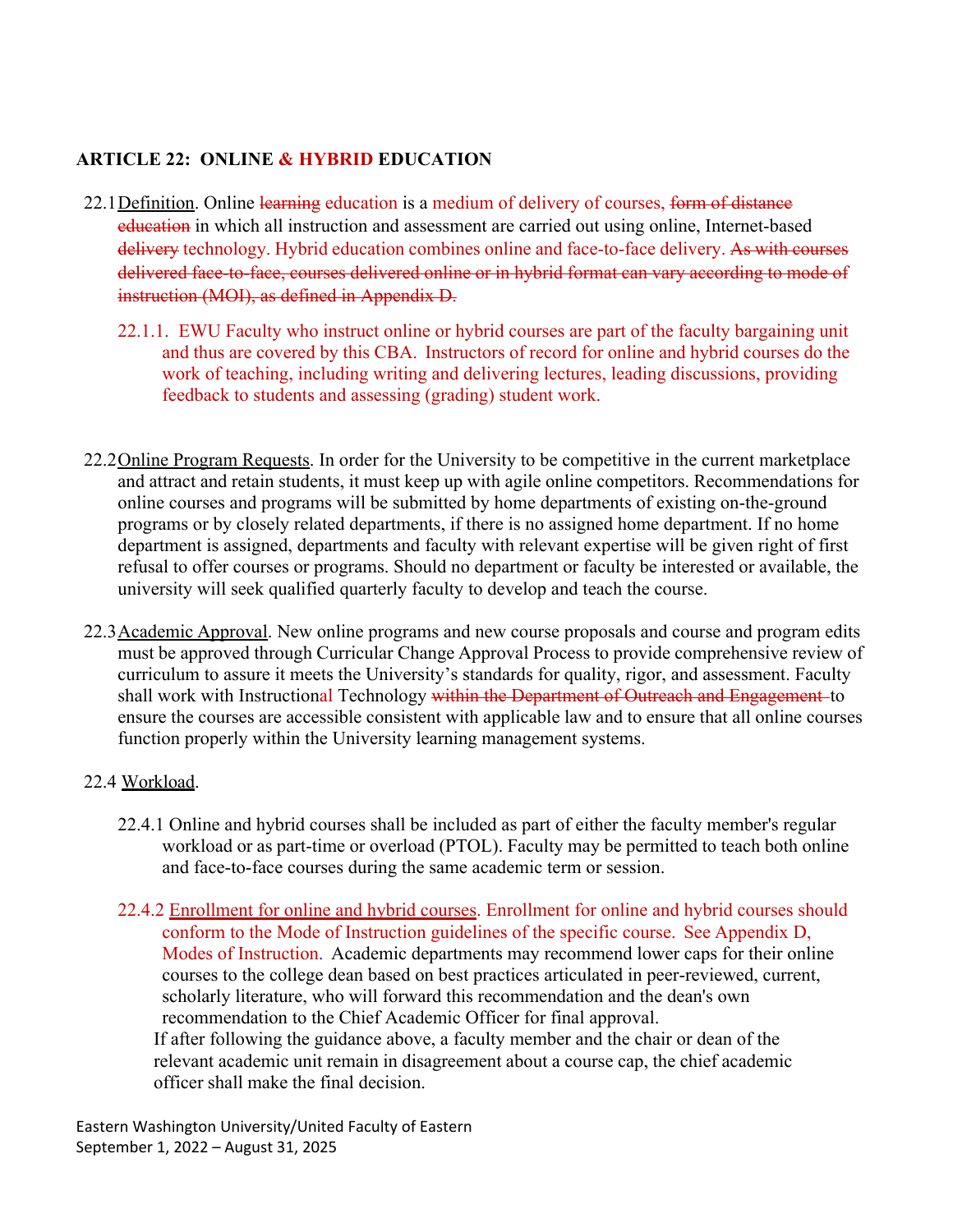## ARTICLE 22: ONLINE & HYBRID EDUCATION

22.1 Definition. Online ~~learning~~ education is a medium of delivery of courses, ~~form of distance education~~ in which all instruction and assessment are carried out using online, Internet-based ~~delivery~~ technology. Hybrid education combines online and face-to-face delivery. ~~As with courses delivered face-to-face, courses delivered online or in hybrid format can vary according to mode of instruction (MOI), as defined in Appendix D.~~

> 22.1.1. EWU Faculty who instruct online or hybrid courses are part of the faculty bargaining unit and thus are covered by this CBA. Instructors of record for online and hybrid courses do the work of teaching, including writing and delivering lectures, leading discussions, providing feedback to students and assessing (grading) student work.

22.2 Online Program Requests. In order for the University to be competitive in the current marketplace and attract and retain students, it must keep up with agile online competitors. Recommendations for online courses and programs will be submitted by home departments of existing on-the-ground programs or by closely related departments, if there is no assigned home department. If no home department is assigned, departments and faculty with relevant expertise will be given right of first refusal to offer courses or programs. Should no department or faculty be interested or available, the university will seek qualified quarterly faculty to develop and teach the course.

22.3 Academic Approval. New online programs and new course proposals and course and program edits must be approved through Curricular Change Approval Process to provide comprehensive review of curriculum to assure it meets the University's standards for quality, rigor, and assessment. Faculty shall work with Instructional Technology ~~within the Department of Outreach and Engagement~~ to ensure the courses are accessible consistent with applicable law and to ensure that all online courses function properly within the University learning management systems.

22.4 Workload.

> 22.4.1 Online and hybrid courses shall be included as part of either the faculty member's regular workload or as part-time or overload (PTOL). Faculty may be permitted to teach both online and face-to-face courses during the same academic term or session.
>
> 22.4.2 Enrollment for online and hybrid courses. Enrollment for online and hybrid courses should conform to the Mode of Instruction guidelines of the specific course. See Appendix D, Modes of Instruction. Academic departments may recommend lower caps for their online courses to the college dean based on best practices articulated in peer-reviewed, current, scholarly literature, who will forward this recommendation and the dean's own recommendation to the Chief Academic Officer for final approval.
>
> If after following the guidance above, a faculty member and the chair or dean of the relevant academic unit remain in disagreement about a course cap, the chief academic officer shall make the final decision.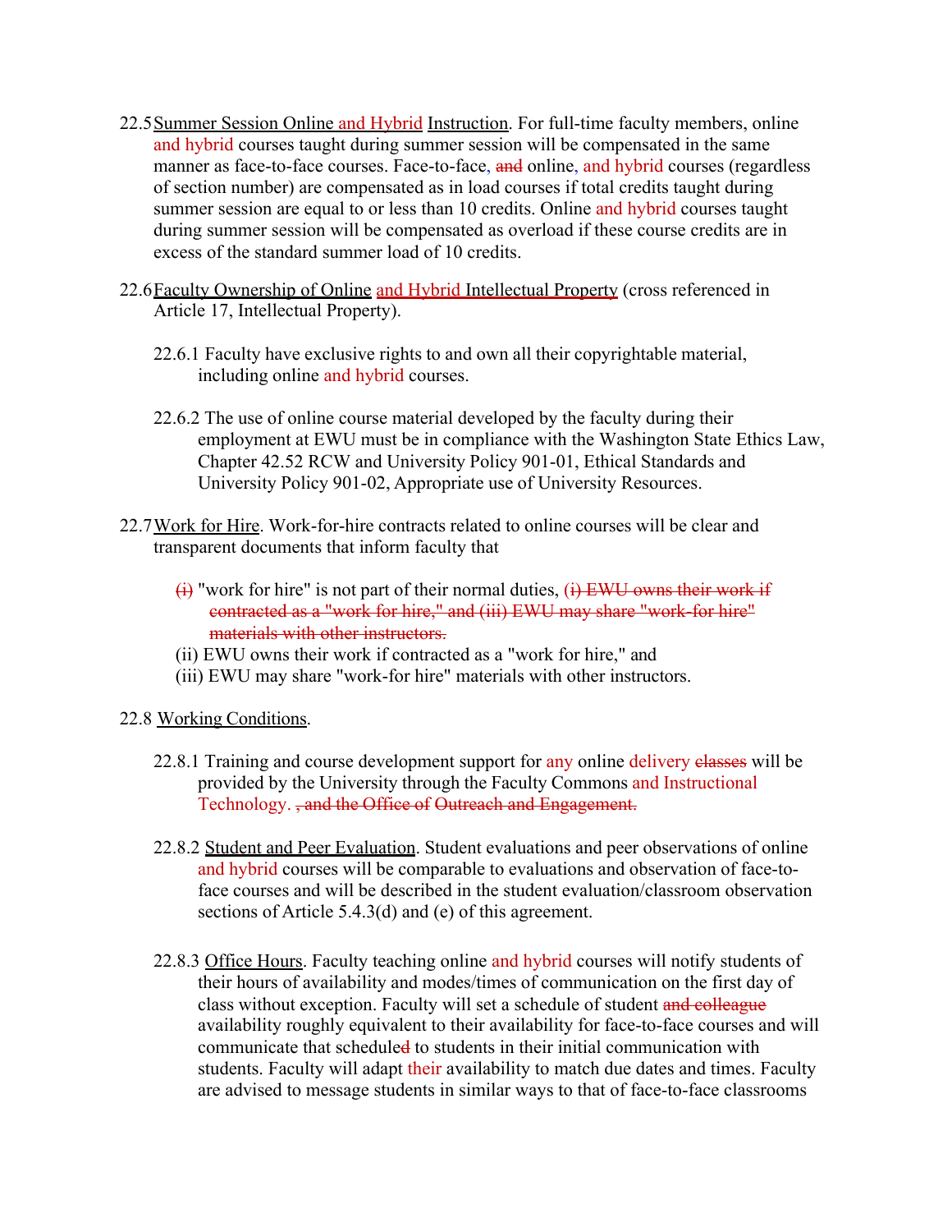22.5 Summer Session Online and Hybrid Instruction. For full-time faculty members, online and hybrid courses taught during summer session will be compensated in the same manner as face-to-face courses. Face-to-face, ~~and~~ online, and hybrid courses (regardless of section number) are compensated as in load courses if total credits taught during summer session are equal to or less than 10 credits. Online and hybrid courses taught during summer session will be compensated as overload if these course credits are in excess of the standard summer load of 10 credits.

22.6 Faculty Ownership of Online and Hybrid Intellectual Property (cross referenced in Article 17, Intellectual Property).

22.6.1 Faculty have exclusive rights to and own all their copyrightable material, including online and hybrid courses.

22.6.2 The use of online course material developed by the faculty during their employment at EWU must be in compliance with the Washington State Ethics Law, Chapter 42.52 RCW and University Policy 901-01, Ethical Standards and University Policy 901-02, Appropriate use of University Resources.

22.7 Work for Hire. Work-for-hire contracts related to online courses will be clear and transparent documents that inform faculty that

~~(i)~~ "work for hire" is not part of their normal duties, ~~(i) EWU owns their work if contracted as a "work for hire," and (iii) EWU may share "work-for hire" materials with other instructors.~~
(ii) EWU owns their work if contracted as a "work for hire," and
(iii) EWU may share "work-for hire" materials with other instructors.

22.8 Working Conditions.

22.8.1 Training and course development support for any online delivery ~~classes~~ will be provided by the University through the Faculty Commons and Instructional Technology. ~~, and the Office of Outreach and Engagement.~~

22.8.2 Student and Peer Evaluation. Student evaluations and peer observations of online and hybrid courses will be comparable to evaluations and observation of face-to-face courses and will be described in the student evaluation/classroom observation sections of Article 5.4.3(d) and (e) of this agreement.

22.8.3 Office Hours. Faculty teaching online and hybrid courses will notify students of their hours of availability and modes/times of communication on the first day of class without exception. Faculty will set a schedule of student ~~and colleague~~ availability roughly equivalent to their availability for face-to-face courses and will communicate that schedule~~d~~ to students in their initial communication with students. Faculty will adapt their availability to match due dates and times. Faculty are advised to message students in similar ways to that of face-to-face classrooms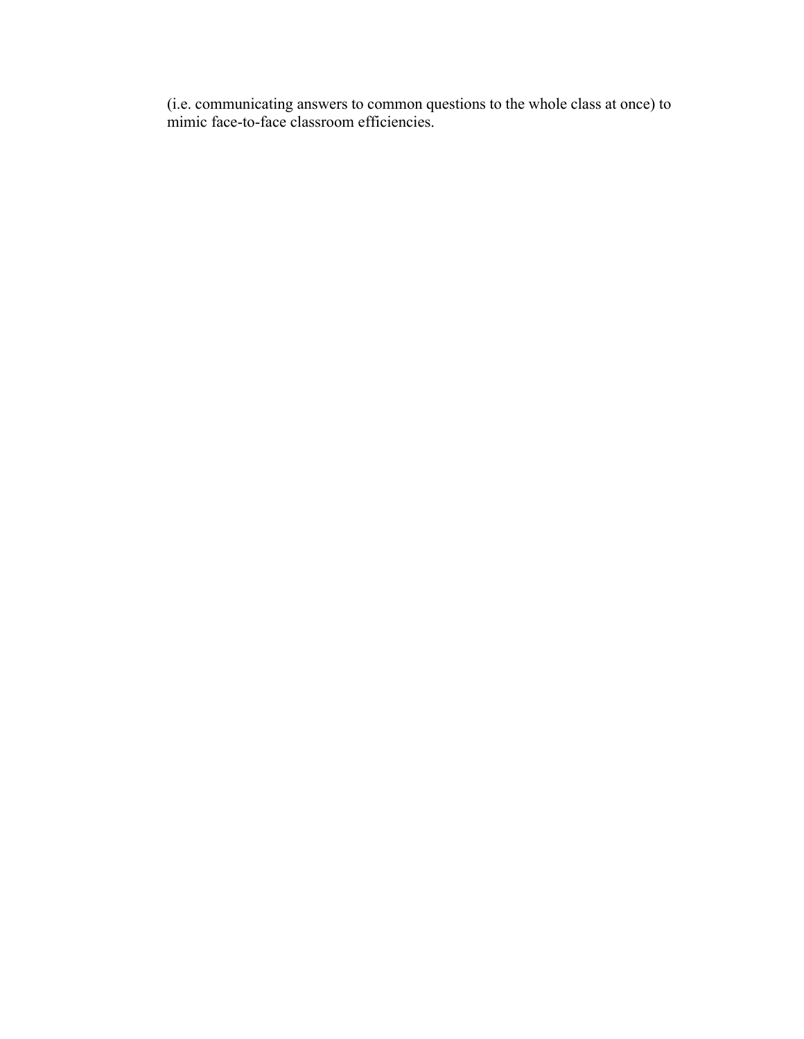(i.e. communicating answers to common questions to the whole class at once) to mimic face-to-face classroom efficiencies.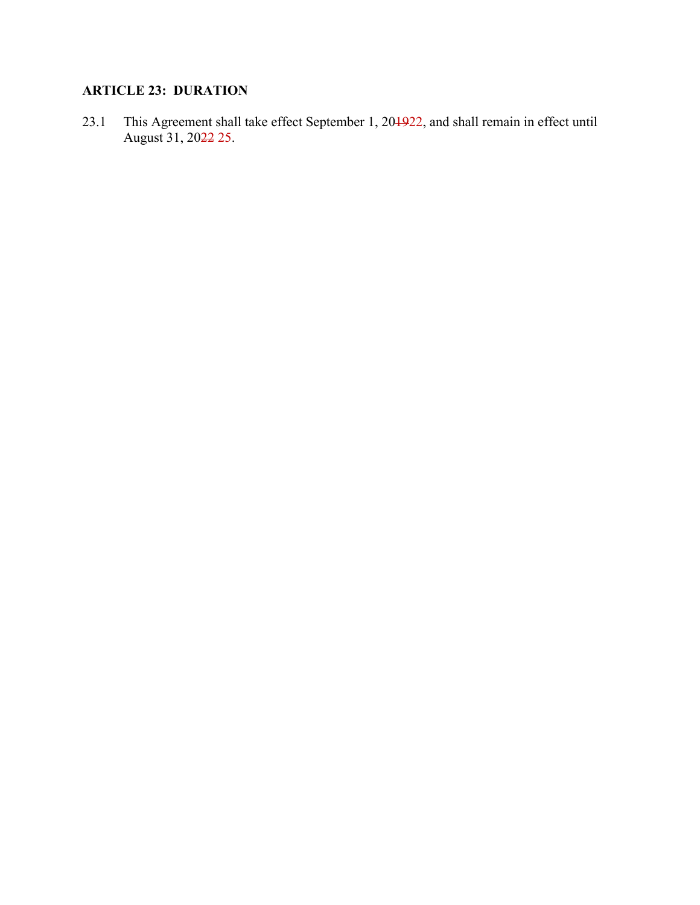**ARTICLE 23: DURATION**

23.1 This Agreement shall take effect September 1, 20~~19~~22, and shall remain in effect until August 31, 20~~22~~ 25.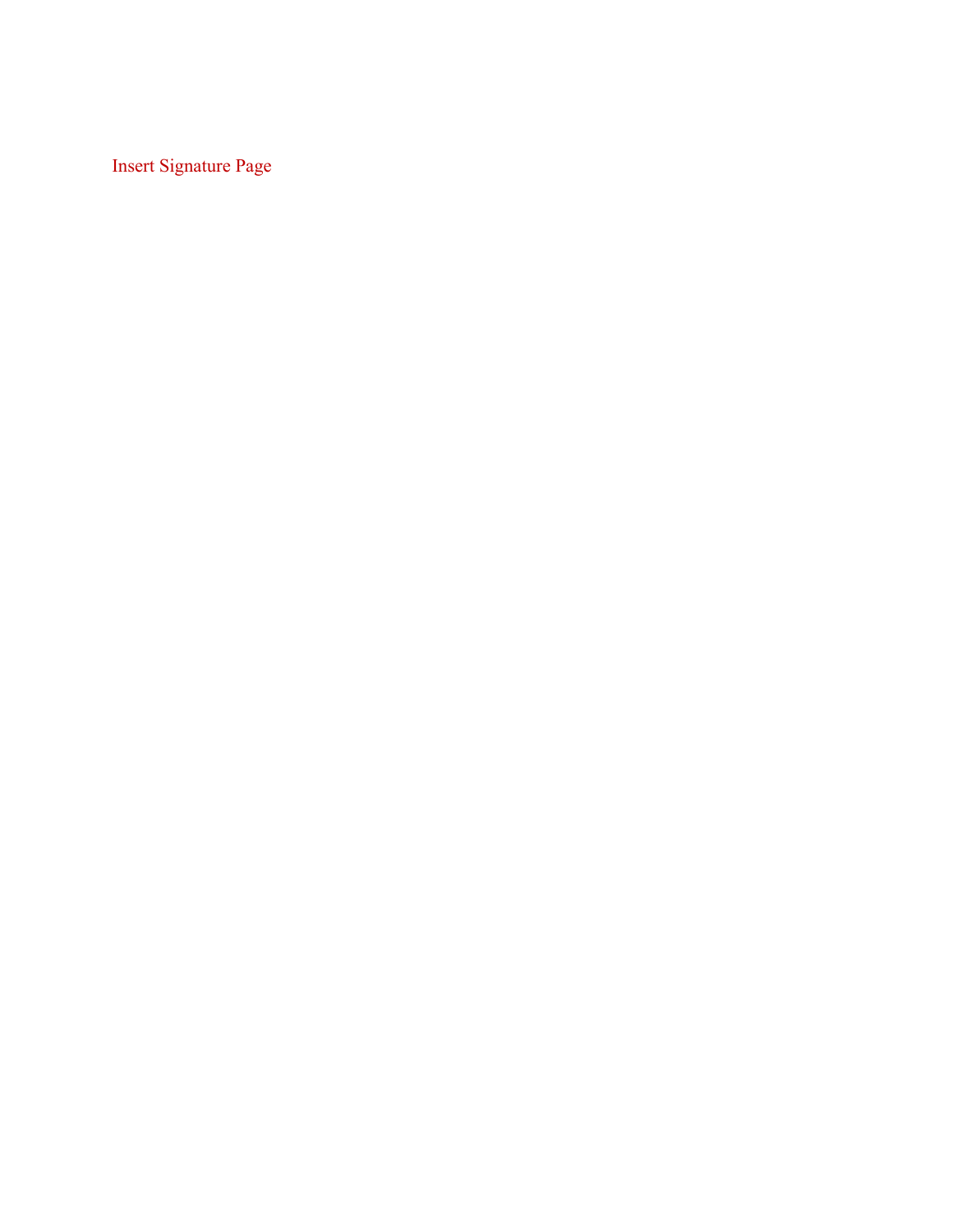Insert Signature Page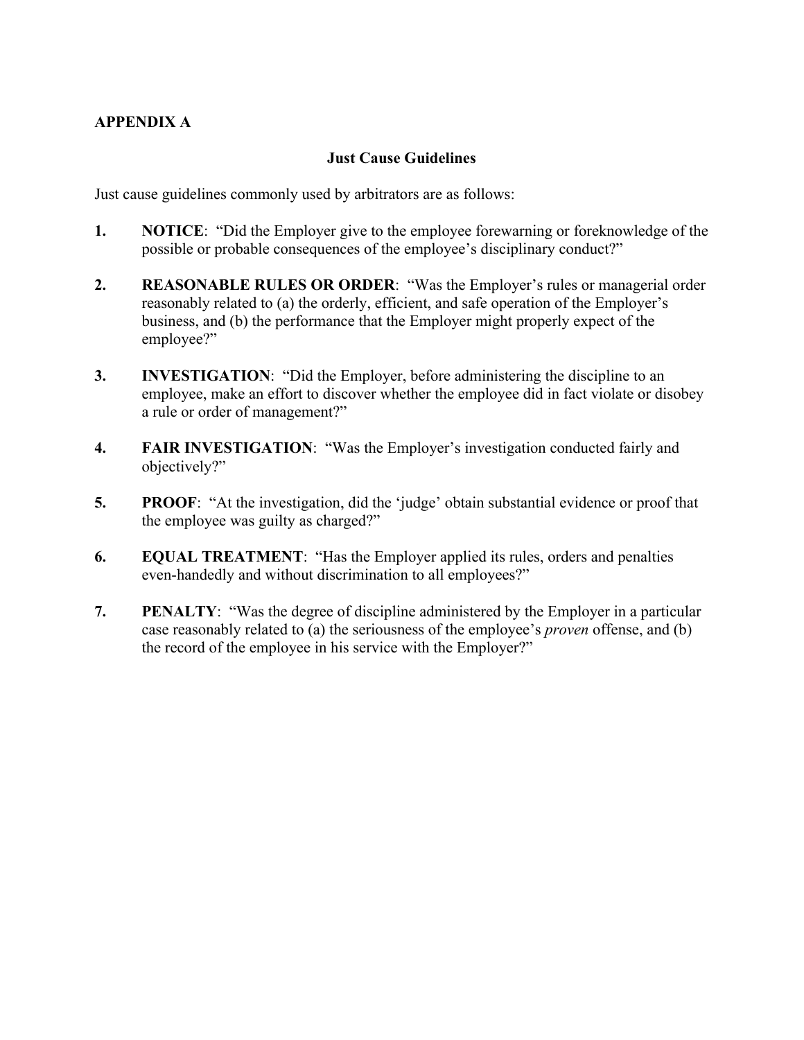## APPENDIX A

### Just Cause Guidelines

Just cause guidelines commonly used by arbitrators are as follows:

1. **NOTICE**: "Did the Employer give to the employee forewarning or foreknowledge of the possible or probable consequences of the employee's disciplinary conduct?"

2. **REASONABLE RULES OR ORDER**: "Was the Employer's rules or managerial order reasonably related to (a) the orderly, efficient, and safe operation of the Employer's business, and (b) the performance that the Employer might properly expect of the employee?"

3. **INVESTIGATION**: "Did the Employer, before administering the discipline to an employee, make an effort to discover whether the employee did in fact violate or disobey a rule or order of management?"

4. **FAIR INVESTIGATION**: "Was the Employer's investigation conducted fairly and objectively?"

5. **PROOF**: "At the investigation, did the 'judge' obtain substantial evidence or proof that the employee was guilty as charged?"

6. **EQUAL TREATMENT**: "Has the Employer applied its rules, orders and penalties even-handedly and without discrimination to all employees?"

7. **PENALTY**: "Was the degree of discipline administered by the Employer in a particular case reasonably related to (a) the seriousness of the employee's *proven* offense, and (b) the record of the employee in his service with the Employer?"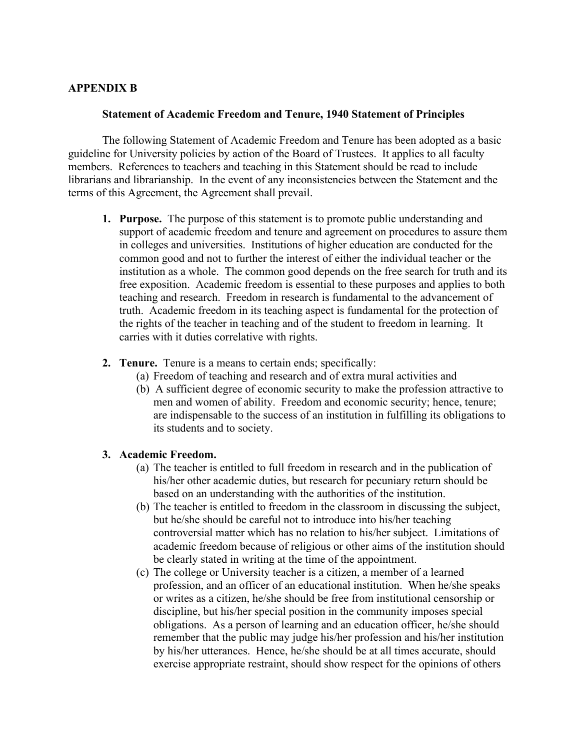**APPENDIX B**

**Statement of Academic Freedom and Tenure, 1940 Statement of Principles**

The following Statement of Academic Freedom and Tenure has been adopted as a basic guideline for University policies by action of the Board of Trustees. It applies to all faculty members. References to teachers and teaching in this Statement should be read to include librarians and librarianship. In the event of any inconsistencies between the Statement and the terms of this Agreement, the Agreement shall prevail.

1. **Purpose.** The purpose of this statement is to promote public understanding and support of academic freedom and tenure and agreement on procedures to assure them in colleges and universities. Institutions of higher education are conducted for the common good and not to further the interest of either the individual teacher or the institution as a whole. The common good depends on the free search for truth and its free exposition. Academic freedom is essential to these purposes and applies to both teaching and research. Freedom in research is fundamental to the advancement of truth. Academic freedom in its teaching aspect is fundamental for the protection of the rights of the teacher in teaching and of the student to freedom in learning. It carries with it duties correlative with rights.

2. **Tenure.** Tenure is a means to certain ends; specifically:
   (a) Freedom of teaching and research and of extra mural activities and
   (b) A sufficient degree of economic security to make the profession attractive to men and women of ability. Freedom and economic security; hence, tenure; are indispensable to the success of an institution in fulfilling its obligations to its students and to society.

3. **Academic Freedom.**
   (a) The teacher is entitled to full freedom in research and in the publication of his/her other academic duties, but research for pecuniary return should be based on an understanding with the authorities of the institution.
   (b) The teacher is entitled to freedom in the classroom in discussing the subject, but he/she should be careful not to introduce into his/her teaching controversial matter which has no relation to his/her subject. Limitations of academic freedom because of religious or other aims of the institution should be clearly stated in writing at the time of the appointment.
   (c) The college or University teacher is a citizen, a member of a learned profession, and an officer of an educational institution. When he/she speaks or writes as a citizen, he/she should be free from institutional censorship or discipline, but his/her special position in the community imposes special obligations. As a person of learning and an education officer, he/she should remember that the public may judge his/her profession and his/her institution by his/her utterances. Hence, he/she should be at all times accurate, should exercise appropriate restraint, should show respect for the opinions of others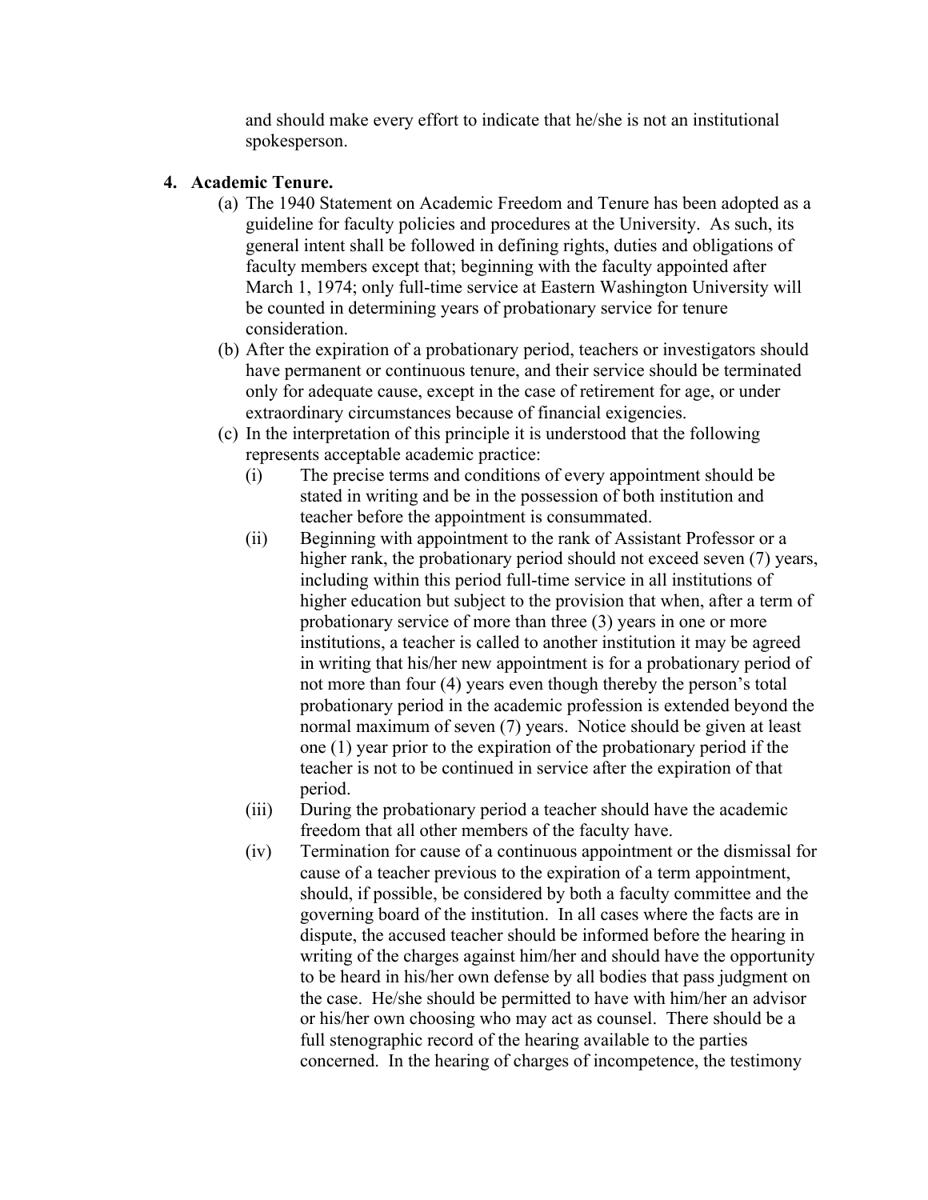and should make every effort to indicate that he/she is not an institutional spokesperson.

4. **Academic Tenure.**
   (a) The 1940 Statement on Academic Freedom and Tenure has been adopted as a guideline for faculty policies and procedures at the University. As such, its general intent shall be followed in defining rights, duties and obligations of faculty members except that; beginning with the faculty appointed after March 1, 1974; only full-time service at Eastern Washington University will be counted in determining years of probationary service for tenure consideration.
   (b) After the expiration of a probationary period, teachers or investigators should have permanent or continuous tenure, and their service should be terminated only for adequate cause, except in the case of retirement for age, or under extraordinary circumstances because of financial exigencies.
   (c) In the interpretation of this principle it is understood that the following represents acceptable academic practice:
      (i) The precise terms and conditions of every appointment should be stated in writing and be in the possession of both institution and teacher before the appointment is consummated.
      (ii) Beginning with appointment to the rank of Assistant Professor or a higher rank, the probationary period should not exceed seven (7) years, including within this period full-time service in all institutions of higher education but subject to the provision that when, after a term of probationary service of more than three (3) years in one or more institutions, a teacher is called to another institution it may be agreed in writing that his/her new appointment is for a probationary period of not more than four (4) years even though thereby the person's total probationary period in the academic profession is extended beyond the normal maximum of seven (7) years. Notice should be given at least one (1) year prior to the expiration of the probationary period if the teacher is not to be continued in service after the expiration of that period.
      (iii) During the probationary period a teacher should have the academic freedom that all other members of the faculty have.
      (iv) Termination for cause of a continuous appointment or the dismissal for cause of a teacher previous to the expiration of a term appointment, should, if possible, be considered by both a faculty committee and the governing board of the institution. In all cases where the facts are in dispute, the accused teacher should be informed before the hearing in writing of the charges against him/her and should have the opportunity to be heard in his/her own defense by all bodies that pass judgment on the case. He/she should be permitted to have with him/her an advisor or his/her own choosing who may act as counsel. There should be a full stenographic record of the hearing available to the parties concerned. In the hearing of charges of incompetence, the testimony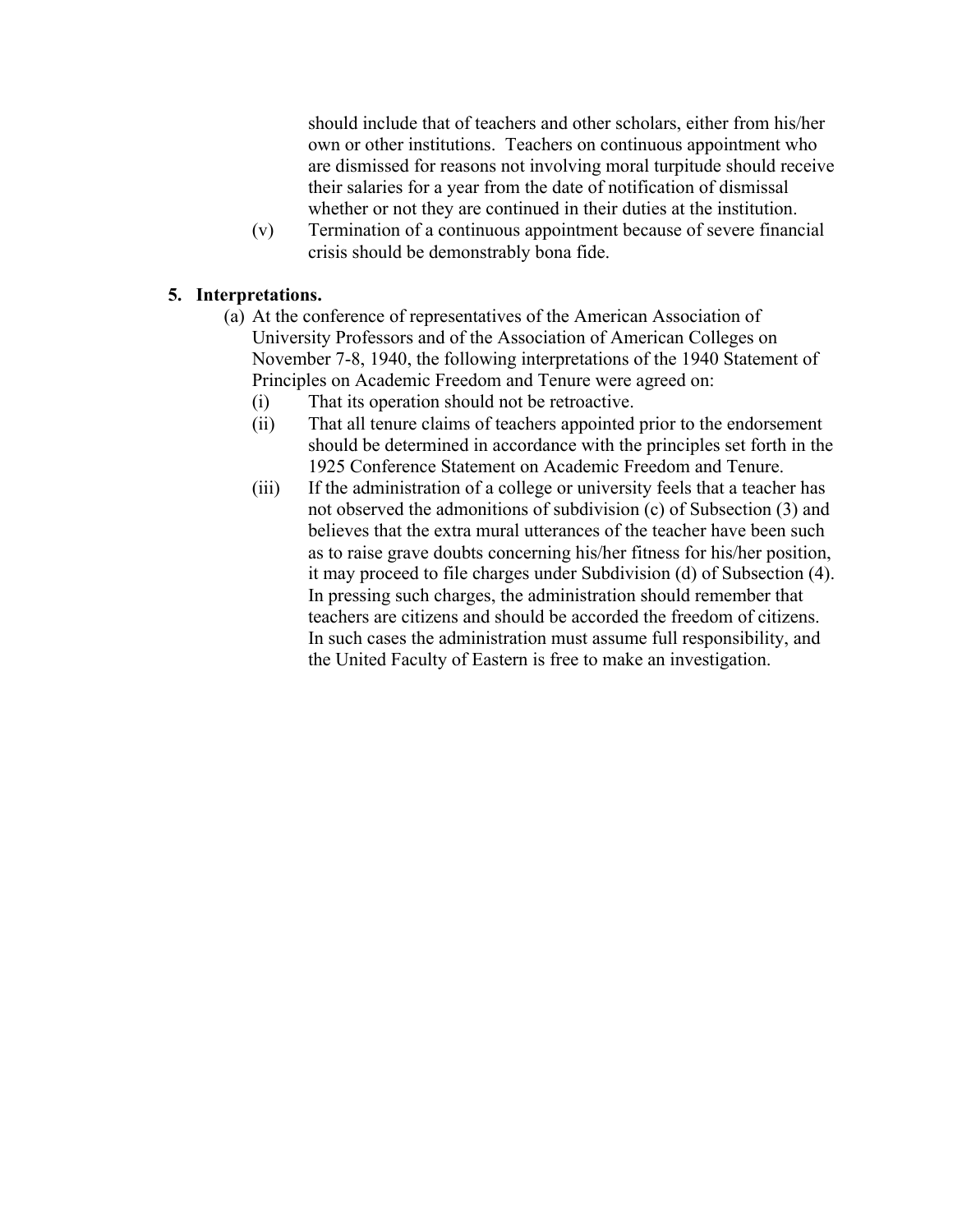should include that of teachers and other scholars, either from his/her own or other institutions. Teachers on continuous appointment who are dismissed for reasons not involving moral turpitude should receive their salaries for a year from the date of notification of dismissal whether or not they are continued in their duties at the institution.

(v) Termination of a continuous appointment because of severe financial crisis should be demonstrably bona fide.

**5. Interpretations.**

(a) At the conference of representatives of the American Association of University Professors and of the Association of American Colleges on November 7-8, 1940, the following interpretations of the 1940 Statement of Principles on Academic Freedom and Tenure were agreed on:

(i) That its operation should not be retroactive.

(ii) That all tenure claims of teachers appointed prior to the endorsement should be determined in accordance with the principles set forth in the 1925 Conference Statement on Academic Freedom and Tenure.

(iii) If the administration of a college or university feels that a teacher has not observed the admonitions of subdivision (c) of Subsection (3) and believes that the extra mural utterances of the teacher have been such as to raise grave doubts concerning his/her fitness for his/her position, it may proceed to file charges under Subdivision (d) of Subsection (4). In pressing such charges, the administration should remember that teachers are citizens and should be accorded the freedom of citizens. In such cases the administration must assume full responsibility, and the United Faculty of Eastern is free to make an investigation.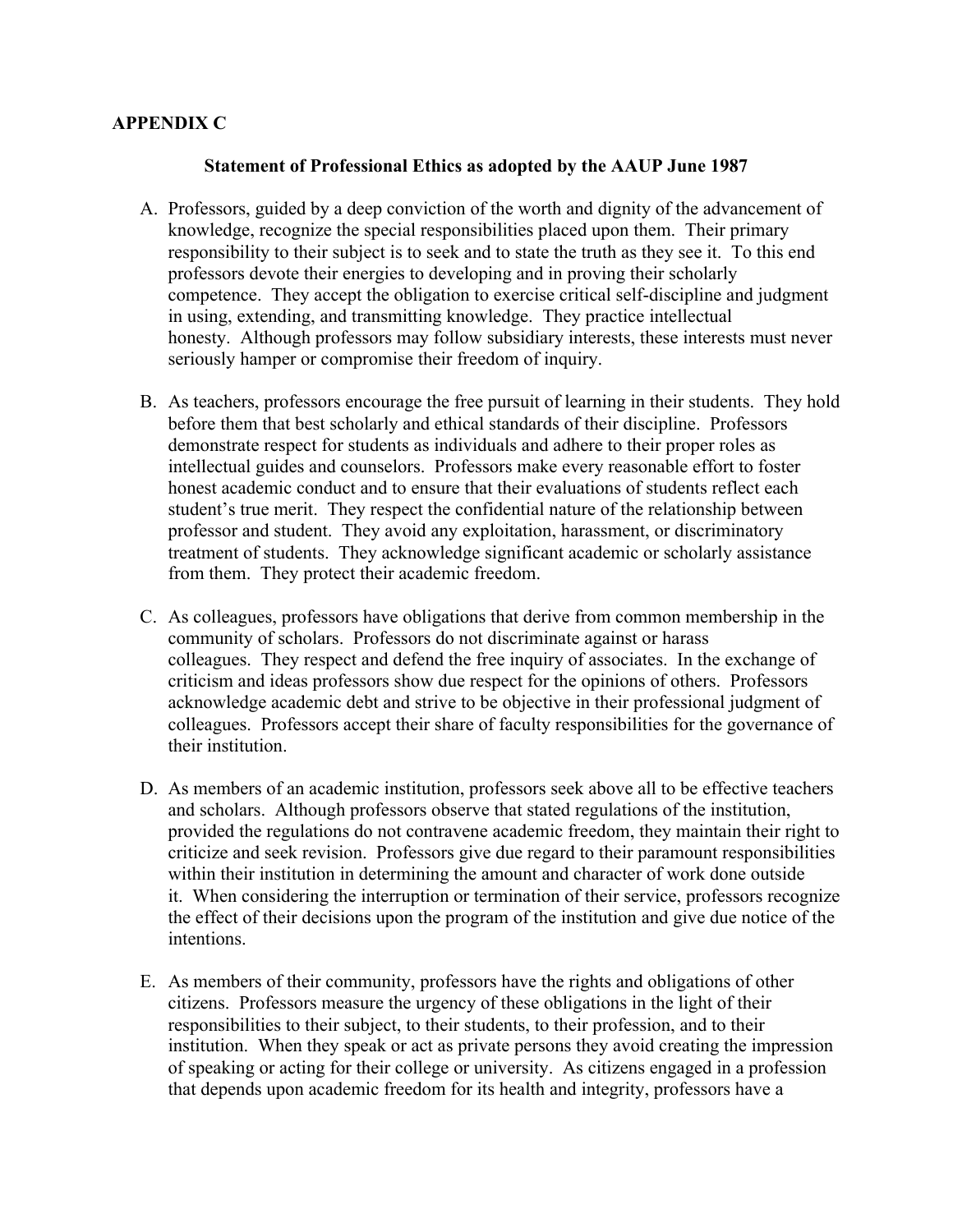**APPENDIX C**

**Statement of Professional Ethics as adopted by the AAUP June 1987**

A. Professors, guided by a deep conviction of the worth and dignity of the advancement of knowledge, recognize the special responsibilities placed upon them. Their primary responsibility to their subject is to seek and to state the truth as they see it. To this end professors devote their energies to developing and in proving their scholarly competence. They accept the obligation to exercise critical self-discipline and judgment in using, extending, and transmitting knowledge. They practice intellectual honesty. Although professors may follow subsidiary interests, these interests must never seriously hamper or compromise their freedom of inquiry.

B. As teachers, professors encourage the free pursuit of learning in their students. They hold before them that best scholarly and ethical standards of their discipline. Professors demonstrate respect for students as individuals and adhere to their proper roles as intellectual guides and counselors. Professors make every reasonable effort to foster honest academic conduct and to ensure that their evaluations of students reflect each student's true merit. They respect the confidential nature of the relationship between professor and student. They avoid any exploitation, harassment, or discriminatory treatment of students. They acknowledge significant academic or scholarly assistance from them. They protect their academic freedom.

C. As colleagues, professors have obligations that derive from common membership in the community of scholars. Professors do not discriminate against or harass colleagues. They respect and defend the free inquiry of associates. In the exchange of criticism and ideas professors show due respect for the opinions of others. Professors acknowledge academic debt and strive to be objective in their professional judgment of colleagues. Professors accept their share of faculty responsibilities for the governance of their institution.

D. As members of an academic institution, professors seek above all to be effective teachers and scholars. Although professors observe that stated regulations of the institution, provided the regulations do not contravene academic freedom, they maintain their right to criticize and seek revision. Professors give due regard to their paramount responsibilities within their institution in determining the amount and character of work done outside it. When considering the interruption or termination of their service, professors recognize the effect of their decisions upon the program of the institution and give due notice of the intentions.

E. As members of their community, professors have the rights and obligations of other citizens. Professors measure the urgency of these obligations in the light of their responsibilities to their subject, to their students, to their profession, and to their institution. When they speak or act as private persons they avoid creating the impression of speaking or acting for their college or university. As citizens engaged in a profession that depends upon academic freedom for its health and integrity, professors have a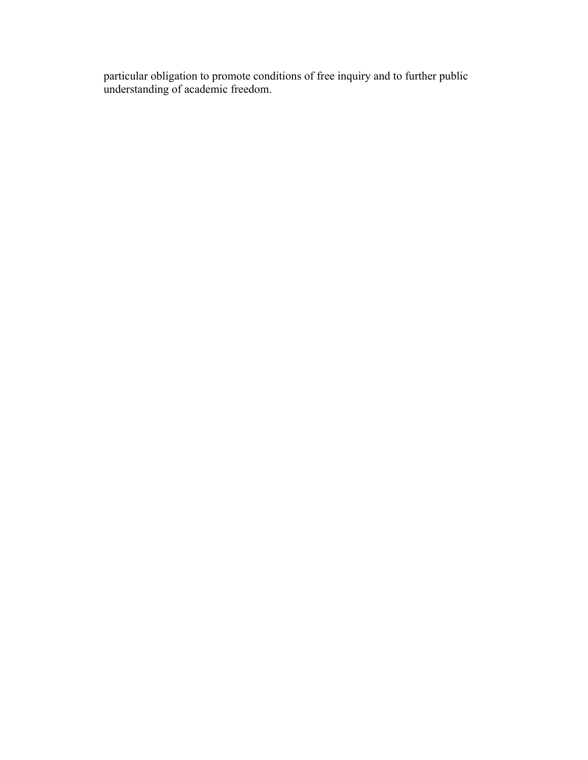particular obligation to promote conditions of free inquiry and to further public understanding of academic freedom.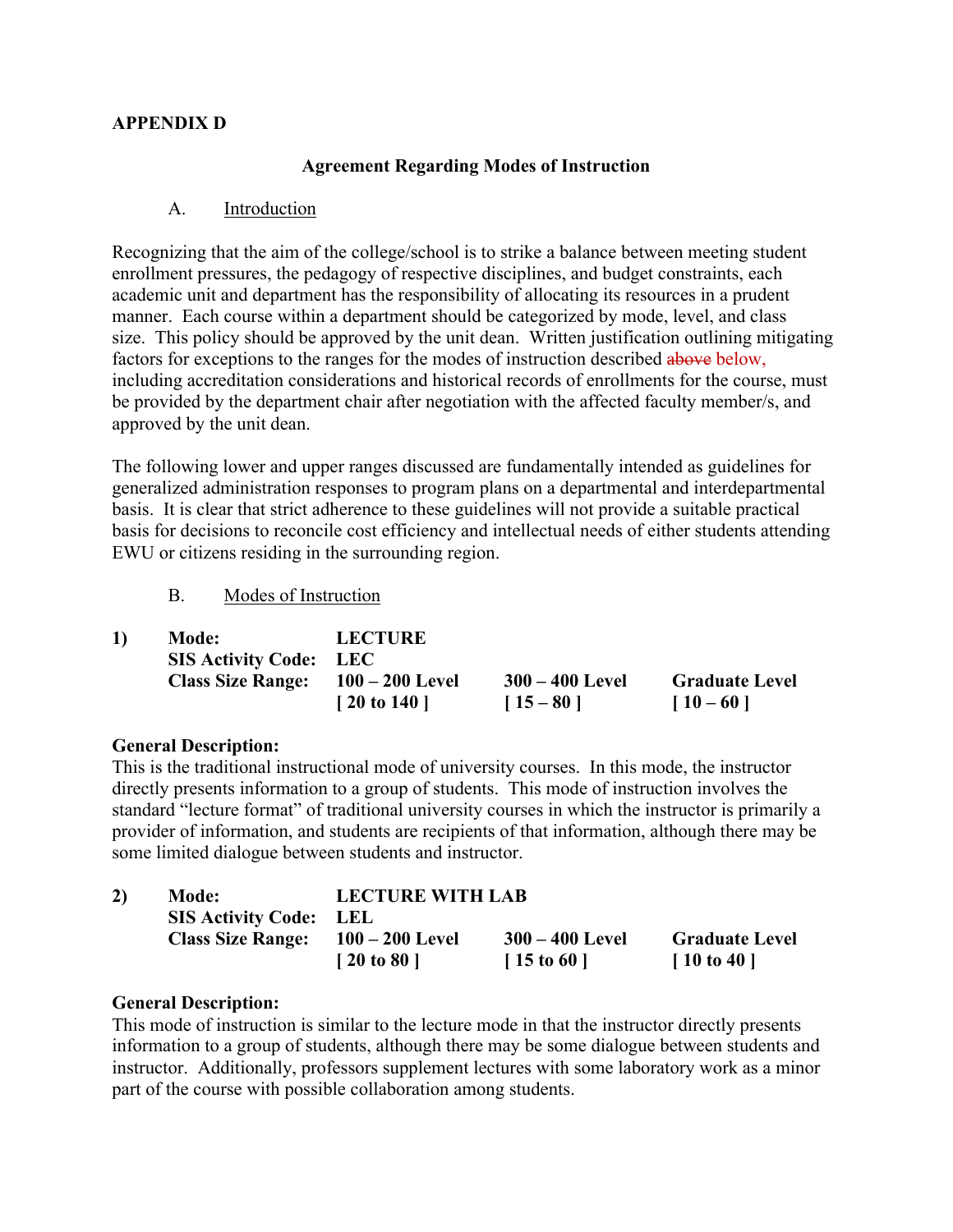## APPENDIX D

### Agreement Regarding Modes of Instruction

A. Introduction

Recognizing that the aim of the college/school is to strike a balance between meeting student enrollment pressures, the pedagogy of respective disciplines, and budget constraints, each academic unit and department has the responsibility of allocating its resources in a prudent manner. Each course within a department should be categorized by mode, level, and class size. This policy should be approved by the unit dean. Written justification outlining mitigating factors for exceptions to the ranges for the modes of instruction described ~~above~~ below, including accreditation considerations and historical records of enrollments for the course, must be provided by the department chair after negotiation with the affected faculty member/s, and approved by the unit dean.

The following lower and upper ranges discussed are fundamentally intended as guidelines for generalized administration responses to program plans on a departmental and interdepartmental basis. It is clear that strict adherence to these guidelines will not provide a suitable practical basis for decisions to reconcile cost efficiency and intellectual needs of either students attending EWU or citizens residing in the surrounding region.

B. Modes of Instruction

**1) Mode:** **LECTURE**
**SIS Activity Code:** **LEC**

| **Class Size Range:** | **100 – 200 Level** | **300 – 400 Level** | **Graduate Level** |
|---|---|---|---|
| | **[ 20 to 140 ]** | **[ 15 – 80 ]** | **[ 10 – 60 ]** |

**General Description:**
This is the traditional instructional mode of university courses. In this mode, the instructor directly presents information to a group of students. This mode of instruction involves the standard "lecture format" of traditional university courses in which the instructor is primarily a provider of information, and students are recipients of that information, although there may be some limited dialogue between students and instructor.

**2) Mode:** **LECTURE WITH LAB**
**SIS Activity Code:** **LEL**

| **Class Size Range:** | **100 – 200 Level** | **300 – 400 Level** | **Graduate Level** |
|---|---|---|---|
| | **[ 20 to 80 ]** | **[ 15 to 60 ]** | **[ 10 to 40 ]** |

**General Description:**
This mode of instruction is similar to the lecture mode in that the instructor directly presents information to a group of students, although there may be some dialogue between students and instructor. Additionally, professors supplement lectures with some laboratory work as a minor part of the course with possible collaboration among students.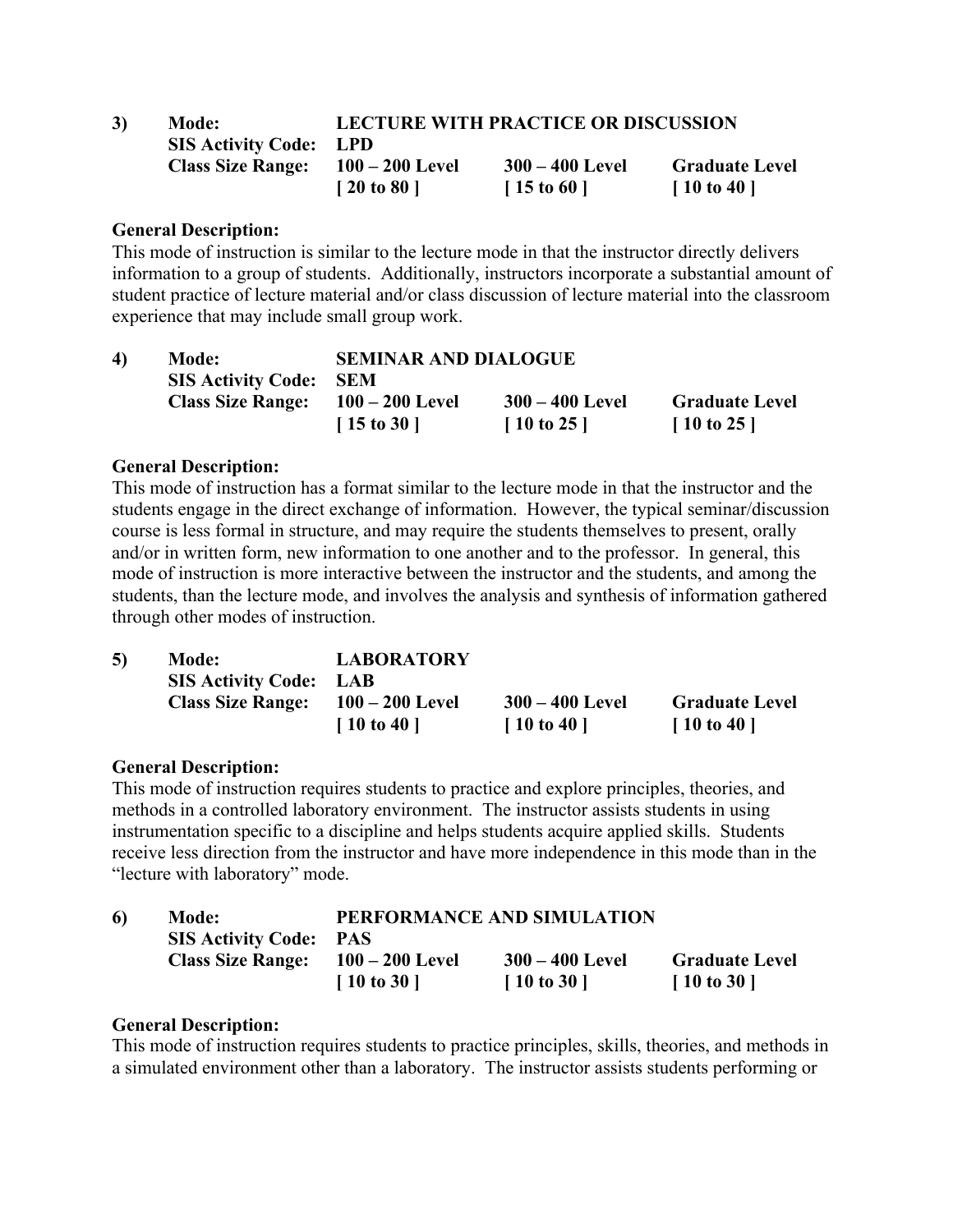**3) Mode: LECTURE WITH PRACTICE OR DISCUSSION**

| | | | |
|---|---|---|---|
| **SIS Activity Code:** | **LPD** | | |
| **Class Size Range:** | **100 – 200 Level** | **300 – 400 Level** | **Graduate Level** |
| | **[ 20 to 80 ]** | **[ 15 to 60 ]** | **[ 10 to 40 ]** |

**General Description:**
This mode of instruction is similar to the lecture mode in that the instructor directly delivers information to a group of students. Additionally, instructors incorporate a substantial amount of student practice of lecture material and/or class discussion of lecture material into the classroom experience that may include small group work.

**4) Mode: SEMINAR AND DIALOGUE**

| | | | |
|---|---|---|---|
| **SIS Activity Code:** | **SEM** | | |
| **Class Size Range:** | **100 – 200 Level** | **300 – 400 Level** | **Graduate Level** |
| | **[ 15 to 30 ]** | **[ 10 to 25 ]** | **[ 10 to 25 ]** |

**General Description:**
This mode of instruction has a format similar to the lecture mode in that the instructor and the students engage in the direct exchange of information. However, the typical seminar/discussion course is less formal in structure, and may require the students themselves to present, orally and/or in written form, new information to one another and to the professor. In general, this mode of instruction is more interactive between the instructor and the students, and among the students, than the lecture mode, and involves the analysis and synthesis of information gathered through other modes of instruction.

**5) Mode: LABORATORY**

| | | | |
|---|---|---|---|
| **SIS Activity Code:** | **LAB** | | |
| **Class Size Range:** | **100 – 200 Level** | **300 – 400 Level** | **Graduate Level** |
| | **[ 10 to 40 ]** | **[ 10 to 40 ]** | **[ 10 to 40 ]** |

**General Description:**
This mode of instruction requires students to practice and explore principles, theories, and methods in a controlled laboratory environment. The instructor assists students in using instrumentation specific to a discipline and helps students acquire applied skills. Students receive less direction from the instructor and have more independence in this mode than in the "lecture with laboratory" mode.

**6) Mode: PERFORMANCE AND SIMULATION**

| | | | |
|---|---|---|---|
| **SIS Activity Code:** | **PAS** | | |
| **Class Size Range:** | **100 – 200 Level** | **300 – 400 Level** | **Graduate Level** |
| | **[ 10 to 30 ]** | **[ 10 to 30 ]** | **[ 10 to 30 ]** |

**General Description:**
This mode of instruction requires students to practice principles, skills, theories, and methods in a simulated environment other than a laboratory. The instructor assists students performing or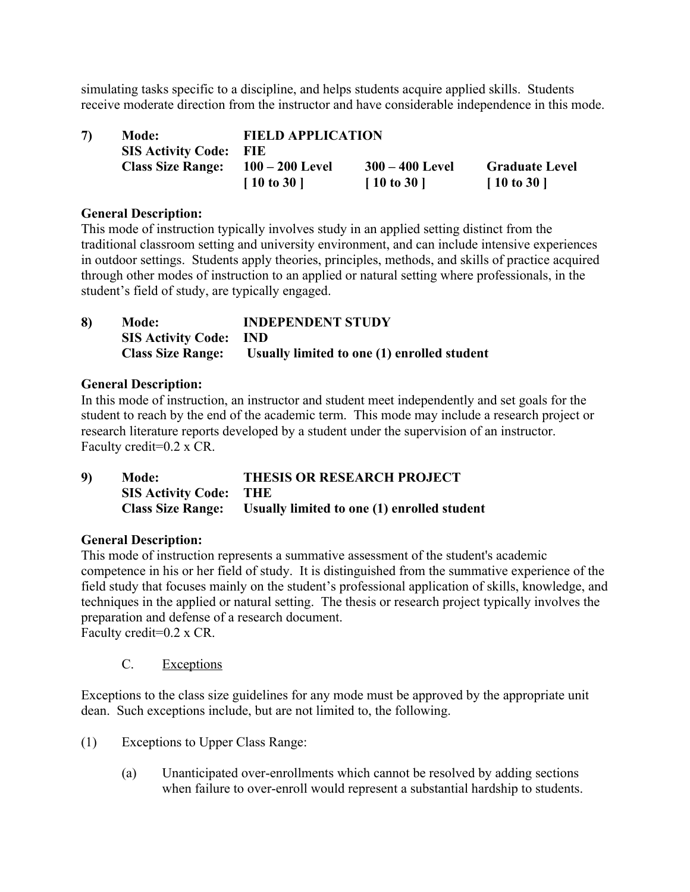simulating tasks specific to a discipline, and helps students acquire applied skills. Students receive moderate direction from the instructor and have considerable independence in this mode.

**7) Mode: FIELD APPLICATION**
**SIS Activity Code: FIE**
**Class Size Range:**

| 100 – 200 Level | 300 – 400 Level | Graduate Level |
|---|---|---|
| [ 10 to 30 ] | [ 10 to 30 ] | [ 10 to 30 ] |

**General Description:**
This mode of instruction typically involves study in an applied setting distinct from the traditional classroom setting and university environment, and can include intensive experiences in outdoor settings. Students apply theories, principles, methods, and skills of practice acquired through other modes of instruction to an applied or natural setting where professionals, in the student's field of study, are typically engaged.

**8) Mode: INDEPENDENT STUDY**
**SIS Activity Code: IND**
**Class Size Range: Usually limited to one (1) enrolled student**

**General Description:**
In this mode of instruction, an instructor and student meet independently and set goals for the student to reach by the end of the academic term. This mode may include a research project or research literature reports developed by a student under the supervision of an instructor.
Faculty credit=0.2 x CR.

**9) Mode: THESIS OR RESEARCH PROJECT**
**SIS Activity Code: THE**
**Class Size Range: Usually limited to one (1) enrolled student**

**General Description:**
This mode of instruction represents a summative assessment of the student's academic competence in his or her field of study. It is distinguished from the summative experience of the field study that focuses mainly on the student's professional application of skills, knowledge, and techniques in the applied or natural setting. The thesis or research project typically involves the preparation and defense of a research document.
Faculty credit=0.2 x CR.

C. Exceptions

Exceptions to the class size guidelines for any mode must be approved by the appropriate unit dean. Such exceptions include, but are not limited to, the following.

(1) Exceptions to Upper Class Range:

(a) Unanticipated over-enrollments which cannot be resolved by adding sections when failure to over-enroll would represent a substantial hardship to students.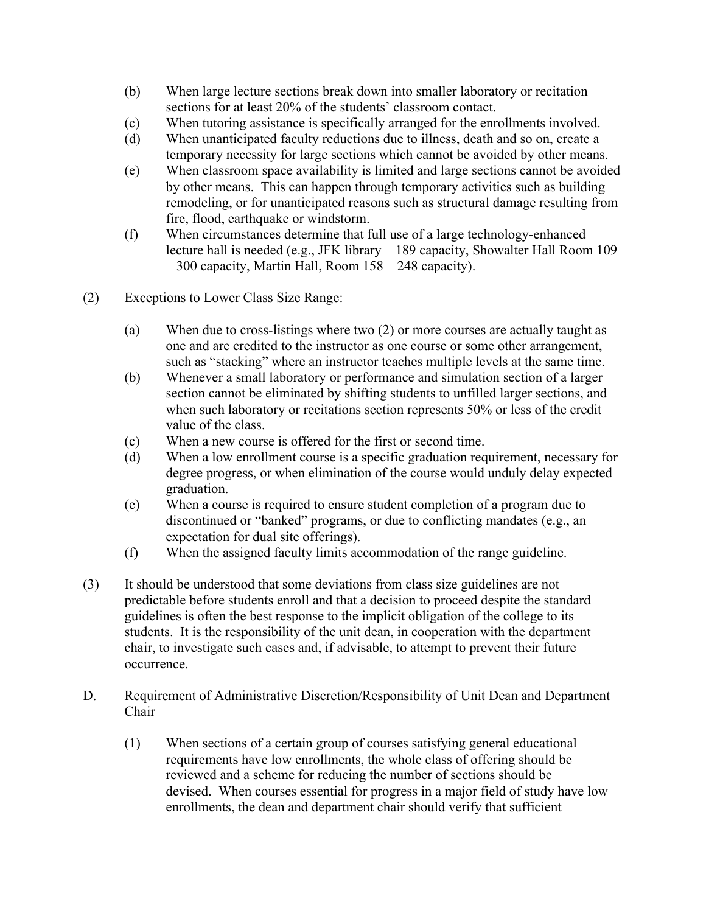(b) When large lecture sections break down into smaller laboratory or recitation sections for at least 20% of the students' classroom contact.

(c) When tutoring assistance is specifically arranged for the enrollments involved.

(d) When unanticipated faculty reductions due to illness, death and so on, create a temporary necessity for large sections which cannot be avoided by other means.

(e) When classroom space availability is limited and large sections cannot be avoided by other means. This can happen through temporary activities such as building remodeling, or for unanticipated reasons such as structural damage resulting from fire, flood, earthquake or windstorm.

(f) When circumstances determine that full use of a large technology-enhanced lecture hall is needed (e.g., JFK library – 189 capacity, Showalter Hall Room 109 – 300 capacity, Martin Hall, Room 158 – 248 capacity).

(2) Exceptions to Lower Class Size Range:

(a) When due to cross-listings where two (2) or more courses are actually taught as one and are credited to the instructor as one course or some other arrangement, such as "stacking" where an instructor teaches multiple levels at the same time.

(b) Whenever a small laboratory or performance and simulation section of a larger section cannot be eliminated by shifting students to unfilled larger sections, and when such laboratory or recitations section represents 50% or less of the credit value of the class.

(c) When a new course is offered for the first or second time.

(d) When a low enrollment course is a specific graduation requirement, necessary for degree progress, or when elimination of the course would unduly delay expected graduation.

(e) When a course is required to ensure student completion of a program due to discontinued or "banked" programs, or due to conflicting mandates (e.g., an expectation for dual site offerings).

(f) When the assigned faculty limits accommodation of the range guideline.

(3) It should be understood that some deviations from class size guidelines are not predictable before students enroll and that a decision to proceed despite the standard guidelines is often the best response to the implicit obligation of the college to its students. It is the responsibility of the unit dean, in cooperation with the department chair, to investigate such cases and, if advisable, to attempt to prevent their future occurrence.

D. <u>Requirement of Administrative Discretion/Responsibility of Unit Dean and Department Chair</u>

(1) When sections of a certain group of courses satisfying general educational requirements have low enrollments, the whole class of offering should be reviewed and a scheme for reducing the number of sections should be devised. When courses essential for progress in a major field of study have low enrollments, the dean and department chair should verify that sufficient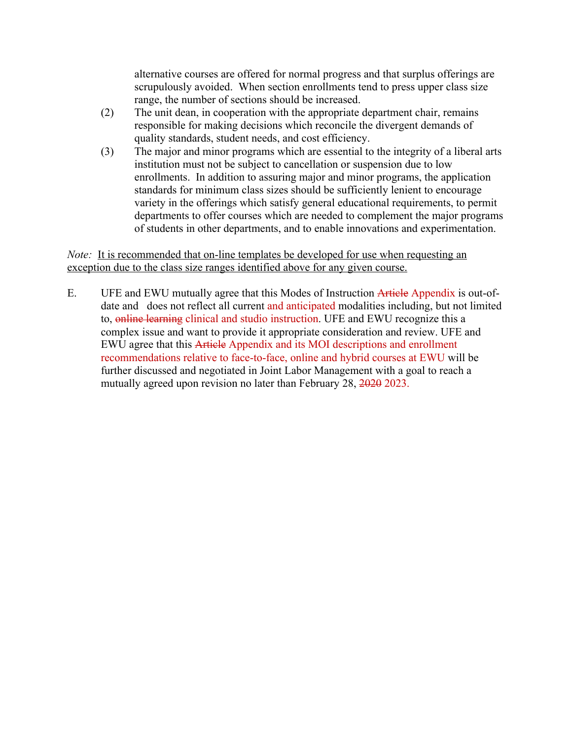alternative courses are offered for normal progress and that surplus offerings are scrupulously avoided. When section enrollments tend to press upper class size range, the number of sections should be increased.

(2) The unit dean, in cooperation with the appropriate department chair, remains responsible for making decisions which reconcile the divergent demands of quality standards, student needs, and cost efficiency.

(3) The major and minor programs which are essential to the integrity of a liberal arts institution must not be subject to cancellation or suspension due to low enrollments. In addition to assuring major and minor programs, the application standards for minimum class sizes should be sufficiently lenient to encourage variety in the offerings which satisfy general educational requirements, to permit departments to offer courses which are needed to complement the major programs of students in other departments, and to enable innovations and experimentation.

*Note:* <u>It is recommended that on-line templates be developed for use when requesting an exception due to the class size ranges identified above for any given course.</u>

E. UFE and EWU mutually agree that this Modes of Instruction ~~Article~~ Appendix is out-of-date and does not reflect all current and anticipated modalities including, but not limited to, ~~online learning~~ clinical and studio instruction. UFE and EWU recognize this a complex issue and want to provide it appropriate consideration and review. UFE and EWU agree that this ~~Article~~ Appendix and its MOI descriptions and enrollment recommendations relative to face-to-face, online and hybrid courses at EWU will be further discussed and negotiated in Joint Labor Management with a goal to reach a mutually agreed upon revision no later than February 28, ~~2020~~ 2023.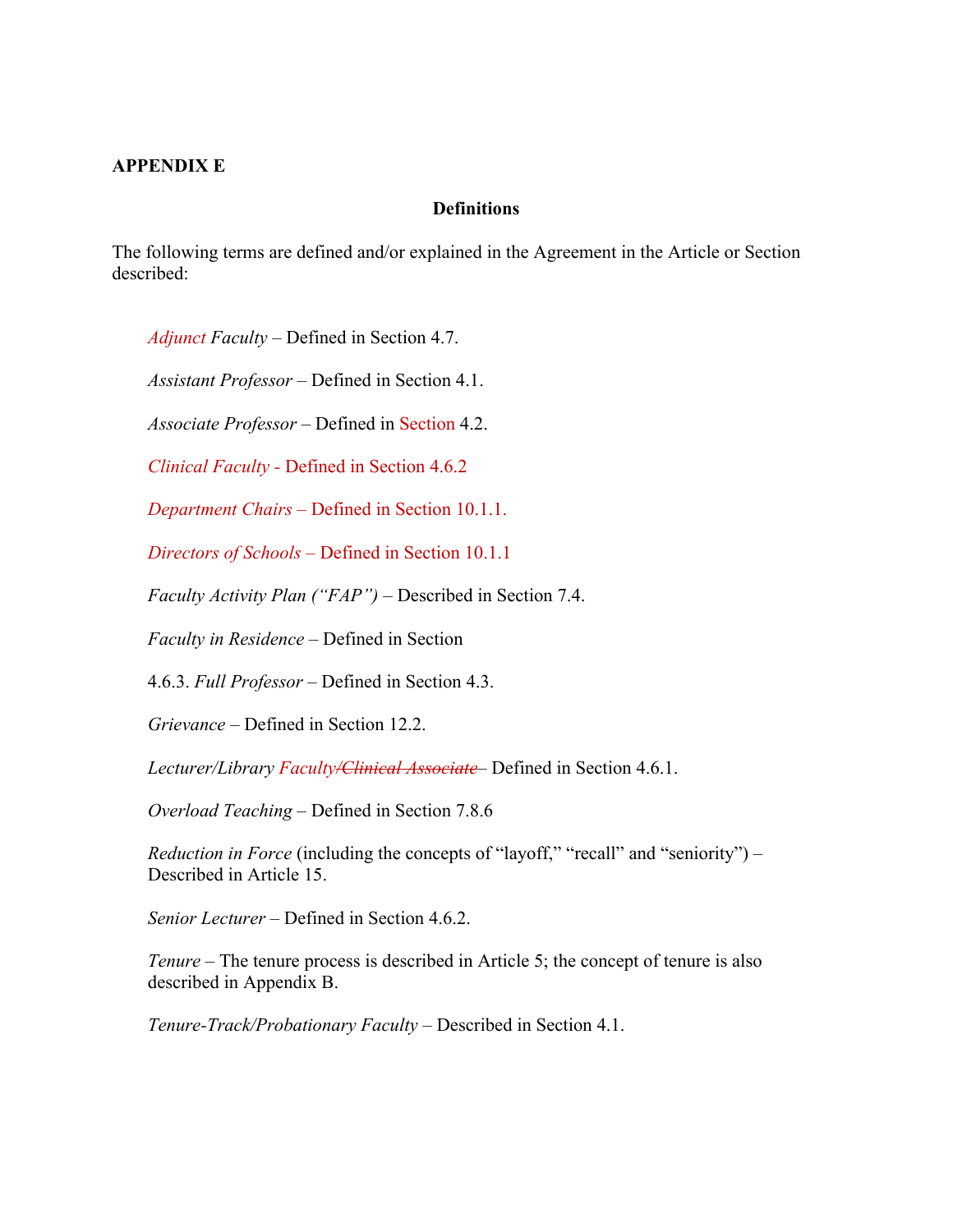**APPENDIX E**

**Definitions**

The following terms are defined and/or explained in the Agreement in the Article or Section described:

*Adjunct Faculty* – Defined in Section 4.7.

*Assistant Professor* – Defined in Section 4.1.

*Associate Professor* – Defined in Section 4.2.

*Clinical Faculty* - Defined in Section 4.6.2

*Department Chairs* – Defined in Section 10.1.1.

*Directors of Schools* – Defined in Section 10.1.1

*Faculty Activity Plan ("FAP")* – Described in Section 7.4.

*Faculty in Residence* – Defined in Section

4.6.3. *Full Professor* – Defined in Section 4.3.

*Grievance* – Defined in Section 12.2.

*Lecturer/Library Faculty/~~Clinical Associate~~* – Defined in Section 4.6.1.

*Overload Teaching* – Defined in Section 7.8.6

*Reduction in Force* (including the concepts of "layoff," "recall" and "seniority") – Described in Article 15.

*Senior Lecturer* – Defined in Section 4.6.2.

*Tenure* – The tenure process is described in Article 5; the concept of tenure is also described in Appendix B.

*Tenure-Track/Probationary Faculty* – Described in Section 4.1.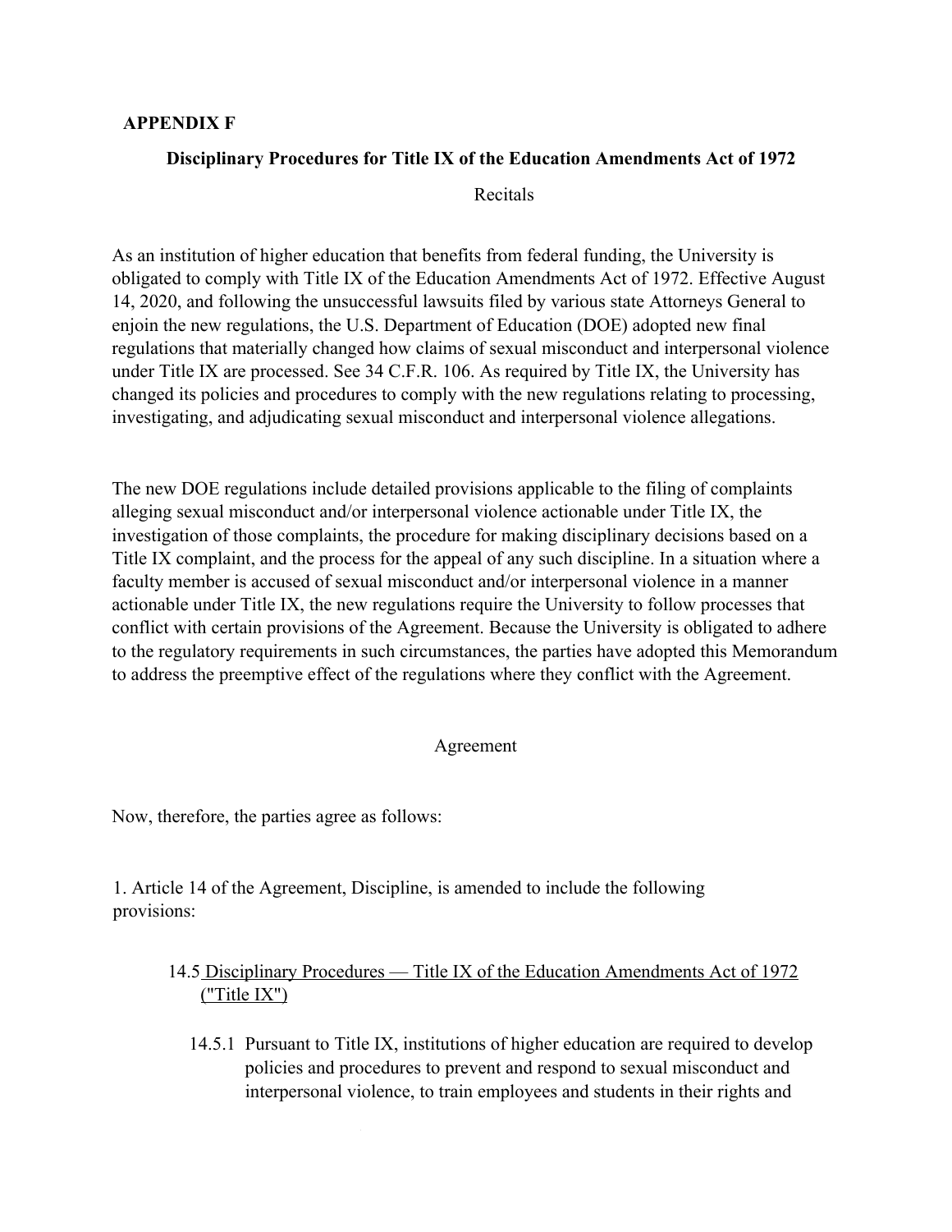**APPENDIX F**

**Disciplinary Procedures for Title IX of the Education Amendments Act of 1972**

Recitals

As an institution of higher education that benefits from federal funding, the University is obligated to comply with Title IX of the Education Amendments Act of 1972. Effective August 14, 2020, and following the unsuccessful lawsuits filed by various state Attorneys General to enjoin the new regulations, the U.S. Department of Education (DOE) adopted new final regulations that materially changed how claims of sexual misconduct and interpersonal violence under Title IX are processed. See 34 C.F.R. 106. As required by Title IX, the University has changed its policies and procedures to comply with the new regulations relating to processing, investigating, and adjudicating sexual misconduct and interpersonal violence allegations.

The new DOE regulations include detailed provisions applicable to the filing of complaints alleging sexual misconduct and/or interpersonal violence actionable under Title IX, the investigation of those complaints, the procedure for making disciplinary decisions based on a Title IX complaint, and the process for the appeal of any such discipline. In a situation where a faculty member is accused of sexual misconduct and/or interpersonal violence in a manner actionable under Title IX, the new regulations require the University to follow processes that conflict with certain provisions of the Agreement. Because the University is obligated to adhere to the regulatory requirements in such circumstances, the parties have adopted this Memorandum to address the preemptive effect of the regulations where they conflict with the Agreement.

Agreement

Now, therefore, the parties agree as follows:

1. Article 14 of the Agreement, Discipline, is amended to include the following provisions:

14.5 Disciplinary Procedures — Title IX of the Education Amendments Act of 1972 ("Title IX")

14.5.1 Pursuant to Title IX, institutions of higher education are required to develop policies and procedures to prevent and respond to sexual misconduct and interpersonal violence, to train employees and students in their rights and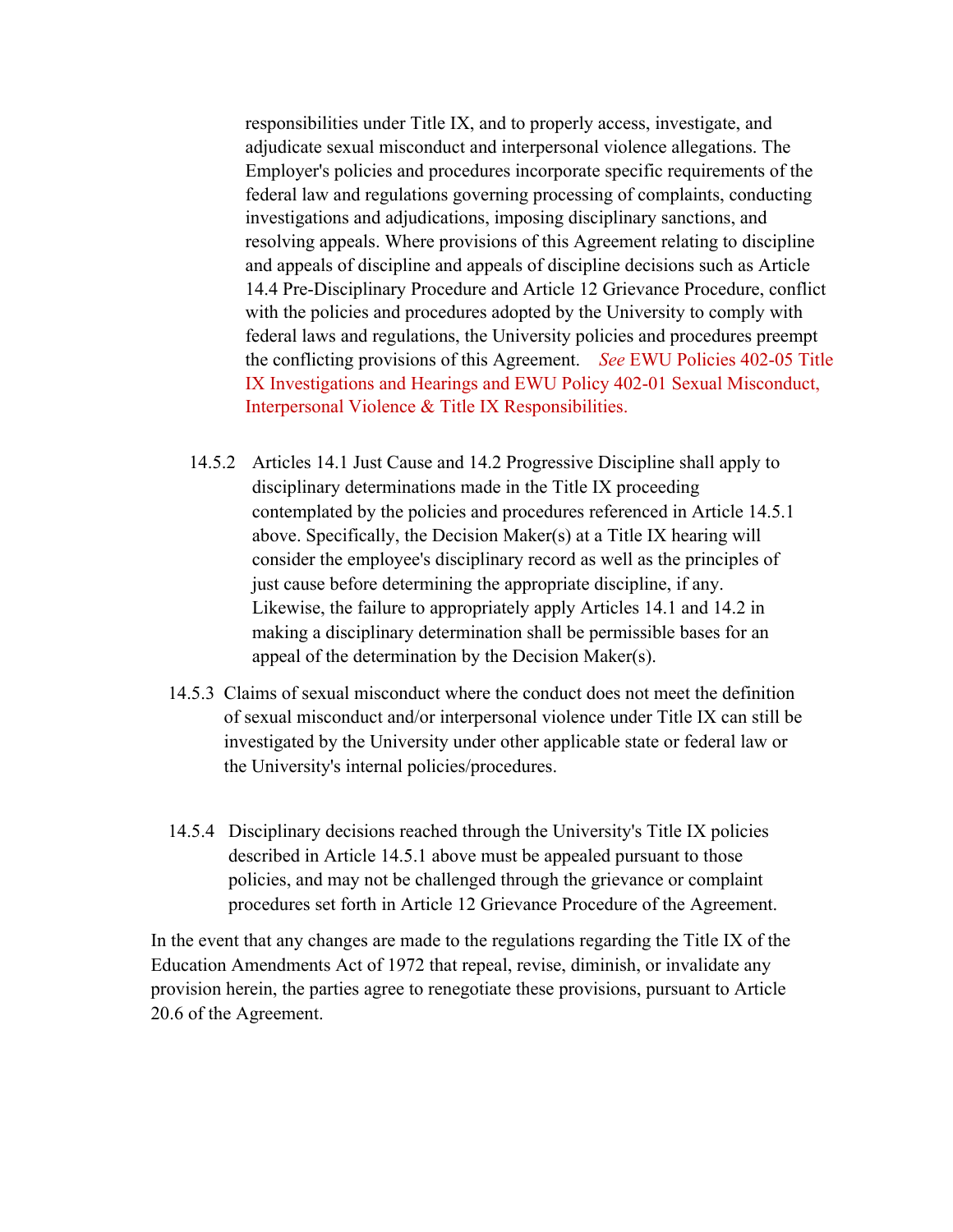responsibilities under Title IX, and to properly access, investigate, and adjudicate sexual misconduct and interpersonal violence allegations. The Employer's policies and procedures incorporate specific requirements of the federal law and regulations governing processing of complaints, conducting investigations and adjudications, imposing disciplinary sanctions, and resolving appeals. Where provisions of this Agreement relating to discipline and appeals of discipline and appeals of discipline decisions such as Article 14.4 Pre-Disciplinary Procedure and Article 12 Grievance Procedure, conflict with the policies and procedures adopted by the University to comply with federal laws and regulations, the University policies and procedures preempt the conflicting provisions of this Agreement. *See* EWU Policies 402-05 Title IX Investigations and Hearings and EWU Policy 402-01 Sexual Misconduct, Interpersonal Violence & Title IX Responsibilities.

14.5.2 Articles 14.1 Just Cause and 14.2 Progressive Discipline shall apply to disciplinary determinations made in the Title IX proceeding contemplated by the policies and procedures referenced in Article 14.5.1 above. Specifically, the Decision Maker(s) at a Title IX hearing will consider the employee's disciplinary record as well as the principles of just cause before determining the appropriate discipline, if any. Likewise, the failure to appropriately apply Articles 14.1 and 14.2 in making a disciplinary determination shall be permissible bases for an appeal of the determination by the Decision Maker(s).

14.5.3 Claims of sexual misconduct where the conduct does not meet the definition of sexual misconduct and/or interpersonal violence under Title IX can still be investigated by the University under other applicable state or federal law or the University's internal policies/procedures.

14.5.4 Disciplinary decisions reached through the University's Title IX policies described in Article 14.5.1 above must be appealed pursuant to those policies, and may not be challenged through the grievance or complaint procedures set forth in Article 12 Grievance Procedure of the Agreement.

In the event that any changes are made to the regulations regarding the Title IX of the Education Amendments Act of 1972 that repeal, revise, diminish, or invalidate any provision herein, the parties agree to renegotiate these provisions, pursuant to Article 20.6 of the Agreement.